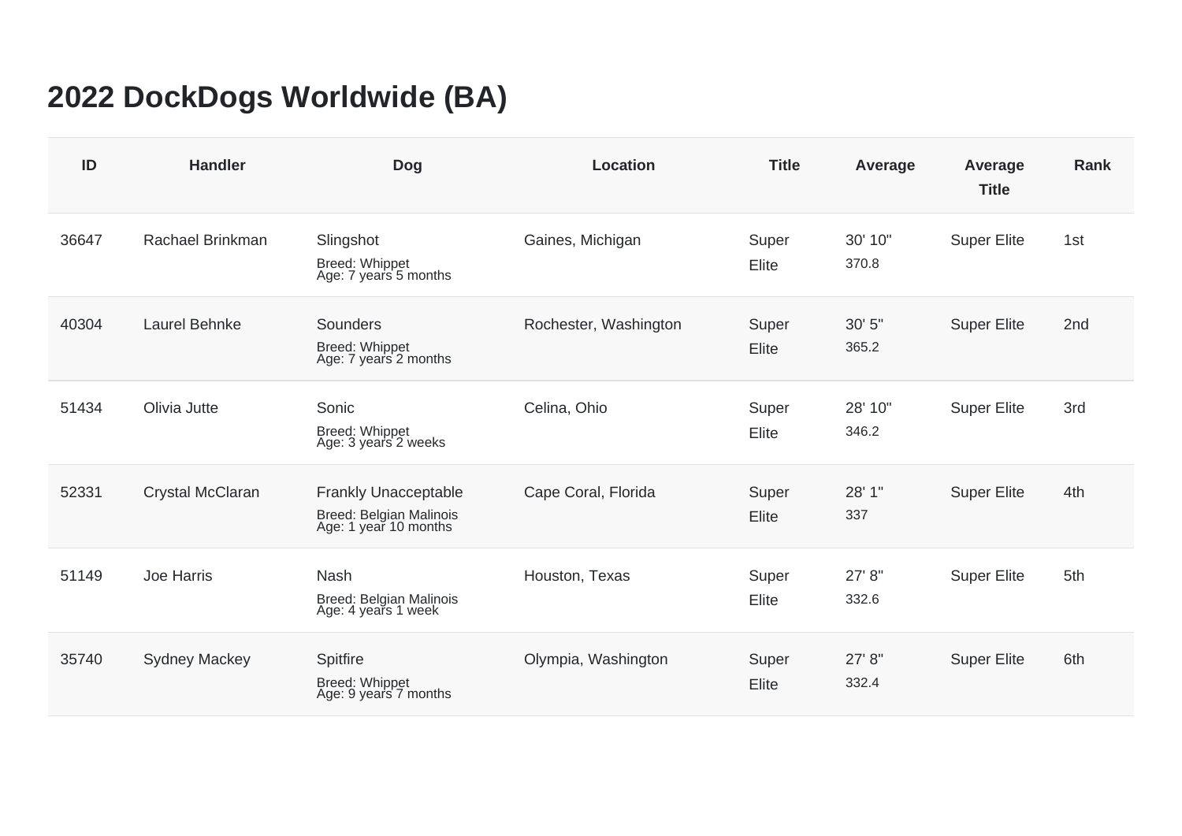# 2022 DockDogs Worldwide (BA)

| ID | Handler | Dog | Location | Title | Average | Average Title | Rank |
|---|---|---|---|---|---|---|---|
| 36647 | Rachael Brinkman | Slingshot<br>Breed: Whippet<br>Age: 7 years 5 months | Gaines, Michigan | Super Elite | 30' 10"<br>370.8 | Super Elite | 1st |
| 40304 | Laurel Behnke | Sounders<br>Breed: Whippet<br>Age: 7 years 2 months | Rochester, Washington | Super Elite | 30' 5"<br>365.2 | Super Elite | 2nd |
| 51434 | Olivia Jutte | Sonic<br>Breed: Whippet<br>Age: 3 years 2 weeks | Celina, Ohio | Super Elite | 28' 10"<br>346.2 | Super Elite | 3rd |
| 52331 | Crystal McClaran | Frankly Unacceptable<br>Breed: Belgian Malinois<br>Age: 1 year 10 months | Cape Coral, Florida | Super Elite | 28' 1"<br>337 | Super Elite | 4th |
| 51149 | Joe Harris | Nash<br>Breed: Belgian Malinois<br>Age: 4 years 1 week | Houston, Texas | Super Elite | 27' 8"<br>332.6 | Super Elite | 5th |
| 35740 | Sydney Mackey | Spitfire<br>Breed: Whippet<br>Age: 9 years 7 months | Olympia, Washington | Super Elite | 27' 8"<br>332.4 | Super Elite | 6th |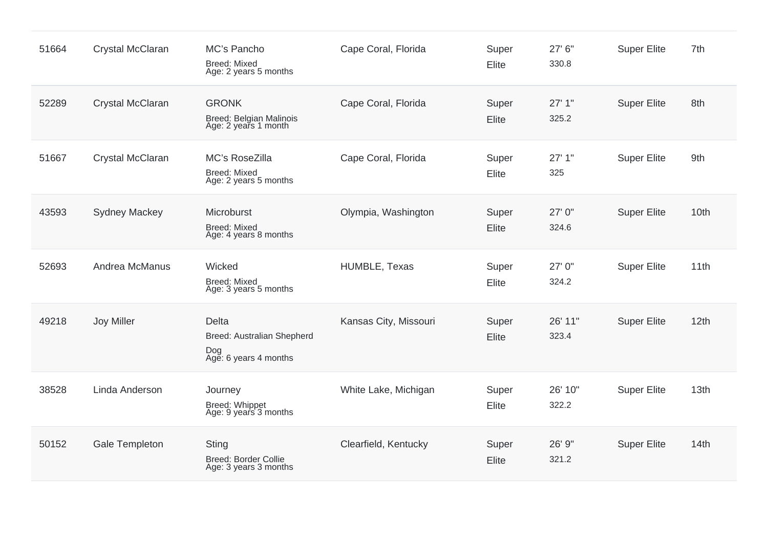| | | | | | | | |
|---|---|---|---|---|---|---|---|
| 51664 | Crystal McClaran | MC's Pancho<br>Breed: Mixed<br>Age: 2 years 5 months | Cape Coral, Florida | Super Elite | 27' 6"<br>330.8 | Super Elite | 7th |
| 52289 | Crystal McClaran | GRONK<br>Breed: Belgian Malinois<br>Age: 2 years 1 month | Cape Coral, Florida | Super Elite | 27' 1"<br>325.2 | Super Elite | 8th |
| 51667 | Crystal McClaran | MC's RoseZilla<br>Breed: Mixed<br>Age: 2 years 5 months | Cape Coral, Florida | Super Elite | 27' 1"<br>325 | Super Elite | 9th |
| 43593 | Sydney Mackey | Microburst<br>Breed: Mixed<br>Age: 4 years 8 months | Olympia, Washington | Super Elite | 27' 0"<br>324.6 | Super Elite | 10th |
| 52693 | Andrea McManus | Wicked<br>Breed: Mixed<br>Age: 3 years 5 months | HUMBLE, Texas | Super Elite | 27' 0"<br>324.2 | Super Elite | 11th |
| 49218 | Joy Miller | Delta<br>Breed: Australian Shepherd Dog<br>Age: 6 years 4 months | Kansas City, Missouri | Super Elite | 26' 11"<br>323.4 | Super Elite | 12th |
| 38528 | Linda Anderson | Journey<br>Breed: Whippet<br>Age: 9 years 3 months | White Lake, Michigan | Super Elite | 26' 10"<br>322.2 | Super Elite | 13th |
| 50152 | Gale Templeton | Sting<br>Breed: Border Collie<br>Age: 3 years 3 months | Clearfield, Kentucky | Super Elite | 26' 9"<br>321.2 | Super Elite | 14th |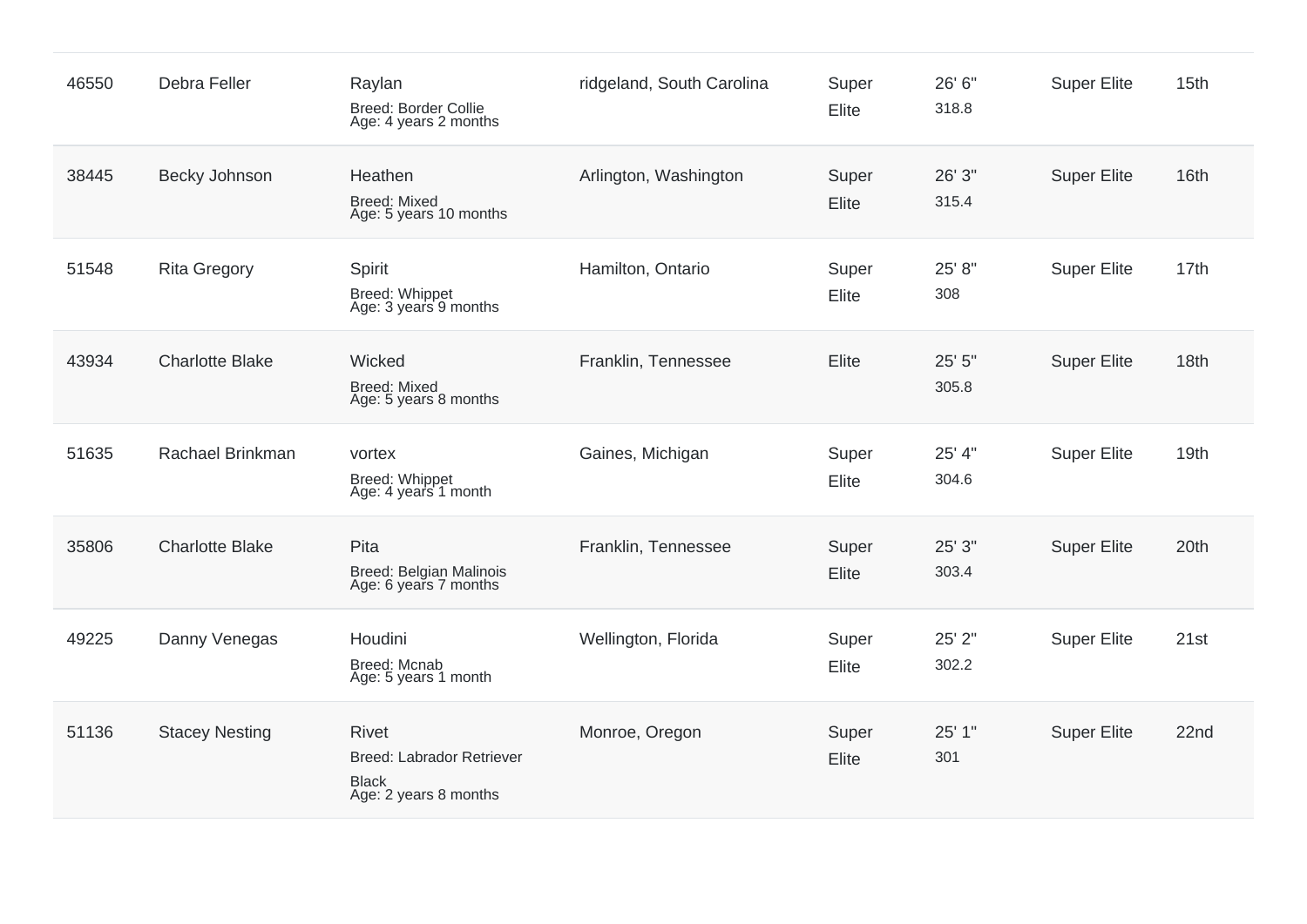| | | | | | | | |
|---|---|---|---|---|---|---|---|
| 46550 | Debra Feller | Raylan<br>Breed: Border Collie<br>Age: 4 years 2 months | ridgeland, South Carolina | Super Elite | 26' 6"<br>318.8 | Super Elite | 15th |
| 38445 | Becky Johnson | Heathen<br>Breed: Mixed<br>Age: 5 years 10 months | Arlington, Washington | Super Elite | 26' 3"<br>315.4 | Super Elite | 16th |
| 51548 | Rita Gregory | Spirit<br>Breed: Whippet<br>Age: 3 years 9 months | Hamilton, Ontario | Super Elite | 25' 8"<br>308 | Super Elite | 17th |
| 43934 | Charlotte Blake | Wicked<br>Breed: Mixed<br>Age: 5 years 8 months | Franklin, Tennessee | Elite | 25' 5"<br>305.8 | Super Elite | 18th |
| 51635 | Rachael Brinkman | vortex<br>Breed: Whippet<br>Age: 4 years 1 month | Gaines, Michigan | Super Elite | 25' 4"<br>304.6 | Super Elite | 19th |
| 35806 | Charlotte Blake | Pita<br>Breed: Belgian Malinois<br>Age: 6 years 7 months | Franklin, Tennessee | Super Elite | 25' 3"<br>303.4 | Super Elite | 20th |
| 49225 | Danny Venegas | Houdini<br>Breed: Mcnab<br>Age: 5 years 1 month | Wellington, Florida | Super Elite | 25' 2"<br>302.2 | Super Elite | 21st |
| 51136 | Stacey Nesting | Rivet<br>Breed: Labrador Retriever Black<br>Age: 2 years 8 months | Monroe, Oregon | Super Elite | 25' 1"<br>301 | Super Elite | 22nd |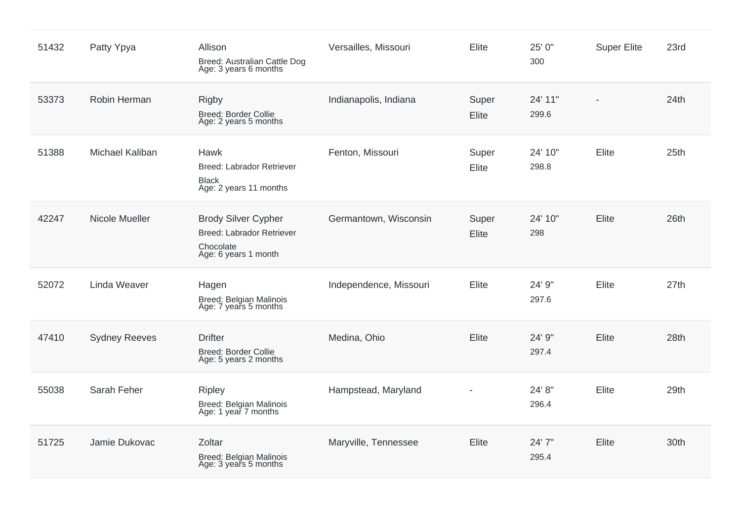| | | | | | | | |
|---|---|---|---|---|---|---|---|
| 51432 | Patty Ypya | Allison<br>Breed: Australian Cattle Dog<br>Age: 3 years 6 months | Versailles, Missouri | Elite | 25' 0"<br>300 | Super Elite | 23rd |
| 53373 | Robin Herman | Rigby<br>Breed: Border Collie<br>Age: 2 years 5 months | Indianapolis, Indiana | Super Elite | 24' 11"<br>299.6 | - | 24th |
| 51388 | Michael Kaliban | Hawk<br>Breed: Labrador Retriever<br>Black<br>Age: 2 years 11 months | Fenton, Missouri | Super Elite | 24' 10"<br>298.8 | Elite | 25th |
| 42247 | Nicole Mueller | Brody Silver Cypher<br>Breed: Labrador Retriever<br>Chocolate<br>Age: 6 years 1 month | Germantown, Wisconsin | Super Elite | 24' 10"<br>298 | Elite | 26th |
| 52072 | Linda Weaver | Hagen<br>Breed: Belgian Malinois<br>Age: 7 years 5 months | Independence, Missouri | Elite | 24' 9"<br>297.6 | Elite | 27th |
| 47410 | Sydney Reeves | Drifter<br>Breed: Border Collie<br>Age: 5 years 2 months | Medina, Ohio | Elite | 24' 9"<br>297.4 | Elite | 28th |
| 55038 | Sarah Feher | Ripley<br>Breed: Belgian Malinois<br>Age: 1 year 7 months | Hampstead, Maryland | - | 24' 8"<br>296.4 | Elite | 29th |
| 51725 | Jamie Dukovac | Zoltar<br>Breed: Belgian Malinois<br>Age: 3 years 5 months | Maryville, Tennessee | Elite | 24' 7"<br>295.4 | Elite | 30th |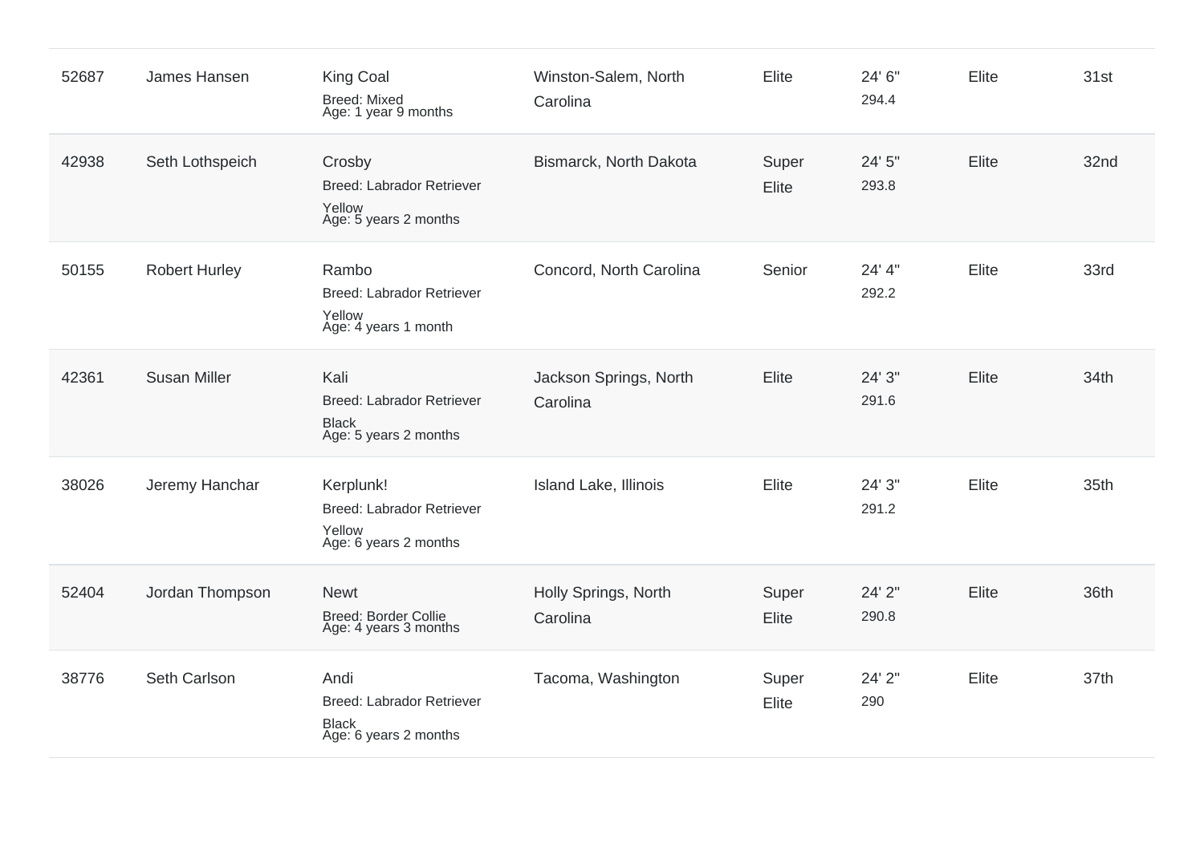| | | | | | | | |
|---|---|---|---|---|---|---|---|
| 52687 | James Hansen | King Coal<br>Breed: Mixed<br>Age: 1 year 9 months | Winston-Salem, North Carolina | Elite | 24' 6"<br>294.4 | Elite | 31st |
| 42938 | Seth Lothspeich | Crosby<br>Breed: Labrador Retriever Yellow<br>Age: 5 years 2 months | Bismarck, North Dakota | Super Elite | 24' 5"<br>293.8 | Elite | 32nd |
| 50155 | Robert Hurley | Rambo<br>Breed: Labrador Retriever Yellow<br>Age: 4 years 1 month | Concord, North Carolina | Senior | 24' 4"<br>292.2 | Elite | 33rd |
| 42361 | Susan Miller | Kali<br>Breed: Labrador Retriever Black<br>Age: 5 years 2 months | Jackson Springs, North Carolina | Elite | 24' 3"<br>291.6 | Elite | 34th |
| 38026 | Jeremy Hanchar | Kerplunk!<br>Breed: Labrador Retriever Yellow<br>Age: 6 years 2 months | Island Lake, Illinois | Elite | 24' 3"<br>291.2 | Elite | 35th |
| 52404 | Jordan Thompson | Newt<br>Breed: Border Collie<br>Age: 4 years 3 months | Holly Springs, North Carolina | Super Elite | 24' 2"<br>290.8 | Elite | 36th |
| 38776 | Seth Carlson | Andi<br>Breed: Labrador Retriever Black<br>Age: 6 years 2 months | Tacoma, Washington | Super Elite | 24' 2"<br>290 | Elite | 37th |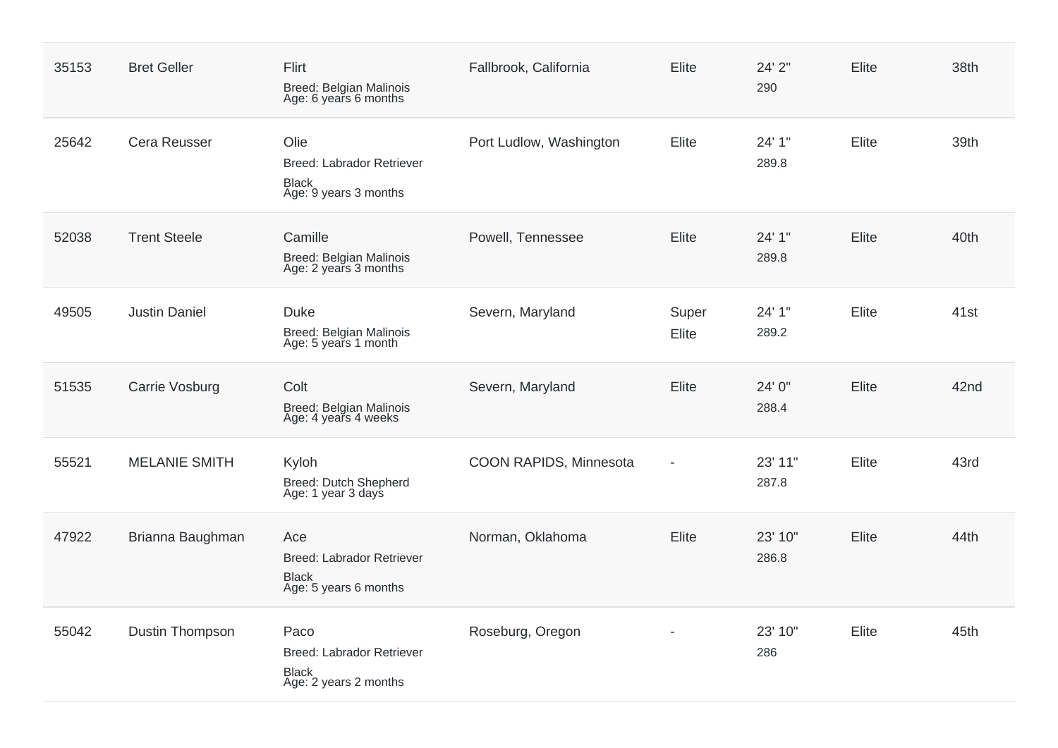| | | | | | | | |
|---|---|---|---|---|---|---|---|
| 35153 | Bret Geller | Flirt<br>Breed: Belgian Malinois<br>Age: 6 years 6 months | Fallbrook, California | Elite | 24' 2"<br>290 | Elite | 38th |
| 25642 | Cera Reusser | Olie<br>Breed: Labrador Retriever<br>Black<br>Age: 9 years 3 months | Port Ludlow, Washington | Elite | 24' 1"<br>289.8 | Elite | 39th |
| 52038 | Trent Steele | Camille<br>Breed: Belgian Malinois<br>Age: 2 years 3 months | Powell, Tennessee | Elite | 24' 1"<br>289.8 | Elite | 40th |
| 49505 | Justin Daniel | Duke<br>Breed: Belgian Malinois<br>Age: 5 years 1 month | Severn, Maryland | Super Elite | 24' 1"<br>289.2 | Elite | 41st |
| 51535 | Carrie Vosburg | Colt<br>Breed: Belgian Malinois<br>Age: 4 years 4 weeks | Severn, Maryland | Elite | 24' 0"<br>288.4 | Elite | 42nd |
| 55521 | MELANIE SMITH | Kyloh<br>Breed: Dutch Shepherd<br>Age: 1 year 3 days | COON RAPIDS, Minnesota | - | 23' 11"<br>287.8 | Elite | 43rd |
| 47922 | Brianna Baughman | Ace<br>Breed: Labrador Retriever<br>Black<br>Age: 5 years 6 months | Norman, Oklahoma | Elite | 23' 10"<br>286.8 | Elite | 44th |
| 55042 | Dustin Thompson | Paco<br>Breed: Labrador Retriever<br>Black<br>Age: 2 years 2 months | Roseburg, Oregon | - | 23' 10"<br>286 | Elite | 45th |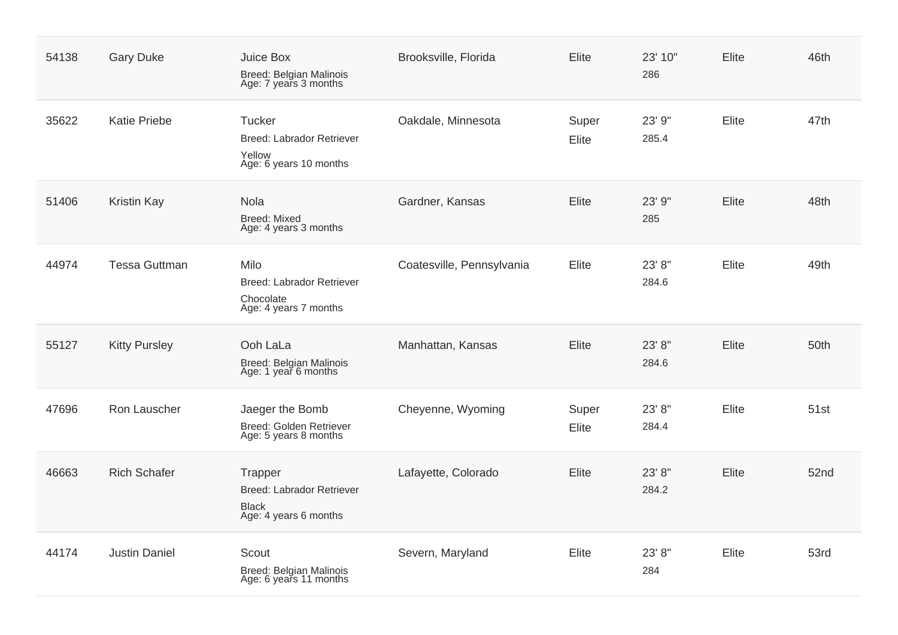| | | | | | | | |
|---|---|---|---|---|---|---|---|
| 54138 | Gary Duke | Juice Box<br>Breed: Belgian Malinois<br>Age: 7 years 3 months | Brooksville, Florida | Elite | 23' 10"<br>286 | Elite | 46th |
| 35622 | Katie Priebe | Tucker<br>Breed: Labrador Retriever<br>Yellow<br>Age: 6 years 10 months | Oakdale, Minnesota | Super Elite | 23' 9"<br>285.4 | Elite | 47th |
| 51406 | Kristin Kay | Nola<br>Breed: Mixed<br>Age: 4 years 3 months | Gardner, Kansas | Elite | 23' 9"<br>285 | Elite | 48th |
| 44974 | Tessa Guttman | Milo<br>Breed: Labrador Retriever<br>Chocolate<br>Age: 4 years 7 months | Coatesville, Pennsylvania | Elite | 23' 8"<br>284.6 | Elite | 49th |
| 55127 | Kitty Pursley | Ooh LaLa<br>Breed: Belgian Malinois<br>Age: 1 year 6 months | Manhattan, Kansas | Elite | 23' 8"<br>284.6 | Elite | 50th |
| 47696 | Ron Lauscher | Jaeger the Bomb<br>Breed: Golden Retriever<br>Age: 5 years 8 months | Cheyenne, Wyoming | Super Elite | 23' 8"<br>284.4 | Elite | 51st |
| 46663 | Rich Schafer | Trapper<br>Breed: Labrador Retriever<br>Black<br>Age: 4 years 6 months | Lafayette, Colorado | Elite | 23' 8"<br>284.2 | Elite | 52nd |
| 44174 | Justin Daniel | Scout<br>Breed: Belgian Malinois<br>Age: 6 years 11 months | Severn, Maryland | Elite | 23' 8"<br>284 | Elite | 53rd |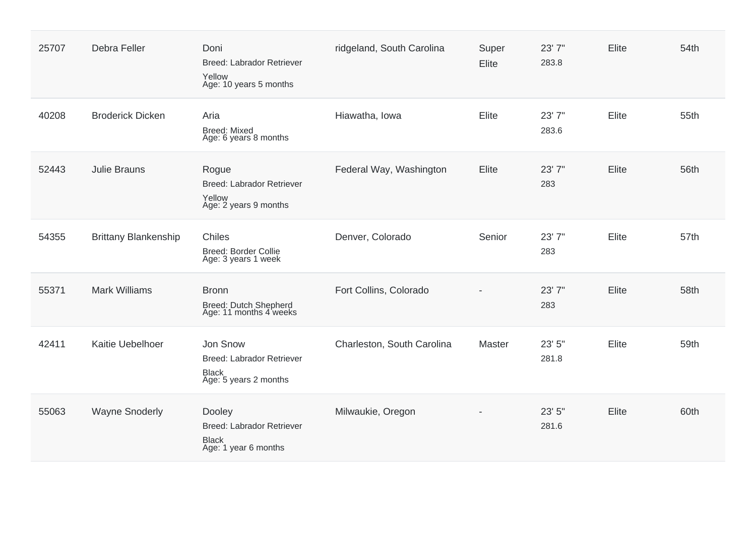| | | | | | | | |
|---|---|---|---|---|---|---|---|
| 25707 | Debra Feller | Doni<br>Breed: Labrador Retriever<br>Yellow<br>Age: 10 years 5 months | ridgeland, South Carolina | Super Elite | 23' 7"<br>283.8 | Elite | 54th |
| 40208 | Broderick Dicken | Aria<br>Breed: Mixed<br>Age: 6 years 8 months | Hiawatha, Iowa | Elite | 23' 7"<br>283.6 | Elite | 55th |
| 52443 | Julie Brauns | Rogue<br>Breed: Labrador Retriever<br>Yellow<br>Age: 2 years 9 months | Federal Way, Washington | Elite | 23' 7"<br>283 | Elite | 56th |
| 54355 | Brittany Blankenship | Chiles<br>Breed: Border Collie<br>Age: 3 years 1 week | Denver, Colorado | Senior | 23' 7"<br>283 | Elite | 57th |
| 55371 | Mark Williams | Bronn<br>Breed: Dutch Shepherd<br>Age: 11 months 4 weeks | Fort Collins, Colorado | - | 23' 7"<br>283 | Elite | 58th |
| 42411 | Kaitie Uebelhoer | Jon Snow<br>Breed: Labrador Retriever<br>Black<br>Age: 5 years 2 months | Charleston, South Carolina | Master | 23' 5"<br>281.8 | Elite | 59th |
| 55063 | Wayne Snoderly | Dooley<br>Breed: Labrador Retriever<br>Black<br>Age: 1 year 6 months | Milwaukie, Oregon | - | 23' 5"<br>281.6 | Elite | 60th |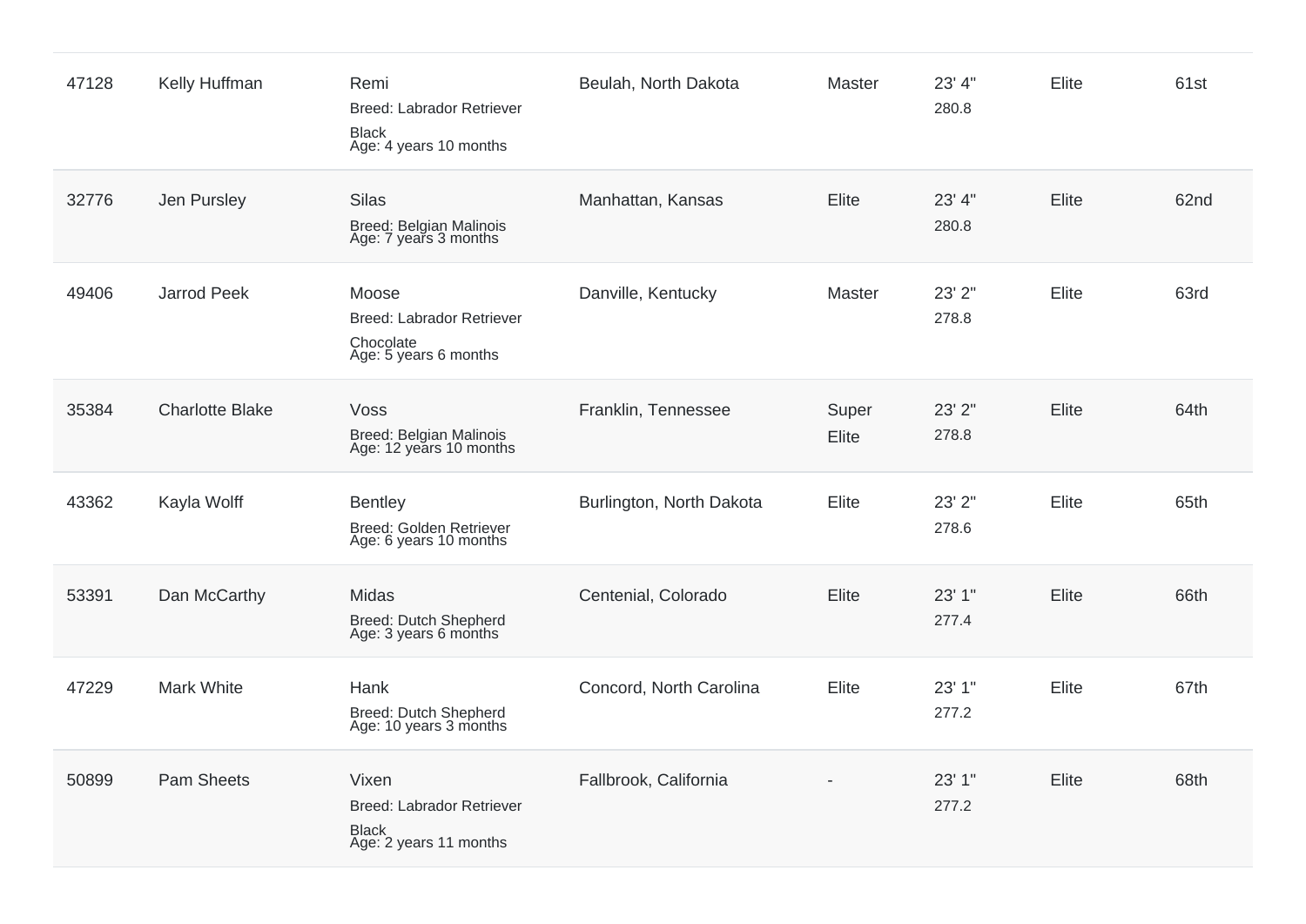| | | | | | | | |
|---|---|---|---|---|---|---|---|
| 47128 | Kelly Huffman | Remi<br>Breed: Labrador Retriever<br>Black<br>Age: 4 years 10 months | Beulah, North Dakota | Master | 23' 4"<br>280.8 | Elite | 61st |
| 32776 | Jen Pursley | Silas<br>Breed: Belgian Malinois<br>Age: 7 years 3 months | Manhattan, Kansas | Elite | 23' 4"<br>280.8 | Elite | 62nd |
| 49406 | Jarrod Peek | Moose<br>Breed: Labrador Retriever<br>Chocolate<br>Age: 5 years 6 months | Danville, Kentucky | Master | 23' 2"<br>278.8 | Elite | 63rd |
| 35384 | Charlotte Blake | Voss<br>Breed: Belgian Malinois<br>Age: 12 years 10 months | Franklin, Tennessee | Super Elite | 23' 2"<br>278.8 | Elite | 64th |
| 43362 | Kayla Wolff | Bentley<br>Breed: Golden Retriever<br>Age: 6 years 10 months | Burlington, North Dakota | Elite | 23' 2"<br>278.6 | Elite | 65th |
| 53391 | Dan McCarthy | Midas<br>Breed: Dutch Shepherd<br>Age: 3 years 6 months | Centenial, Colorado | Elite | 23' 1"<br>277.4 | Elite | 66th |
| 47229 | Mark White | Hank<br>Breed: Dutch Shepherd<br>Age: 10 years 3 months | Concord, North Carolina | Elite | 23' 1"<br>277.2 | Elite | 67th |
| 50899 | Pam Sheets | Vixen<br>Breed: Labrador Retriever<br>Black<br>Age: 2 years 11 months | Fallbrook, California | - | 23' 1"<br>277.2 | Elite | 68th |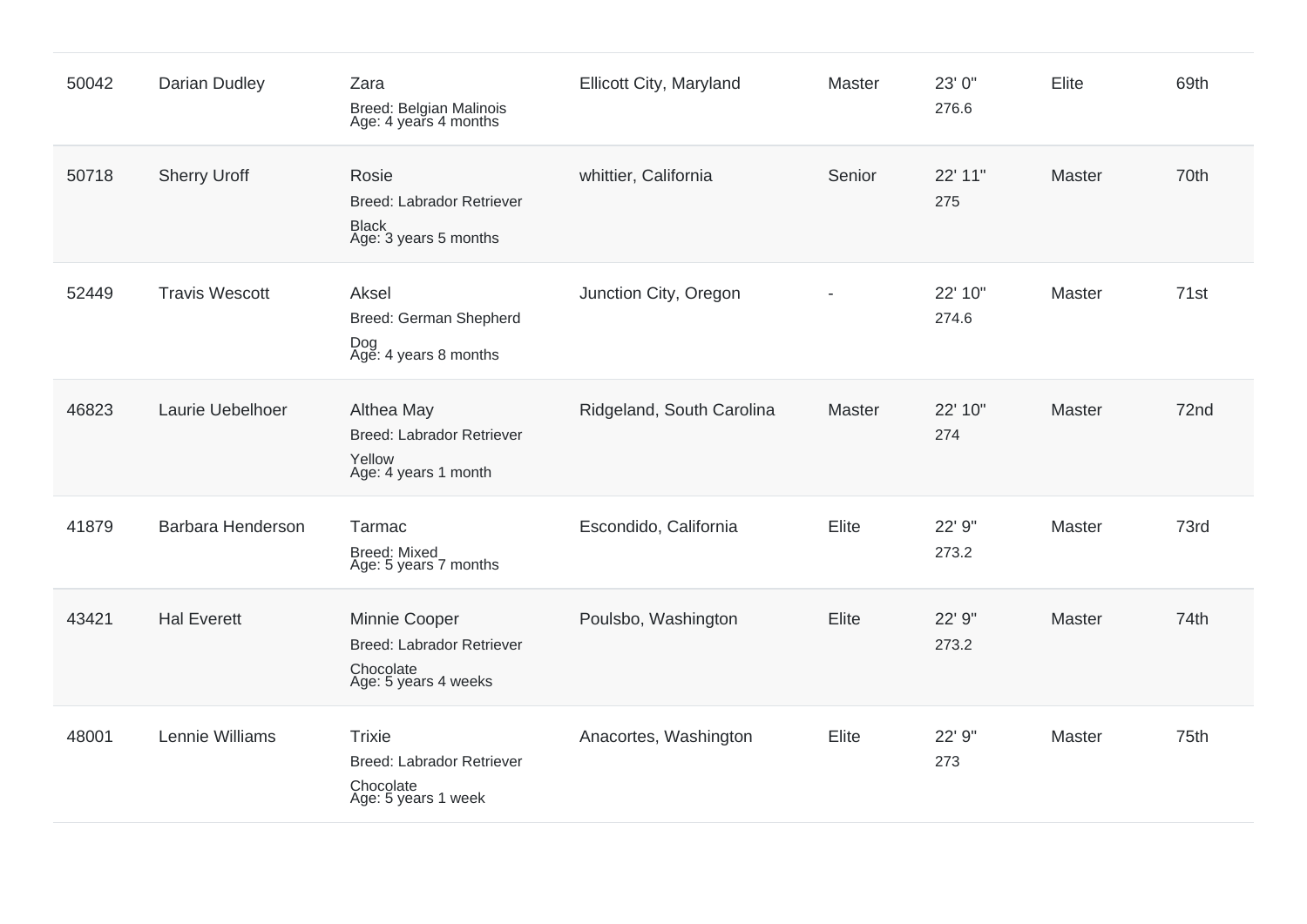| | | | | | | | |
|---|---|---|---|---|---|---|---|
| 50042 | Darian Dudley | Zara<br>Breed: Belgian Malinois<br>Age: 4 years 4 months | Ellicott City, Maryland | Master | 23' 0"<br>276.6 | Elite | 69th |
| 50718 | Sherry Uroff | Rosie<br>Breed: Labrador Retriever Black<br>Age: 3 years 5 months | whittier, California | Senior | 22' 11"<br>275 | Master | 70th |
| 52449 | Travis Wescott | Aksel<br>Breed: German Shepherd Dog<br>Age: 4 years 8 months | Junction City, Oregon | - | 22' 10"<br>274.6 | Master | 71st |
| 46823 | Laurie Uebelhoer | Althea May<br>Breed: Labrador Retriever Yellow<br>Age: 4 years 1 month | Ridgeland, South Carolina | Master | 22' 10"<br>274 | Master | 72nd |
| 41879 | Barbara Henderson | Tarmac<br>Breed: Mixed<br>Age: 5 years 7 months | Escondido, California | Elite | 22' 9"<br>273.2 | Master | 73rd |
| 43421 | Hal Everett | Minnie Cooper<br>Breed: Labrador Retriever Chocolate<br>Age: 5 years 4 weeks | Poulsbo, Washington | Elite | 22' 9"<br>273.2 | Master | 74th |
| 48001 | Lennie Williams | Trixie<br>Breed: Labrador Retriever Chocolate<br>Age: 5 years 1 week | Anacortes, Washington | Elite | 22' 9"<br>273 | Master | 75th |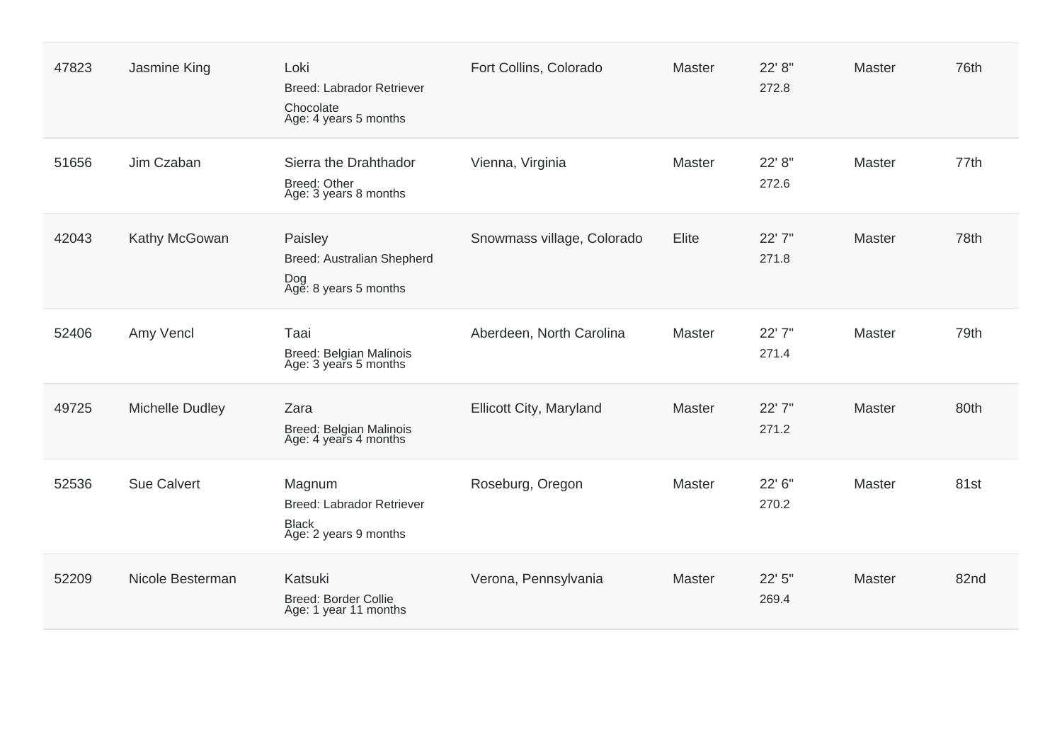| | | | | | | | |
|---|---|---|---|---|---|---|---|
| 47823 | Jasmine King | Loki<br>Breed: Labrador Retriever<br>Chocolate<br>Age: 4 years 5 months | Fort Collins, Colorado | Master | 22' 8"<br>272.8 | Master | 76th |
| 51656 | Jim Czaban | Sierra the Drahthador<br>Breed: Other<br>Age: 3 years 8 months | Vienna, Virginia | Master | 22' 8"<br>272.6 | Master | 77th |
| 42043 | Kathy McGowan | Paisley<br>Breed: Australian Shepherd<br>Dog<br>Age: 8 years 5 months | Snowmass village, Colorado | Elite | 22' 7"<br>271.8 | Master | 78th |
| 52406 | Amy Vencl | Taai<br>Breed: Belgian Malinois<br>Age: 3 years 5 months | Aberdeen, North Carolina | Master | 22' 7"<br>271.4 | Master | 79th |
| 49725 | Michelle Dudley | Zara<br>Breed: Belgian Malinois<br>Age: 4 years 4 months | Ellicott City, Maryland | Master | 22' 7"<br>271.2 | Master | 80th |
| 52536 | Sue Calvert | Magnum<br>Breed: Labrador Retriever<br>Black<br>Age: 2 years 9 months | Roseburg, Oregon | Master | 22' 6"<br>270.2 | Master | 81st |
| 52209 | Nicole Besterman | Katsuki<br>Breed: Border Collie<br>Age: 1 year 11 months | Verona, Pennsylvania | Master | 22' 5"<br>269.4 | Master | 82nd |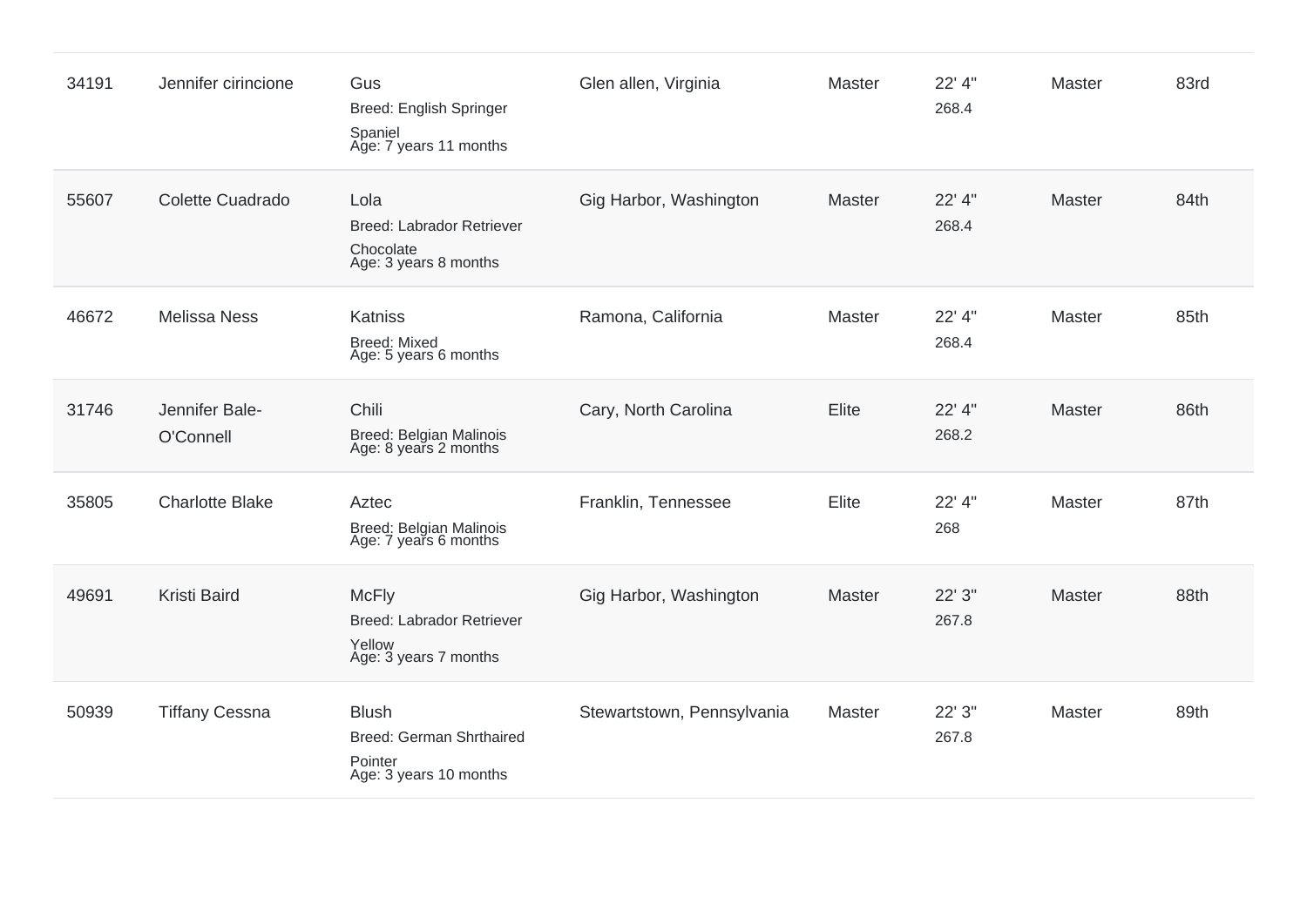| | | | | | | | |
|---|---|---|---|---|---|---|---|
| 34191 | Jennifer cirincione | Gus<br>Breed: English Springer Spaniel<br>Age: 7 years 11 months | Glen allen, Virginia | Master | 22' 4"<br>268.4 | Master | 83rd |
| 55607 | Colette Cuadrado | Lola<br>Breed: Labrador Retriever Chocolate<br>Age: 3 years 8 months | Gig Harbor, Washington | Master | 22' 4"<br>268.4 | Master | 84th |
| 46672 | Melissa Ness | Katniss<br>Breed: Mixed<br>Age: 5 years 6 months | Ramona, California | Master | 22' 4"<br>268.4 | Master | 85th |
| 31746 | Jennifer Bale-O'Connell | Chili<br>Breed: Belgian Malinois<br>Age: 8 years 2 months | Cary, North Carolina | Elite | 22' 4"<br>268.2 | Master | 86th |
| 35805 | Charlotte Blake | Aztec<br>Breed: Belgian Malinois<br>Age: 7 years 6 months | Franklin, Tennessee | Elite | 22' 4"<br>268 | Master | 87th |
| 49691 | Kristi Baird | McFly<br>Breed: Labrador Retriever Yellow<br>Age: 3 years 7 months | Gig Harbor, Washington | Master | 22' 3"<br>267.8 | Master | 88th |
| 50939 | Tiffany Cessna | Blush<br>Breed: German Shrthaired Pointer<br>Age: 3 years 10 months | Stewartstown, Pennsylvania | Master | 22' 3"<br>267.8 | Master | 89th |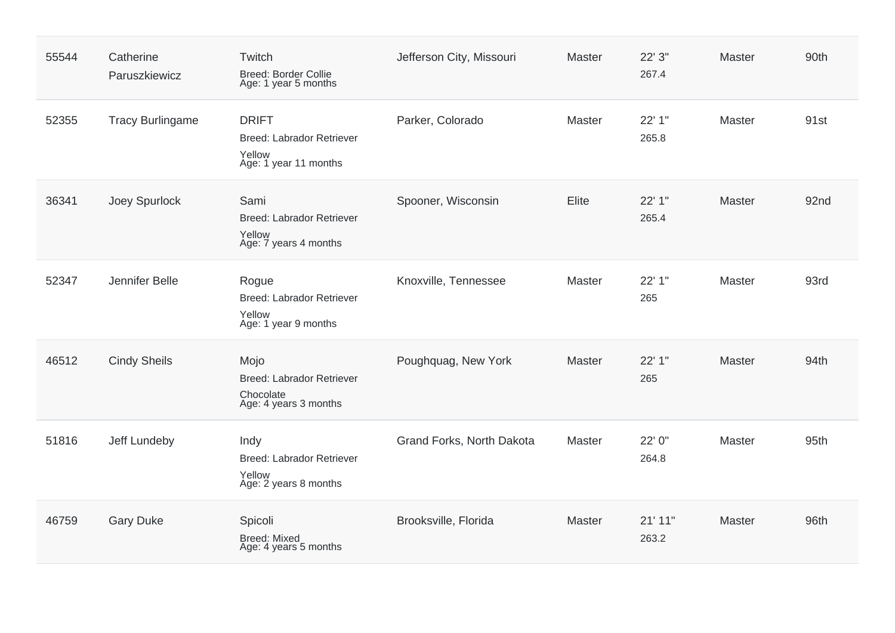| | | | | | | | |
|---|---|---|---|---|---|---|---|
| 55544 | Catherine Paruszkiewicz | Twitch<br>Breed: Border Collie<br>Age: 1 year 5 months | Jefferson City, Missouri | Master | 22' 3"<br>267.4 | Master | 90th |
| 52355 | Tracy Burlingame | DRIFT<br>Breed: Labrador Retriever<br>Yellow<br>Age: 1 year 11 months | Parker, Colorado | Master | 22' 1"<br>265.8 | Master | 91st |
| 36341 | Joey Spurlock | Sami<br>Breed: Labrador Retriever<br>Yellow<br>Age: 7 years 4 months | Spooner, Wisconsin | Elite | 22' 1"<br>265.4 | Master | 92nd |
| 52347 | Jennifer Belle | Rogue<br>Breed: Labrador Retriever<br>Yellow<br>Age: 1 year 9 months | Knoxville, Tennessee | Master | 22' 1"<br>265 | Master | 93rd |
| 46512 | Cindy Sheils | Mojo<br>Breed: Labrador Retriever<br>Chocolate<br>Age: 4 years 3 months | Poughquag, New York | Master | 22' 1"<br>265 | Master | 94th |
| 51816 | Jeff Lundeby | Indy<br>Breed: Labrador Retriever<br>Yellow<br>Age: 2 years 8 months | Grand Forks, North Dakota | Master | 22' 0"<br>264.8 | Master | 95th |
| 46759 | Gary Duke | Spicoli<br>Breed: Mixed<br>Age: 4 years 5 months | Brooksville, Florida | Master | 21' 11"<br>263.2 | Master | 96th |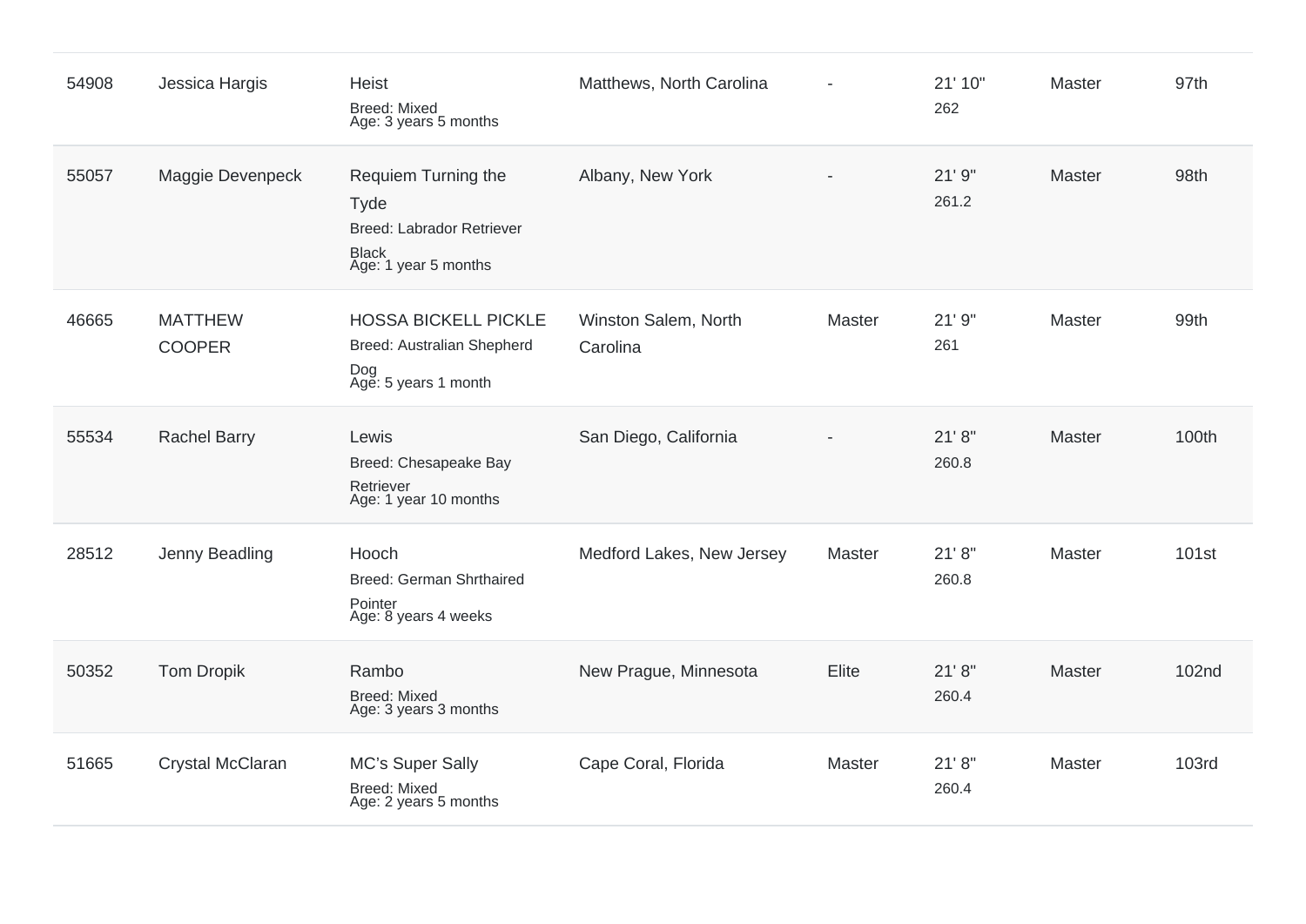| | | | | | | | |
|---|---|---|---|---|---|---|---|
| 54908 | Jessica Hargis | Heist<br>Breed: Mixed<br>Age: 3 years 5 months | Matthews, North Carolina | - | 21' 10"<br>262 | Master | 97th |
| 55057 | Maggie Devenpeck | Requiem Turning the Tyde<br>Breed: Labrador Retriever Black<br>Age: 1 year 5 months | Albany, New York | - | 21' 9"<br>261.2 | Master | 98th |
| 46665 | MATTHEW COOPER | HOSSA BICKELL PICKLE<br>Breed: Australian Shepherd Dog<br>Age: 5 years 1 month | Winston Salem, North Carolina | Master | 21' 9"<br>261 | Master | 99th |
| 55534 | Rachel Barry | Lewis<br>Breed: Chesapeake Bay Retriever<br>Age: 1 year 10 months | San Diego, California | - | 21' 8"<br>260.8 | Master | 100th |
| 28512 | Jenny Beadling | Hooch<br>Breed: German Shrthaired Pointer<br>Age: 8 years 4 weeks | Medford Lakes, New Jersey | Master | 21' 8"<br>260.8 | Master | 101st |
| 50352 | Tom Dropik | Rambo<br>Breed: Mixed<br>Age: 3 years 3 months | New Prague, Minnesota | Elite | 21' 8"<br>260.4 | Master | 102nd |
| 51665 | Crystal McClaran | MC's Super Sally<br>Breed: Mixed<br>Age: 2 years 5 months | Cape Coral, Florida | Master | 21' 8"<br>260.4 | Master | 103rd |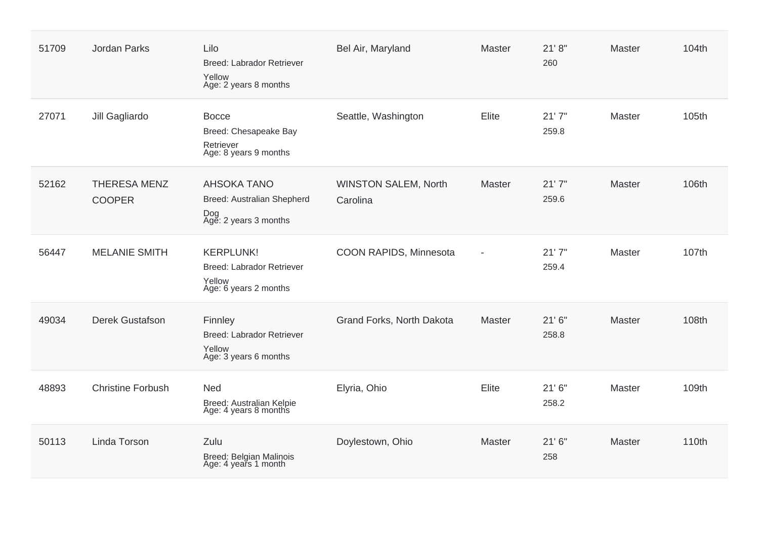| | | | | | | | |
|---|---|---|---|---|---|---|---|
| 51709 | Jordan Parks | Lilo<br>Breed: Labrador Retriever<br>Yellow<br>Age: 2 years 8 months | Bel Air, Maryland | Master | 21' 8"<br>260 | Master | 104th |
| 27071 | Jill Gagliardo | Bocce<br>Breed: Chesapeake Bay Retriever<br>Age: 8 years 9 months | Seattle, Washington | Elite | 21' 7"<br>259.8 | Master | 105th |
| 52162 | THERESA MENZ COOPER | AHSOKA TANO<br>Breed: Australian Shepherd Dog<br>Age: 2 years 3 months | WINSTON SALEM, North Carolina | Master | 21' 7"<br>259.6 | Master | 106th |
| 56447 | MELANIE SMITH | KERPLUNK!<br>Breed: Labrador Retriever<br>Yellow<br>Age: 6 years 2 months | COON RAPIDS, Minnesota | - | 21' 7"<br>259.4 | Master | 107th |
| 49034 | Derek Gustafson | Finnley<br>Breed: Labrador Retriever<br>Yellow<br>Age: 3 years 6 months | Grand Forks, North Dakota | Master | 21' 6"<br>258.8 | Master | 108th |
| 48893 | Christine Forbush | Ned<br>Breed: Australian Kelpie<br>Age: 4 years 8 months | Elyria, Ohio | Elite | 21' 6"<br>258.2 | Master | 109th |
| 50113 | Linda Torson | Zulu<br>Breed: Belgian Malinois<br>Age: 4 years 1 month | Doylestown, Ohio | Master | 21' 6"<br>258 | Master | 110th |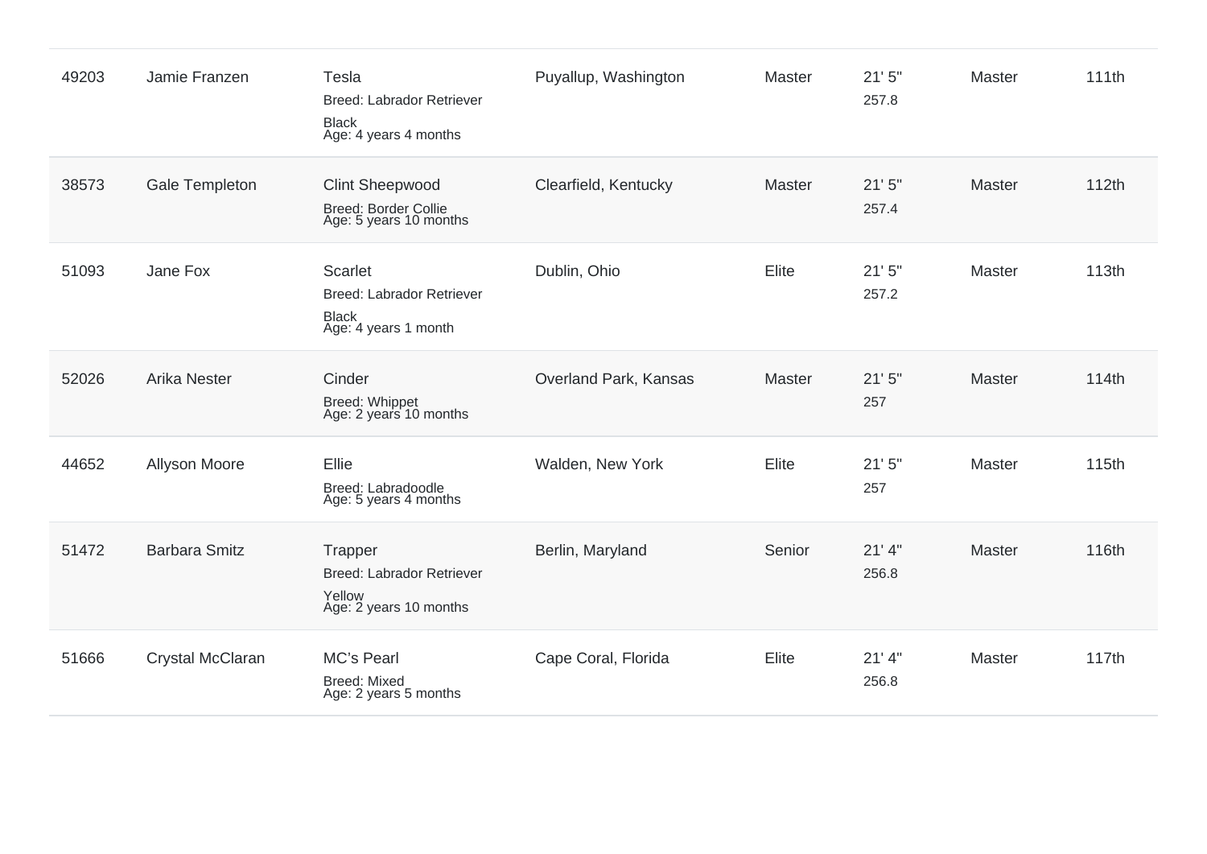| 49203 | Jamie Franzen | Tesla<br>Breed: Labrador Retriever<br>Black<br>Age: 4 years 4 months | Puyallup, Washington | Master | 21' 5"<br>257.8 | Master | 111th |
|---|---|---|---|---|---|---|---|
| 38573 | Gale Templeton | Clint Sheepwood<br>Breed: Border Collie<br>Age: 5 years 10 months | Clearfield, Kentucky | Master | 21' 5"<br>257.4 | Master | 112th |
| 51093 | Jane Fox | Scarlet<br>Breed: Labrador Retriever<br>Black<br>Age: 4 years 1 month | Dublin, Ohio | Elite | 21' 5"<br>257.2 | Master | 113th |
| 52026 | Arika Nester | Cinder<br>Breed: Whippet<br>Age: 2 years 10 months | Overland Park, Kansas | Master | 21' 5"<br>257 | Master | 114th |
| 44652 | Allyson Moore | Ellie<br>Breed: Labradoodle<br>Age: 5 years 4 months | Walden, New York | Elite | 21' 5"<br>257 | Master | 115th |
| 51472 | Barbara Smitz | Trapper<br>Breed: Labrador Retriever<br>Yellow<br>Age: 2 years 10 months | Berlin, Maryland | Senior | 21' 4"<br>256.8 | Master | 116th |
| 51666 | Crystal McClaran | MC's Pearl<br>Breed: Mixed<br>Age: 2 years 5 months | Cape Coral, Florida | Elite | 21' 4"<br>256.8 | Master | 117th |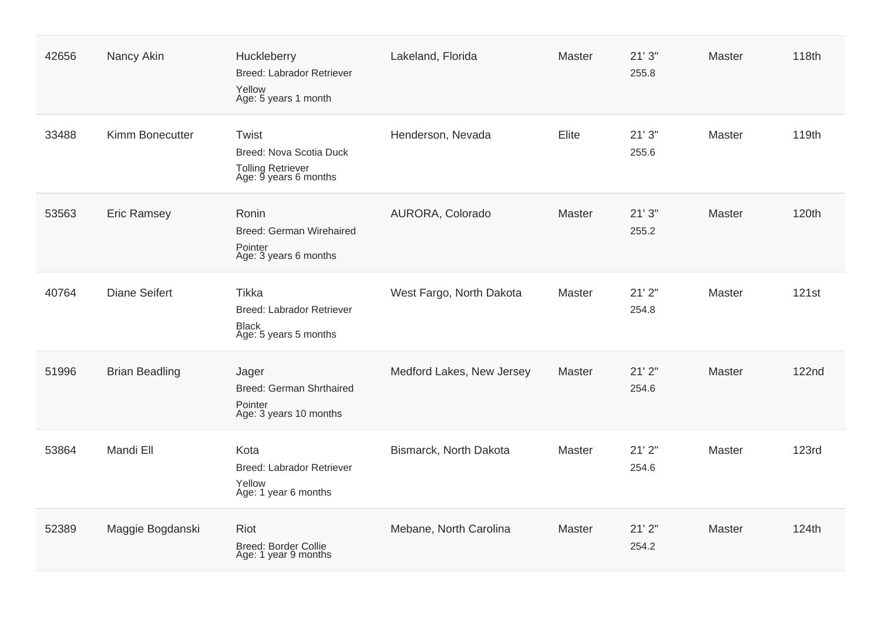| | | | | | | | |
|---|---|---|---|---|---|---|---|
| 42656 | Nancy Akin | Huckleberry<br>Breed: Labrador Retriever<br>Yellow<br>Age: 5 years 1 month | Lakeland, Florida | Master | 21' 3"<br>255.8 | Master | 118th |
| 33488 | Kimm Bonecutter | Twist<br>Breed: Nova Scotia Duck Tolling Retriever<br>Age: 9 years 6 months | Henderson, Nevada | Elite | 21' 3"<br>255.6 | Master | 119th |
| 53563 | Eric Ramsey | Ronin<br>Breed: German Wirehaired Pointer<br>Age: 3 years 6 months | AURORA, Colorado | Master | 21' 3"<br>255.2 | Master | 120th |
| 40764 | Diane Seifert | Tikka<br>Breed: Labrador Retriever<br>Black<br>Age: 5 years 5 months | West Fargo, North Dakota | Master | 21' 2"<br>254.8 | Master | 121st |
| 51996 | Brian Beadling | Jager<br>Breed: German Shrthaired Pointer<br>Age: 3 years 10 months | Medford Lakes, New Jersey | Master | 21' 2"<br>254.6 | Master | 122nd |
| 53864 | Mandi Ell | Kota<br>Breed: Labrador Retriever<br>Yellow<br>Age: 1 year 6 months | Bismarck, North Dakota | Master | 21' 2"<br>254.6 | Master | 123rd |
| 52389 | Maggie Bogdanski | Riot<br>Breed: Border Collie<br>Age: 1 year 9 months | Mebane, North Carolina | Master | 21' 2"<br>254.2 | Master | 124th |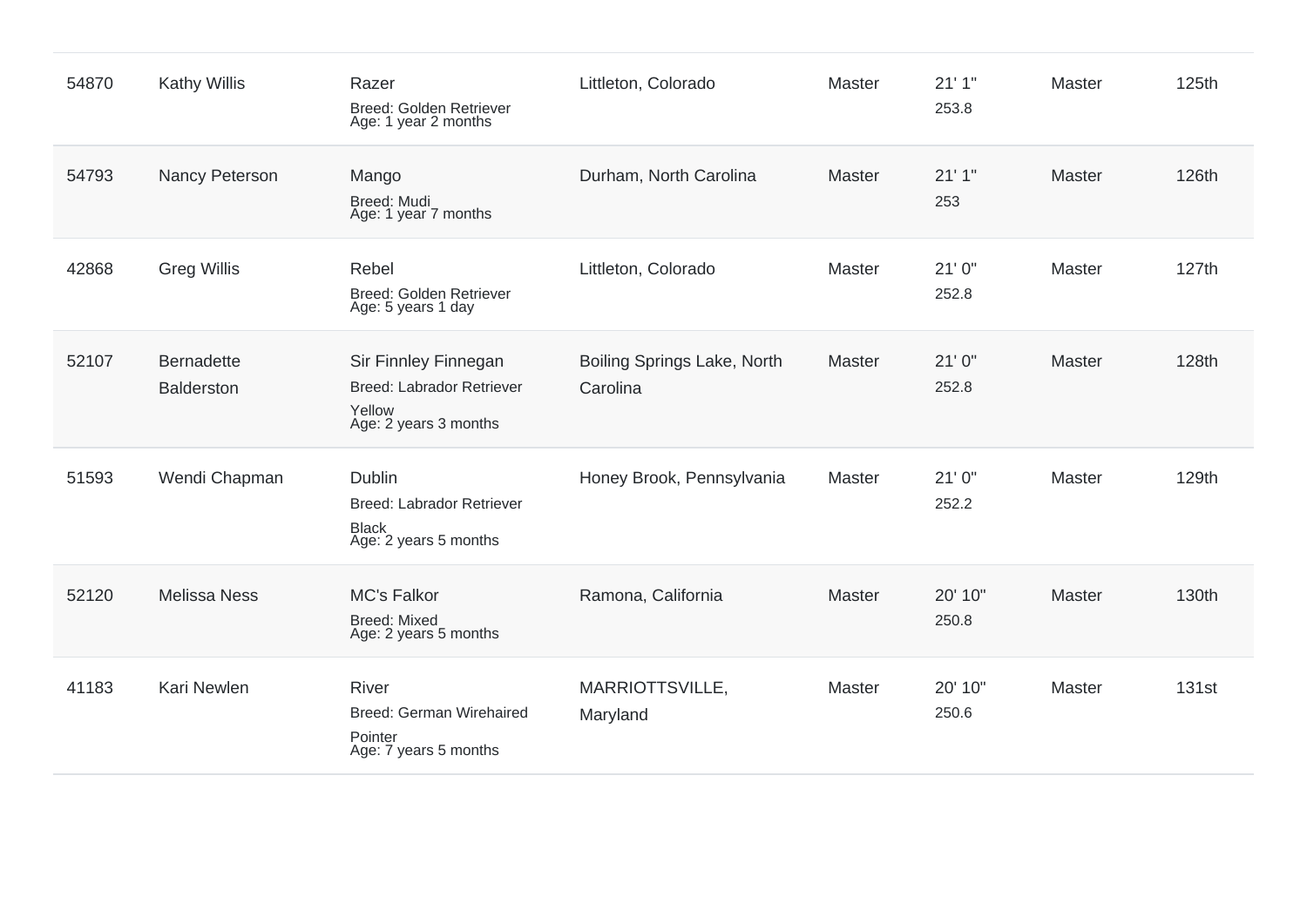| | | | | | | | |
|---|---|---|---|---|---|---|---|
| 54870 | Kathy Willis | Razer<br>Breed: Golden Retriever<br>Age: 1 year 2 months | Littleton, Colorado | Master | 21' 1"<br>253.8 | Master | 125th |
| 54793 | Nancy Peterson | Mango<br>Breed: Mudi<br>Age: 1 year 7 months | Durham, North Carolina | Master | 21' 1"<br>253 | Master | 126th |
| 42868 | Greg Willis | Rebel<br>Breed: Golden Retriever<br>Age: 5 years 1 day | Littleton, Colorado | Master | 21' 0"<br>252.8 | Master | 127th |
| 52107 | Bernadette Balderston | Sir Finnley Finnegan<br>Breed: Labrador Retriever Yellow<br>Age: 2 years 3 months | Boiling Springs Lake, North Carolina | Master | 21' 0"<br>252.8 | Master | 128th |
| 51593 | Wendi Chapman | Dublin<br>Breed: Labrador Retriever Black<br>Age: 2 years 5 months | Honey Brook, Pennsylvania | Master | 21' 0"<br>252.2 | Master | 129th |
| 52120 | Melissa Ness | MC's Falkor<br>Breed: Mixed<br>Age: 2 years 5 months | Ramona, California | Master | 20' 10"<br>250.8 | Master | 130th |
| 41183 | Kari Newlen | River<br>Breed: German Wirehaired Pointer<br>Age: 7 years 5 months | MARRIOTTSVILLE, Maryland | Master | 20' 10"<br>250.6 | Master | 131st |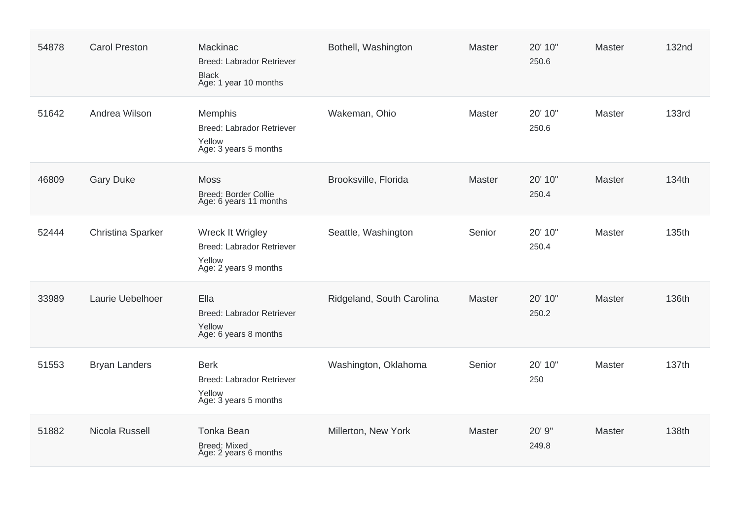| 54878 | Carol Preston | Mackinac<br>Breed: Labrador Retriever<br>Black<br>Age: 1 year 10 months | Bothell, Washington | Master | 20' 10"<br>250.6 | Master | 132nd |
|---|---|---|---|---|---|---|---|
| 51642 | Andrea Wilson | Memphis<br>Breed: Labrador Retriever<br>Yellow<br>Age: 3 years 5 months | Wakeman, Ohio | Master | 20' 10"<br>250.6 | Master | 133rd |
| 46809 | Gary Duke | Moss<br>Breed: Border Collie<br>Age: 6 years 11 months | Brooksville, Florida | Master | 20' 10"<br>250.4 | Master | 134th |
| 52444 | Christina Sparker | Wreck It Wrigley<br>Breed: Labrador Retriever<br>Yellow<br>Age: 2 years 9 months | Seattle, Washington | Senior | 20' 10"<br>250.4 | Master | 135th |
| 33989 | Laurie Uebelhoer | Ella<br>Breed: Labrador Retriever<br>Yellow<br>Age: 6 years 8 months | Ridgeland, South Carolina | Master | 20' 10"<br>250.2 | Master | 136th |
| 51553 | Bryan Landers | Berk<br>Breed: Labrador Retriever<br>Yellow<br>Age: 3 years 5 months | Washington, Oklahoma | Senior | 20' 10"<br>250 | Master | 137th |
| 51882 | Nicola Russell | Tonka Bean<br>Breed: Mixed<br>Age: 2 years 6 months | Millerton, New York | Master | 20' 9"<br>249.8 | Master | 138th |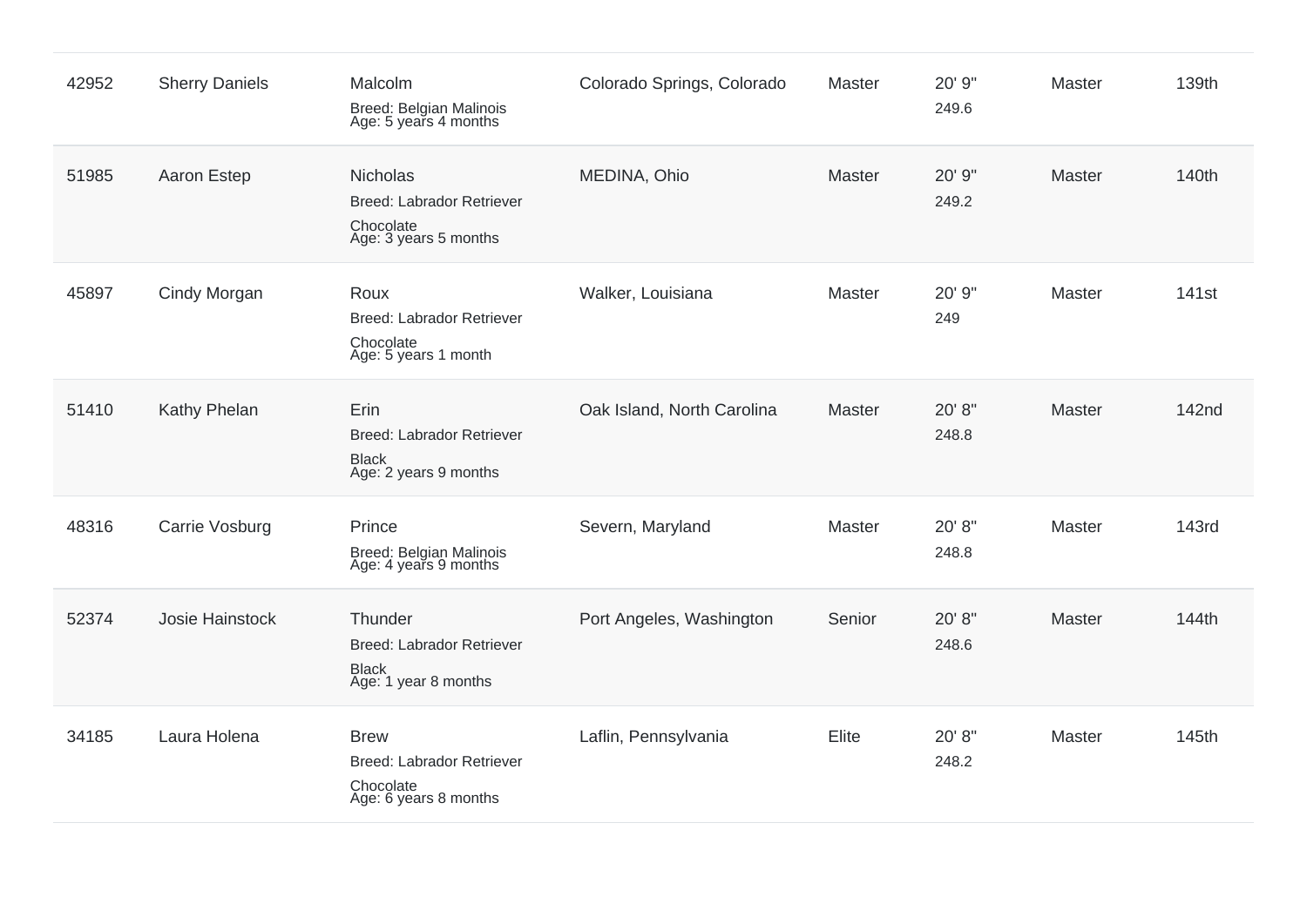| | | | | | | | |
|---|---|---|---|---|---|---|---|
| 42952 | Sherry Daniels | Malcolm<br>Breed: Belgian Malinois<br>Age: 5 years 4 months | Colorado Springs, Colorado | Master | 20' 9"<br>249.6 | Master | 139th |
| 51985 | Aaron Estep | Nicholas<br>Breed: Labrador Retriever<br>Chocolate<br>Age: 3 years 5 months | MEDINA, Ohio | Master | 20' 9"<br>249.2 | Master | 140th |
| 45897 | Cindy Morgan | Roux<br>Breed: Labrador Retriever<br>Chocolate<br>Age: 5 years 1 month | Walker, Louisiana | Master | 20' 9"<br>249 | Master | 141st |
| 51410 | Kathy Phelan | Erin<br>Breed: Labrador Retriever<br>Black<br>Age: 2 years 9 months | Oak Island, North Carolina | Master | 20' 8"<br>248.8 | Master | 142nd |
| 48316 | Carrie Vosburg | Prince<br>Breed: Belgian Malinois<br>Age: 4 years 9 months | Severn, Maryland | Master | 20' 8"<br>248.8 | Master | 143rd |
| 52374 | Josie Hainstock | Thunder<br>Breed: Labrador Retriever<br>Black<br>Age: 1 year 8 months | Port Angeles, Washington | Senior | 20' 8"<br>248.6 | Master | 144th |
| 34185 | Laura Holena | Brew<br>Breed: Labrador Retriever<br>Chocolate<br>Age: 6 years 8 months | Laflin, Pennsylvania | Elite | 20' 8"<br>248.2 | Master | 145th |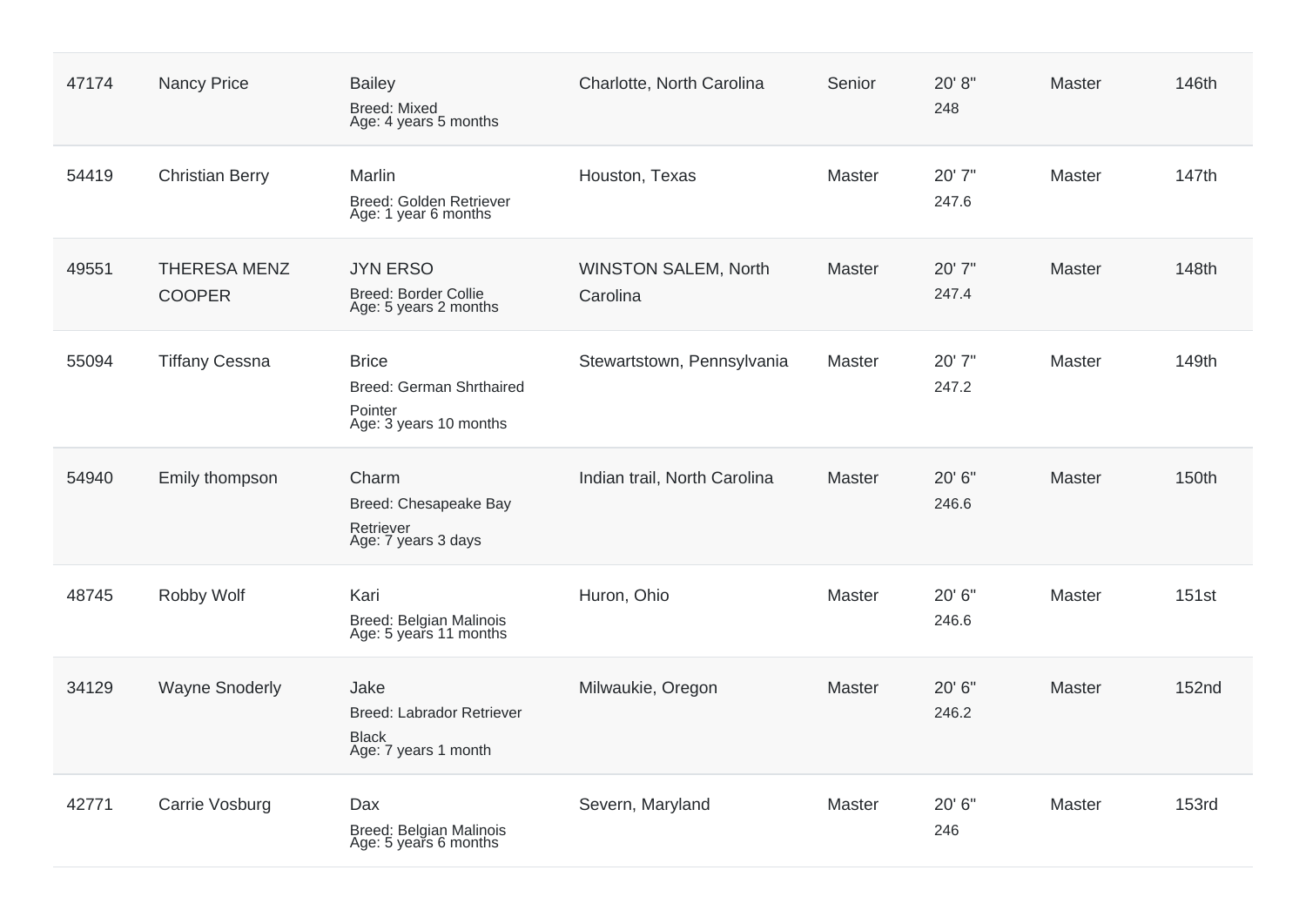| | | | | | | | |
|---|---|---|---|---|---|---|---|
| 47174 | Nancy Price | Bailey<br>Breed: Mixed<br>Age: 4 years 5 months | Charlotte, North Carolina | Senior | 20' 8"<br>248 | Master | 146th |
| 54419 | Christian Berry | Marlin<br>Breed: Golden Retriever<br>Age: 1 year 6 months | Houston, Texas | Master | 20' 7"<br>247.6 | Master | 147th |
| 49551 | THERESA MENZ COOPER | JYN ERSO<br>Breed: Border Collie<br>Age: 5 years 2 months | WINSTON SALEM, North Carolina | Master | 20' 7"<br>247.4 | Master | 148th |
| 55094 | Tiffany Cessna | Brice<br>Breed: German Shrthaired Pointer<br>Age: 3 years 10 months | Stewartstown, Pennsylvania | Master | 20' 7"<br>247.2 | Master | 149th |
| 54940 | Emily thompson | Charm<br>Breed: Chesapeake Bay Retriever<br>Age: 7 years 3 days | Indian trail, North Carolina | Master | 20' 6"<br>246.6 | Master | 150th |
| 48745 | Robby Wolf | Kari<br>Breed: Belgian Malinois<br>Age: 5 years 11 months | Huron, Ohio | Master | 20' 6"<br>246.6 | Master | 151st |
| 34129 | Wayne Snoderly | Jake<br>Breed: Labrador Retriever Black<br>Age: 7 years 1 month | Milwaukie, Oregon | Master | 20' 6"<br>246.2 | Master | 152nd |
| 42771 | Carrie Vosburg | Dax<br>Breed: Belgian Malinois<br>Age: 5 years 6 months | Severn, Maryland | Master | 20' 6"<br>246 | Master | 153rd |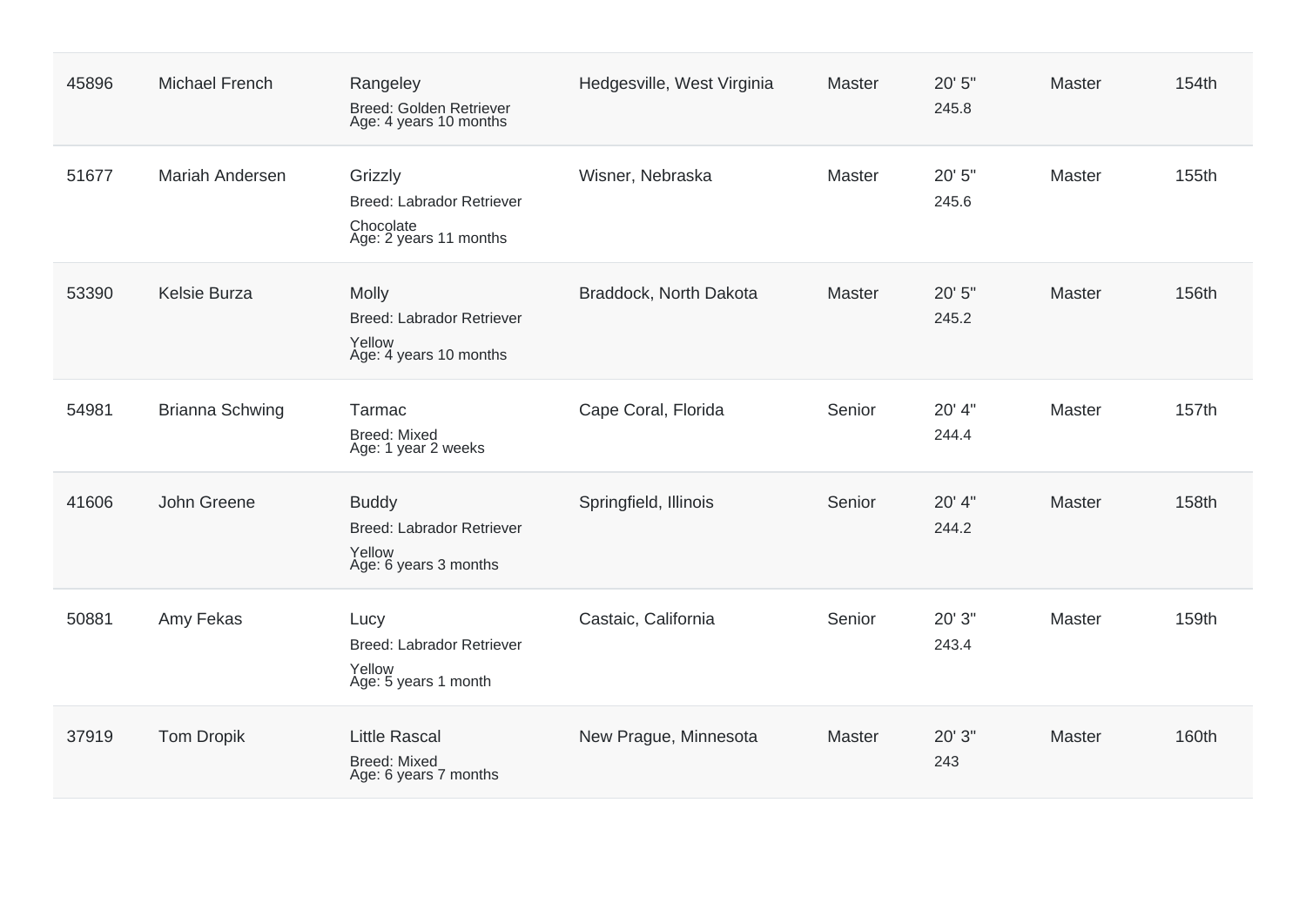| | | | | | | | |
|---|---|---|---|---|---|---|---|
| 45896 | Michael French | Rangeley<br>Breed: Golden Retriever<br>Age: 4 years 10 months | Hedgesville, West Virginia | Master | 20' 5"<br>245.8 | Master | 154th |
| 51677 | Mariah Andersen | Grizzly<br>Breed: Labrador Retriever<br>Chocolate<br>Age: 2 years 11 months | Wisner, Nebraska | Master | 20' 5"<br>245.6 | Master | 155th |
| 53390 | Kelsie Burza | Molly<br>Breed: Labrador Retriever<br>Yellow<br>Age: 4 years 10 months | Braddock, North Dakota | Master | 20' 5"<br>245.2 | Master | 156th |
| 54981 | Brianna Schwing | Tarmac<br>Breed: Mixed<br>Age: 1 year 2 weeks | Cape Coral, Florida | Senior | 20' 4"<br>244.4 | Master | 157th |
| 41606 | John Greene | Buddy<br>Breed: Labrador Retriever<br>Yellow<br>Age: 6 years 3 months | Springfield, Illinois | Senior | 20' 4"<br>244.2 | Master | 158th |
| 50881 | Amy Fekas | Lucy<br>Breed: Labrador Retriever<br>Yellow<br>Age: 5 years 1 month | Castaic, California | Senior | 20' 3"<br>243.4 | Master | 159th |
| 37919 | Tom Dropik | Little Rascal<br>Breed: Mixed<br>Age: 6 years 7 months | New Prague, Minnesota | Master | 20' 3"<br>243 | Master | 160th |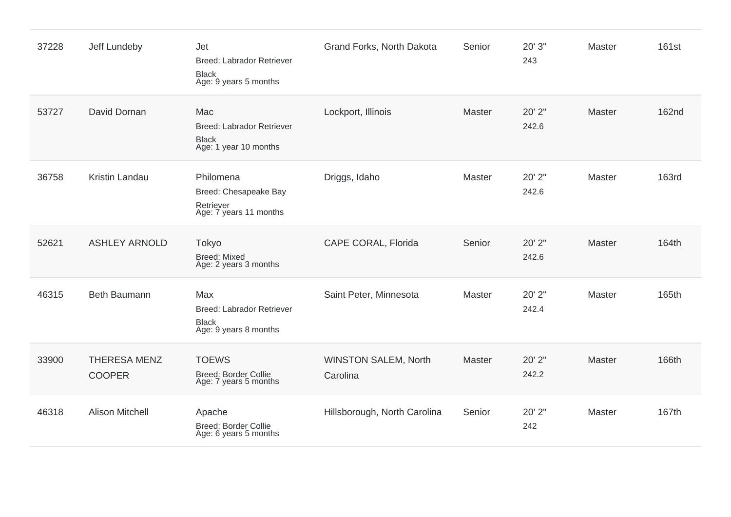| | | | | | | | |
|---|---|---|---|---|---|---|---|
| 37228 | Jeff Lundeby | Jet<br>Breed: Labrador Retriever<br>Black<br>Age: 9 years 5 months | Grand Forks, North Dakota | Senior | 20' 3"<br>243 | Master | 161st |
| 53727 | David Dornan | Mac<br>Breed: Labrador Retriever<br>Black<br>Age: 1 year 10 months | Lockport, Illinois | Master | 20' 2"<br>242.6 | Master | 162nd |
| 36758 | Kristin Landau | Philomena<br>Breed: Chesapeake Bay Retriever<br>Age: 7 years 11 months | Driggs, Idaho | Master | 20' 2"<br>242.6 | Master | 163rd |
| 52621 | ASHLEY ARNOLD | Tokyo<br>Breed: Mixed<br>Age: 2 years 3 months | CAPE CORAL, Florida | Senior | 20' 2"<br>242.6 | Master | 164th |
| 46315 | Beth Baumann | Max<br>Breed: Labrador Retriever<br>Black<br>Age: 9 years 8 months | Saint Peter, Minnesota | Master | 20' 2"<br>242.4 | Master | 165th |
| 33900 | THERESA MENZ COOPER | TOEWS<br>Breed: Border Collie<br>Age: 7 years 5 months | WINSTON SALEM, North Carolina | Master | 20' 2"<br>242.2 | Master | 166th |
| 46318 | Alison Mitchell | Apache<br>Breed: Border Collie<br>Age: 6 years 5 months | Hillsborough, North Carolina | Senior | 20' 2"<br>242 | Master | 167th |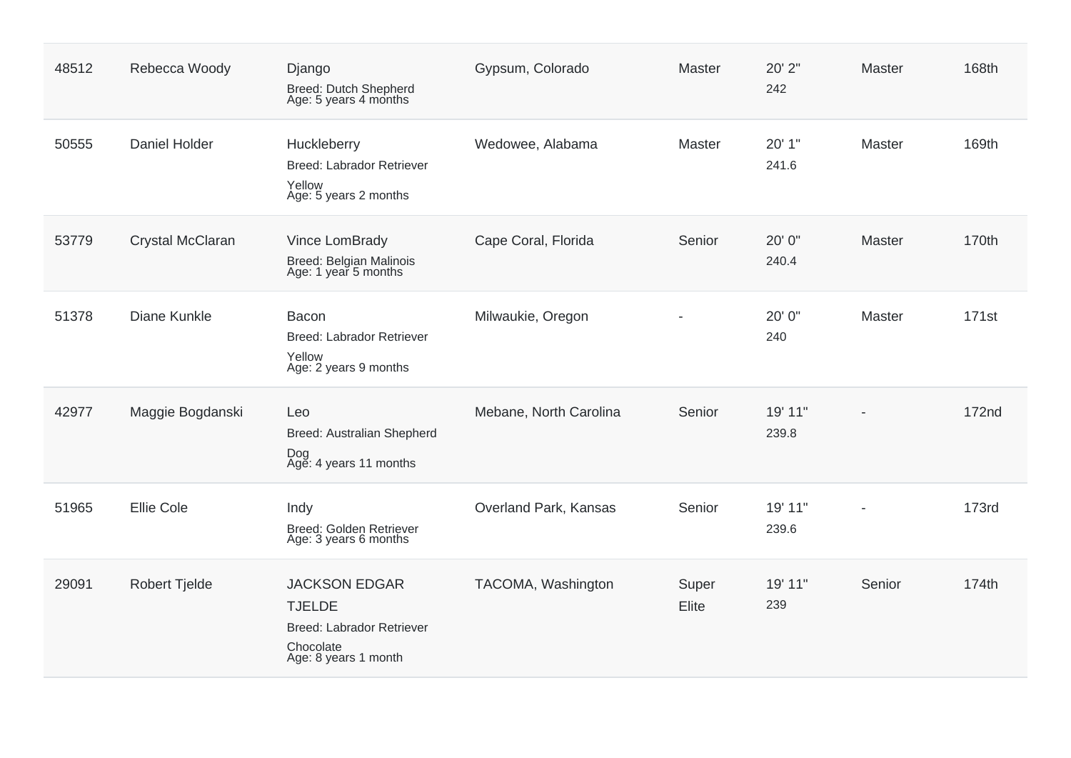| | | | | | | | |
|---|---|---|---|---|---|---|---|
| 48512 | Rebecca Woody | Django<br>Breed: Dutch Shepherd<br>Age: 5 years 4 months | Gypsum, Colorado | Master | 20' 2"<br>242 | Master | 168th |
| 50555 | Daniel Holder | Huckleberry<br>Breed: Labrador Retriever Yellow<br>Age: 5 years 2 months | Wedowee, Alabama | Master | 20' 1"<br>241.6 | Master | 169th |
| 53779 | Crystal McClaran | Vince LomBrady<br>Breed: Belgian Malinois<br>Age: 1 year 5 months | Cape Coral, Florida | Senior | 20' 0"<br>240.4 | Master | 170th |
| 51378 | Diane Kunkle | Bacon<br>Breed: Labrador Retriever Yellow<br>Age: 2 years 9 months | Milwaukie, Oregon | - | 20' 0"<br>240 | Master | 171st |
| 42977 | Maggie Bogdanski | Leo<br>Breed: Australian Shepherd Dog<br>Age: 4 years 11 months | Mebane, North Carolina | Senior | 19' 11"<br>239.8 | - | 172nd |
| 51965 | Ellie Cole | Indy<br>Breed: Golden Retriever<br>Age: 3 years 6 months | Overland Park, Kansas | Senior | 19' 11"<br>239.6 | - | 173rd |
| 29091 | Robert Tjelde | JACKSON EDGAR TJELDE<br>Breed: Labrador Retriever Chocolate<br>Age: 8 years 1 month | TACOMA, Washington | Super Elite | 19' 11"<br>239 | Senior | 174th |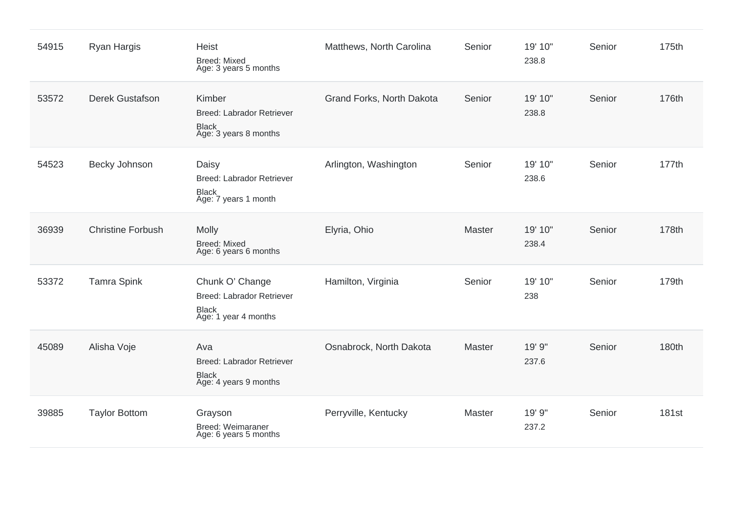| | | | | | | | |
|---|---|---|---|---|---|---|---|
| 54915 | Ryan Hargis | Heist<br>Breed: Mixed<br>Age: 3 years 5 months | Matthews, North Carolina | Senior | 19' 10"<br>238.8 | Senior | 175th |
| 53572 | Derek Gustafson | Kimber<br>Breed: Labrador Retriever<br>Black<br>Age: 3 years 8 months | Grand Forks, North Dakota | Senior | 19' 10"<br>238.8 | Senior | 176th |
| 54523 | Becky Johnson | Daisy<br>Breed: Labrador Retriever<br>Black<br>Age: 7 years 1 month | Arlington, Washington | Senior | 19' 10"<br>238.6 | Senior | 177th |
| 36939 | Christine Forbush | Molly<br>Breed: Mixed<br>Age: 6 years 6 months | Elyria, Ohio | Master | 19' 10"<br>238.4 | Senior | 178th |
| 53372 | Tamra Spink | Chunk O' Change<br>Breed: Labrador Retriever<br>Black<br>Age: 1 year 4 months | Hamilton, Virginia | Senior | 19' 10"<br>238 | Senior | 179th |
| 45089 | Alisha Voje | Ava<br>Breed: Labrador Retriever<br>Black<br>Age: 4 years 9 months | Osnabrock, North Dakota | Master | 19' 9"<br>237.6 | Senior | 180th |
| 39885 | Taylor Bottom | Grayson<br>Breed: Weimaraner<br>Age: 6 years 5 months | Perryville, Kentucky | Master | 19' 9"<br>237.2 | Senior | 181st |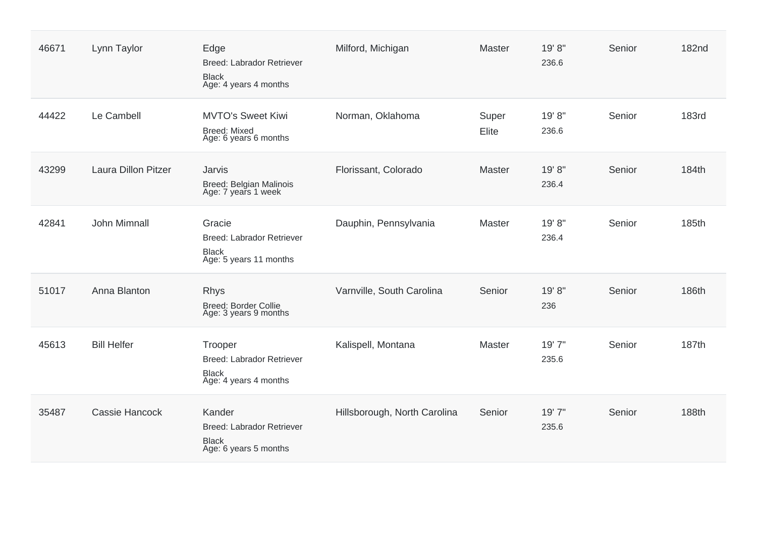| | | | | | | | |
|---|---|---|---|---|---|---|---|
| 46671 | Lynn Taylor | Edge<br>Breed: Labrador Retriever<br>Black<br>Age: 4 years 4 months | Milford, Michigan | Master | 19' 8"<br>236.6 | Senior | 182nd |
| 44422 | Le Cambell | MVTO's Sweet Kiwi<br>Breed: Mixed<br>Age: 6 years 6 months | Norman, Oklahoma | Super Elite | 19' 8"<br>236.6 | Senior | 183rd |
| 43299 | Laura Dillon Pitzer | Jarvis<br>Breed: Belgian Malinois<br>Age: 7 years 1 week | Florissant, Colorado | Master | 19' 8"<br>236.4 | Senior | 184th |
| 42841 | John Mimnall | Gracie<br>Breed: Labrador Retriever<br>Black<br>Age: 5 years 11 months | Dauphin, Pennsylvania | Master | 19' 8"<br>236.4 | Senior | 185th |
| 51017 | Anna Blanton | Rhys<br>Breed: Border Collie<br>Age: 3 years 9 months | Varnville, South Carolina | Senior | 19' 8"<br>236 | Senior | 186th |
| 45613 | Bill Helfer | Trooper<br>Breed: Labrador Retriever<br>Black<br>Age: 4 years 4 months | Kalispell, Montana | Master | 19' 7"<br>235.6 | Senior | 187th |
| 35487 | Cassie Hancock | Kander<br>Breed: Labrador Retriever<br>Black<br>Age: 6 years 5 months | Hillsborough, North Carolina | Senior | 19' 7"<br>235.6 | Senior | 188th |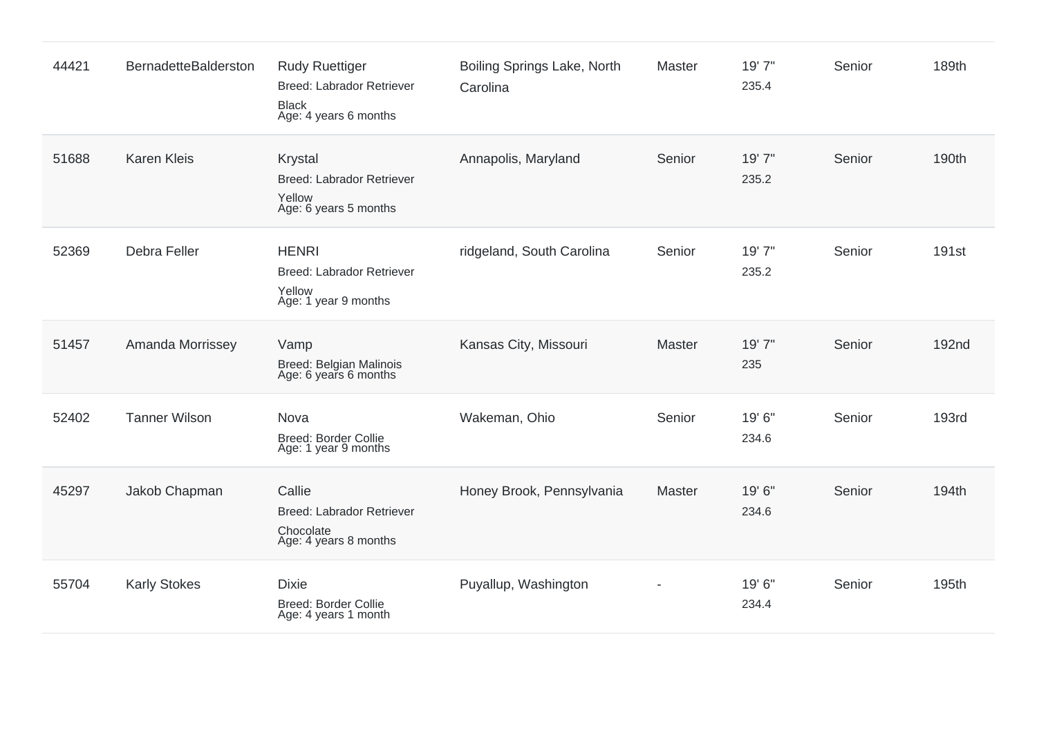| | | | | | | | |
|---|---|---|---|---|---|---|---|
| 44421 | BernadetteBalderston | Rudy Ruettiger<br>Breed: Labrador Retriever<br>Black<br>Age: 4 years 6 months | Boiling Springs Lake, North Carolina | Master | 19' 7"<br>235.4 | Senior | 189th |
| 51688 | Karen Kleis | Krystal<br>Breed: Labrador Retriever<br>Yellow<br>Age: 6 years 5 months | Annapolis, Maryland | Senior | 19' 7"<br>235.2 | Senior | 190th |
| 52369 | Debra Feller | HENRI<br>Breed: Labrador Retriever<br>Yellow<br>Age: 1 year 9 months | ridgeland, South Carolina | Senior | 19' 7"<br>235.2 | Senior | 191st |
| 51457 | Amanda Morrissey | Vamp<br>Breed: Belgian Malinois<br>Age: 6 years 6 months | Kansas City, Missouri | Master | 19' 7"<br>235 | Senior | 192nd |
| 52402 | Tanner Wilson | Nova<br>Breed: Border Collie<br>Age: 1 year 9 months | Wakeman, Ohio | Senior | 19' 6"<br>234.6 | Senior | 193rd |
| 45297 | Jakob Chapman | Callie<br>Breed: Labrador Retriever<br>Chocolate<br>Age: 4 years 8 months | Honey Brook, Pennsylvania | Master | 19' 6"<br>234.6 | Senior | 194th |
| 55704 | Karly Stokes | Dixie<br>Breed: Border Collie<br>Age: 4 years 1 month | Puyallup, Washington | - | 19' 6"<br>234.4 | Senior | 195th |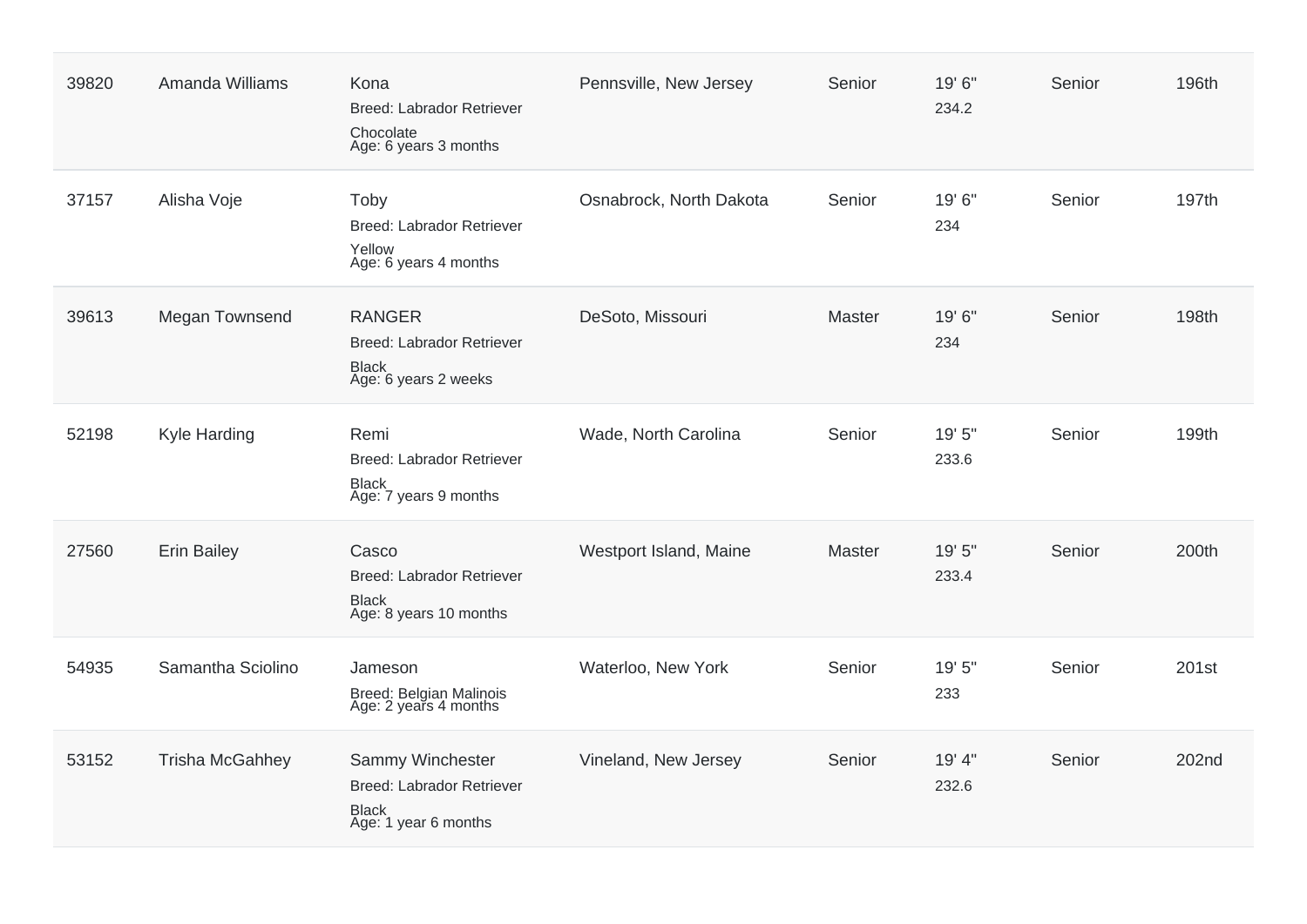| 39820 | Amanda Williams | Kona<br>Breed: Labrador Retriever<br>Chocolate<br>Age: 6 years 3 months | Pennsville, New Jersey | Senior | 19' 6"<br>234.2 | Senior | 196th |
|---|---|---|---|---|---|---|---|
| 37157 | Alisha Voje | Toby<br>Breed: Labrador Retriever<br>Yellow<br>Age: 6 years 4 months | Osnabrock, North Dakota | Senior | 19' 6"<br>234 | Senior | 197th |
| 39613 | Megan Townsend | RANGER<br>Breed: Labrador Retriever<br>Black<br>Age: 6 years 2 weeks | DeSoto, Missouri | Master | 19' 6"<br>234 | Senior | 198th |
| 52198 | Kyle Harding | Remi<br>Breed: Labrador Retriever<br>Black<br>Age: 7 years 9 months | Wade, North Carolina | Senior | 19' 5"<br>233.6 | Senior | 199th |
| 27560 | Erin Bailey | Casco<br>Breed: Labrador Retriever<br>Black<br>Age: 8 years 10 months | Westport Island, Maine | Master | 19' 5"<br>233.4 | Senior | 200th |
| 54935 | Samantha Sciolino | Jameson<br>Breed: Belgian Malinois<br>Age: 2 years 4 months | Waterloo, New York | Senior | 19' 5"<br>233 | Senior | 201st |
| 53152 | Trisha McGahhey | Sammy Winchester<br>Breed: Labrador Retriever<br>Black<br>Age: 1 year 6 months | Vineland, New Jersey | Senior | 19' 4"<br>232.6 | Senior | 202nd |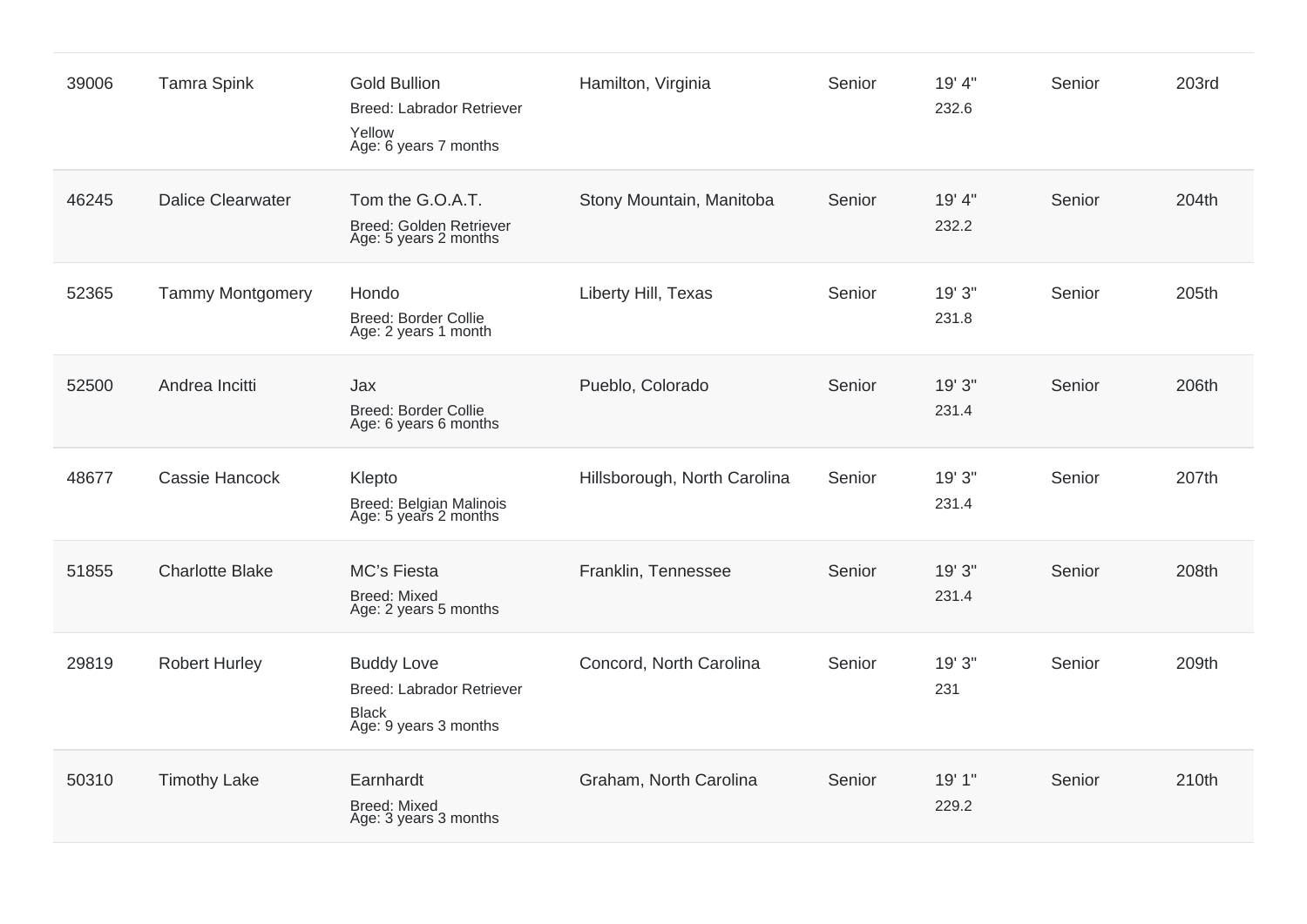| | | | | | | | |
|---|---|---|---|---|---|---|---|
| 39006 | Tamra Spink | Gold Bullion<br>Breed: Labrador Retriever<br>Yellow<br>Age: 6 years 7 months | Hamilton, Virginia | Senior | 19' 4"<br>232.6 | Senior | 203rd |
| 46245 | Dalice Clearwater | Tom the G.O.A.T.<br>Breed: Golden Retriever<br>Age: 5 years 2 months | Stony Mountain, Manitoba | Senior | 19' 4"<br>232.2 | Senior | 204th |
| 52365 | Tammy Montgomery | Hondo<br>Breed: Border Collie<br>Age: 2 years 1 month | Liberty Hill, Texas | Senior | 19' 3"<br>231.8 | Senior | 205th |
| 52500 | Andrea Incitti | Jax<br>Breed: Border Collie<br>Age: 6 years 6 months | Pueblo, Colorado | Senior | 19' 3"<br>231.4 | Senior | 206th |
| 48677 | Cassie Hancock | Klepto<br>Breed: Belgian Malinois<br>Age: 5 years 2 months | Hillsborough, North Carolina | Senior | 19' 3"<br>231.4 | Senior | 207th |
| 51855 | Charlotte Blake | MC's Fiesta<br>Breed: Mixed<br>Age: 2 years 5 months | Franklin, Tennessee | Senior | 19' 3"<br>231.4 | Senior | 208th |
| 29819 | Robert Hurley | Buddy Love<br>Breed: Labrador Retriever<br>Black<br>Age: 9 years 3 months | Concord, North Carolina | Senior | 19' 3"<br>231 | Senior | 209th |
| 50310 | Timothy Lake | Earnhardt<br>Breed: Mixed<br>Age: 3 years 3 months | Graham, North Carolina | Senior | 19' 1"<br>229.2 | Senior | 210th |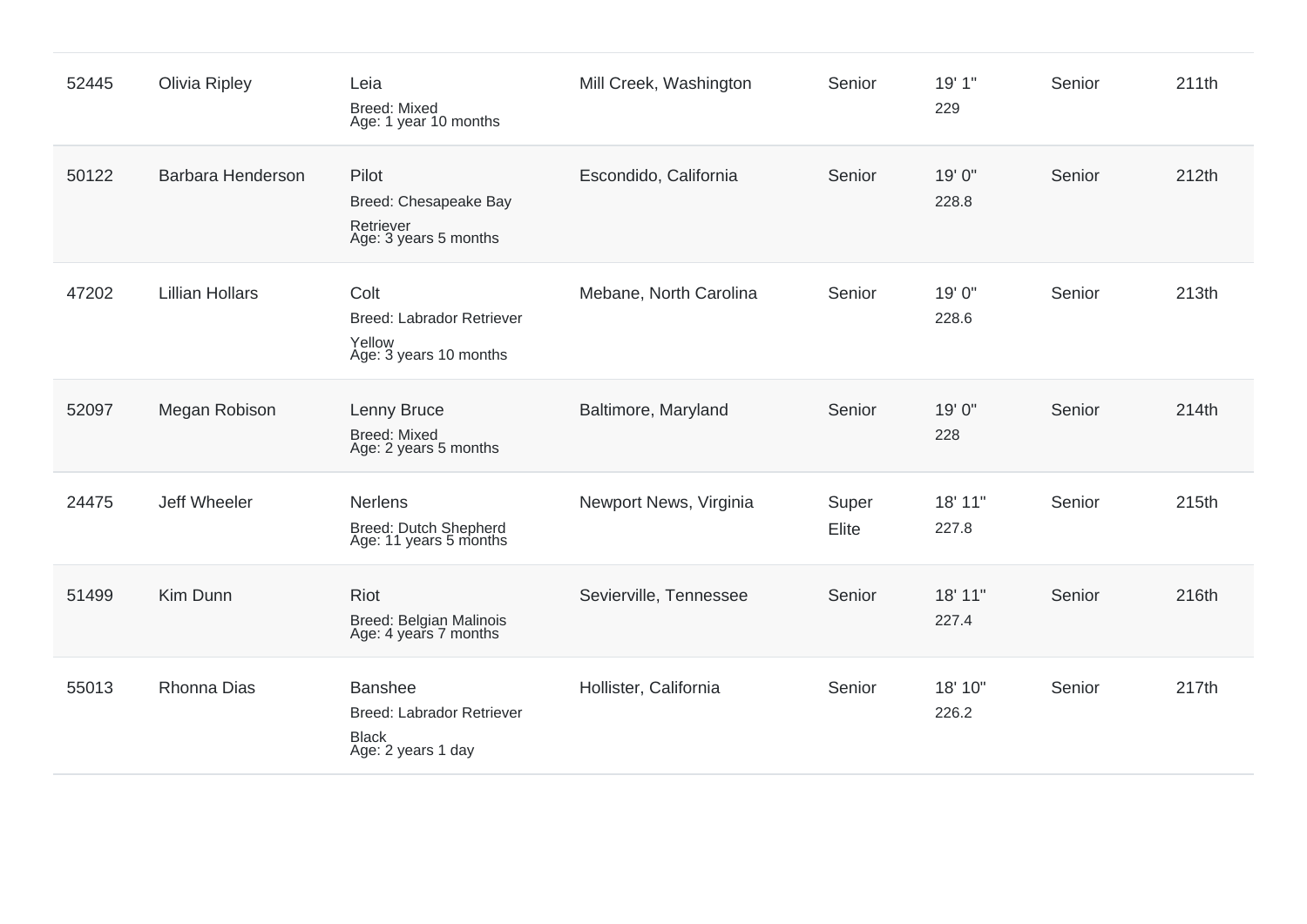| | | | | | | | |
|---|---|---|---|---|---|---|---|
| 52445 | Olivia Ripley | Leia<br>Breed: Mixed<br>Age: 1 year 10 months | Mill Creek, Washington | Senior | 19' 1"<br>229 | Senior | 211th |
| 50122 | Barbara Henderson | Pilot<br>Breed: Chesapeake Bay Retriever<br>Age: 3 years 5 months | Escondido, California | Senior | 19' 0"<br>228.8 | Senior | 212th |
| 47202 | Lillian Hollars | Colt<br>Breed: Labrador Retriever Yellow<br>Age: 3 years 10 months | Mebane, North Carolina | Senior | 19' 0"<br>228.6 | Senior | 213th |
| 52097 | Megan Robison | Lenny Bruce<br>Breed: Mixed<br>Age: 2 years 5 months | Baltimore, Maryland | Senior | 19' 0"<br>228 | Senior | 214th |
| 24475 | Jeff Wheeler | Nerlens<br>Breed: Dutch Shepherd<br>Age: 11 years 5 months | Newport News, Virginia | Super Elite | 18' 11"<br>227.8 | Senior | 215th |
| 51499 | Kim Dunn | Riot<br>Breed: Belgian Malinois<br>Age: 4 years 7 months | Sevierville, Tennessee | Senior | 18' 11"<br>227.4 | Senior | 216th |
| 55013 | Rhonna Dias | Banshee<br>Breed: Labrador Retriever Black<br>Age: 2 years 1 day | Hollister, California | Senior | 18' 10"<br>226.2 | Senior | 217th |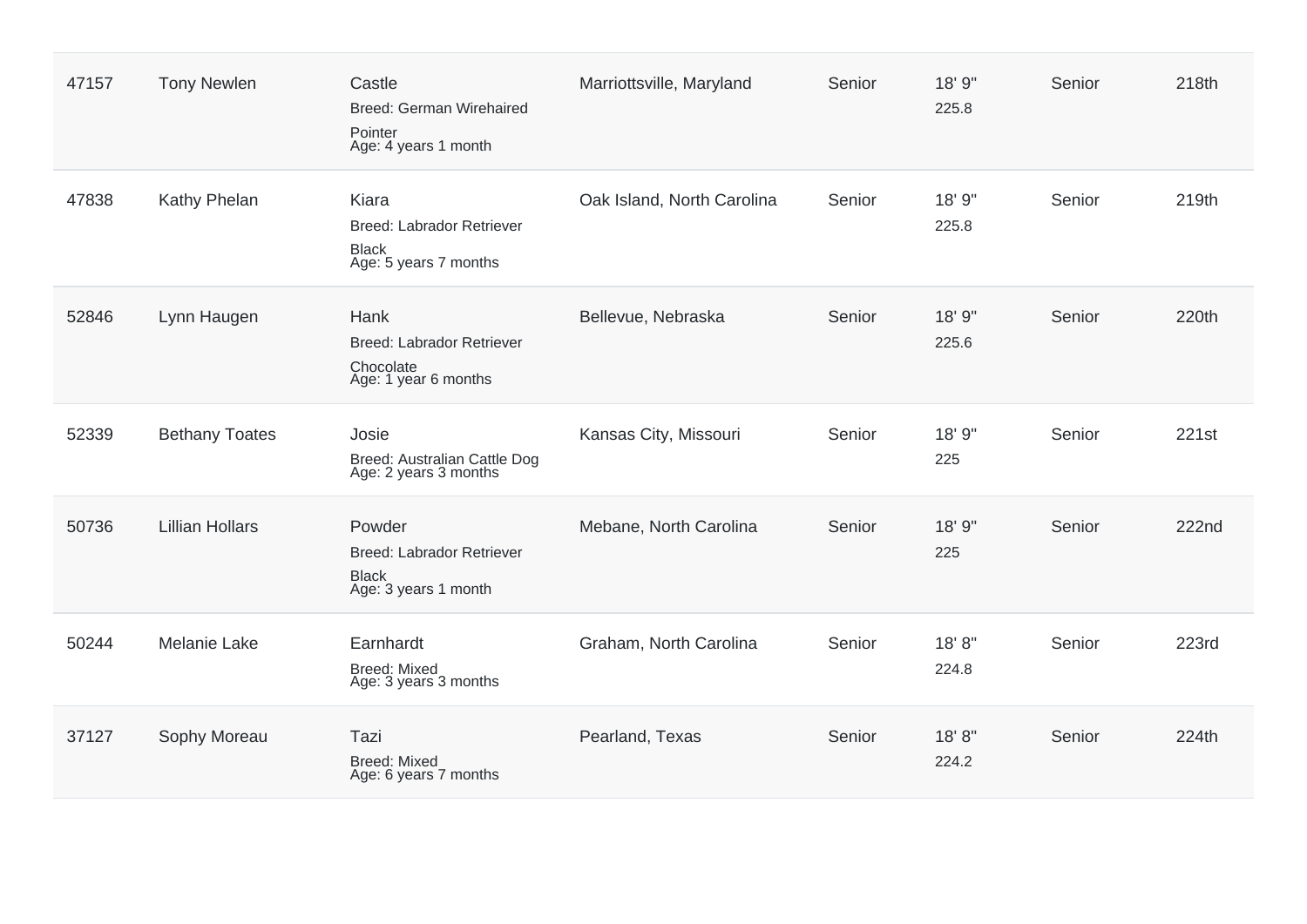| | | | | | | | |
|---|---|---|---|---|---|---|---|
| 47157 | Tony Newlen | Castle<br>Breed: German Wirehaired Pointer<br>Age: 4 years 1 month | Marriottsville, Maryland | Senior | 18' 9"<br>225.8 | Senior | 218th |
| 47838 | Kathy Phelan | Kiara<br>Breed: Labrador Retriever Black<br>Age: 5 years 7 months | Oak Island, North Carolina | Senior | 18' 9"<br>225.8 | Senior | 219th |
| 52846 | Lynn Haugen | Hank<br>Breed: Labrador Retriever Chocolate<br>Age: 1 year 6 months | Bellevue, Nebraska | Senior | 18' 9"<br>225.6 | Senior | 220th |
| 52339 | Bethany Toates | Josie<br>Breed: Australian Cattle Dog<br>Age: 2 years 3 months | Kansas City, Missouri | Senior | 18' 9"<br>225 | Senior | 221st |
| 50736 | Lillian Hollars | Powder<br>Breed: Labrador Retriever Black<br>Age: 3 years 1 month | Mebane, North Carolina | Senior | 18' 9"<br>225 | Senior | 222nd |
| 50244 | Melanie Lake | Earnhardt<br>Breed: Mixed<br>Age: 3 years 3 months | Graham, North Carolina | Senior | 18' 8"<br>224.8 | Senior | 223rd |
| 37127 | Sophy Moreau | Tazi<br>Breed: Mixed<br>Age: 6 years 7 months | Pearland, Texas | Senior | 18' 8"<br>224.2 | Senior | 224th |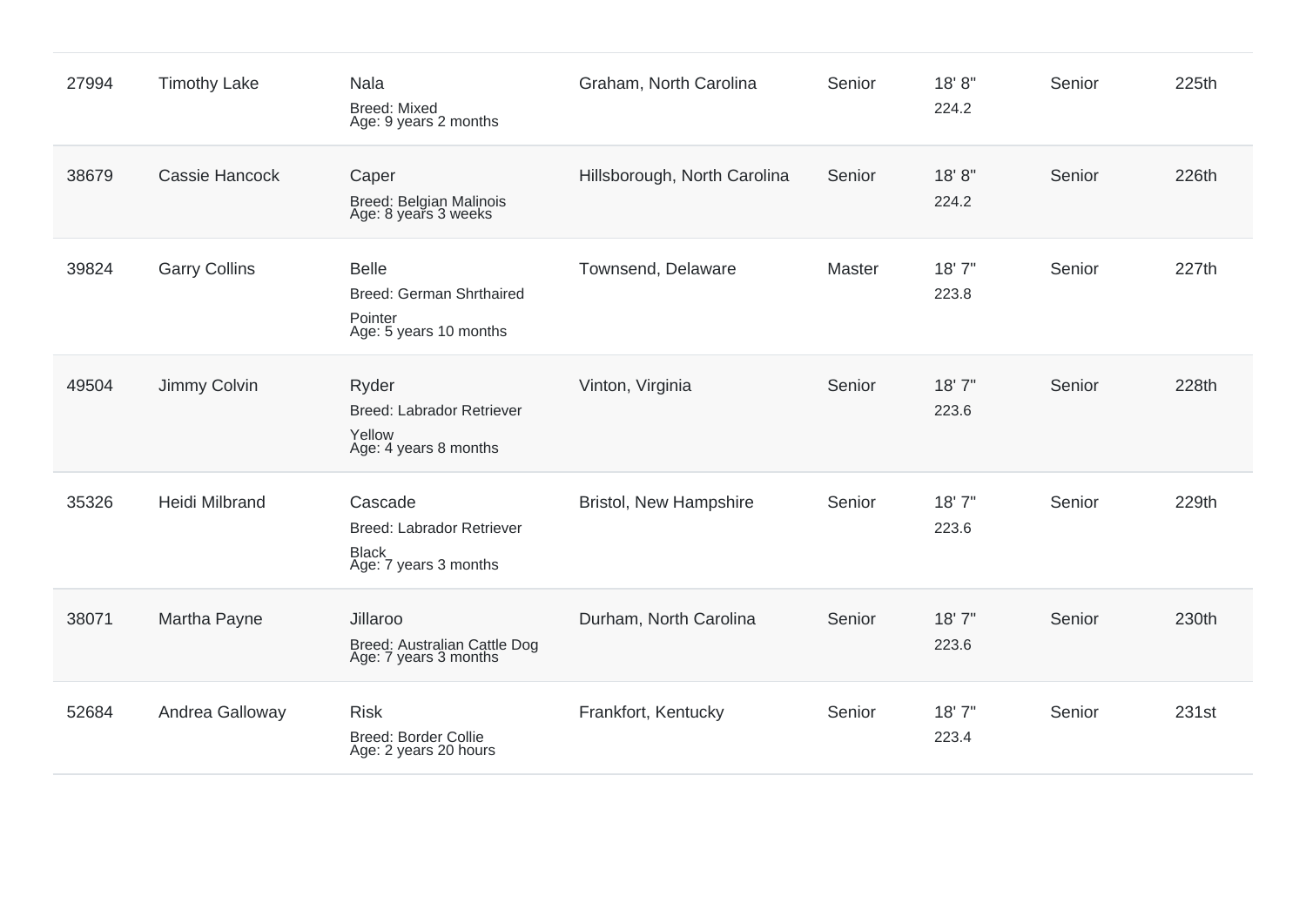| | | | | | | | |
|---|---|---|---|---|---|---|---|
| 27994 | Timothy Lake | Nala<br>Breed: Mixed<br>Age: 9 years 2 months | Graham, North Carolina | Senior | 18' 8"<br>224.2 | Senior | 225th |
| 38679 | Cassie Hancock | Caper<br>Breed: Belgian Malinois<br>Age: 8 years 3 weeks | Hillsborough, North Carolina | Senior | 18' 8"<br>224.2 | Senior | 226th |
| 39824 | Garry Collins | Belle<br>Breed: German Shrthaired Pointer<br>Age: 5 years 10 months | Townsend, Delaware | Master | 18' 7"<br>223.8 | Senior | 227th |
| 49504 | Jimmy Colvin | Ryder<br>Breed: Labrador Retriever Yellow<br>Age: 4 years 8 months | Vinton, Virginia | Senior | 18' 7"<br>223.6 | Senior | 228th |
| 35326 | Heidi Milbrand | Cascade<br>Breed: Labrador Retriever Black<br>Age: 7 years 3 months | Bristol, New Hampshire | Senior | 18' 7"<br>223.6 | Senior | 229th |
| 38071 | Martha Payne | Jillaroo<br>Breed: Australian Cattle Dog<br>Age: 7 years 3 months | Durham, North Carolina | Senior | 18' 7"<br>223.6 | Senior | 230th |
| 52684 | Andrea Galloway | Risk<br>Breed: Border Collie<br>Age: 2 years 20 hours | Frankfort, Kentucky | Senior | 18' 7"<br>223.4 | Senior | 231st |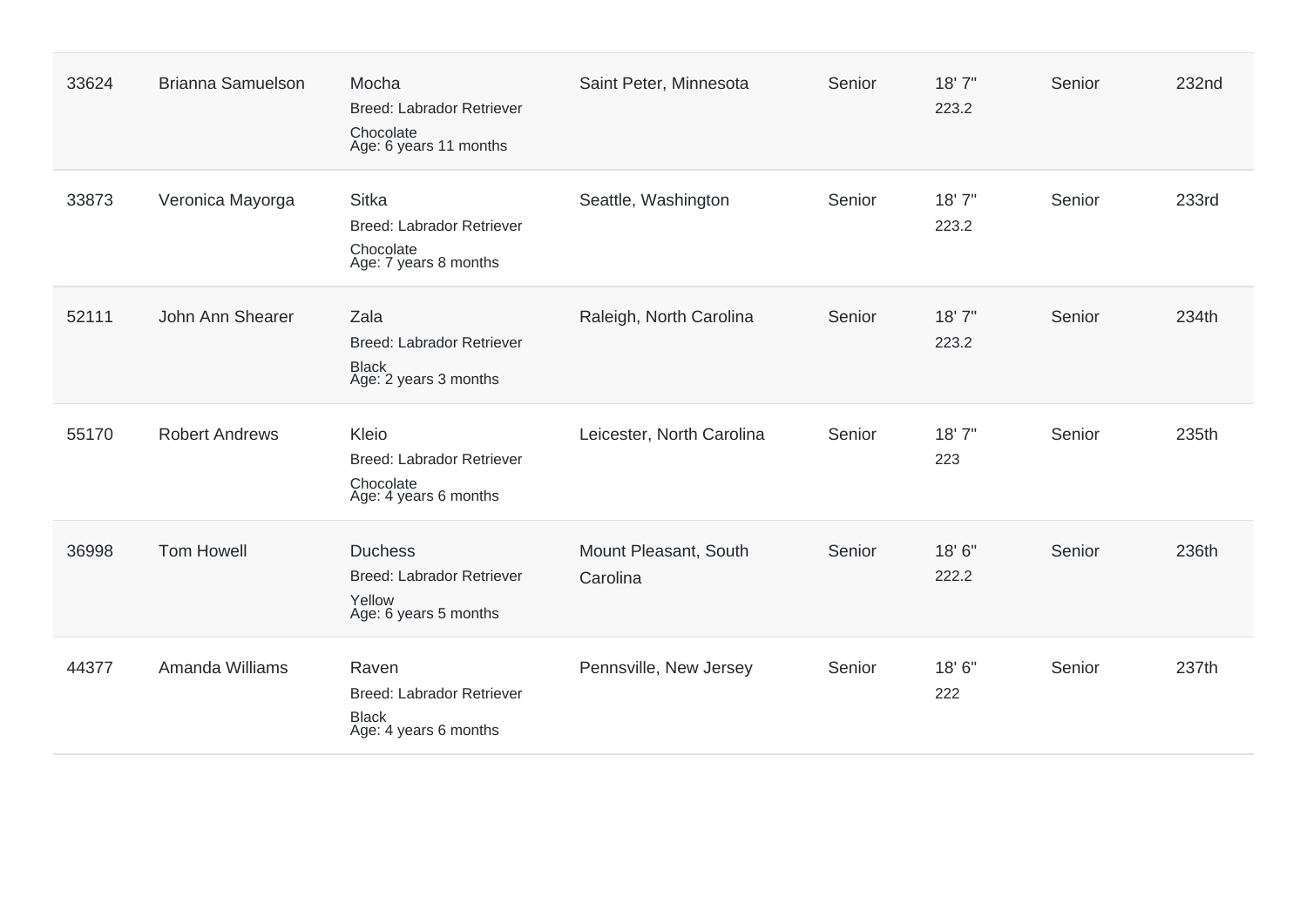| | | | | | | | |
|---|---|---|---|---|---|---|---|
| 33624 | Brianna Samuelson | Mocha<br>Breed: Labrador Retriever<br>Chocolate<br>Age: 6 years 11 months | Saint Peter, Minnesota | Senior | 18' 7"<br>223.2 | Senior | 232nd |
| 33873 | Veronica Mayorga | Sitka<br>Breed: Labrador Retriever<br>Chocolate<br>Age: 7 years 8 months | Seattle, Washington | Senior | 18' 7"<br>223.2 | Senior | 233rd |
| 52111 | John Ann Shearer | Zala<br>Breed: Labrador Retriever<br>Black<br>Age: 2 years 3 months | Raleigh, North Carolina | Senior | 18' 7"<br>223.2 | Senior | 234th |
| 55170 | Robert Andrews | Kleio<br>Breed: Labrador Retriever<br>Chocolate<br>Age: 4 years 6 months | Leicester, North Carolina | Senior | 18' 7"<br>223 | Senior | 235th |
| 36998 | Tom Howell | Duchess<br>Breed: Labrador Retriever<br>Yellow<br>Age: 6 years 5 months | Mount Pleasant, South Carolina | Senior | 18' 6"<br>222.2 | Senior | 236th |
| 44377 | Amanda Williams | Raven<br>Breed: Labrador Retriever<br>Black<br>Age: 4 years 6 months | Pennsville, New Jersey | Senior | 18' 6"<br>222 | Senior | 237th |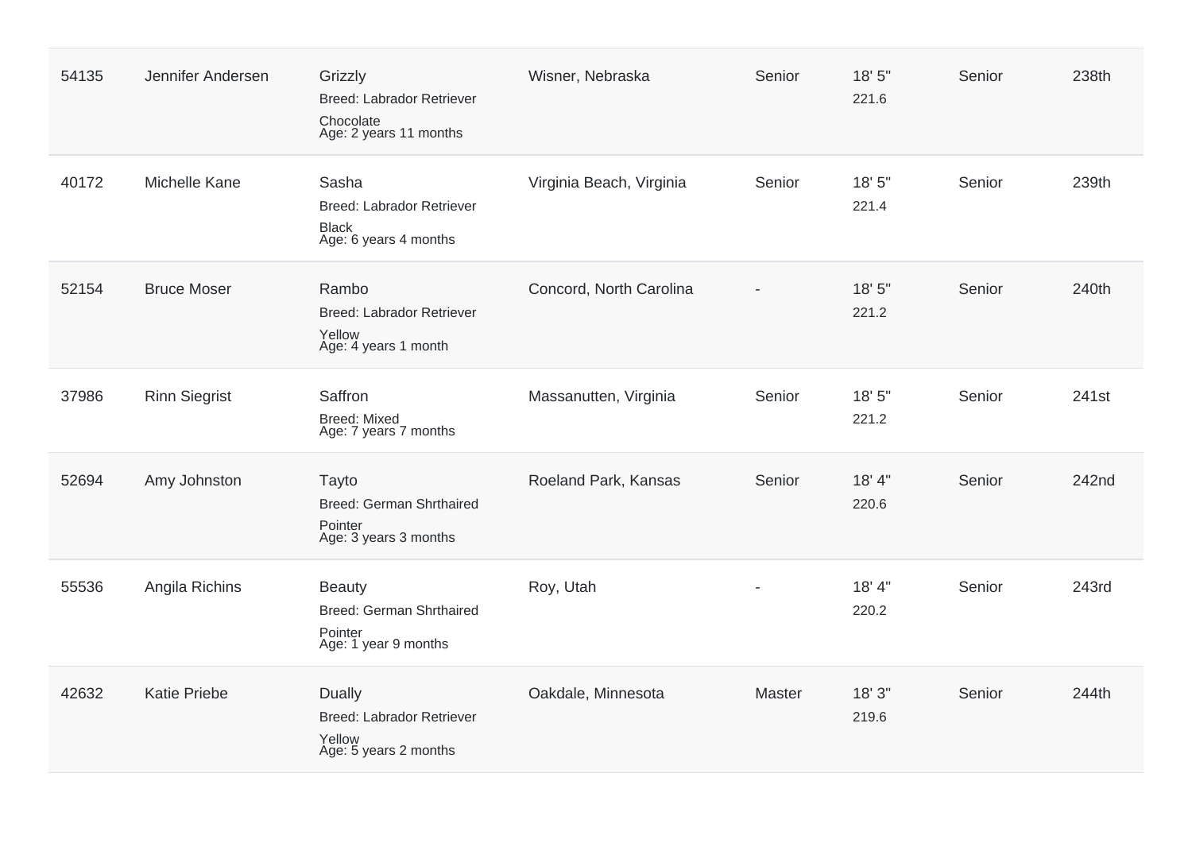| | | | | | | | |
|---|---|---|---|---|---|---|---|
| 54135 | Jennifer Andersen | Grizzly<br>Breed: Labrador Retriever<br>Chocolate<br>Age: 2 years 11 months | Wisner, Nebraska | Senior | 18' 5"<br>221.6 | Senior | 238th |
| 40172 | Michelle Kane | Sasha<br>Breed: Labrador Retriever<br>Black<br>Age: 6 years 4 months | Virginia Beach, Virginia | Senior | 18' 5"<br>221.4 | Senior | 239th |
| 52154 | Bruce Moser | Rambo<br>Breed: Labrador Retriever<br>Yellow<br>Age: 4 years 1 month | Concord, North Carolina | - | 18' 5"<br>221.2 | Senior | 240th |
| 37986 | Rinn Siegrist | Saffron<br>Breed: Mixed<br>Age: 7 years 7 months | Massanutten, Virginia | Senior | 18' 5"<br>221.2 | Senior | 241st |
| 52694 | Amy Johnston | Tayto<br>Breed: German Shrthaired Pointer<br>Age: 3 years 3 months | Roeland Park, Kansas | Senior | 18' 4"<br>220.6 | Senior | 242nd |
| 55536 | Angila Richins | Beauty<br>Breed: German Shrthaired Pointer<br>Age: 1 year 9 months | Roy, Utah | - | 18' 4"<br>220.2 | Senior | 243rd |
| 42632 | Katie Priebe | Dually<br>Breed: Labrador Retriever<br>Yellow<br>Age: 5 years 2 months | Oakdale, Minnesota | Master | 18' 3"<br>219.6 | Senior | 244th |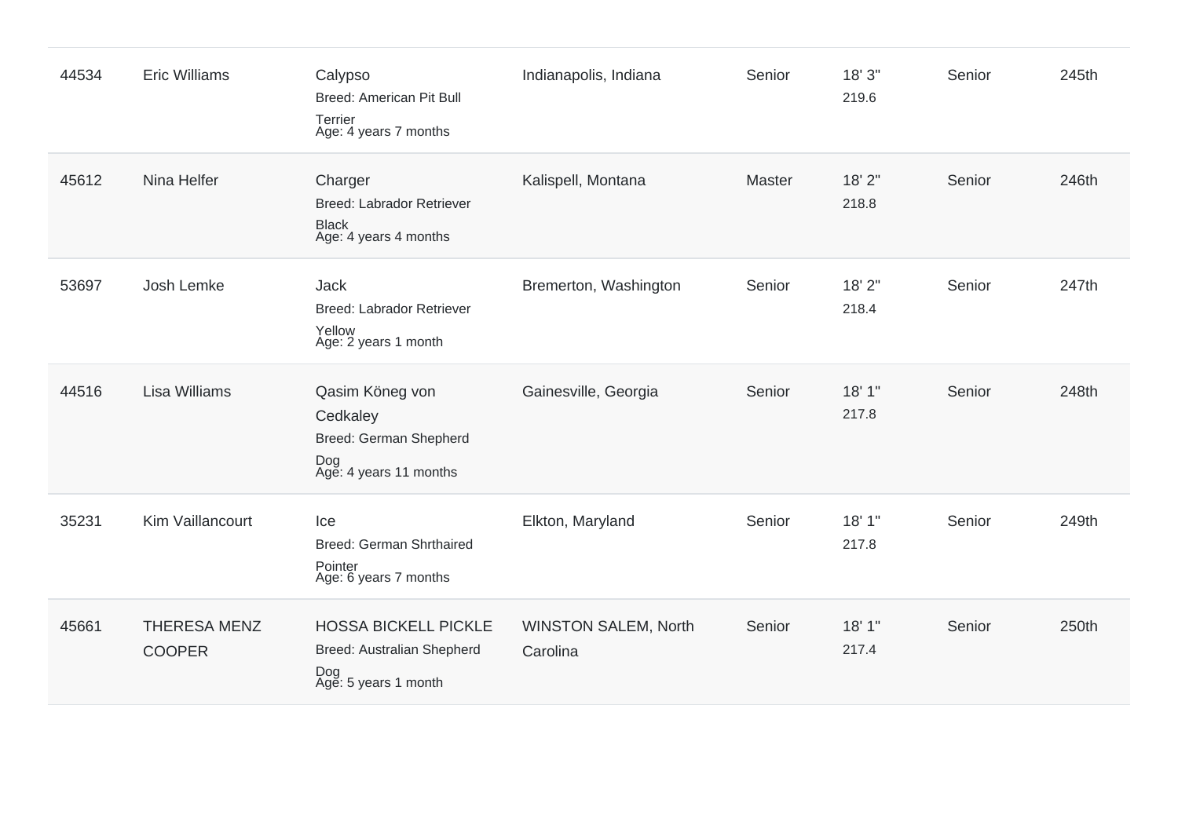| | | | | | | | |
|---|---|---|---|---|---|---|---|
| 44534 | Eric Williams | Calypso<br>Breed: American Pit Bull Terrier<br>Age: 4 years 7 months | Indianapolis, Indiana | Senior | 18' 3"<br>219.6 | Senior | 245th |
| 45612 | Nina Helfer | Charger<br>Breed: Labrador Retriever Black<br>Age: 4 years 4 months | Kalispell, Montana | Master | 18' 2"<br>218.8 | Senior | 246th |
| 53697 | Josh Lemke | Jack<br>Breed: Labrador Retriever Yellow<br>Age: 2 years 1 month | Bremerton, Washington | Senior | 18' 2"<br>218.4 | Senior | 247th |
| 44516 | Lisa Williams | Qasim Köneg von Cedkaley<br>Breed: German Shepherd Dog<br>Age: 4 years 11 months | Gainesville, Georgia | Senior | 18' 1"<br>217.8 | Senior | 248th |
| 35231 | Kim Vaillancourt | Ice<br>Breed: German Shrthaired Pointer<br>Age: 6 years 7 months | Elkton, Maryland | Senior | 18' 1"<br>217.8 | Senior | 249th |
| 45661 | THERESA MENZ COOPER | HOSSA BICKELL PICKLE<br>Breed: Australian Shepherd Dog<br>Age: 5 years 1 month | WINSTON SALEM, North Carolina | Senior | 18' 1"<br>217.4 | Senior | 250th |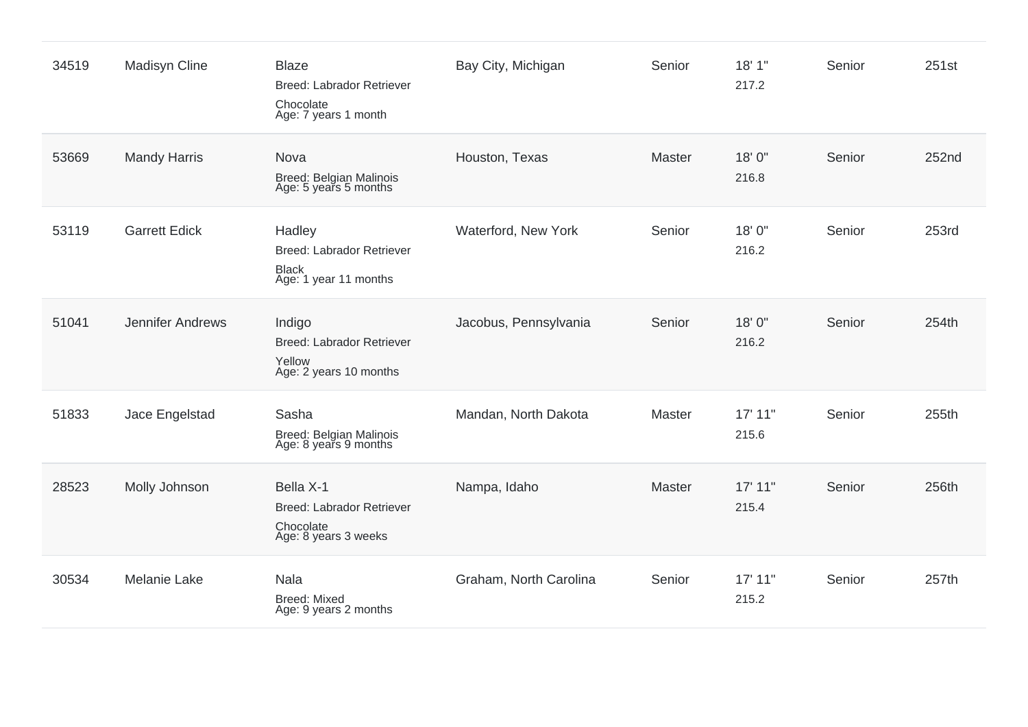| | | | | | | | |
|---|---|---|---|---|---|---|---|
| 34519 | Madisyn Cline | Blaze<br>Breed: Labrador Retriever<br>Chocolate<br>Age: 7 years 1 month | Bay City, Michigan | Senior | 18' 1"<br>217.2 | Senior | 251st |
| 53669 | Mandy Harris | Nova<br>Breed: Belgian Malinois<br>Age: 5 years 5 months | Houston, Texas | Master | 18' 0"<br>216.8 | Senior | 252nd |
| 53119 | Garrett Edick | Hadley<br>Breed: Labrador Retriever<br>Black<br>Age: 1 year 11 months | Waterford, New York | Senior | 18' 0"<br>216.2 | Senior | 253rd |
| 51041 | Jennifer Andrews | Indigo<br>Breed: Labrador Retriever<br>Yellow<br>Age: 2 years 10 months | Jacobus, Pennsylvania | Senior | 18' 0"<br>216.2 | Senior | 254th |
| 51833 | Jace Engelstad | Sasha<br>Breed: Belgian Malinois<br>Age: 8 years 9 months | Mandan, North Dakota | Master | 17' 11"<br>215.6 | Senior | 255th |
| 28523 | Molly Johnson | Bella X-1<br>Breed: Labrador Retriever<br>Chocolate<br>Age: 8 years 3 weeks | Nampa, Idaho | Master | 17' 11"<br>215.4 | Senior | 256th |
| 30534 | Melanie Lake | Nala<br>Breed: Mixed<br>Age: 9 years 2 months | Graham, North Carolina | Senior | 17' 11"<br>215.2 | Senior | 257th |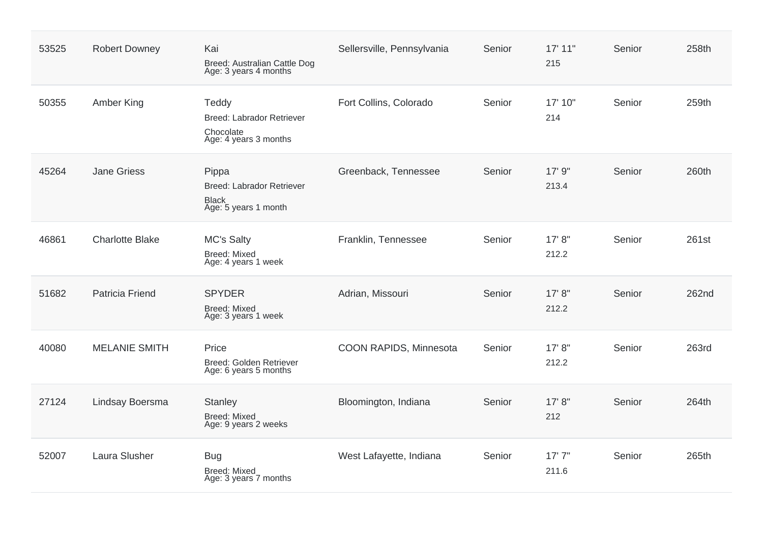| | | | | | | | |
|---|---|---|---|---|---|---|---|
| 53525 | Robert Downey | Kai<br>Breed: Australian Cattle Dog<br>Age: 3 years 4 months | Sellersville, Pennsylvania | Senior | 17' 11"<br>215 | Senior | 258th |
| 50355 | Amber King | Teddy<br>Breed: Labrador Retriever Chocolate<br>Age: 4 years 3 months | Fort Collins, Colorado | Senior | 17' 10"<br>214 | Senior | 259th |
| 45264 | Jane Griess | Pippa<br>Breed: Labrador Retriever Black<br>Age: 5 years 1 month | Greenback, Tennessee | Senior | 17' 9"<br>213.4 | Senior | 260th |
| 46861 | Charlotte Blake | MC's Salty<br>Breed: Mixed<br>Age: 4 years 1 week | Franklin, Tennessee | Senior | 17' 8"<br>212.2 | Senior | 261st |
| 51682 | Patricia Friend | SPYDER<br>Breed: Mixed<br>Age: 3 years 1 week | Adrian, Missouri | Senior | 17' 8"<br>212.2 | Senior | 262nd |
| 40080 | MELANIE SMITH | Price<br>Breed: Golden Retriever<br>Age: 6 years 5 months | COON RAPIDS, Minnesota | Senior | 17' 8"<br>212.2 | Senior | 263rd |
| 27124 | Lindsay Boersma | Stanley<br>Breed: Mixed<br>Age: 9 years 2 weeks | Bloomington, Indiana | Senior | 17' 8"<br>212 | Senior | 264th |
| 52007 | Laura Slusher | Bug<br>Breed: Mixed<br>Age: 3 years 7 months | West Lafayette, Indiana | Senior | 17' 7"<br>211.6 | Senior | 265th |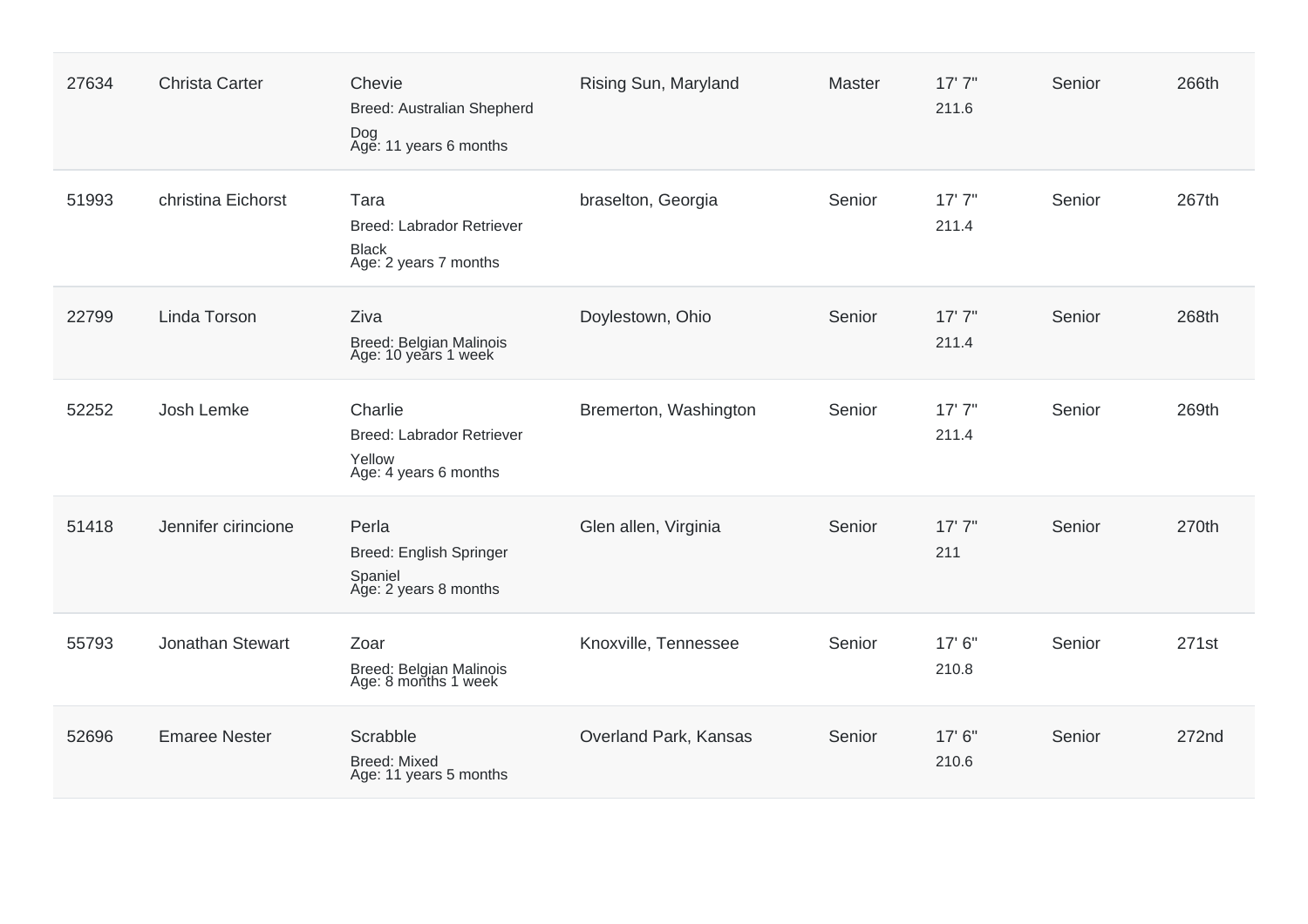| 27634 | Christa Carter | Chevie<br>Breed: Australian Shepherd Dog<br>Age: 11 years 6 months | Rising Sun, Maryland | Master | 17' 7"<br>211.6 | Senior | 266th |
|---|---|---|---|---|---|---|---|
| 51993 | christina Eichorst | Tara<br>Breed: Labrador Retriever Black<br>Age: 2 years 7 months | braselton, Georgia | Senior | 17' 7"<br>211.4 | Senior | 267th |
| 22799 | Linda Torson | Ziva<br>Breed: Belgian Malinois<br>Age: 10 years 1 week | Doylestown, Ohio | Senior | 17' 7"<br>211.4 | Senior | 268th |
| 52252 | Josh Lemke | Charlie<br>Breed: Labrador Retriever Yellow<br>Age: 4 years 6 months | Bremerton, Washington | Senior | 17' 7"<br>211.4 | Senior | 269th |
| 51418 | Jennifer cirincione | Perla<br>Breed: English Springer Spaniel<br>Age: 2 years 8 months | Glen allen, Virginia | Senior | 17' 7"<br>211 | Senior | 270th |
| 55793 | Jonathan Stewart | Zoar<br>Breed: Belgian Malinois<br>Age: 8 months 1 week | Knoxville, Tennessee | Senior | 17' 6"<br>210.8 | Senior | 271st |
| 52696 | Emaree Nester | Scrabble<br>Breed: Mixed<br>Age: 11 years 5 months | Overland Park, Kansas | Senior | 17' 6"<br>210.6 | Senior | 272nd |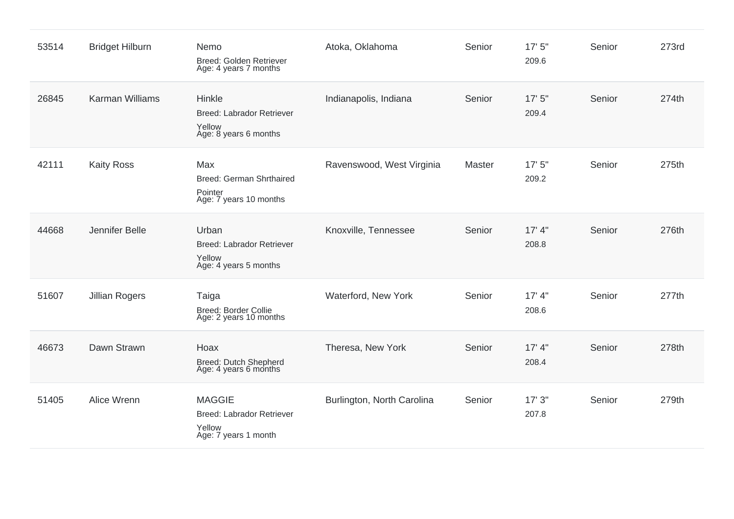| | | | | | | | |
|---|---|---|---|---|---|---|---|
| 53514 | Bridget Hilburn | Nemo<br>Breed: Golden Retriever<br>Age: 4 years 7 months | Atoka, Oklahoma | Senior | 17' 5"<br>209.6 | Senior | 273rd |
| 26845 | Karman Williams | Hinkle<br>Breed: Labrador Retriever Yellow<br>Age: 8 years 6 months | Indianapolis, Indiana | Senior | 17' 5"<br>209.4 | Senior | 274th |
| 42111 | Kaity Ross | Max<br>Breed: German Shrthaired Pointer<br>Age: 7 years 10 months | Ravenswood, West Virginia | Master | 17' 5"<br>209.2 | Senior | 275th |
| 44668 | Jennifer Belle | Urban<br>Breed: Labrador Retriever Yellow<br>Age: 4 years 5 months | Knoxville, Tennessee | Senior | 17' 4"<br>208.8 | Senior | 276th |
| 51607 | Jillian Rogers | Taiga<br>Breed: Border Collie<br>Age: 2 years 10 months | Waterford, New York | Senior | 17' 4"<br>208.6 | Senior | 277th |
| 46673 | Dawn Strawn | Hoax<br>Breed: Dutch Shepherd<br>Age: 4 years 6 months | Theresa, New York | Senior | 17' 4"<br>208.4 | Senior | 278th |
| 51405 | Alice Wrenn | MAGGIE<br>Breed: Labrador Retriever Yellow<br>Age: 7 years 1 month | Burlington, North Carolina | Senior | 17' 3"<br>207.8 | Senior | 279th |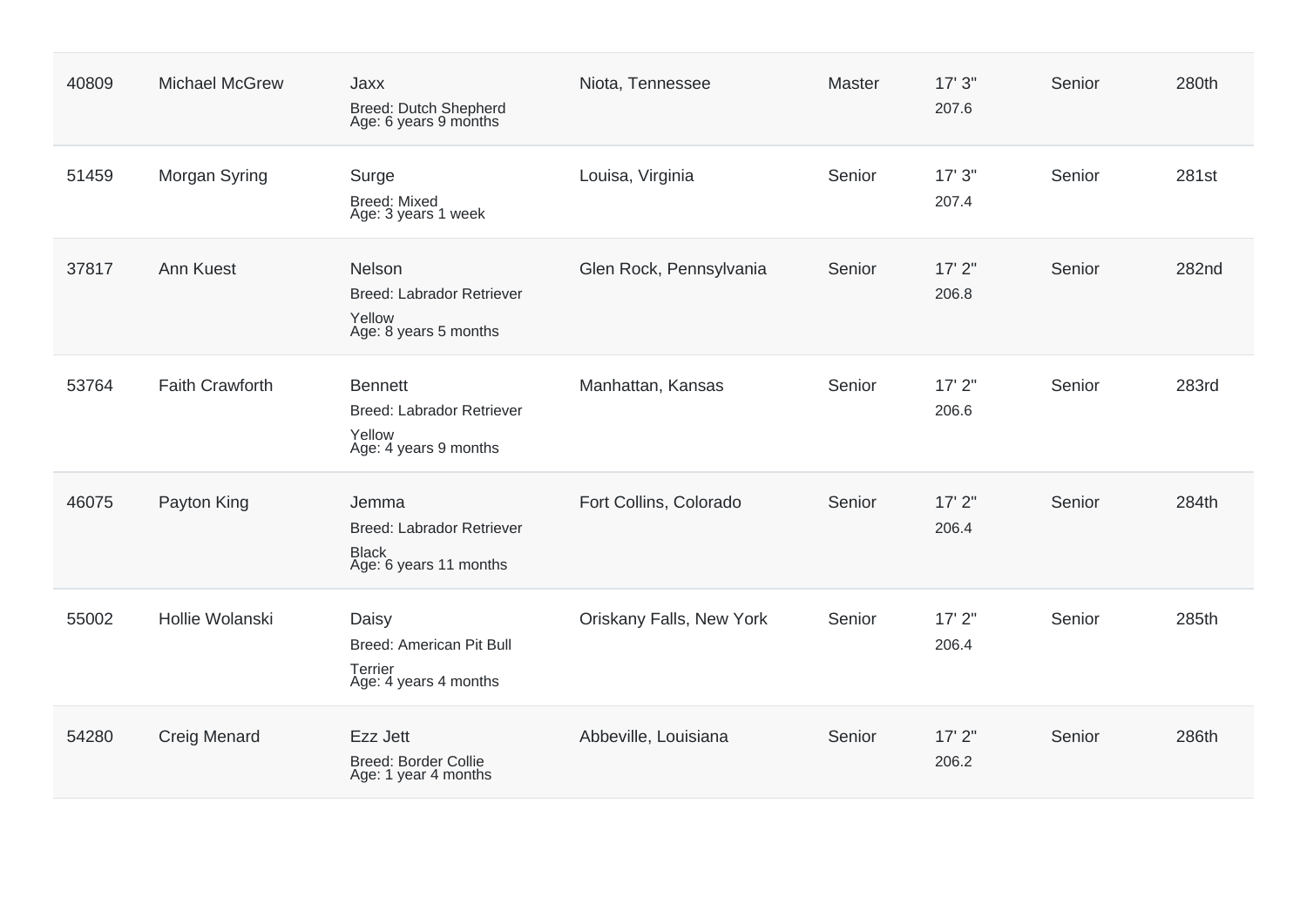| | | | | | | | |
|---|---|---|---|---|---|---|---|
| 40809 | Michael McGrew | Jaxx<br>Breed: Dutch Shepherd<br>Age: 6 years 9 months | Niota, Tennessee | Master | 17' 3"<br>207.6 | Senior | 280th |
| 51459 | Morgan Syring | Surge<br>Breed: Mixed<br>Age: 3 years 1 week | Louisa, Virginia | Senior | 17' 3"<br>207.4 | Senior | 281st |
| 37817 | Ann Kuest | Nelson<br>Breed: Labrador Retriever Yellow<br>Age: 8 years 5 months | Glen Rock, Pennsylvania | Senior | 17' 2"<br>206.8 | Senior | 282nd |
| 53764 | Faith Crawforth | Bennett<br>Breed: Labrador Retriever Yellow<br>Age: 4 years 9 months | Manhattan, Kansas | Senior | 17' 2"<br>206.6 | Senior | 283rd |
| 46075 | Payton King | Jemma<br>Breed: Labrador Retriever Black<br>Age: 6 years 11 months | Fort Collins, Colorado | Senior | 17' 2"<br>206.4 | Senior | 284th |
| 55002 | Hollie Wolanski | Daisy<br>Breed: American Pit Bull Terrier<br>Age: 4 years 4 months | Oriskany Falls, New York | Senior | 17' 2"<br>206.4 | Senior | 285th |
| 54280 | Creig Menard | Ezz Jett<br>Breed: Border Collie<br>Age: 1 year 4 months | Abbeville, Louisiana | Senior | 17' 2"<br>206.2 | Senior | 286th |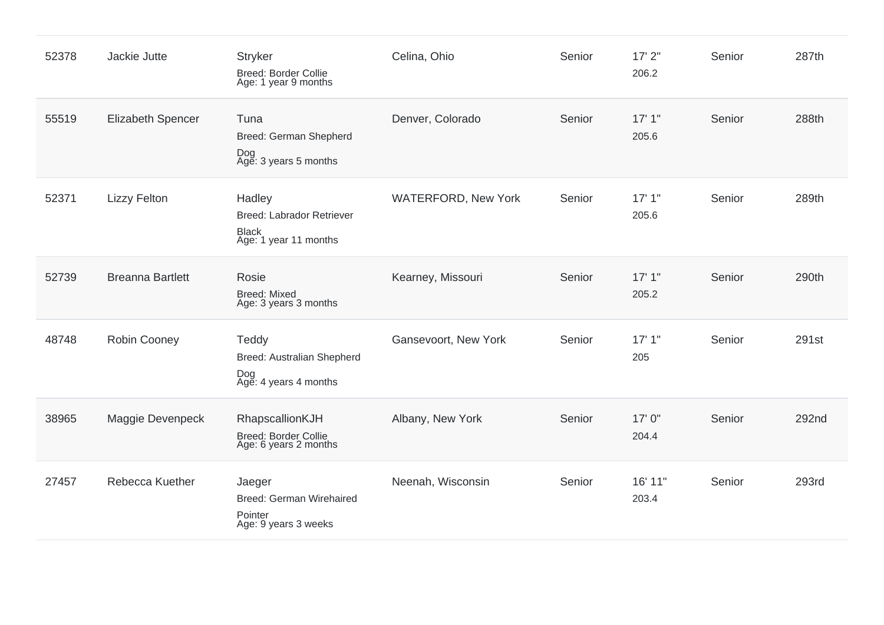| | | | | | | | |
|---|---|---|---|---|---|---|---|
| 52378 | Jackie Jutte | Stryker<br>Breed: Border Collie<br>Age: 1 year 9 months | Celina, Ohio | Senior | 17' 2"<br>206.2 | Senior | 287th |
| 55519 | Elizabeth Spencer | Tuna<br>Breed: German Shepherd Dog<br>Age: 3 years 5 months | Denver, Colorado | Senior | 17' 1"<br>205.6 | Senior | 288th |
| 52371 | Lizzy Felton | Hadley<br>Breed: Labrador Retriever Black<br>Age: 1 year 11 months | WATERFORD, New York | Senior | 17' 1"<br>205.6 | Senior | 289th |
| 52739 | Breanna Bartlett | Rosie<br>Breed: Mixed<br>Age: 3 years 3 months | Kearney, Missouri | Senior | 17' 1"<br>205.2 | Senior | 290th |
| 48748 | Robin Cooney | Teddy<br>Breed: Australian Shepherd Dog<br>Age: 4 years 4 months | Gansevoort, New York | Senior | 17' 1"<br>205 | Senior | 291st |
| 38965 | Maggie Devenpeck | RhapscallionKJH<br>Breed: Border Collie<br>Age: 6 years 2 months | Albany, New York | Senior | 17' 0"<br>204.4 | Senior | 292nd |
| 27457 | Rebecca Kuether | Jaeger<br>Breed: German Wirehaired Pointer<br>Age: 9 years 3 weeks | Neenah, Wisconsin | Senior | 16' 11"<br>203.4 | Senior | 293rd |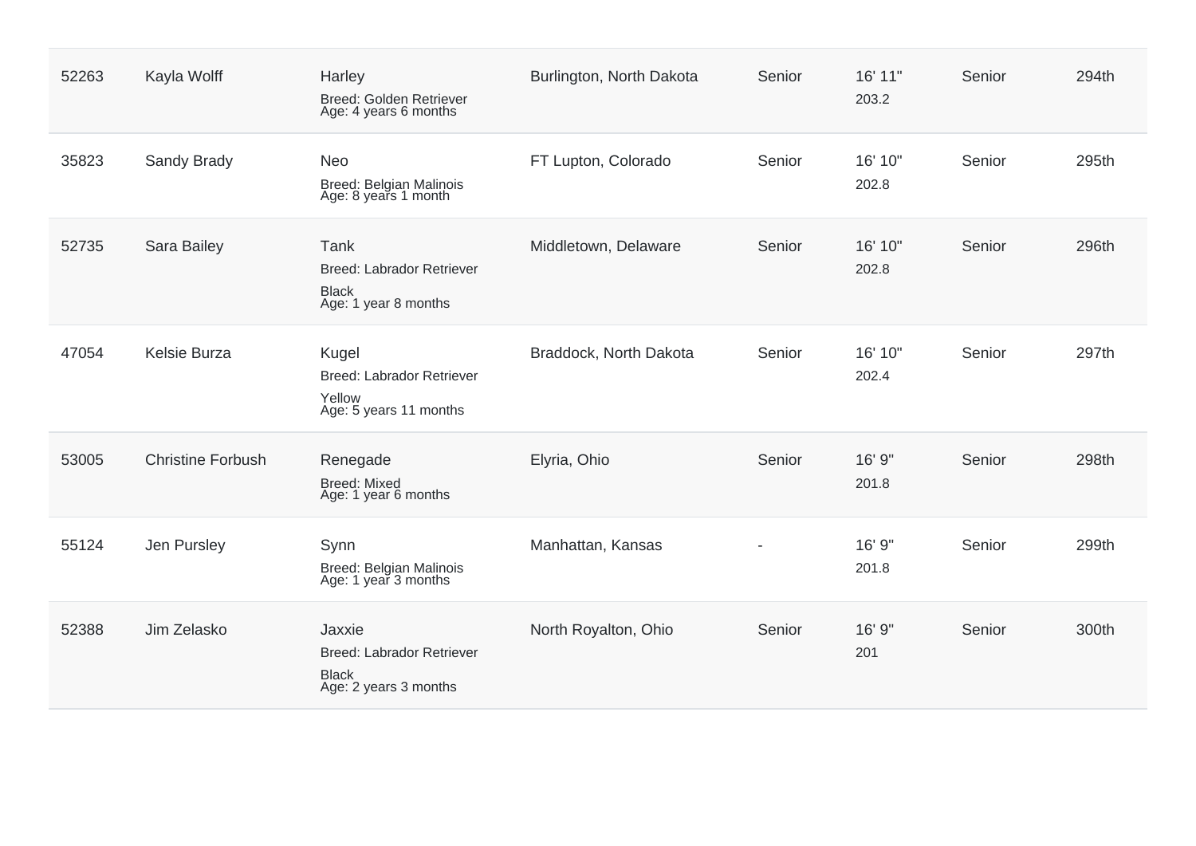| | | | | | | | |
|---|---|---|---|---|---|---|---|
| 52263 | Kayla Wolff | Harley<br>Breed: Golden Retriever<br>Age: 4 years 6 months | Burlington, North Dakota | Senior | 16' 11"<br>203.2 | Senior | 294th |
| 35823 | Sandy Brady | Neo<br>Breed: Belgian Malinois<br>Age: 8 years 1 month | FT Lupton, Colorado | Senior | 16' 10"<br>202.8 | Senior | 295th |
| 52735 | Sara Bailey | Tank<br>Breed: Labrador Retriever<br>Black<br>Age: 1 year 8 months | Middletown, Delaware | Senior | 16' 10"<br>202.8 | Senior | 296th |
| 47054 | Kelsie Burza | Kugel<br>Breed: Labrador Retriever<br>Yellow<br>Age: 5 years 11 months | Braddock, North Dakota | Senior | 16' 10"<br>202.4 | Senior | 297th |
| 53005 | Christine Forbush | Renegade<br>Breed: Mixed<br>Age: 1 year 6 months | Elyria, Ohio | Senior | 16' 9"<br>201.8 | Senior | 298th |
| 55124 | Jen Pursley | Synn<br>Breed: Belgian Malinois<br>Age: 1 year 3 months | Manhattan, Kansas | - | 16' 9"<br>201.8 | Senior | 299th |
| 52388 | Jim Zelasko | Jaxxie<br>Breed: Labrador Retriever<br>Black<br>Age: 2 years 3 months | North Royalton, Ohio | Senior | 16' 9"<br>201 | Senior | 300th |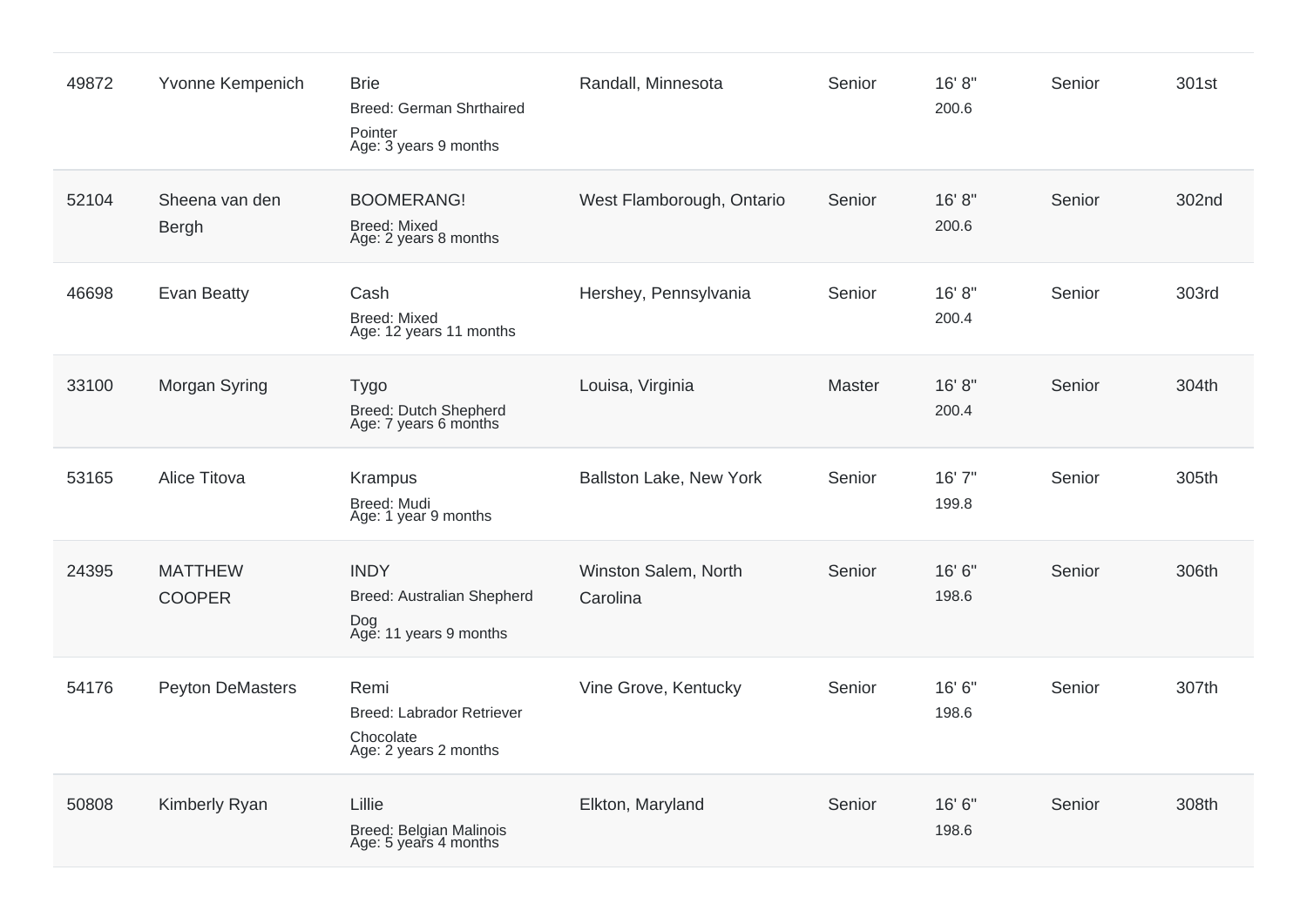| | | | | | | | |
|---|---|---|---|---|---|---|---|
| 49872 | Yvonne Kempenich | Brie<br>Breed: German Shrthaired Pointer<br>Age: 3 years 9 months | Randall, Minnesota | Senior | 16' 8"<br>200.6 | Senior | 301st |
| 52104 | Sheena van den Bergh | BOOMERANG!<br>Breed: Mixed<br>Age: 2 years 8 months | West Flamborough, Ontario | Senior | 16' 8"<br>200.6 | Senior | 302nd |
| 46698 | Evan Beatty | Cash<br>Breed: Mixed<br>Age: 12 years 11 months | Hershey, Pennsylvania | Senior | 16' 8"<br>200.4 | Senior | 303rd |
| 33100 | Morgan Syring | Tygo<br>Breed: Dutch Shepherd<br>Age: 7 years 6 months | Louisa, Virginia | Master | 16' 8"<br>200.4 | Senior | 304th |
| 53165 | Alice Titova | Krampus<br>Breed: Mudi<br>Age: 1 year 9 months | Ballston Lake, New York | Senior | 16' 7"<br>199.8 | Senior | 305th |
| 24395 | MATTHEW COOPER | INDY<br>Breed: Australian Shepherd Dog<br>Age: 11 years 9 months | Winston Salem, North Carolina | Senior | 16' 6"<br>198.6 | Senior | 306th |
| 54176 | Peyton DeMasters | Remi<br>Breed: Labrador Retriever Chocolate<br>Age: 2 years 2 months | Vine Grove, Kentucky | Senior | 16' 6"<br>198.6 | Senior | 307th |
| 50808 | Kimberly Ryan | Lillie<br>Breed: Belgian Malinois<br>Age: 5 years 4 months | Elkton, Maryland | Senior | 16' 6"<br>198.6 | Senior | 308th |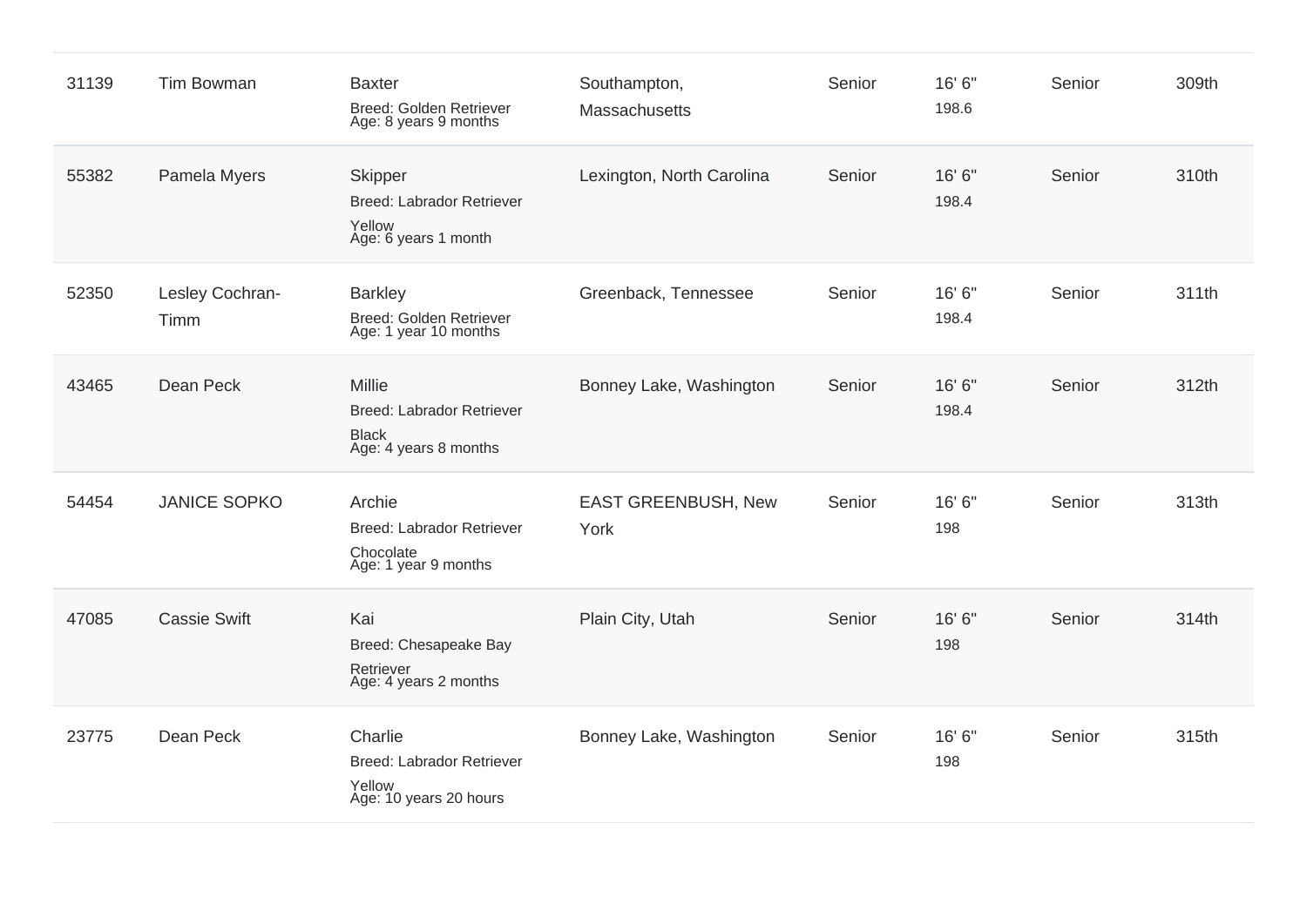| | | | | | | | |
|---|---|---|---|---|---|---|---|
| 31139 | Tim Bowman | Baxter<br>Breed: Golden Retriever<br>Age: 8 years 9 months | Southampton, Massachusetts | Senior | 16' 6"<br>198.6 | Senior | 309th |
| 55382 | Pamela Myers | Skipper<br>Breed: Labrador Retriever Yellow<br>Age: 6 years 1 month | Lexington, North Carolina | Senior | 16' 6"<br>198.4 | Senior | 310th |
| 52350 | Lesley Cochran-Timm | Barkley<br>Breed: Golden Retriever<br>Age: 1 year 10 months | Greenback, Tennessee | Senior | 16' 6"<br>198.4 | Senior | 311th |
| 43465 | Dean Peck | Millie<br>Breed: Labrador Retriever Black<br>Age: 4 years 8 months | Bonney Lake, Washington | Senior | 16' 6"<br>198.4 | Senior | 312th |
| 54454 | JANICE SOPKO | Archie<br>Breed: Labrador Retriever Chocolate<br>Age: 1 year 9 months | EAST GREENBUSH, New York | Senior | 16' 6"<br>198 | Senior | 313th |
| 47085 | Cassie Swift | Kai<br>Breed: Chesapeake Bay Retriever<br>Age: 4 years 2 months | Plain City, Utah | Senior | 16' 6"<br>198 | Senior | 314th |
| 23775 | Dean Peck | Charlie<br>Breed: Labrador Retriever Yellow<br>Age: 10 years 20 hours | Bonney Lake, Washington | Senior | 16' 6"<br>198 | Senior | 315th |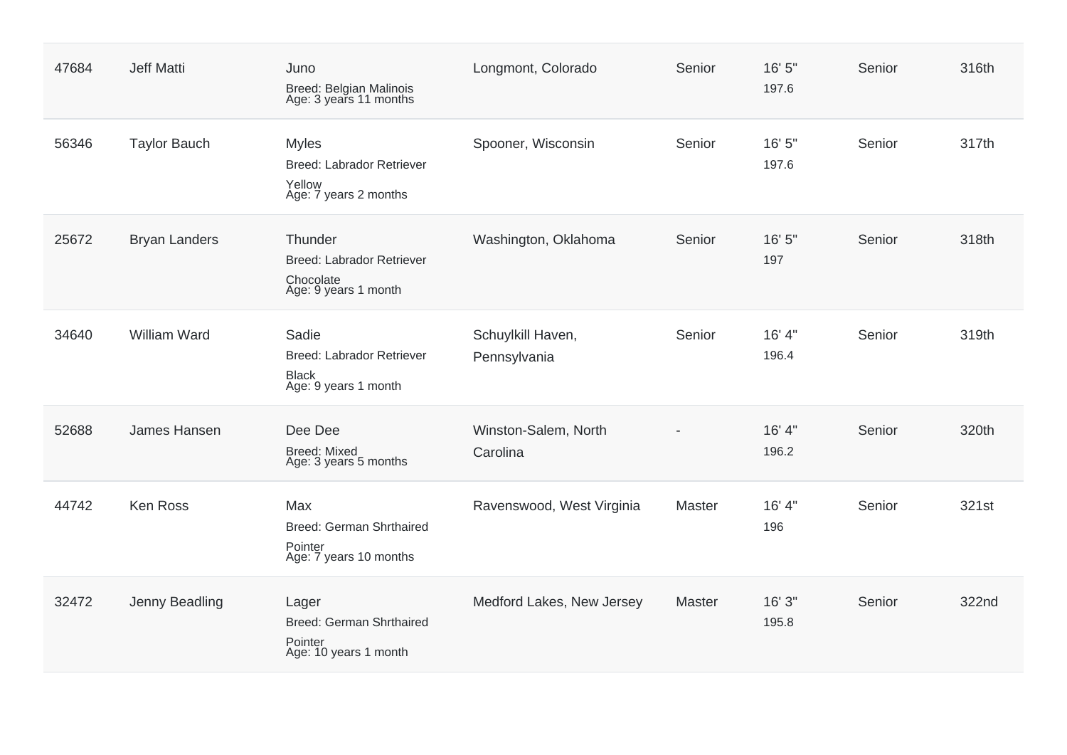| | | | | | | | |
|---|---|---|---|---|---|---|---|
| 47684 | Jeff Matti | Juno<br>Breed: Belgian Malinois<br>Age: 3 years 11 months | Longmont, Colorado | Senior | 16' 5"<br>197.6 | Senior | 316th |
| 56346 | Taylor Bauch | Myles<br>Breed: Labrador Retriever Yellow<br>Age: 7 years 2 months | Spooner, Wisconsin | Senior | 16' 5"<br>197.6 | Senior | 317th |
| 25672 | Bryan Landers | Thunder<br>Breed: Labrador Retriever Chocolate<br>Age: 9 years 1 month | Washington, Oklahoma | Senior | 16' 5"<br>197 | Senior | 318th |
| 34640 | William Ward | Sadie<br>Breed: Labrador Retriever Black<br>Age: 9 years 1 month | Schuylkill Haven, Pennsylvania | Senior | 16' 4"<br>196.4 | Senior | 319th |
| 52688 | James Hansen | Dee Dee<br>Breed: Mixed<br>Age: 3 years 5 months | Winston-Salem, North Carolina | - | 16' 4"<br>196.2 | Senior | 320th |
| 44742 | Ken Ross | Max<br>Breed: German Shrthaired Pointer<br>Age: 7 years 10 months | Ravenswood, West Virginia | Master | 16' 4"<br>196 | Senior | 321st |
| 32472 | Jenny Beadling | Lager<br>Breed: German Shrthaired Pointer<br>Age: 10 years 1 month | Medford Lakes, New Jersey | Master | 16' 3"<br>195.8 | Senior | 322nd |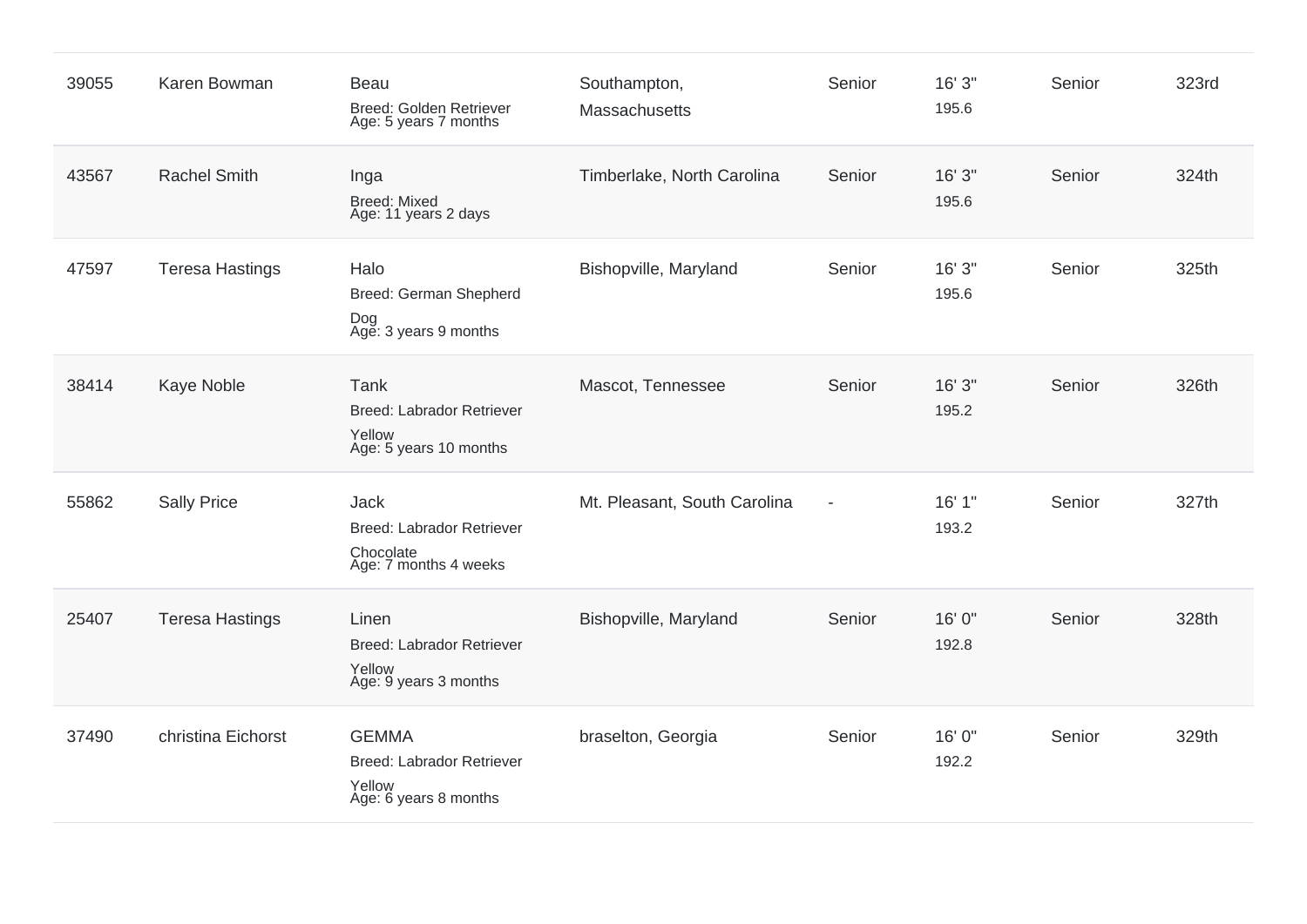| | | | | | | | |
|---|---|---|---|---|---|---|---|
| 39055 | Karen Bowman | Beau<br>Breed: Golden Retriever<br>Age: 5 years 7 months | Southampton, Massachusetts | Senior | 16' 3"<br>195.6 | Senior | 323rd |
| 43567 | Rachel Smith | Inga<br>Breed: Mixed<br>Age: 11 years 2 days | Timberlake, North Carolina | Senior | 16' 3"<br>195.6 | Senior | 324th |
| 47597 | Teresa Hastings | Halo<br>Breed: German Shepherd Dog<br>Age: 3 years 9 months | Bishopville, Maryland | Senior | 16' 3"<br>195.6 | Senior | 325th |
| 38414 | Kaye Noble | Tank<br>Breed: Labrador Retriever Yellow<br>Age: 5 years 10 months | Mascot, Tennessee | Senior | 16' 3"<br>195.2 | Senior | 326th |
| 55862 | Sally Price | Jack<br>Breed: Labrador Retriever Chocolate<br>Age: 7 months 4 weeks | Mt. Pleasant, South Carolina | - | 16' 1"<br>193.2 | Senior | 327th |
| 25407 | Teresa Hastings | Linen<br>Breed: Labrador Retriever Yellow<br>Age: 9 years 3 months | Bishopville, Maryland | Senior | 16' 0"<br>192.8 | Senior | 328th |
| 37490 | christina Eichorst | GEMMA<br>Breed: Labrador Retriever Yellow<br>Age: 6 years 8 months | braselton, Georgia | Senior | 16' 0"<br>192.2 | Senior | 329th |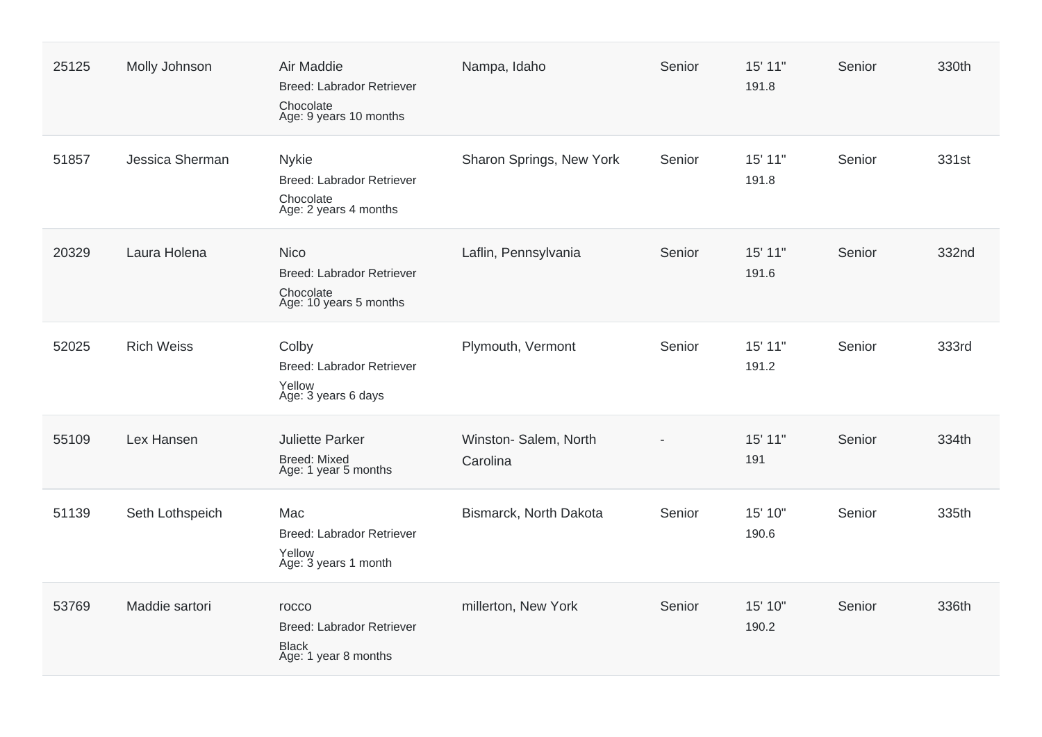| | | | | | | | |
|---|---|---|---|---|---|---|---|
| 25125 | Molly Johnson | Air Maddie<br>Breed: Labrador Retriever<br>Chocolate<br>Age: 9 years 10 months | Nampa, Idaho | Senior | 15' 11"<br>191.8 | Senior | 330th |
| 51857 | Jessica Sherman | Nykie<br>Breed: Labrador Retriever<br>Chocolate<br>Age: 2 years 4 months | Sharon Springs, New York | Senior | 15' 11"<br>191.8 | Senior | 331st |
| 20329 | Laura Holena | Nico<br>Breed: Labrador Retriever<br>Chocolate<br>Age: 10 years 5 months | Laflin, Pennsylvania | Senior | 15' 11"<br>191.6 | Senior | 332nd |
| 52025 | Rich Weiss | Colby<br>Breed: Labrador Retriever<br>Yellow<br>Age: 3 years 6 days | Plymouth, Vermont | Senior | 15' 11"<br>191.2 | Senior | 333rd |
| 55109 | Lex Hansen | Juliette Parker<br>Breed: Mixed<br>Age: 1 year 5 months | Winston- Salem, North Carolina | - | 15' 11"<br>191 | Senior | 334th |
| 51139 | Seth Lothspeich | Mac<br>Breed: Labrador Retriever<br>Yellow<br>Age: 3 years 1 month | Bismarck, North Dakota | Senior | 15' 10"<br>190.6 | Senior | 335th |
| 53769 | Maddie sartori | rocco<br>Breed: Labrador Retriever<br>Black<br>Age: 1 year 8 months | millerton, New York | Senior | 15' 10"<br>190.2 | Senior | 336th |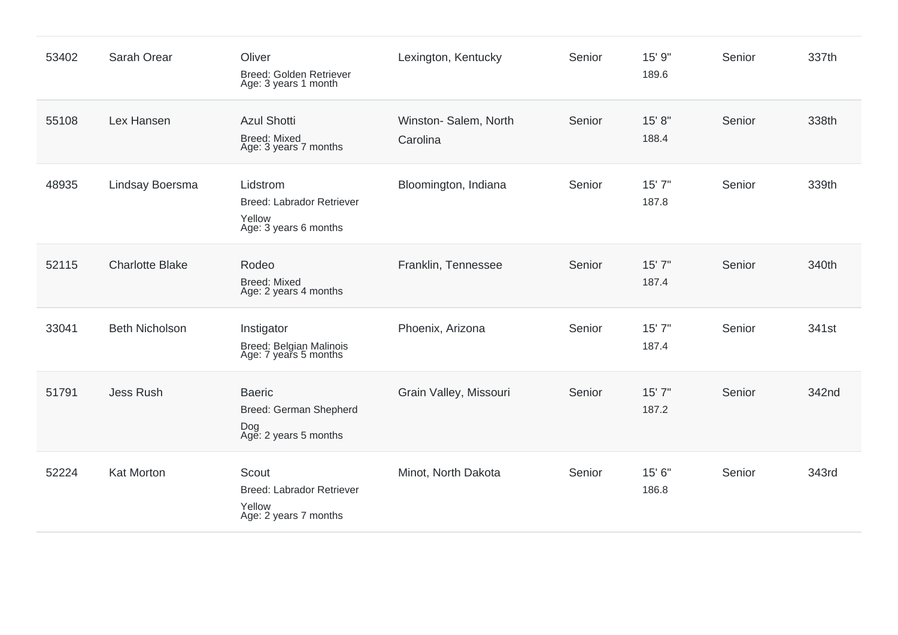| | | | | | | | |
|---|---|---|---|---|---|---|---|
| 53402 | Sarah Orear | Oliver<br>Breed: Golden Retriever<br>Age: 3 years 1 month | Lexington, Kentucky | Senior | 15' 9"<br>189.6 | Senior | 337th |
| 55108 | Lex Hansen | Azul Shotti<br>Breed: Mixed<br>Age: 3 years 7 months | Winston- Salem, North Carolina | Senior | 15' 8"<br>188.4 | Senior | 338th |
| 48935 | Lindsay Boersma | Lidstrom<br>Breed: Labrador Retriever Yellow<br>Age: 3 years 6 months | Bloomington, Indiana | Senior | 15' 7"<br>187.8 | Senior | 339th |
| 52115 | Charlotte Blake | Rodeo<br>Breed: Mixed<br>Age: 2 years 4 months | Franklin, Tennessee | Senior | 15' 7"<br>187.4 | Senior | 340th |
| 33041 | Beth Nicholson | Instigator<br>Breed: Belgian Malinois<br>Age: 7 years 5 months | Phoenix, Arizona | Senior | 15' 7"<br>187.4 | Senior | 341st |
| 51791 | Jess Rush | Baeric<br>Breed: German Shepherd Dog<br>Age: 2 years 5 months | Grain Valley, Missouri | Senior | 15' 7"<br>187.2 | Senior | 342nd |
| 52224 | Kat Morton | Scout<br>Breed: Labrador Retriever Yellow<br>Age: 2 years 7 months | Minot, North Dakota | Senior | 15' 6"<br>186.8 | Senior | 343rd |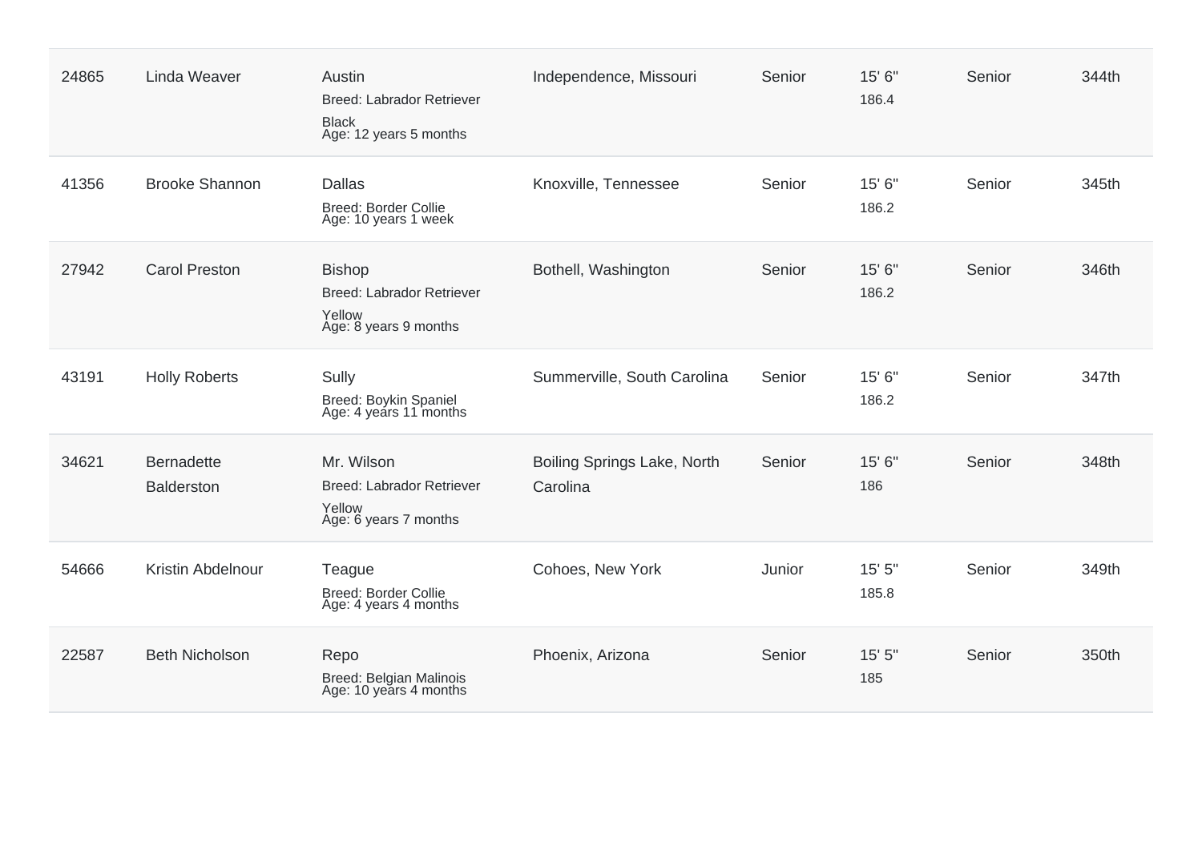| | | | | | | | |
|---|---|---|---|---|---|---|---|
| 24865 | Linda Weaver | Austin<br>Breed: Labrador Retriever<br>Black<br>Age: 12 years 5 months | Independence, Missouri | Senior | 15' 6"<br>186.4 | Senior | 344th |
| 41356 | Brooke Shannon | Dallas<br>Breed: Border Collie<br>Age: 10 years 1 week | Knoxville, Tennessee | Senior | 15' 6"<br>186.2 | Senior | 345th |
| 27942 | Carol Preston | Bishop<br>Breed: Labrador Retriever<br>Yellow<br>Age: 8 years 9 months | Bothell, Washington | Senior | 15' 6"<br>186.2 | Senior | 346th |
| 43191 | Holly Roberts | Sully<br>Breed: Boykin Spaniel<br>Age: 4 years 11 months | Summerville, South Carolina | Senior | 15' 6"<br>186.2 | Senior | 347th |
| 34621 | Bernadette Balderston | Mr. Wilson<br>Breed: Labrador Retriever<br>Yellow<br>Age: 6 years 7 months | Boiling Springs Lake, North Carolina | Senior | 15' 6"<br>186 | Senior | 348th |
| 54666 | Kristin Abdelnour | Teague<br>Breed: Border Collie<br>Age: 4 years 4 months | Cohoes, New York | Junior | 15' 5"<br>185.8 | Senior | 349th |
| 22587 | Beth Nicholson | Repo<br>Breed: Belgian Malinois<br>Age: 10 years 4 months | Phoenix, Arizona | Senior | 15' 5"<br>185 | Senior | 350th |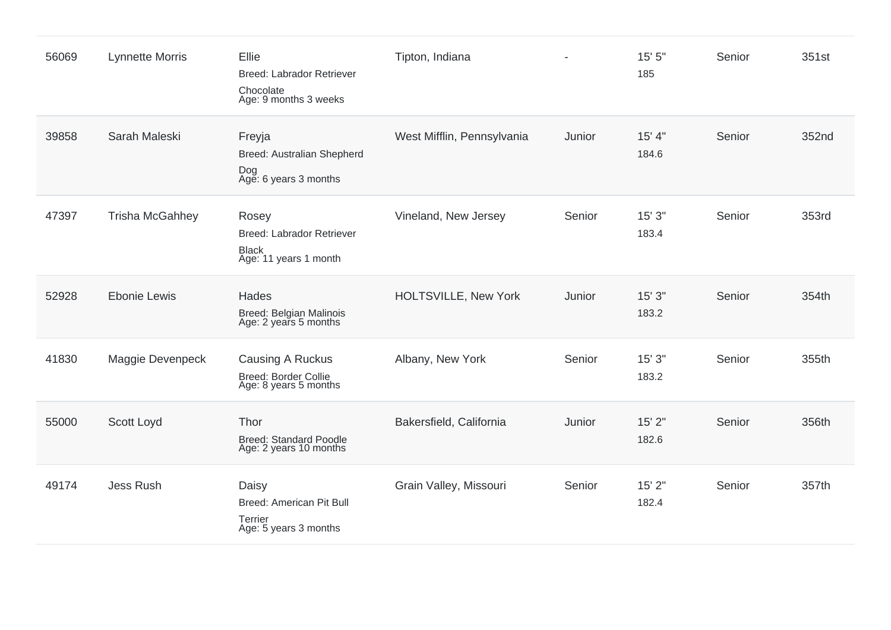| | | | | | | | |
|---|---|---|---|---|---|---|---|
| 56069 | Lynnette Morris | Ellie<br>Breed: Labrador Retriever Chocolate<br>Age: 9 months 3 weeks | Tipton, Indiana | - | 15' 5"<br>185 | Senior | 351st |
| 39858 | Sarah Maleski | Freyja<br>Breed: Australian Shepherd Dog<br>Age: 6 years 3 months | West Mifflin, Pennsylvania | Junior | 15' 4"<br>184.6 | Senior | 352nd |
| 47397 | Trisha McGahhey | Rosey<br>Breed: Labrador Retriever Black<br>Age: 11 years 1 month | Vineland, New Jersey | Senior | 15' 3"<br>183.4 | Senior | 353rd |
| 52928 | Ebonie Lewis | Hades<br>Breed: Belgian Malinois<br>Age: 2 years 5 months | HOLTSVILLE, New York | Junior | 15' 3"<br>183.2 | Senior | 354th |
| 41830 | Maggie Devenpeck | Causing A Ruckus<br>Breed: Border Collie<br>Age: 8 years 5 months | Albany, New York | Senior | 15' 3"<br>183.2 | Senior | 355th |
| 55000 | Scott Loyd | Thor<br>Breed: Standard Poodle<br>Age: 2 years 10 months | Bakersfield, California | Junior | 15' 2"<br>182.6 | Senior | 356th |
| 49174 | Jess Rush | Daisy<br>Breed: American Pit Bull Terrier<br>Age: 5 years 3 months | Grain Valley, Missouri | Senior | 15' 2"<br>182.4 | Senior | 357th |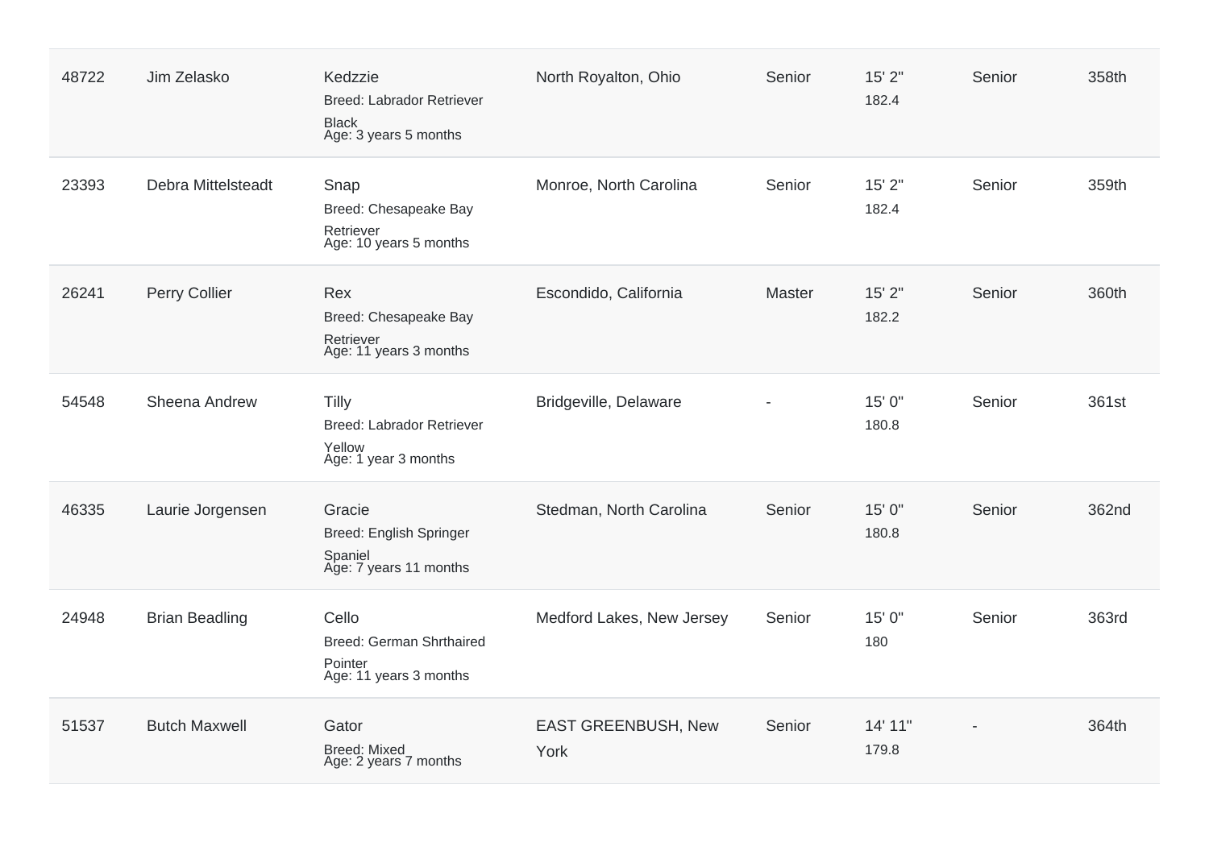| | | | | | | | |
|---|---|---|---|---|---|---|---|
| 48722 | Jim Zelasko | Kedzzie<br>Breed: Labrador Retriever<br>Black<br>Age: 3 years 5 months | North Royalton, Ohio | Senior | 15' 2"<br>182.4 | Senior | 358th |
| 23393 | Debra Mittelsteadt | Snap<br>Breed: Chesapeake Bay Retriever<br>Age: 10 years 5 months | Monroe, North Carolina | Senior | 15' 2"<br>182.4 | Senior | 359th |
| 26241 | Perry Collier | Rex<br>Breed: Chesapeake Bay Retriever<br>Age: 11 years 3 months | Escondido, California | Master | 15' 2"<br>182.2 | Senior | 360th |
| 54548 | Sheena Andrew | Tilly<br>Breed: Labrador Retriever<br>Yellow<br>Age: 1 year 3 months | Bridgeville, Delaware | - | 15' 0"<br>180.8 | Senior | 361st |
| 46335 | Laurie Jorgensen | Gracie<br>Breed: English Springer Spaniel<br>Age: 7 years 11 months | Stedman, North Carolina | Senior | 15' 0"<br>180.8 | Senior | 362nd |
| 24948 | Brian Beadling | Cello<br>Breed: German Shrthaired Pointer<br>Age: 11 years 3 months | Medford Lakes, New Jersey | Senior | 15' 0"<br>180 | Senior | 363rd |
| 51537 | Butch Maxwell | Gator<br>Breed: Mixed<br>Age: 2 years 7 months | EAST GREENBUSH, New York | Senior | 14' 11"<br>179.8 | - | 364th |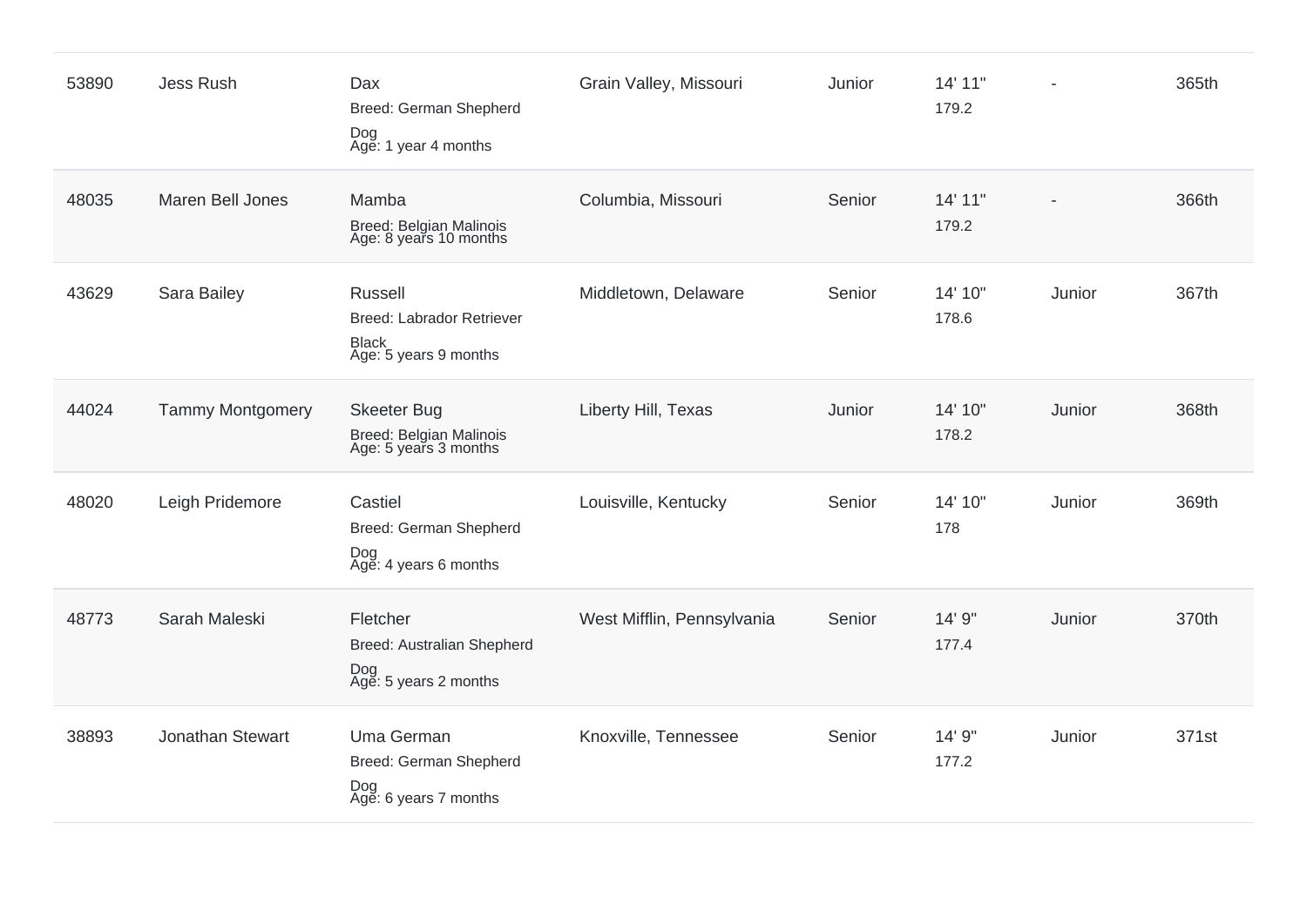| | | | | | | | |
|---|---|---|---|---|---|---|---|
| 53890 | Jess Rush | Dax<br>Breed: German Shepherd Dog<br>Age: 1 year 4 months | Grain Valley, Missouri | Junior | 14' 11''<br>179.2 | - | 365th |
| 48035 | Maren Bell Jones | Mamba<br>Breed: Belgian Malinois<br>Age: 8 years 10 months | Columbia, Missouri | Senior | 14' 11''<br>179.2 | - | 366th |
| 43629 | Sara Bailey | Russell<br>Breed: Labrador Retriever Black<br>Age: 5 years 9 months | Middletown, Delaware | Senior | 14' 10''<br>178.6 | Junior | 367th |
| 44024 | Tammy Montgomery | Skeeter Bug<br>Breed: Belgian Malinois<br>Age: 5 years 3 months | Liberty Hill, Texas | Junior | 14' 10''<br>178.2 | Junior | 368th |
| 48020 | Leigh Pridemore | Castiel<br>Breed: German Shepherd Dog<br>Age: 4 years 6 months | Louisville, Kentucky | Senior | 14' 10''<br>178 | Junior | 369th |
| 48773 | Sarah Maleski | Fletcher<br>Breed: Australian Shepherd Dog<br>Age: 5 years 2 months | West Mifflin, Pennsylvania | Senior | 14' 9''<br>177.4 | Junior | 370th |
| 38893 | Jonathan Stewart | Uma German<br>Breed: German Shepherd Dog<br>Age: 6 years 7 months | Knoxville, Tennessee | Senior | 14' 9''<br>177.2 | Junior | 371st |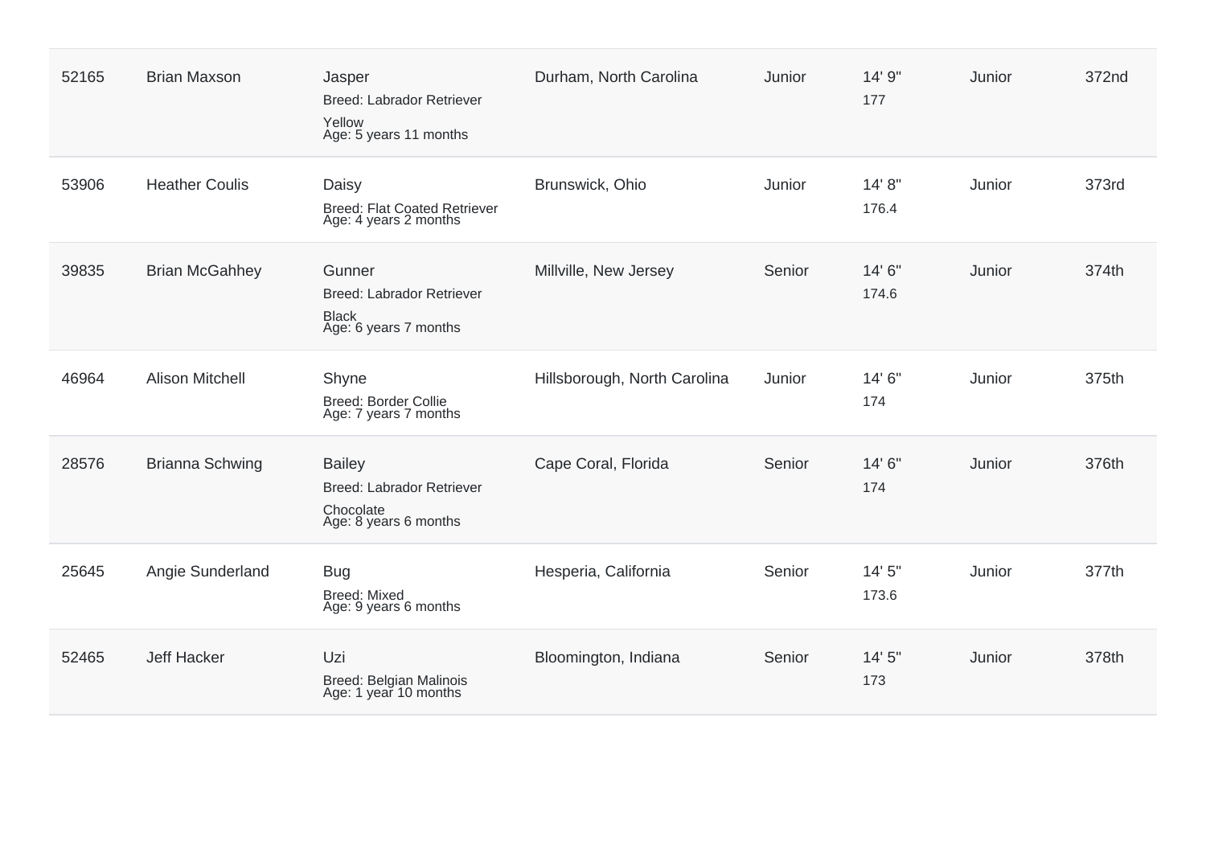| | | | | | | | |
|---|---|---|---|---|---|---|---|
| 52165 | Brian Maxson | Jasper<br>Breed: Labrador Retriever<br>Yellow<br>Age: 5 years 11 months | Durham, North Carolina | Junior | 14' 9"<br>177 | Junior | 372nd |
| 53906 | Heather Coulis | Daisy<br>Breed: Flat Coated Retriever<br>Age: 4 years 2 months | Brunswick, Ohio | Junior | 14' 8"<br>176.4 | Junior | 373rd |
| 39835 | Brian McGahhey | Gunner<br>Breed: Labrador Retriever<br>Black<br>Age: 6 years 7 months | Millville, New Jersey | Senior | 14' 6"<br>174.6 | Junior | 374th |
| 46964 | Alison Mitchell | Shyne<br>Breed: Border Collie<br>Age: 7 years 7 months | Hillsborough, North Carolina | Junior | 14' 6"<br>174 | Junior | 375th |
| 28576 | Brianna Schwing | Bailey<br>Breed: Labrador Retriever<br>Chocolate<br>Age: 8 years 6 months | Cape Coral, Florida | Senior | 14' 6"<br>174 | Junior | 376th |
| 25645 | Angie Sunderland | Bug<br>Breed: Mixed<br>Age: 9 years 6 months | Hesperia, California | Senior | 14' 5"<br>173.6 | Junior | 377th |
| 52465 | Jeff Hacker | Uzi<br>Breed: Belgian Malinois<br>Age: 1 year 10 months | Bloomington, Indiana | Senior | 14' 5"<br>173 | Junior | 378th |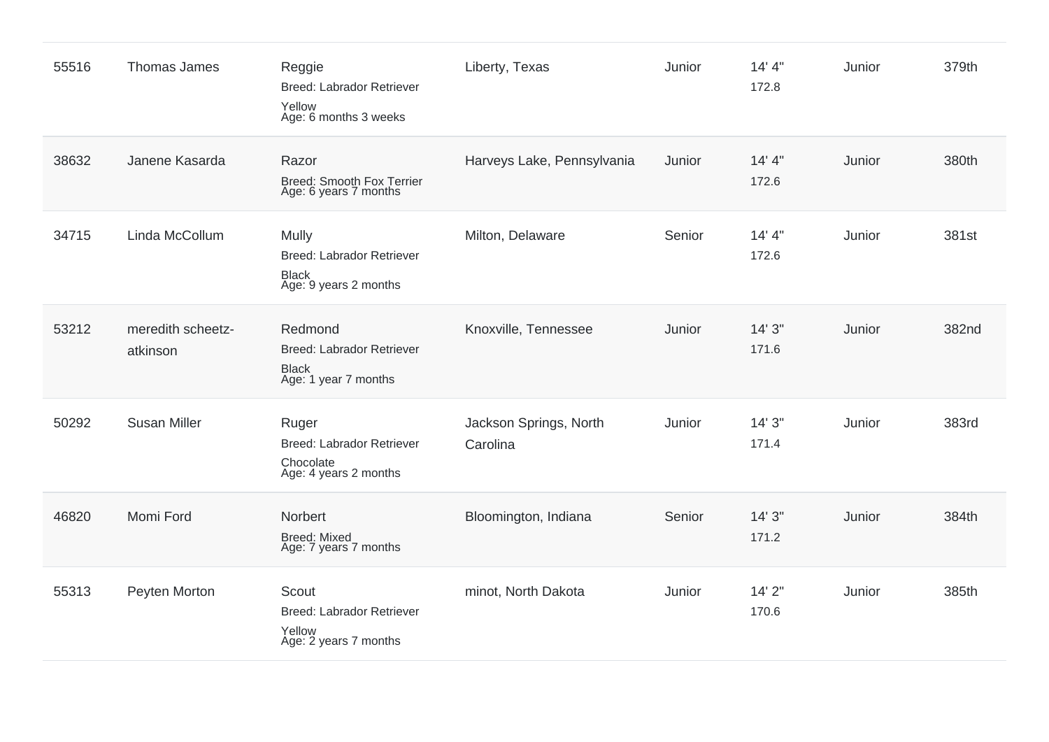| | | | | | | | |
|---|---|---|---|---|---|---|---|
| 55516 | Thomas James | Reggie<br>Breed: Labrador Retriever<br>Yellow<br>Age: 6 months 3 weeks | Liberty, Texas | Junior | 14' 4"<br>172.8 | Junior | 379th |
| 38632 | Janene Kasarda | Razor<br>Breed: Smooth Fox Terrier<br>Age: 6 years 7 months | Harveys Lake, Pennsylvania | Junior | 14' 4"<br>172.6 | Junior | 380th |
| 34715 | Linda McCollum | Mully<br>Breed: Labrador Retriever<br>Black<br>Age: 9 years 2 months | Milton, Delaware | Senior | 14' 4"<br>172.6 | Junior | 381st |
| 53212 | meredith scheetz-atkinson | Redmond<br>Breed: Labrador Retriever<br>Black<br>Age: 1 year 7 months | Knoxville, Tennessee | Junior | 14' 3"<br>171.6 | Junior | 382nd |
| 50292 | Susan Miller | Ruger<br>Breed: Labrador Retriever<br>Chocolate<br>Age: 4 years 2 months | Jackson Springs, North Carolina | Junior | 14' 3"<br>171.4 | Junior | 383rd |
| 46820 | Momi Ford | Norbert<br>Breed: Mixed<br>Age: 7 years 7 months | Bloomington, Indiana | Senior | 14' 3"<br>171.2 | Junior | 384th |
| 55313 | Peyten Morton | Scout<br>Breed: Labrador Retriever<br>Yellow<br>Age: 2 years 7 months | minot, North Dakota | Junior | 14' 2"<br>170.6 | Junior | 385th |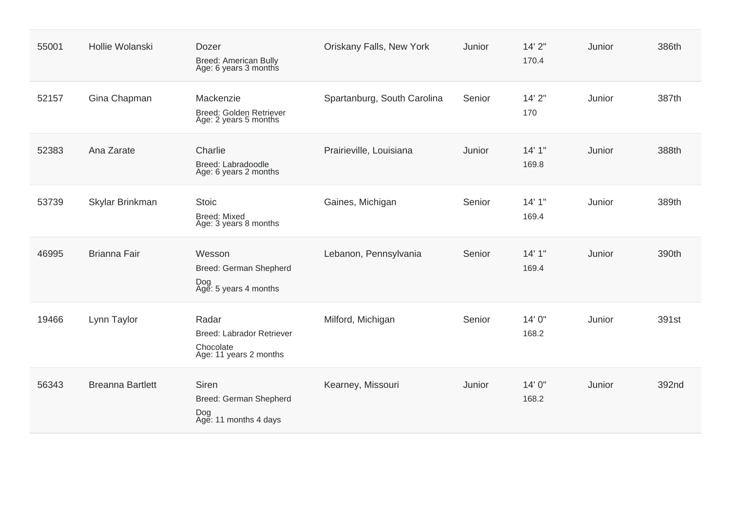| 55001 | Hollie Wolanski | Dozer<br>Breed: American Bully<br>Age: 6 years 3 months | Oriskany Falls, New York | Junior | 14' 2"<br>170.4 | Junior | 386th |
|---|---|---|---|---|---|---|---|
| 52157 | Gina Chapman | Mackenzie<br>Breed: Golden Retriever<br>Age: 2 years 5 months | Spartanburg, South Carolina | Senior | 14' 2"<br>170 | Junior | 387th |
| 52383 | Ana Zarate | Charlie<br>Breed: Labradoodle<br>Age: 6 years 2 months | Prairieville, Louisiana | Junior | 14' 1"<br>169.8 | Junior | 388th |
| 53739 | Skylar Brinkman | Stoic<br>Breed: Mixed<br>Age: 3 years 8 months | Gaines, Michigan | Senior | 14' 1"<br>169.4 | Junior | 389th |
| 46995 | Brianna Fair | Wesson<br>Breed: German Shepherd Dog<br>Age: 5 years 4 months | Lebanon, Pennsylvania | Senior | 14' 1"<br>169.4 | Junior | 390th |
| 19466 | Lynn Taylor | Radar<br>Breed: Labrador Retriever Chocolate<br>Age: 11 years 2 months | Milford, Michigan | Senior | 14' 0"<br>168.2 | Junior | 391st |
| 56343 | Breanna Bartlett | Siren<br>Breed: German Shepherd Dog<br>Age: 11 months 4 days | Kearney, Missouri | Junior | 14' 0"<br>168.2 | Junior | 392nd |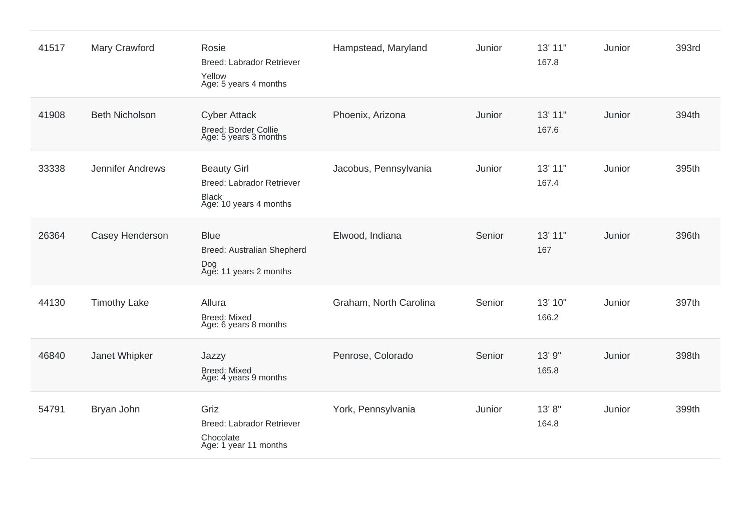| | | | | | | | |
|---|---|---|---|---|---|---|---|
| 41517 | Mary Crawford | Rosie<br>Breed: Labrador Retriever<br>Yellow<br>Age: 5 years 4 months | Hampstead, Maryland | Junior | 13' 11"<br>167.8 | Junior | 393rd |
| 41908 | Beth Nicholson | Cyber Attack<br>Breed: Border Collie<br>Age: 5 years 3 months | Phoenix, Arizona | Junior | 13' 11"<br>167.6 | Junior | 394th |
| 33338 | Jennifer Andrews | Beauty Girl<br>Breed: Labrador Retriever<br>Black<br>Age: 10 years 4 months | Jacobus, Pennsylvania | Junior | 13' 11"<br>167.4 | Junior | 395th |
| 26364 | Casey Henderson | Blue<br>Breed: Australian Shepherd<br>Dog<br>Age: 11 years 2 months | Elwood, Indiana | Senior | 13' 11"<br>167 | Junior | 396th |
| 44130 | Timothy Lake | Allura<br>Breed: Mixed<br>Age: 6 years 8 months | Graham, North Carolina | Senior | 13' 10"<br>166.2 | Junior | 397th |
| 46840 | Janet Whipker | Jazzy<br>Breed: Mixed<br>Age: 4 years 9 months | Penrose, Colorado | Senior | 13' 9"<br>165.8 | Junior | 398th |
| 54791 | Bryan John | Griz<br>Breed: Labrador Retriever<br>Chocolate<br>Age: 1 year 11 months | York, Pennsylvania | Junior | 13' 8"<br>164.8 | Junior | 399th |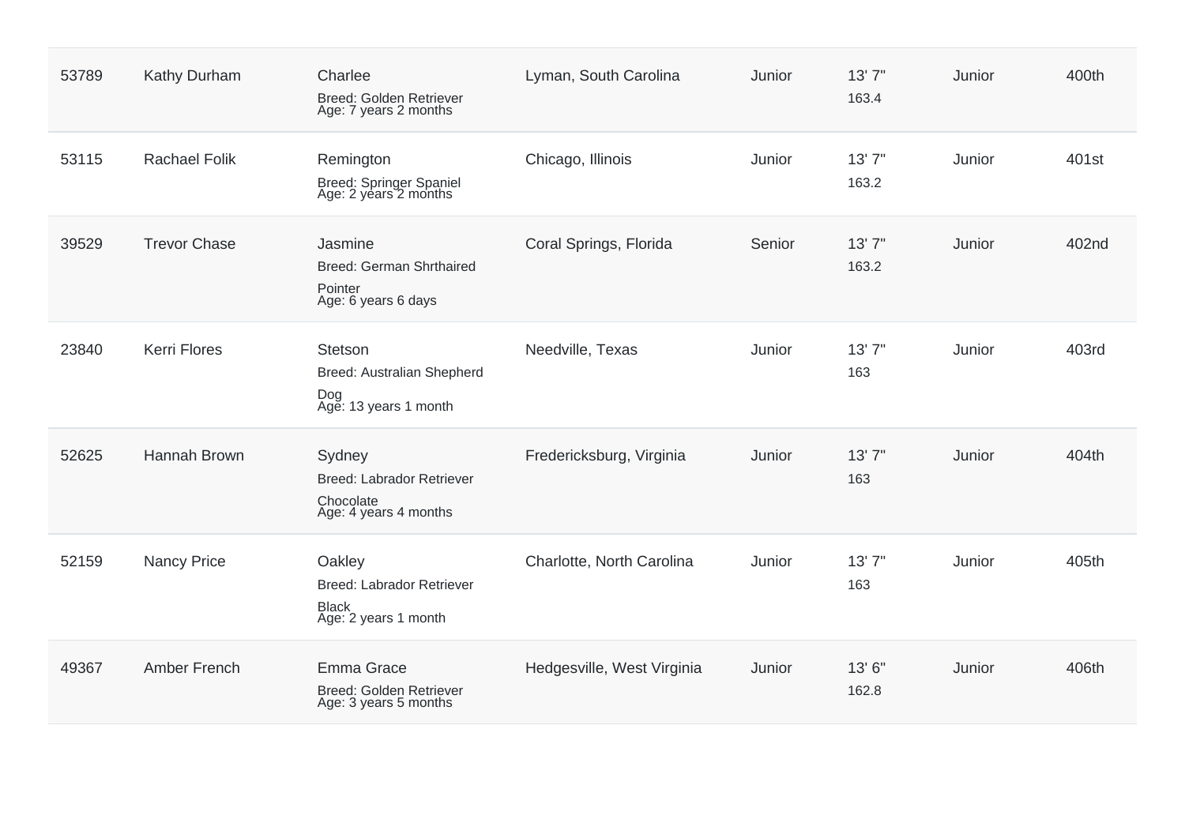| | | | | | | | |
|---|---|---|---|---|---|---|---|
| 53789 | Kathy Durham | Charlee<br>Breed: Golden Retriever<br>Age: 7 years 2 months | Lyman, South Carolina | Junior | 13' 7"<br>163.4 | Junior | 400th |
| 53115 | Rachael Folik | Remington<br>Breed: Springer Spaniel<br>Age: 2 years 2 months | Chicago, Illinois | Junior | 13' 7"<br>163.2 | Junior | 401st |
| 39529 | Trevor Chase | Jasmine<br>Breed: German Shrthaired Pointer<br>Age: 6 years 6 days | Coral Springs, Florida | Senior | 13' 7"<br>163.2 | Junior | 402nd |
| 23840 | Kerri Flores | Stetson<br>Breed: Australian Shepherd Dog<br>Age: 13 years 1 month | Needville, Texas | Junior | 13' 7"<br>163 | Junior | 403rd |
| 52625 | Hannah Brown | Sydney<br>Breed: Labrador Retriever Chocolate<br>Age: 4 years 4 months | Fredericksburg, Virginia | Junior | 13' 7"<br>163 | Junior | 404th |
| 52159 | Nancy Price | Oakley<br>Breed: Labrador Retriever Black<br>Age: 2 years 1 month | Charlotte, North Carolina | Junior | 13' 7"<br>163 | Junior | 405th |
| 49367 | Amber French | Emma Grace<br>Breed: Golden Retriever<br>Age: 3 years 5 months | Hedgesville, West Virginia | Junior | 13' 6"<br>162.8 | Junior | 406th |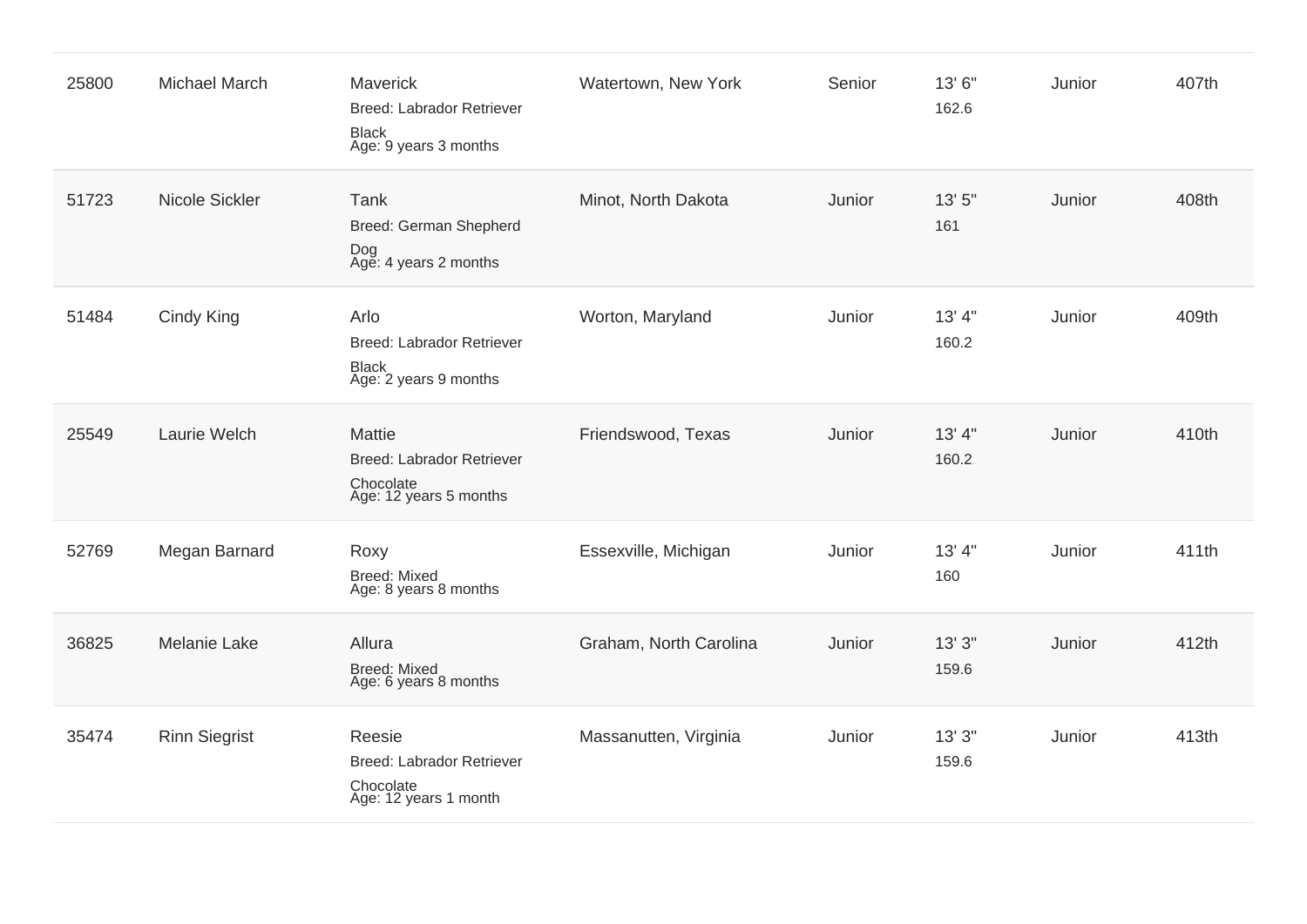| | | | | | | | |
|---|---|---|---|---|---|---|---|
| 25800 | Michael March | Maverick<br>Breed: Labrador Retriever<br>Black<br>Age: 9 years 3 months | Watertown, New York | Senior | 13' 6"<br>162.6 | Junior | 407th |
| 51723 | Nicole Sickler | Tank<br>Breed: German Shepherd Dog<br>Age: 4 years 2 months | Minot, North Dakota | Junior | 13' 5"<br>161 | Junior | 408th |
| 51484 | Cindy King | Arlo<br>Breed: Labrador Retriever<br>Black<br>Age: 2 years 9 months | Worton, Maryland | Junior | 13' 4"<br>160.2 | Junior | 409th |
| 25549 | Laurie Welch | Mattie<br>Breed: Labrador Retriever<br>Chocolate<br>Age: 12 years 5 months | Friendswood, Texas | Junior | 13' 4"<br>160.2 | Junior | 410th |
| 52769 | Megan Barnard | Roxy<br>Breed: Mixed<br>Age: 8 years 8 months | Essexville, Michigan | Junior | 13' 4"<br>160 | Junior | 411th |
| 36825 | Melanie Lake | Allura<br>Breed: Mixed<br>Age: 6 years 8 months | Graham, North Carolina | Junior | 13' 3"<br>159.6 | Junior | 412th |
| 35474 | Rinn Siegrist | Reesie<br>Breed: Labrador Retriever<br>Chocolate<br>Age: 12 years 1 month | Massanutten, Virginia | Junior | 13' 3"<br>159.6 | Junior | 413th |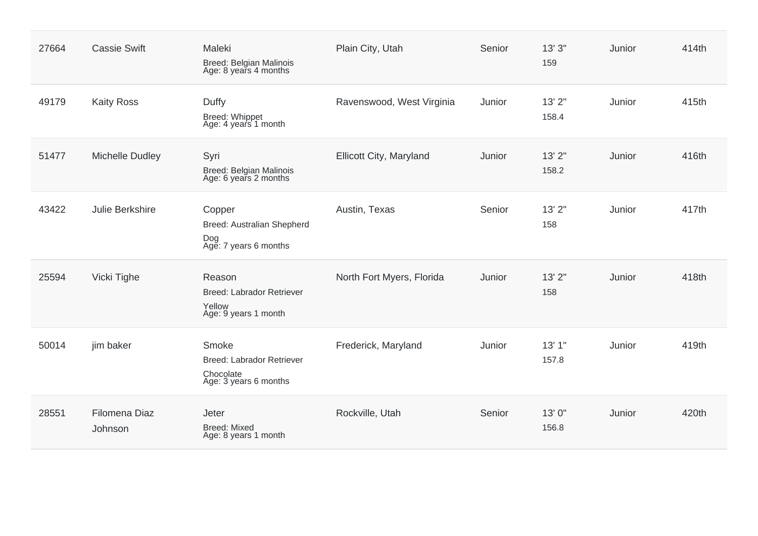| | | | | | | | |
|---|---|---|---|---|---|---|---|
| 27664 | Cassie Swift | Maleki<br>Breed: Belgian Malinois<br>Age: 8 years 4 months | Plain City, Utah | Senior | 13' 3"<br>159 | Junior | 414th |
| 49179 | Kaity Ross | Duffy<br>Breed: Whippet<br>Age: 4 years 1 month | Ravenswood, West Virginia | Junior | 13' 2"<br>158.4 | Junior | 415th |
| 51477 | Michelle Dudley | Syri<br>Breed: Belgian Malinois<br>Age: 6 years 2 months | Ellicott City, Maryland | Junior | 13' 2"<br>158.2 | Junior | 416th |
| 43422 | Julie Berkshire | Copper<br>Breed: Australian Shepherd Dog<br>Age: 7 years 6 months | Austin, Texas | Senior | 13' 2"<br>158 | Junior | 417th |
| 25594 | Vicki Tighe | Reason<br>Breed: Labrador Retriever Yellow<br>Age: 9 years 1 month | North Fort Myers, Florida | Junior | 13' 2"<br>158 | Junior | 418th |
| 50014 | jim baker | Smoke<br>Breed: Labrador Retriever Chocolate<br>Age: 3 years 6 months | Frederick, Maryland | Junior | 13' 1"<br>157.8 | Junior | 419th |
| 28551 | Filomena Diaz Johnson | Jeter<br>Breed: Mixed<br>Age: 8 years 1 month | Rockville, Utah | Senior | 13' 0"<br>156.8 | Junior | 420th |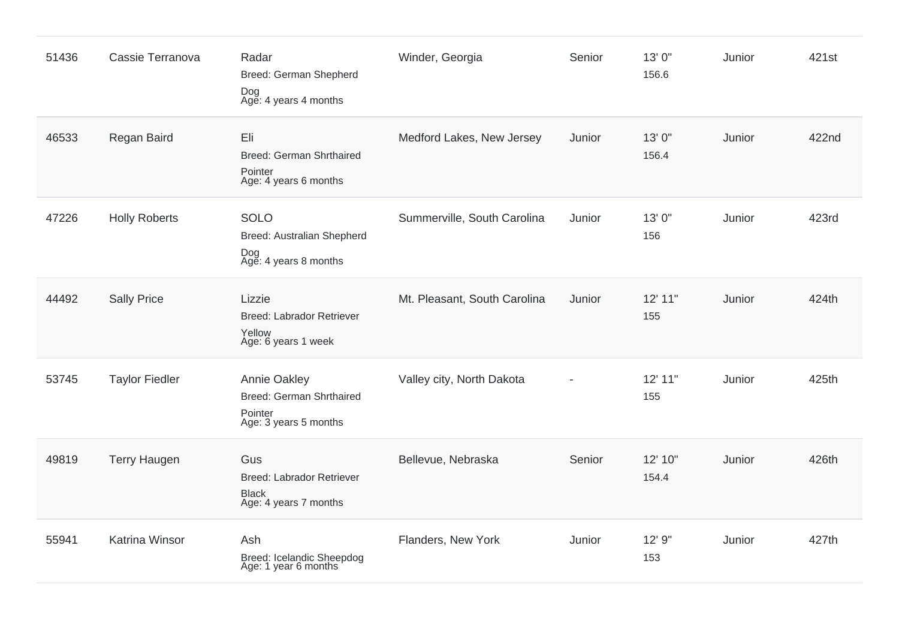| | | | | | | | |
|---|---|---|---|---|---|---|---|
| 51436 | Cassie Terranova | Radar<br>Breed: German Shepherd Dog<br>Age: 4 years 4 months | Winder, Georgia | Senior | 13' 0"<br>156.6 | Junior | 421st |
| 46533 | Regan Baird | Eli<br>Breed: German Shrthaired Pointer<br>Age: 4 years 6 months | Medford Lakes, New Jersey | Junior | 13' 0"<br>156.4 | Junior | 422nd |
| 47226 | Holly Roberts | SOLO<br>Breed: Australian Shepherd Dog<br>Age: 4 years 8 months | Summerville, South Carolina | Junior | 13' 0"<br>156 | Junior | 423rd |
| 44492 | Sally Price | Lizzie<br>Breed: Labrador Retriever Yellow<br>Age: 6 years 1 week | Mt. Pleasant, South Carolina | Junior | 12' 11"<br>155 | Junior | 424th |
| 53745 | Taylor Fiedler | Annie Oakley<br>Breed: German Shrthaired Pointer<br>Age: 3 years 5 months | Valley city, North Dakota | - | 12' 11"<br>155 | Junior | 425th |
| 49819 | Terry Haugen | Gus<br>Breed: Labrador Retriever Black<br>Age: 4 years 7 months | Bellevue, Nebraska | Senior | 12' 10"<br>154.4 | Junior | 426th |
| 55941 | Katrina Winsor | Ash<br>Breed: Icelandic Sheepdog<br>Age: 1 year 6 months | Flanders, New York | Junior | 12' 9"<br>153 | Junior | 427th |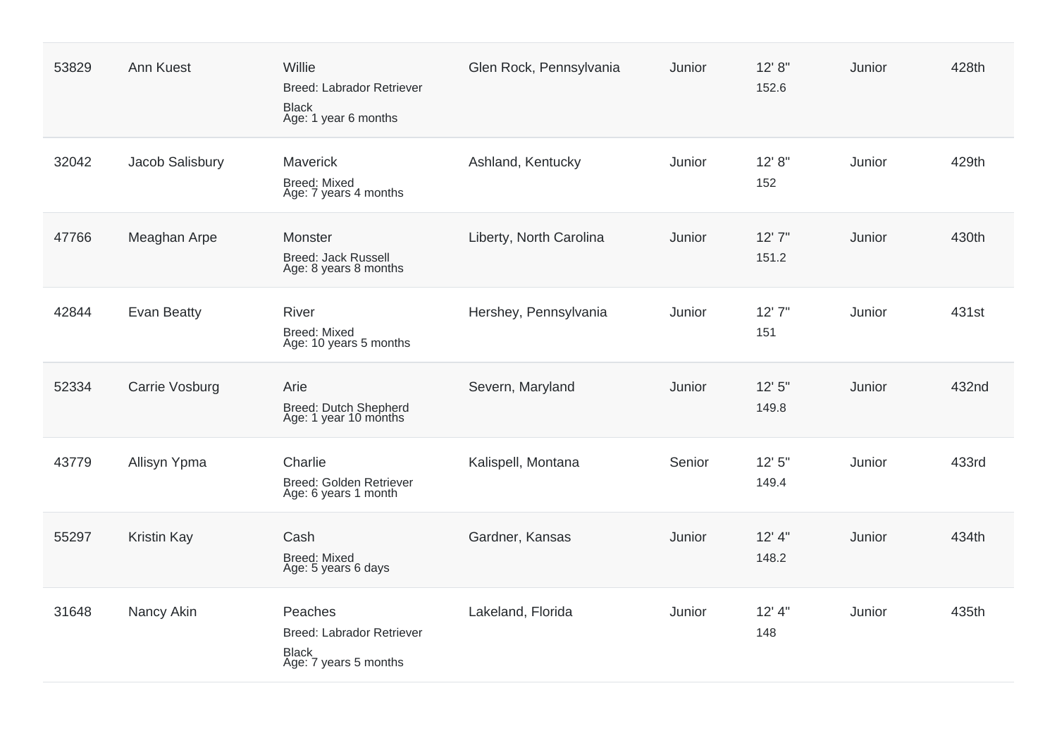| | | | | | | | |
|---|---|---|---|---|---|---|---|
| 53829 | Ann Kuest | Willie<br>Breed: Labrador Retriever<br>Black<br>Age: 1 year 6 months | Glen Rock, Pennsylvania | Junior | 12' 8"<br>152.6 | Junior | 428th |
| 32042 | Jacob Salisbury | Maverick<br>Breed: Mixed<br>Age: 7 years 4 months | Ashland, Kentucky | Junior | 12' 8"<br>152 | Junior | 429th |
| 47766 | Meaghan Arpe | Monster<br>Breed: Jack Russell<br>Age: 8 years 8 months | Liberty, North Carolina | Junior | 12' 7"<br>151.2 | Junior | 430th |
| 42844 | Evan Beatty | River<br>Breed: Mixed<br>Age: 10 years 5 months | Hershey, Pennsylvania | Junior | 12' 7"<br>151 | Junior | 431st |
| 52334 | Carrie Vosburg | Arie<br>Breed: Dutch Shepherd<br>Age: 1 year 10 months | Severn, Maryland | Junior | 12' 5"<br>149.8 | Junior | 432nd |
| 43779 | Allisyn Ypma | Charlie<br>Breed: Golden Retriever<br>Age: 6 years 1 month | Kalispell, Montana | Senior | 12' 5"<br>149.4 | Junior | 433rd |
| 55297 | Kristin Kay | Cash<br>Breed: Mixed<br>Age: 5 years 6 days | Gardner, Kansas | Junior | 12' 4"<br>148.2 | Junior | 434th |
| 31648 | Nancy Akin | Peaches<br>Breed: Labrador Retriever<br>Black<br>Age: 7 years 5 months | Lakeland, Florida | Junior | 12' 4"<br>148 | Junior | 435th |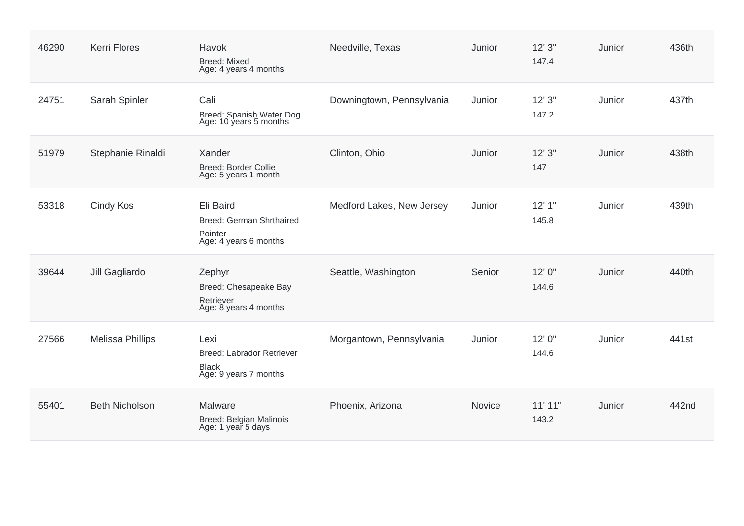| | | | | | | | |
|---|---|---|---|---|---|---|---|
| 46290 | Kerri Flores | Havok<br>Breed: Mixed<br>Age: 4 years 4 months | Needville, Texas | Junior | 12' 3"<br>147.4 | Junior | 436th |
| 24751 | Sarah Spinler | Cali<br>Breed: Spanish Water Dog<br>Age: 10 years 5 months | Downingtown, Pennsylvania | Junior | 12' 3"<br>147.2 | Junior | 437th |
| 51979 | Stephanie Rinaldi | Xander<br>Breed: Border Collie<br>Age: 5 years 1 month | Clinton, Ohio | Junior | 12' 3"<br>147 | Junior | 438th |
| 53318 | Cindy Kos | Eli Baird<br>Breed: German Shrthaired Pointer<br>Age: 4 years 6 months | Medford Lakes, New Jersey | Junior | 12' 1"<br>145.8 | Junior | 439th |
| 39644 | Jill Gagliardo | Zephyr<br>Breed: Chesapeake Bay Retriever<br>Age: 8 years 4 months | Seattle, Washington | Senior | 12' 0"<br>144.6 | Junior | 440th |
| 27566 | Melissa Phillips | Lexi<br>Breed: Labrador Retriever Black<br>Age: 9 years 7 months | Morgantown, Pennsylvania | Junior | 12' 0"<br>144.6 | Junior | 441st |
| 55401 | Beth Nicholson | Malware<br>Breed: Belgian Malinois<br>Age: 1 year 5 days | Phoenix, Arizona | Novice | 11' 11"<br>143.2 | Junior | 442nd |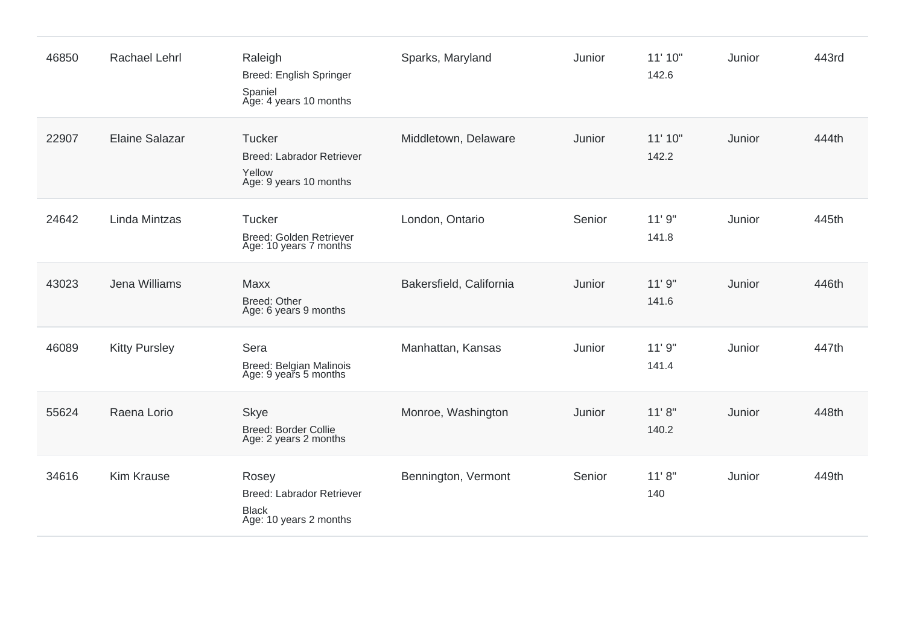| | | | | | | | |
|---|---|---|---|---|---|---|---|
| 46850 | Rachael Lehrl | Raleigh<br>Breed: English Springer Spaniel<br>Age: 4 years 10 months | Sparks, Maryland | Junior | 11' 10"<br>142.6 | Junior | 443rd |
| 22907 | Elaine Salazar | Tucker<br>Breed: Labrador Retriever Yellow<br>Age: 9 years 10 months | Middletown, Delaware | Junior | 11' 10"<br>142.2 | Junior | 444th |
| 24642 | Linda Mintzas | Tucker<br>Breed: Golden Retriever<br>Age: 10 years 7 months | London, Ontario | Senior | 11' 9"<br>141.8 | Junior | 445th |
| 43023 | Jena Williams | Maxx<br>Breed: Other<br>Age: 6 years 9 months | Bakersfield, California | Junior | 11' 9"<br>141.6 | Junior | 446th |
| 46089 | Kitty Pursley | Sera<br>Breed: Belgian Malinois<br>Age: 9 years 5 months | Manhattan, Kansas | Junior | 11' 9"<br>141.4 | Junior | 447th |
| 55624 | Raena Lorio | Skye<br>Breed: Border Collie<br>Age: 2 years 2 months | Monroe, Washington | Junior | 11' 8"<br>140.2 | Junior | 448th |
| 34616 | Kim Krause | Rosey<br>Breed: Labrador Retriever Black<br>Age: 10 years 2 months | Bennington, Vermont | Senior | 11' 8"<br>140 | Junior | 449th |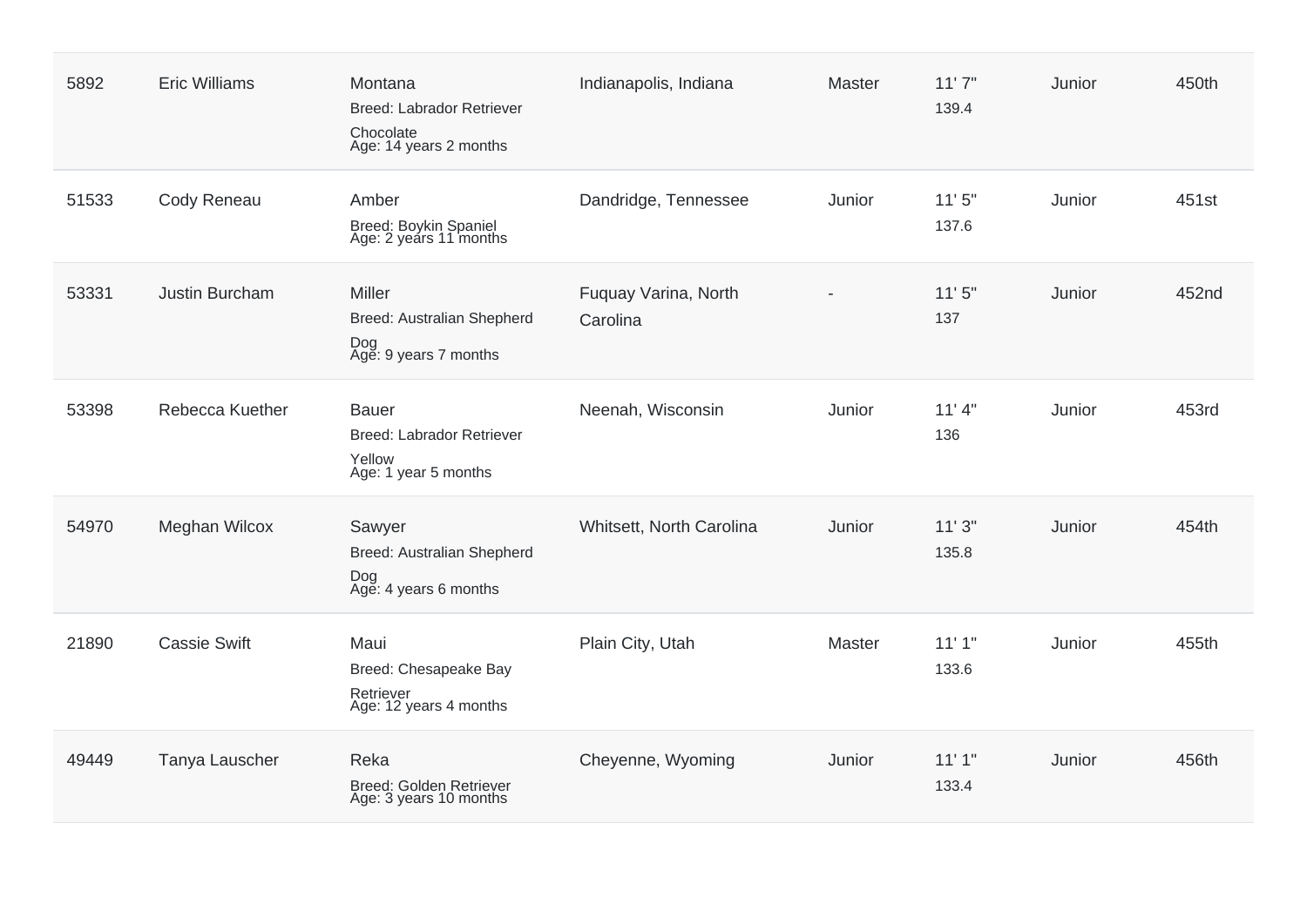| | | | | | | | |
|---|---|---|---|---|---|---|---|
| 5892 | Eric Williams | Montana<br>Breed: Labrador Retriever Chocolate<br>Age: 14 years 2 months | Indianapolis, Indiana | Master | 11' 7"<br>139.4 | Junior | 450th |
| 51533 | Cody Reneau | Amber<br>Breed: Boykin Spaniel<br>Age: 2 years 11 months | Dandridge, Tennessee | Junior | 11' 5"<br>137.6 | Junior | 451st |
| 53331 | Justin Burcham | Miller<br>Breed: Australian Shepherd Dog<br>Age: 9 years 7 months | Fuquay Varina, North Carolina | - | 11' 5"<br>137 | Junior | 452nd |
| 53398 | Rebecca Kuether | Bauer<br>Breed: Labrador Retriever Yellow<br>Age: 1 year 5 months | Neenah, Wisconsin | Junior | 11' 4"<br>136 | Junior | 453rd |
| 54970 | Meghan Wilcox | Sawyer<br>Breed: Australian Shepherd Dog<br>Age: 4 years 6 months | Whitsett, North Carolina | Junior | 11' 3"<br>135.8 | Junior | 454th |
| 21890 | Cassie Swift | Maui<br>Breed: Chesapeake Bay Retriever<br>Age: 12 years 4 months | Plain City, Utah | Master | 11' 1"<br>133.6 | Junior | 455th |
| 49449 | Tanya Lauscher | Reka<br>Breed: Golden Retriever<br>Age: 3 years 10 months | Cheyenne, Wyoming | Junior | 11' 1"<br>133.4 | Junior | 456th |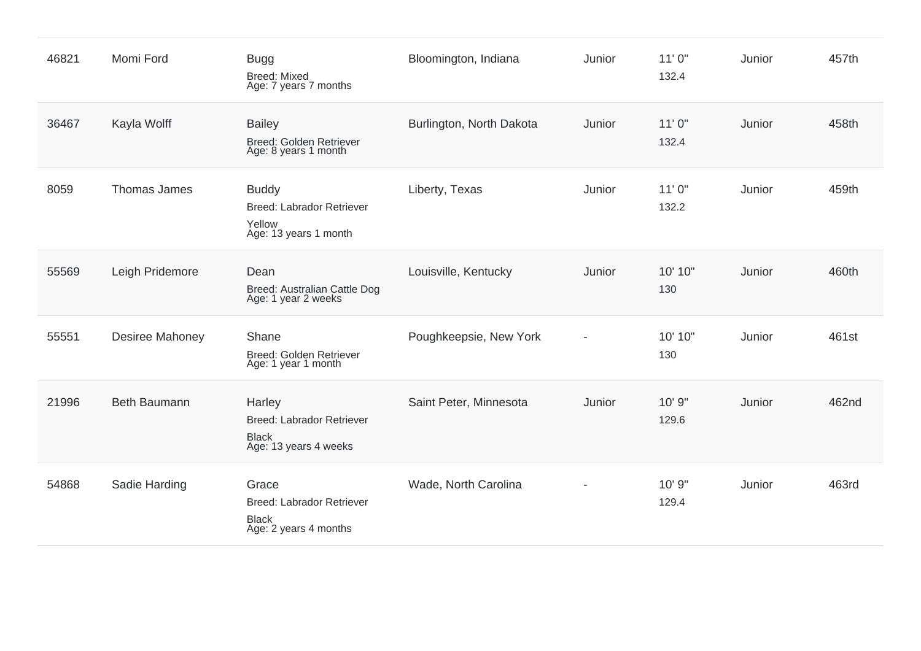| | | | | | | | |
|---|---|---|---|---|---|---|---|
| 46821 | Momi Ford | Bugg<br>Breed: Mixed<br>Age: 7 years 7 months | Bloomington, Indiana | Junior | 11' 0"<br>132.4 | Junior | 457th |
| 36467 | Kayla Wolff | Bailey<br>Breed: Golden Retriever<br>Age: 8 years 1 month | Burlington, North Dakota | Junior | 11' 0"<br>132.4 | Junior | 458th |
| 8059 | Thomas James | Buddy<br>Breed: Labrador Retriever<br>Yellow<br>Age: 13 years 1 month | Liberty, Texas | Junior | 11' 0"<br>132.2 | Junior | 459th |
| 55569 | Leigh Pridemore | Dean<br>Breed: Australian Cattle Dog<br>Age: 1 year 2 weeks | Louisville, Kentucky | Junior | 10' 10"<br>130 | Junior | 460th |
| 55551 | Desiree Mahoney | Shane<br>Breed: Golden Retriever<br>Age: 1 year 1 month | Poughkeepsie, New York | - | 10' 10"<br>130 | Junior | 461st |
| 21996 | Beth Baumann | Harley<br>Breed: Labrador Retriever<br>Black<br>Age: 13 years 4 weeks | Saint Peter, Minnesota | Junior | 10' 9"<br>129.6 | Junior | 462nd |
| 54868 | Sadie Harding | Grace<br>Breed: Labrador Retriever<br>Black<br>Age: 2 years 4 months | Wade, North Carolina | - | 10' 9"<br>129.4 | Junior | 463rd |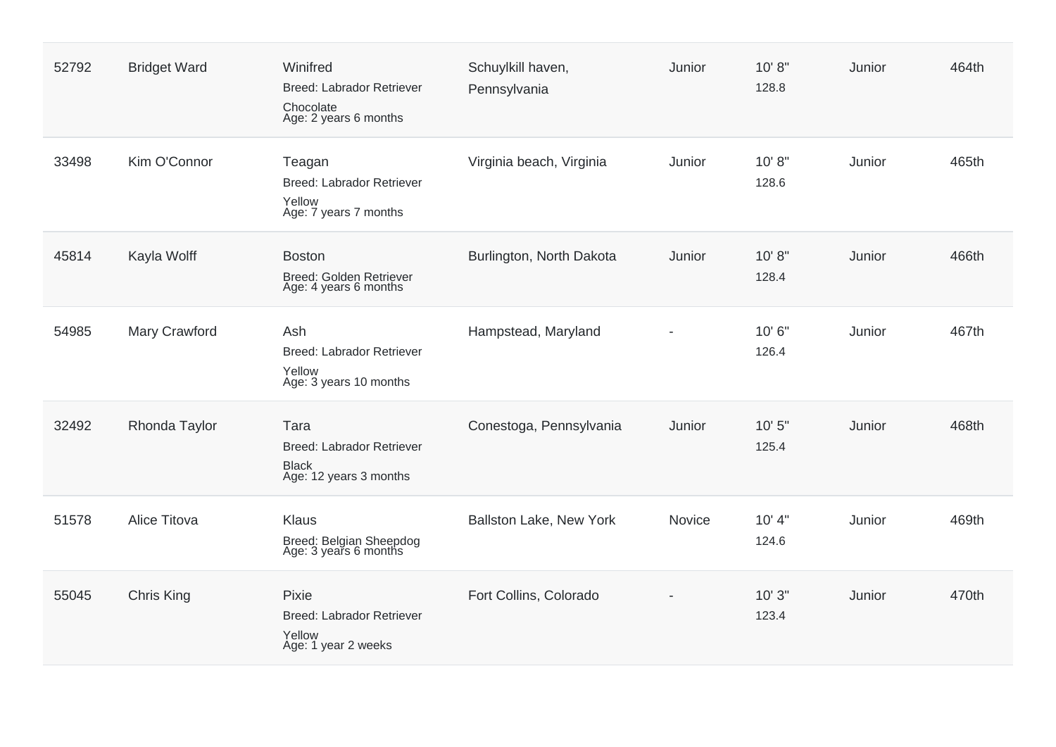| 52792 | Bridget Ward | Winifred<br>Breed: Labrador Retriever<br>Chocolate<br>Age: 2 years 6 months | Schuylkill haven, Pennsylvania | Junior | 10' 8"<br>128.8 | Junior | 464th |
|---|---|---|---|---|---|---|---|
| 33498 | Kim O'Connor | Teagan<br>Breed: Labrador Retriever<br>Yellow<br>Age: 7 years 7 months | Virginia beach, Virginia | Junior | 10' 8"<br>128.6 | Junior | 465th |
| 45814 | Kayla Wolff | Boston<br>Breed: Golden Retriever<br>Age: 4 years 6 months | Burlington, North Dakota | Junior | 10' 8"<br>128.4 | Junior | 466th |
| 54985 | Mary Crawford | Ash<br>Breed: Labrador Retriever<br>Yellow<br>Age: 3 years 10 months | Hampstead, Maryland | - | 10' 6"<br>126.4 | Junior | 467th |
| 32492 | Rhonda Taylor | Tara<br>Breed: Labrador Retriever<br>Black<br>Age: 12 years 3 months | Conestoga, Pennsylvania | Junior | 10' 5"<br>125.4 | Junior | 468th |
| 51578 | Alice Titova | Klaus<br>Breed: Belgian Sheepdog<br>Age: 3 years 6 months | Ballston Lake, New York | Novice | 10' 4"<br>124.6 | Junior | 469th |
| 55045 | Chris King | Pixie<br>Breed: Labrador Retriever<br>Yellow<br>Age: 1 year 2 weeks | Fort Collins, Colorado | - | 10' 3"<br>123.4 | Junior | 470th |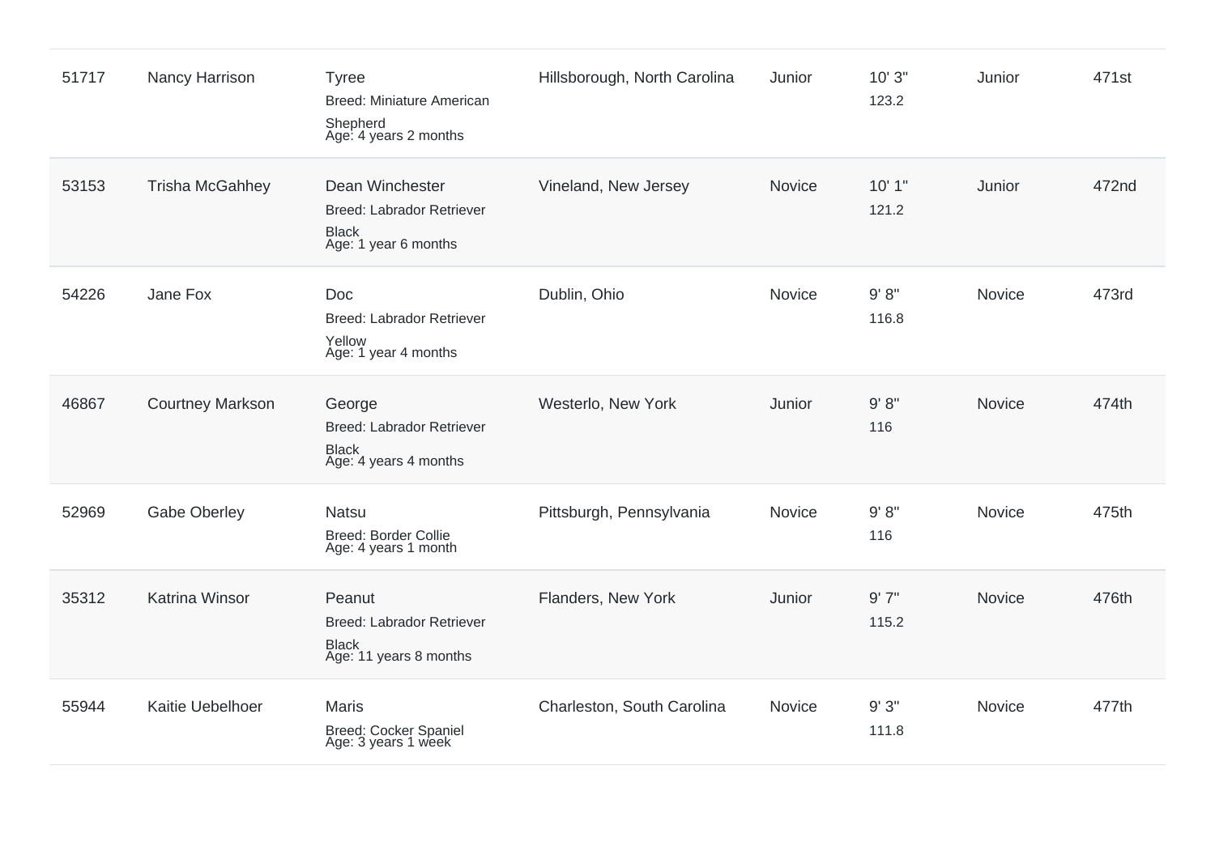| | | | | | | | |
|---|---|---|---|---|---|---|---|
| 51717 | Nancy Harrison | Tyree<br>Breed: Miniature American Shepherd<br>Age: 4 years 2 months | Hillsborough, North Carolina | Junior | 10' 3"<br>123.2 | Junior | 471st |
| 53153 | Trisha McGahhey | Dean Winchester<br>Breed: Labrador Retriever Black<br>Age: 1 year 6 months | Vineland, New Jersey | Novice | 10' 1"<br>121.2 | Junior | 472nd |
| 54226 | Jane Fox | Doc<br>Breed: Labrador Retriever Yellow<br>Age: 1 year 4 months | Dublin, Ohio | Novice | 9' 8"<br>116.8 | Novice | 473rd |
| 46867 | Courtney Markson | George<br>Breed: Labrador Retriever Black<br>Age: 4 years 4 months | Westerlo, New York | Junior | 9' 8"<br>116 | Novice | 474th |
| 52969 | Gabe Oberley | Natsu<br>Breed: Border Collie<br>Age: 4 years 1 month | Pittsburgh, Pennsylvania | Novice | 9' 8"<br>116 | Novice | 475th |
| 35312 | Katrina Winsor | Peanut<br>Breed: Labrador Retriever Black<br>Age: 11 years 8 months | Flanders, New York | Junior | 9' 7"<br>115.2 | Novice | 476th |
| 55944 | Kaitie Uebelhoer | Maris<br>Breed: Cocker Spaniel<br>Age: 3 years 1 week | Charleston, South Carolina | Novice | 9' 3"<br>111.8 | Novice | 477th |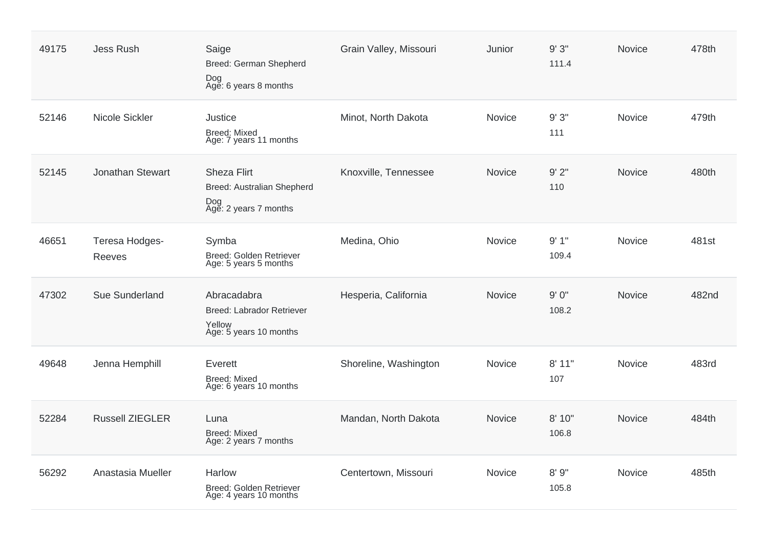| | | | | | | | |
|---|---|---|---|---|---|---|---|
| 49175 | Jess Rush | Saige<br>Breed: German Shepherd Dog<br>Age: 6 years 8 months | Grain Valley, Missouri | Junior | 9' 3"<br>111.4 | Novice | 478th |
| 52146 | Nicole Sickler | Justice<br>Breed: Mixed<br>Age: 7 years 11 months | Minot, North Dakota | Novice | 9' 3"<br>111 | Novice | 479th |
| 52145 | Jonathan Stewart | Sheza Flirt<br>Breed: Australian Shepherd Dog<br>Age: 2 years 7 months | Knoxville, Tennessee | Novice | 9' 2"<br>110 | Novice | 480th |
| 46651 | Teresa Hodges-Reeves | Symba<br>Breed: Golden Retriever<br>Age: 5 years 5 months | Medina, Ohio | Novice | 9' 1"<br>109.4 | Novice | 481st |
| 47302 | Sue Sunderland | Abracadabra<br>Breed: Labrador Retriever Yellow<br>Age: 5 years 10 months | Hesperia, California | Novice | 9' 0"<br>108.2 | Novice | 482nd |
| 49648 | Jenna Hemphill | Everett<br>Breed: Mixed<br>Age: 6 years 10 months | Shoreline, Washington | Novice | 8' 11"<br>107 | Novice | 483rd |
| 52284 | Russell ZIEGLER | Luna<br>Breed: Mixed<br>Age: 2 years 7 months | Mandan, North Dakota | Novice | 8' 10"<br>106.8 | Novice | 484th |
| 56292 | Anastasia Mueller | Harlow<br>Breed: Golden Retriever<br>Age: 4 years 10 months | Centertown, Missouri | Novice | 8' 9"<br>105.8 | Novice | 485th |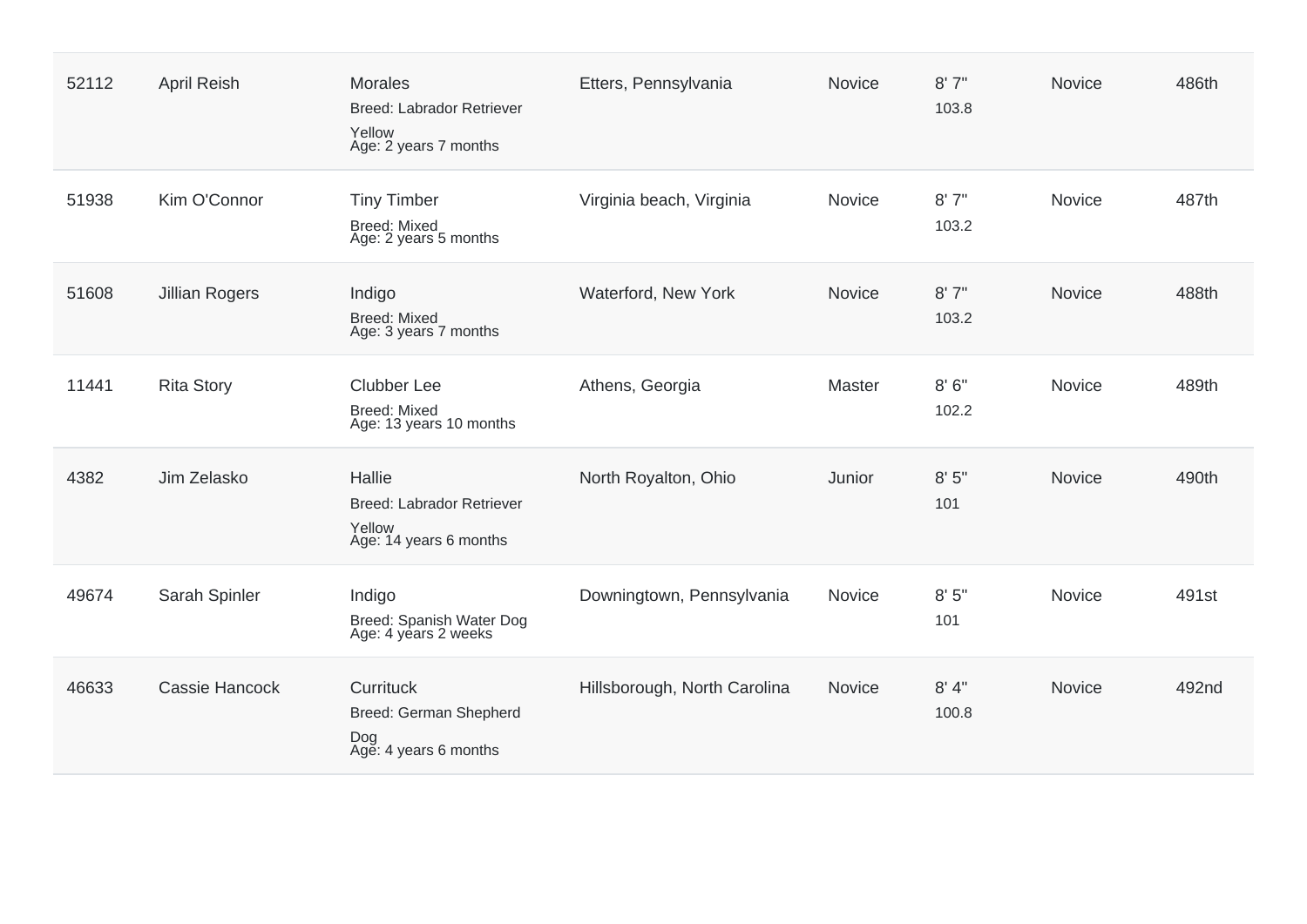| | | | | | | | |
|---|---|---|---|---|---|---|---|
| 52112 | April Reish | Morales<br>Breed: Labrador Retriever Yellow<br>Age: 2 years 7 months | Etters, Pennsylvania | Novice | 8' 7"<br>103.8 | Novice | 486th |
| 51938 | Kim O'Connor | Tiny Timber<br>Breed: Mixed<br>Age: 2 years 5 months | Virginia beach, Virginia | Novice | 8' 7"<br>103.2 | Novice | 487th |
| 51608 | Jillian Rogers | Indigo<br>Breed: Mixed<br>Age: 3 years 7 months | Waterford, New York | Novice | 8' 7"<br>103.2 | Novice | 488th |
| 11441 | Rita Story | Clubber Lee<br>Breed: Mixed<br>Age: 13 years 10 months | Athens, Georgia | Master | 8' 6"<br>102.2 | Novice | 489th |
| 4382 | Jim Zelasko | Hallie<br>Breed: Labrador Retriever Yellow<br>Age: 14 years 6 months | North Royalton, Ohio | Junior | 8' 5"<br>101 | Novice | 490th |
| 49674 | Sarah Spinler | Indigo<br>Breed: Spanish Water Dog<br>Age: 4 years 2 weeks | Downingtown, Pennsylvania | Novice | 8' 5"<br>101 | Novice | 491st |
| 46633 | Cassie Hancock | Currituck<br>Breed: German Shepherd Dog<br>Age: 4 years 6 months | Hillsborough, North Carolina | Novice | 8' 4"<br>100.8 | Novice | 492nd |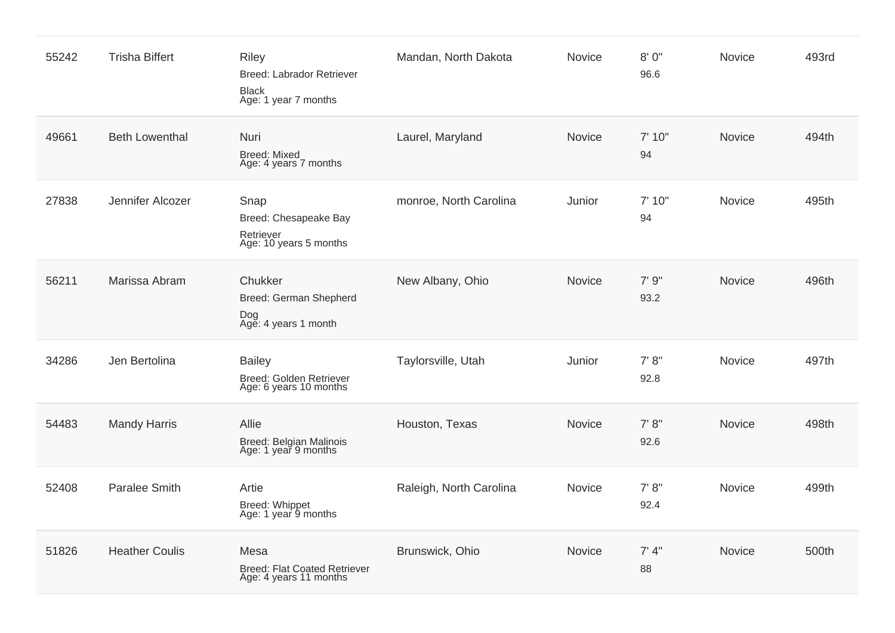| | | | | | | | |
|---|---|---|---|---|---|---|---|
| 55242 | Trisha Biffert | Riley<br>Breed: Labrador Retriever<br>Black<br>Age: 1 year 7 months | Mandan, North Dakota | Novice | 8' 0"<br>96.6 | Novice | 493rd |
| 49661 | Beth Lowenthal | Nuri<br>Breed: Mixed<br>Age: 4 years 7 months | Laurel, Maryland | Novice | 7' 10"<br>94 | Novice | 494th |
| 27838 | Jennifer Alcozer | Snap<br>Breed: Chesapeake Bay Retriever<br>Age: 10 years 5 months | monroe, North Carolina | Junior | 7' 10"<br>94 | Novice | 495th |
| 56211 | Marissa Abram | Chukker<br>Breed: German Shepherd Dog<br>Age: 4 years 1 month | New Albany, Ohio | Novice | 7' 9"<br>93.2 | Novice | 496th |
| 34286 | Jen Bertolina | Bailey<br>Breed: Golden Retriever<br>Age: 6 years 10 months | Taylorsville, Utah | Junior | 7' 8"<br>92.8 | Novice | 497th |
| 54483 | Mandy Harris | Allie<br>Breed: Belgian Malinois<br>Age: 1 year 9 months | Houston, Texas | Novice | 7' 8"<br>92.6 | Novice | 498th |
| 52408 | Paralee Smith | Artie<br>Breed: Whippet<br>Age: 1 year 9 months | Raleigh, North Carolina | Novice | 7' 8"<br>92.4 | Novice | 499th |
| 51826 | Heather Coulis | Mesa<br>Breed: Flat Coated Retriever<br>Age: 4 years 11 months | Brunswick, Ohio | Novice | 7' 4"<br>88 | Novice | 500th |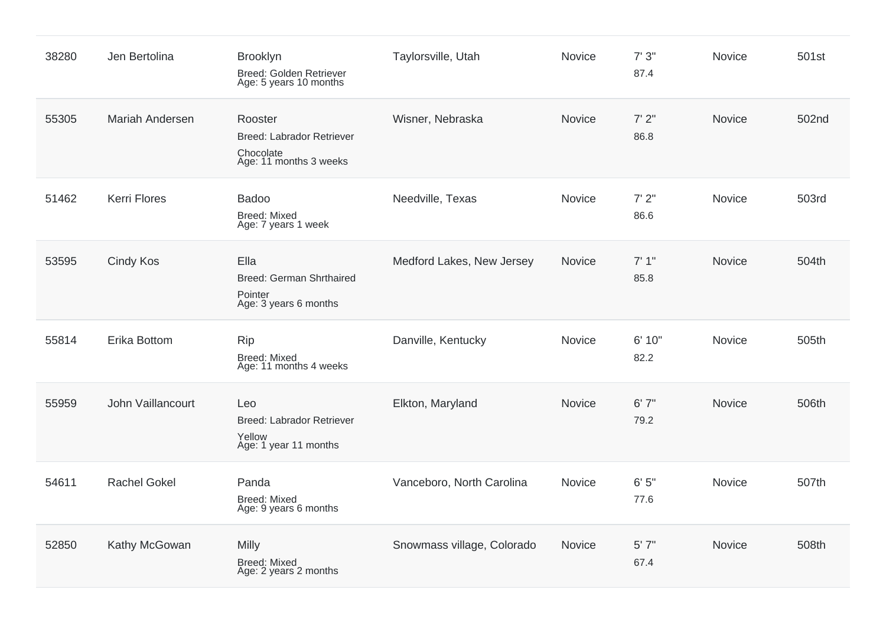| | | | | | | | |
|---|---|---|---|---|---|---|---|
| 38280 | Jen Bertolina | Brooklyn<br>Breed: Golden Retriever<br>Age: 5 years 10 months | Taylorsville, Utah | Novice | 7' 3"<br>87.4 | Novice | 501st |
| 55305 | Mariah Andersen | Rooster<br>Breed: Labrador Retriever Chocolate<br>Age: 11 months 3 weeks | Wisner, Nebraska | Novice | 7' 2"<br>86.8 | Novice | 502nd |
| 51462 | Kerri Flores | Badoo<br>Breed: Mixed<br>Age: 7 years 1 week | Needville, Texas | Novice | 7' 2"<br>86.6 | Novice | 503rd |
| 53595 | Cindy Kos | Ella<br>Breed: German Shrthaired Pointer<br>Age: 3 years 6 months | Medford Lakes, New Jersey | Novice | 7' 1"<br>85.8 | Novice | 504th |
| 55814 | Erika Bottom | Rip<br>Breed: Mixed<br>Age: 11 months 4 weeks | Danville, Kentucky | Novice | 6' 10"<br>82.2 | Novice | 505th |
| 55959 | John Vaillancourt | Leo<br>Breed: Labrador Retriever Yellow<br>Age: 1 year 11 months | Elkton, Maryland | Novice | 6' 7"<br>79.2 | Novice | 506th |
| 54611 | Rachel Gokel | Panda<br>Breed: Mixed<br>Age: 9 years 6 months | Vanceboro, North Carolina | Novice | 6' 5"<br>77.6 | Novice | 507th |
| 52850 | Kathy McGowan | Milly<br>Breed: Mixed<br>Age: 2 years 2 months | Snowmass village, Colorado | Novice | 5' 7"<br>67.4 | Novice | 508th |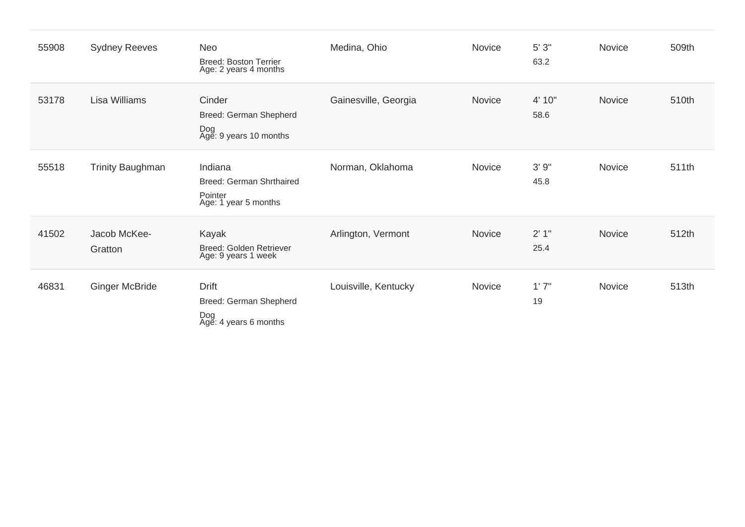| | | | | | | | |
|---|---|---|---|---|---|---|---|
| 55908 | Sydney Reeves | Neo<br>Breed: Boston Terrier<br>Age: 2 years 4 months | Medina, Ohio | Novice | 5' 3"<br>63.2 | Novice | 509th |
| 53178 | Lisa Williams | Cinder<br>Breed: German Shepherd Dog<br>Age: 9 years 10 months | Gainesville, Georgia | Novice | 4' 10"<br>58.6 | Novice | 510th |
| 55518 | Trinity Baughman | Indiana<br>Breed: German Shrthaired Pointer<br>Age: 1 year 5 months | Norman, Oklahoma | Novice | 3' 9"<br>45.8 | Novice | 511th |
| 41502 | Jacob McKee-Gratton | Kayak<br>Breed: Golden Retriever<br>Age: 9 years 1 week | Arlington, Vermont | Novice | 2' 1"<br>25.4 | Novice | 512th |
| 46831 | Ginger McBride | Drift<br>Breed: German Shepherd Dog<br>Age: 4 years 6 months | Louisville, Kentucky | Novice | 1' 7"<br>19 | Novice | 513th |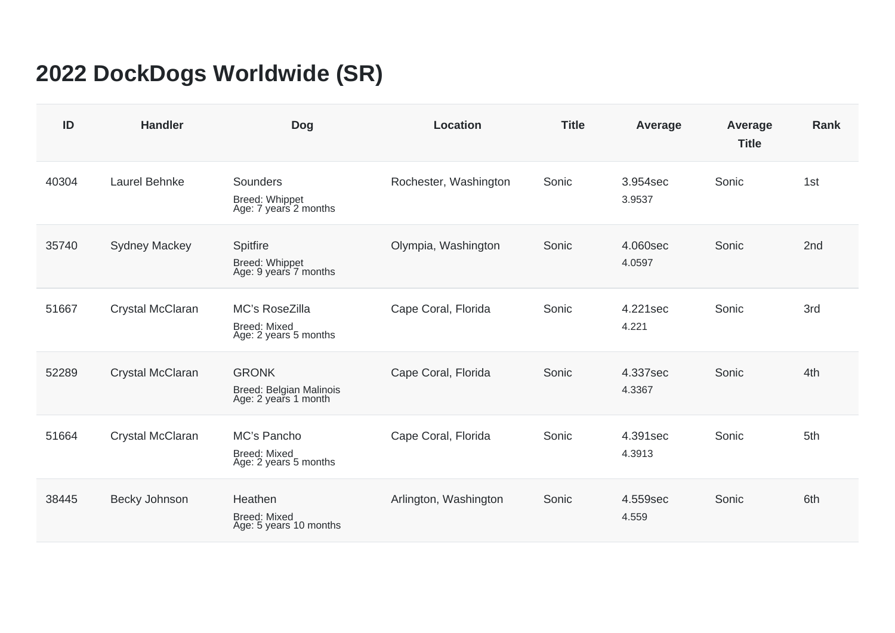# 2022 DockDogs Worldwide (SR)

| ID | Handler | Dog | Location | Title | Average | Average Title | Rank |
|---|---|---|---|---|---|---|---|
| 40304 | Laurel Behnke | Sounders<br>Breed: Whippet<br>Age: 7 years 2 months | Rochester, Washington | Sonic | 3.954sec<br>3.9537 | Sonic | 1st |
| 35740 | Sydney Mackey | Spitfire<br>Breed: Whippet<br>Age: 9 years 7 months | Olympia, Washington | Sonic | 4.060sec<br>4.0597 | Sonic | 2nd |
| 51667 | Crystal McClaran | MC's RoseZilla<br>Breed: Mixed<br>Age: 2 years 5 months | Cape Coral, Florida | Sonic | 4.221sec<br>4.221 | Sonic | 3rd |
| 52289 | Crystal McClaran | GRONK<br>Breed: Belgian Malinois<br>Age: 2 years 1 month | Cape Coral, Florida | Sonic | 4.337sec<br>4.3367 | Sonic | 4th |
| 51664 | Crystal McClaran | MC's Pancho<br>Breed: Mixed<br>Age: 2 years 5 months | Cape Coral, Florida | Sonic | 4.391sec<br>4.3913 | Sonic | 5th |
| 38445 | Becky Johnson | Heathen<br>Breed: Mixed<br>Age: 5 years 10 months | Arlington, Washington | Sonic | 4.559sec<br>4.559 | Sonic | 6th |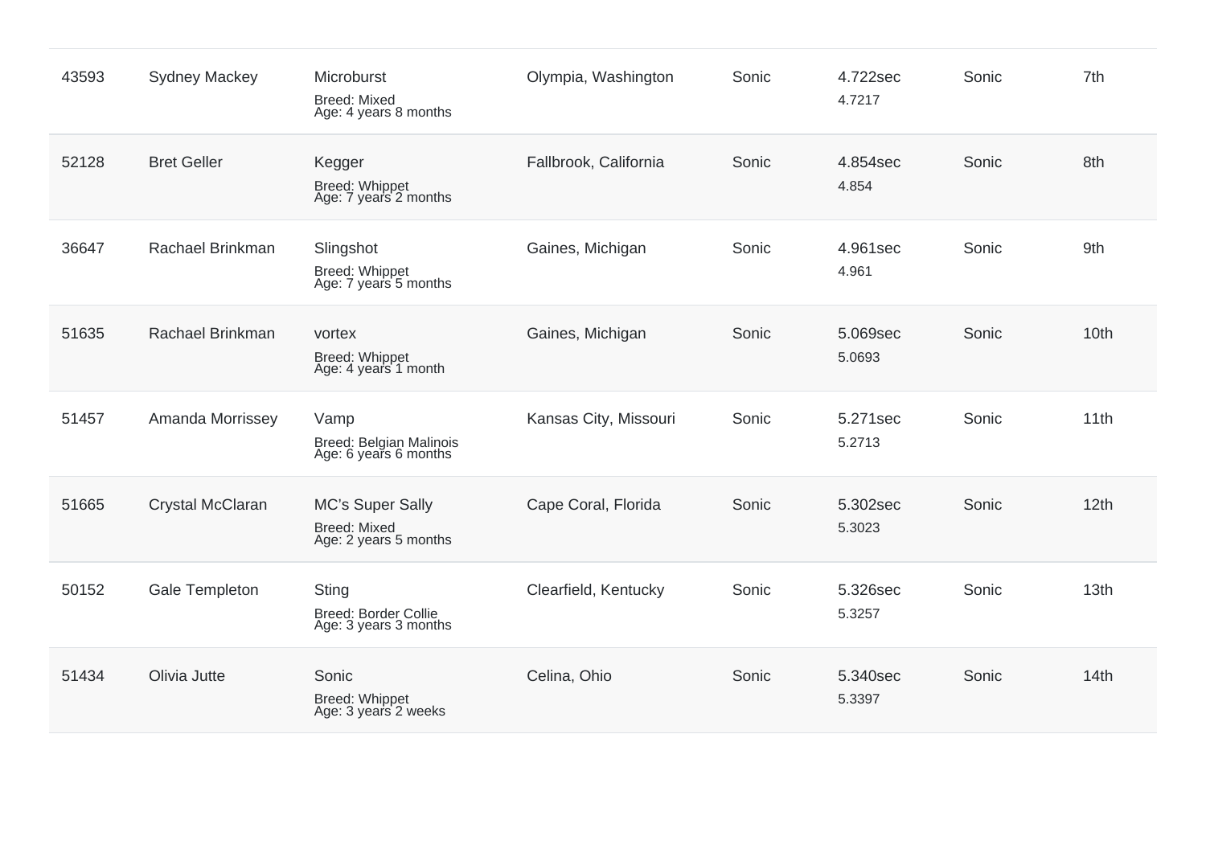| | | | | | | | |
|---|---|---|---|---|---|---|---|
| 43593 | Sydney Mackey | Microburst<br>Breed: Mixed<br>Age: 4 years 8 months | Olympia, Washington | Sonic | 4.722sec<br>4.7217 | Sonic | 7th |
| 52128 | Bret Geller | Kegger<br>Breed: Whippet<br>Age: 7 years 2 months | Fallbrook, California | Sonic | 4.854sec<br>4.854 | Sonic | 8th |
| 36647 | Rachael Brinkman | Slingshot<br>Breed: Whippet<br>Age: 7 years 5 months | Gaines, Michigan | Sonic | 4.961sec<br>4.961 | Sonic | 9th |
| 51635 | Rachael Brinkman | vortex<br>Breed: Whippet<br>Age: 4 years 1 month | Gaines, Michigan | Sonic | 5.069sec<br>5.0693 | Sonic | 10th |
| 51457 | Amanda Morrissey | Vamp<br>Breed: Belgian Malinois<br>Age: 6 years 6 months | Kansas City, Missouri | Sonic | 5.271sec<br>5.2713 | Sonic | 11th |
| 51665 | Crystal McClaran | MC's Super Sally<br>Breed: Mixed<br>Age: 2 years 5 months | Cape Coral, Florida | Sonic | 5.302sec<br>5.3023 | Sonic | 12th |
| 50152 | Gale Templeton | Sting<br>Breed: Border Collie<br>Age: 3 years 3 months | Clearfield, Kentucky | Sonic | 5.326sec<br>5.3257 | Sonic | 13th |
| 51434 | Olivia Jutte | Sonic<br>Breed: Whippet<br>Age: 3 years 2 weeks | Celina, Ohio | Sonic | 5.340sec<br>5.3397 | Sonic | 14th |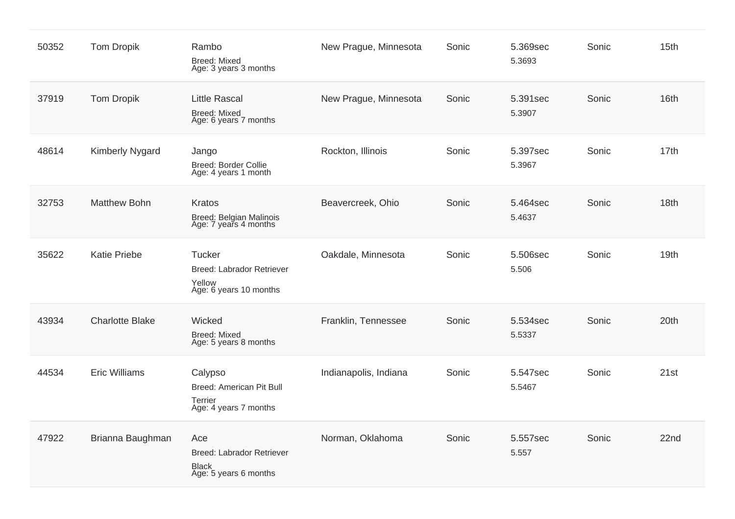| | | | | | | | |
|---|---|---|---|---|---|---|---|
| 50352 | Tom Dropik | Rambo<br>Breed: Mixed<br>Age: 3 years 3 months | New Prague, Minnesota | Sonic | 5.369sec<br>5.3693 | Sonic | 15th |
| 37919 | Tom Dropik | Little Rascal<br>Breed: Mixed<br>Age: 6 years 7 months | New Prague, Minnesota | Sonic | 5.391sec<br>5.3907 | Sonic | 16th |
| 48614 | Kimberly Nygard | Jango<br>Breed: Border Collie<br>Age: 4 years 1 month | Rockton, Illinois | Sonic | 5.397sec<br>5.3967 | Sonic | 17th |
| 32753 | Matthew Bohn | Kratos<br>Breed: Belgian Malinois<br>Age: 7 years 4 months | Beavercreek, Ohio | Sonic | 5.464sec<br>5.4637 | Sonic | 18th |
| 35622 | Katie Priebe | Tucker<br>Breed: Labrador Retriever<br>Yellow<br>Age: 6 years 10 months | Oakdale, Minnesota | Sonic | 5.506sec<br>5.506 | Sonic | 19th |
| 43934 | Charlotte Blake | Wicked<br>Breed: Mixed<br>Age: 5 years 8 months | Franklin, Tennessee | Sonic | 5.534sec<br>5.5337 | Sonic | 20th |
| 44534 | Eric Williams | Calypso<br>Breed: American Pit Bull<br>Terrier<br>Age: 4 years 7 months | Indianapolis, Indiana | Sonic | 5.547sec<br>5.5467 | Sonic | 21st |
| 47922 | Brianna Baughman | Ace<br>Breed: Labrador Retriever<br>Black<br>Age: 5 years 6 months | Norman, Oklahoma | Sonic | 5.557sec<br>5.557 | Sonic | 22nd |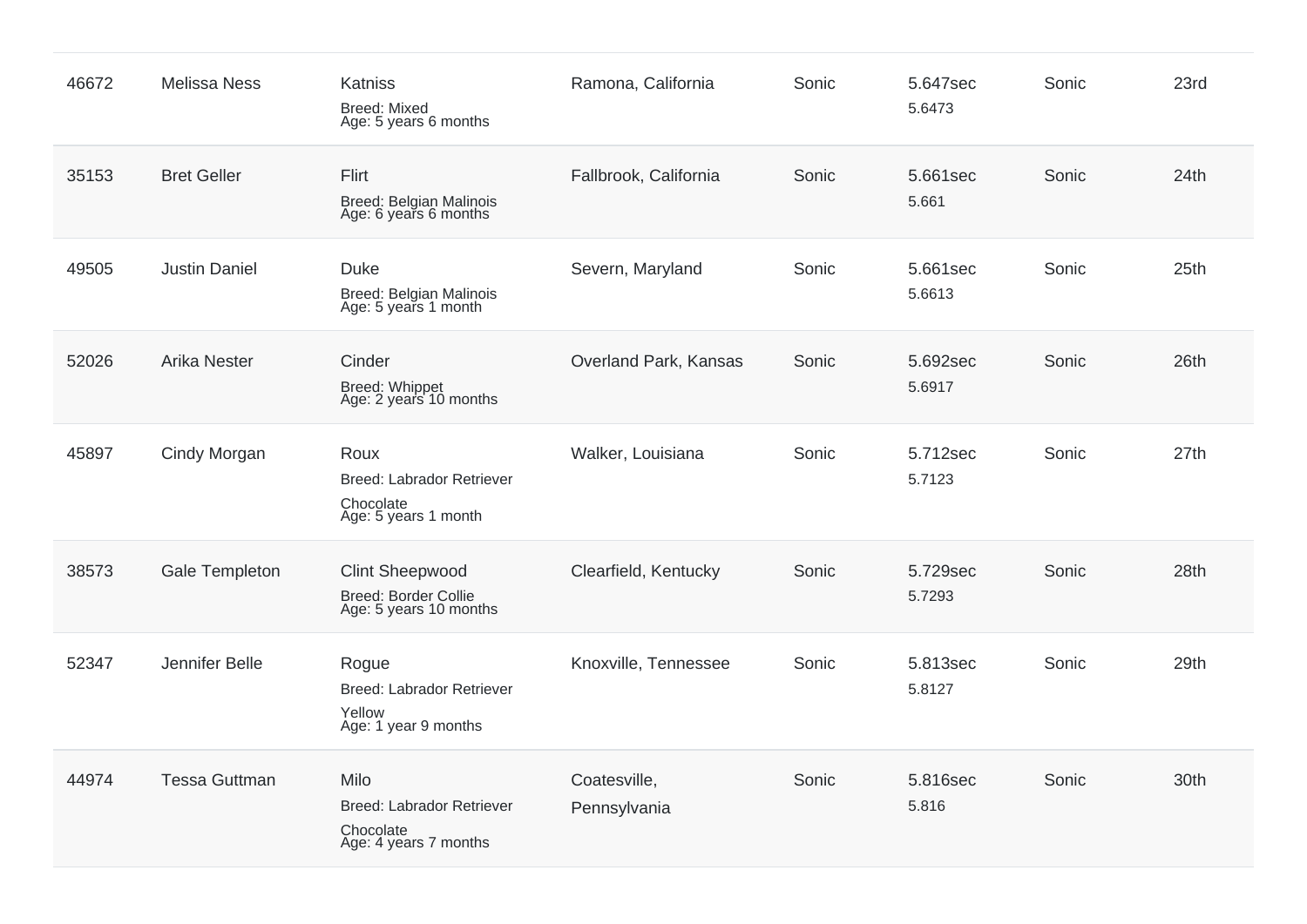| | | | | | | | |
|---|---|---|---|---|---|---|---|
| 46672 | Melissa Ness | Katniss<br>Breed: Mixed<br>Age: 5 years 6 months | Ramona, California | Sonic | 5.647sec<br>5.6473 | Sonic | 23rd |
| 35153 | Bret Geller | Flirt<br>Breed: Belgian Malinois<br>Age: 6 years 6 months | Fallbrook, California | Sonic | 5.661sec<br>5.661 | Sonic | 24th |
| 49505 | Justin Daniel | Duke<br>Breed: Belgian Malinois<br>Age: 5 years 1 month | Severn, Maryland | Sonic | 5.661sec<br>5.6613 | Sonic | 25th |
| 52026 | Arika Nester | Cinder<br>Breed: Whippet<br>Age: 2 years 10 months | Overland Park, Kansas | Sonic | 5.692sec<br>5.6917 | Sonic | 26th |
| 45897 | Cindy Morgan | Roux<br>Breed: Labrador Retriever<br>Chocolate<br>Age: 5 years 1 month | Walker, Louisiana | Sonic | 5.712sec<br>5.7123 | Sonic | 27th |
| 38573 | Gale Templeton | Clint Sheepwood<br>Breed: Border Collie<br>Age: 5 years 10 months | Clearfield, Kentucky | Sonic | 5.729sec<br>5.7293 | Sonic | 28th |
| 52347 | Jennifer Belle | Rogue<br>Breed: Labrador Retriever<br>Yellow<br>Age: 1 year 9 months | Knoxville, Tennessee | Sonic | 5.813sec<br>5.8127 | Sonic | 29th |
| 44974 | Tessa Guttman | Milo<br>Breed: Labrador Retriever<br>Chocolate<br>Age: 4 years 7 months | Coatesville, Pennsylvania | Sonic | 5.816sec<br>5.816 | Sonic | 30th |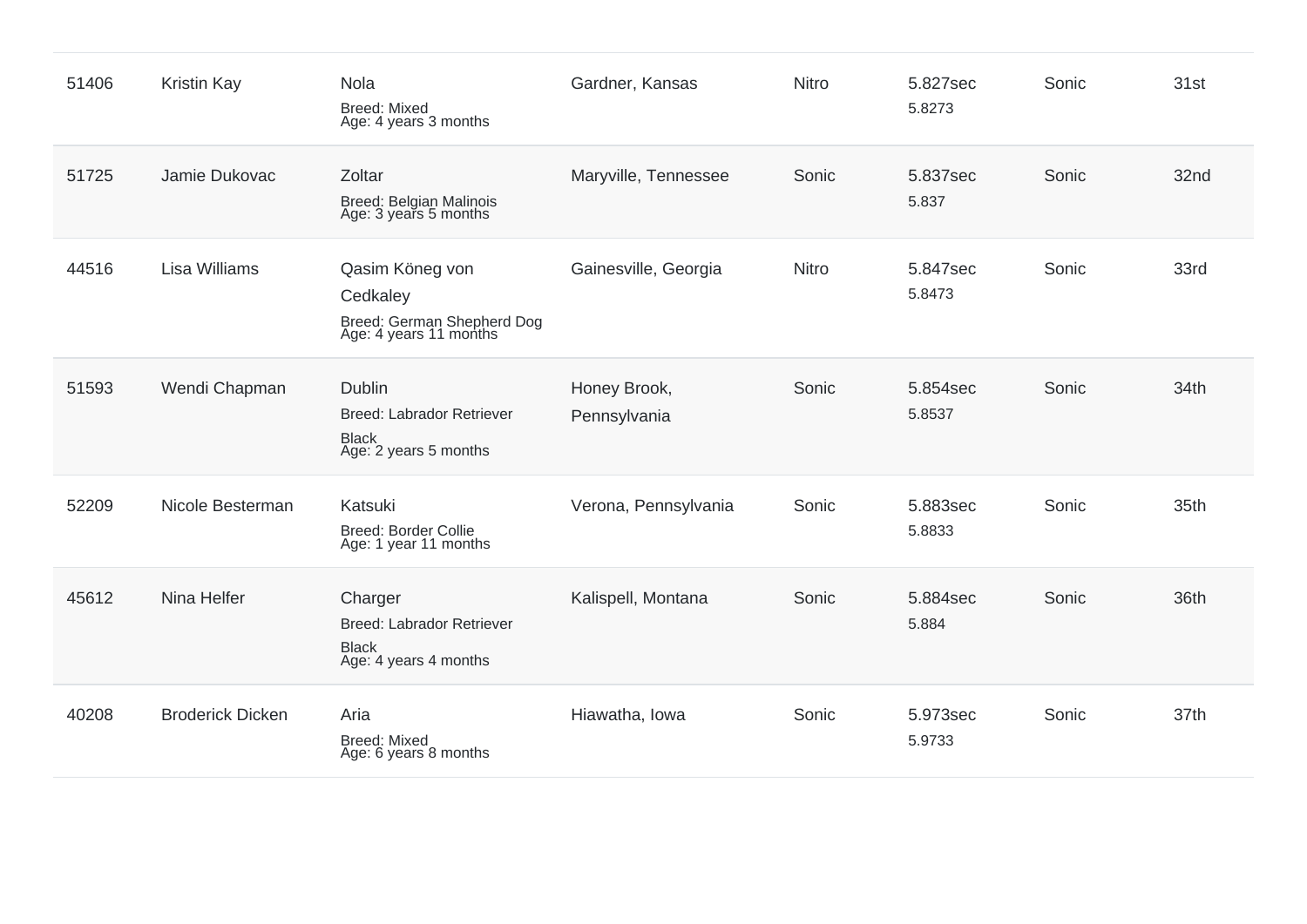| | | | | | | | |
|---|---|---|---|---|---|---|---|
| 51406 | Kristin Kay | Nola<br>Breed: Mixed<br>Age: 4 years 3 months | Gardner, Kansas | Nitro | 5.827sec<br>5.8273 | Sonic | 31st |
| 51725 | Jamie Dukovac | Zoltar<br>Breed: Belgian Malinois<br>Age: 3 years 5 months | Maryville, Tennessee | Sonic | 5.837sec<br>5.837 | Sonic | 32nd |
| 44516 | Lisa Williams | Qasim Köneg von Cedkaley<br>Breed: German Shepherd Dog<br>Age: 4 years 11 months | Gainesville, Georgia | Nitro | 5.847sec<br>5.8473 | Sonic | 33rd |
| 51593 | Wendi Chapman | Dublin<br>Breed: Labrador Retriever Black<br>Age: 2 years 5 months | Honey Brook, Pennsylvania | Sonic | 5.854sec<br>5.8537 | Sonic | 34th |
| 52209 | Nicole Besterman | Katsuki<br>Breed: Border Collie<br>Age: 1 year 11 months | Verona, Pennsylvania | Sonic | 5.883sec<br>5.8833 | Sonic | 35th |
| 45612 | Nina Helfer | Charger<br>Breed: Labrador Retriever Black<br>Age: 4 years 4 months | Kalispell, Montana | Sonic | 5.884sec<br>5.884 | Sonic | 36th |
| 40208 | Broderick Dicken | Aria<br>Breed: Mixed<br>Age: 6 years 8 months | Hiawatha, Iowa | Sonic | 5.973sec<br>5.9733 | Sonic | 37th |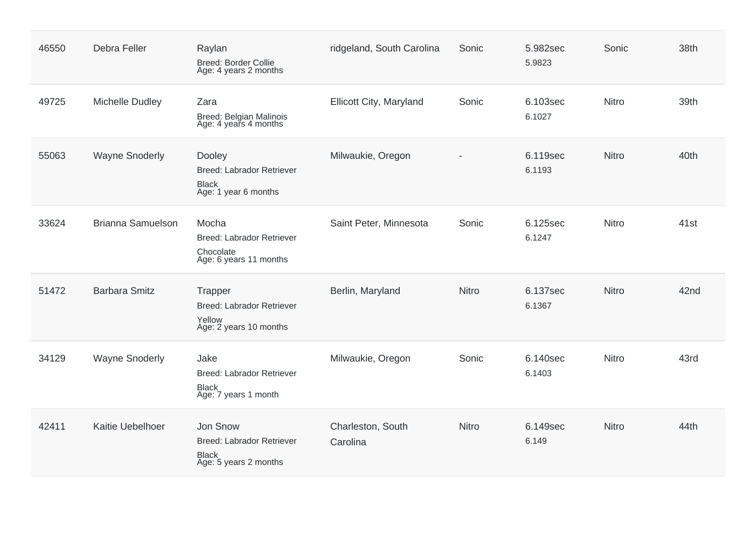| | | | | | | | |
|---|---|---|---|---|---|---|---|
| 46550 | Debra Feller | Raylan<br>Breed: Border Collie<br>Age: 4 years 2 months | ridgeland, South Carolina | Sonic | 5.982sec<br>5.9823 | Sonic | 38th |
| 49725 | Michelle Dudley | Zara<br>Breed: Belgian Malinois<br>Age: 4 years 4 months | Ellicott City, Maryland | Sonic | 6.103sec<br>6.1027 | Nitro | 39th |
| 55063 | Wayne Snoderly | Dooley<br>Breed: Labrador Retriever<br>Black<br>Age: 1 year 6 months | Milwaukie, Oregon | - | 6.119sec<br>6.1193 | Nitro | 40th |
| 33624 | Brianna Samuelson | Mocha<br>Breed: Labrador Retriever<br>Chocolate<br>Age: 6 years 11 months | Saint Peter, Minnesota | Sonic | 6.125sec<br>6.1247 | Nitro | 41st |
| 51472 | Barbara Smitz | Trapper<br>Breed: Labrador Retriever<br>Yellow<br>Age: 2 years 10 months | Berlin, Maryland | Nitro | 6.137sec<br>6.1367 | Nitro | 42nd |
| 34129 | Wayne Snoderly | Jake<br>Breed: Labrador Retriever<br>Black<br>Age: 7 years 1 month | Milwaukie, Oregon | Sonic | 6.140sec<br>6.1403 | Nitro | 43rd |
| 42411 | Kaitie Uebelhoer | Jon Snow<br>Breed: Labrador Retriever<br>Black<br>Age: 5 years 2 months | Charleston, South Carolina | Nitro | 6.149sec<br>6.149 | Nitro | 44th |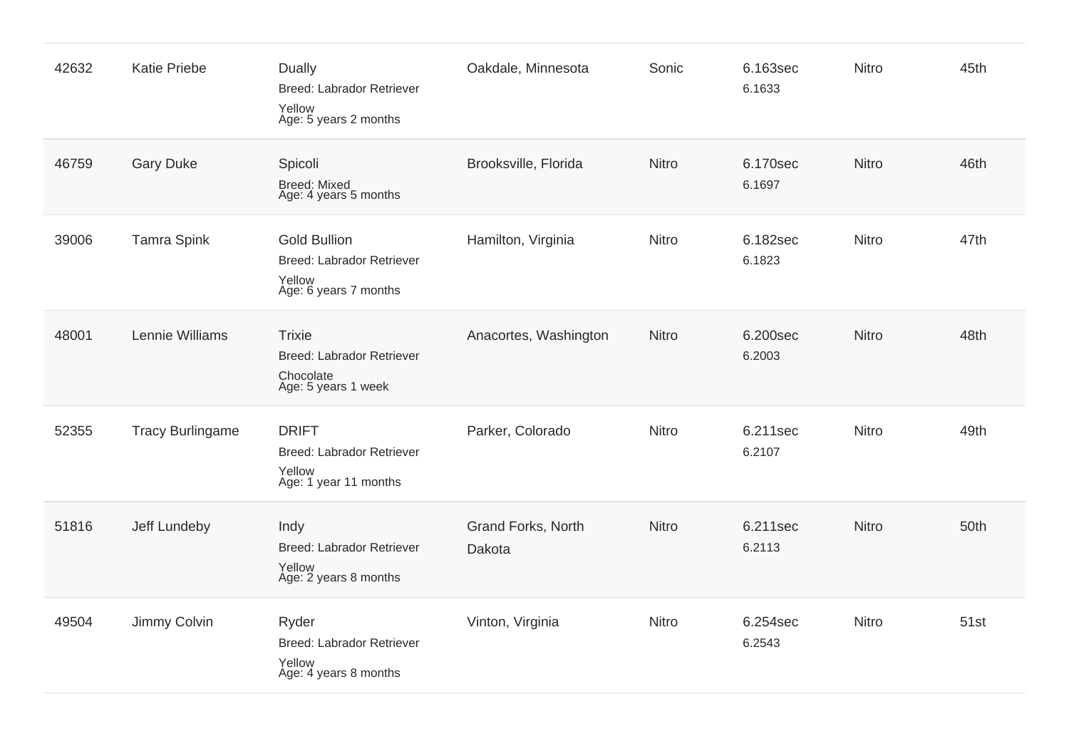| | | | | | | | |
|---|---|---|---|---|---|---|---|
| 42632 | Katie Priebe | Dually<br>Breed: Labrador Retriever<br>Yellow<br>Age: 5 years 2 months | Oakdale, Minnesota | Sonic | 6.163sec<br>6.1633 | Nitro | 45th |
| 46759 | Gary Duke | Spicoli<br>Breed: Mixed<br>Age: 4 years 5 months | Brooksville, Florida | Nitro | 6.170sec<br>6.1697 | Nitro | 46th |
| 39006 | Tamra Spink | Gold Bullion<br>Breed: Labrador Retriever<br>Yellow<br>Age: 6 years 7 months | Hamilton, Virginia | Nitro | 6.182sec<br>6.1823 | Nitro | 47th |
| 48001 | Lennie Williams | Trixie<br>Breed: Labrador Retriever<br>Chocolate<br>Age: 5 years 1 week | Anacortes, Washington | Nitro | 6.200sec<br>6.2003 | Nitro | 48th |
| 52355 | Tracy Burlingame | DRIFT<br>Breed: Labrador Retriever<br>Yellow<br>Age: 1 year 11 months | Parker, Colorado | Nitro | 6.211sec<br>6.2107 | Nitro | 49th |
| 51816 | Jeff Lundeby | Indy<br>Breed: Labrador Retriever<br>Yellow<br>Age: 2 years 8 months | Grand Forks, North Dakota | Nitro | 6.211sec<br>6.2113 | Nitro | 50th |
| 49504 | Jimmy Colvin | Ryder<br>Breed: Labrador Retriever<br>Yellow<br>Age: 4 years 8 months | Vinton, Virginia | Nitro | 6.254sec<br>6.2543 | Nitro | 51st |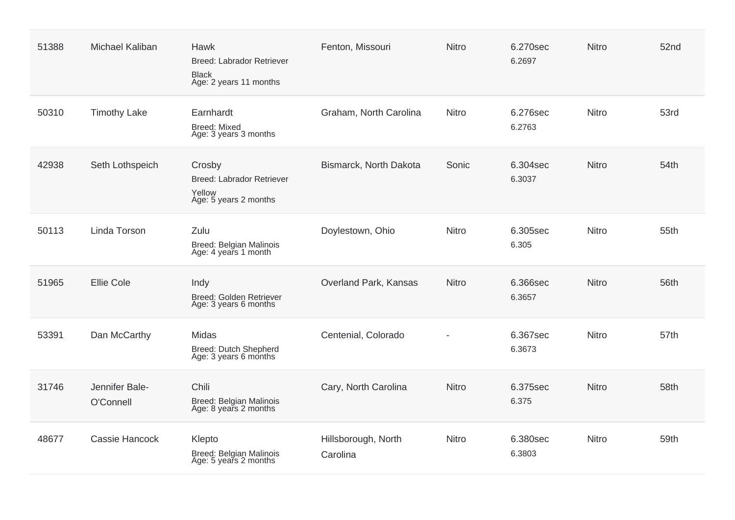| 51388 | Michael Kaliban | Hawk<br>Breed: Labrador Retriever<br>Black<br>Age: 2 years 11 months | Fenton, Missouri | Nitro | 6.270sec<br>6.2697 | Nitro | 52nd |
|---|---|---|---|---|---|---|---|
| 50310 | Timothy Lake | Earnhardt<br>Breed: Mixed<br>Age: 3 years 3 months | Graham, North Carolina | Nitro | 6.276sec<br>6.2763 | Nitro | 53rd |
| 42938 | Seth Lothspeich | Crosby<br>Breed: Labrador Retriever<br>Yellow<br>Age: 5 years 2 months | Bismarck, North Dakota | Sonic | 6.304sec<br>6.3037 | Nitro | 54th |
| 50113 | Linda Torson | Zulu<br>Breed: Belgian Malinois<br>Age: 4 years 1 month | Doylestown, Ohio | Nitro | 6.305sec<br>6.305 | Nitro | 55th |
| 51965 | Ellie Cole | Indy<br>Breed: Golden Retriever<br>Age: 3 years 6 months | Overland Park, Kansas | Nitro | 6.366sec<br>6.3657 | Nitro | 56th |
| 53391 | Dan McCarthy | Midas<br>Breed: Dutch Shepherd<br>Age: 3 years 6 months | Centenial, Colorado | - | 6.367sec<br>6.3673 | Nitro | 57th |
| 31746 | Jennifer Bale-O'Connell | Chili<br>Breed: Belgian Malinois<br>Age: 8 years 2 months | Cary, North Carolina | Nitro | 6.375sec<br>6.375 | Nitro | 58th |
| 48677 | Cassie Hancock | Klepto<br>Breed: Belgian Malinois<br>Age: 5 years 2 months | Hillsborough, North Carolina | Nitro | 6.380sec<br>6.3803 | Nitro | 59th |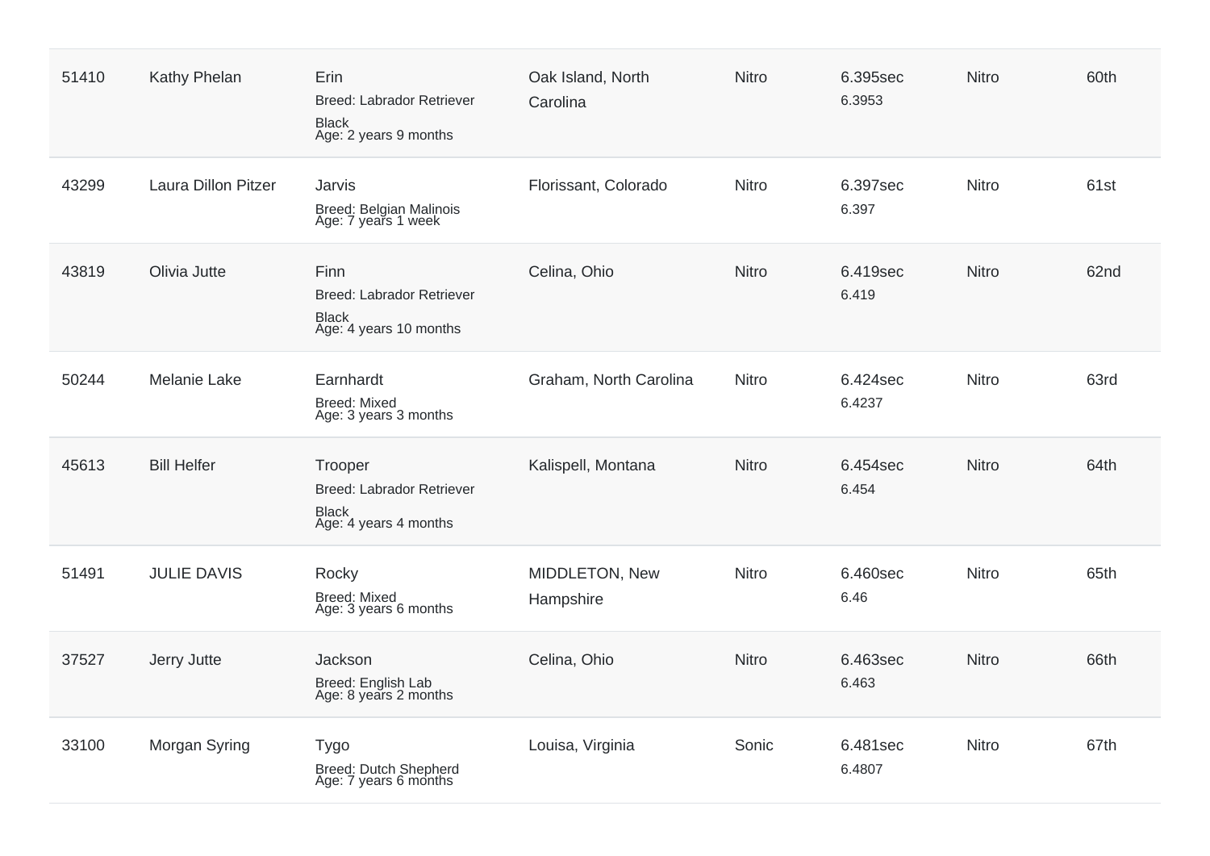| | | | | | | | |
|---|---|---|---|---|---|---|---|
| 51410 | Kathy Phelan | Erin<br>Breed: Labrador Retriever<br>Black<br>Age: 2 years 9 months | Oak Island, North Carolina | Nitro | 6.395sec<br>6.3953 | Nitro | 60th |
| 43299 | Laura Dillon Pitzer | Jarvis<br>Breed: Belgian Malinois<br>Age: 7 years 1 week | Florissant, Colorado | Nitro | 6.397sec<br>6.397 | Nitro | 61st |
| 43819 | Olivia Jutte | Finn<br>Breed: Labrador Retriever<br>Black<br>Age: 4 years 10 months | Celina, Ohio | Nitro | 6.419sec<br>6.419 | Nitro | 62nd |
| 50244 | Melanie Lake | Earnhardt<br>Breed: Mixed<br>Age: 3 years 3 months | Graham, North Carolina | Nitro | 6.424sec<br>6.4237 | Nitro | 63rd |
| 45613 | Bill Helfer | Trooper<br>Breed: Labrador Retriever<br>Black<br>Age: 4 years 4 months | Kalispell, Montana | Nitro | 6.454sec<br>6.454 | Nitro | 64th |
| 51491 | JULIE DAVIS | Rocky<br>Breed: Mixed<br>Age: 3 years 6 months | MIDDLETON, New Hampshire | Nitro | 6.460sec<br>6.46 | Nitro | 65th |
| 37527 | Jerry Jutte | Jackson<br>Breed: English Lab<br>Age: 8 years 2 months | Celina, Ohio | Nitro | 6.463sec<br>6.463 | Nitro | 66th |
| 33100 | Morgan Syring | Tygo<br>Breed: Dutch Shepherd<br>Age: 7 years 6 months | Louisa, Virginia | Sonic | 6.481sec<br>6.4807 | Nitro | 67th |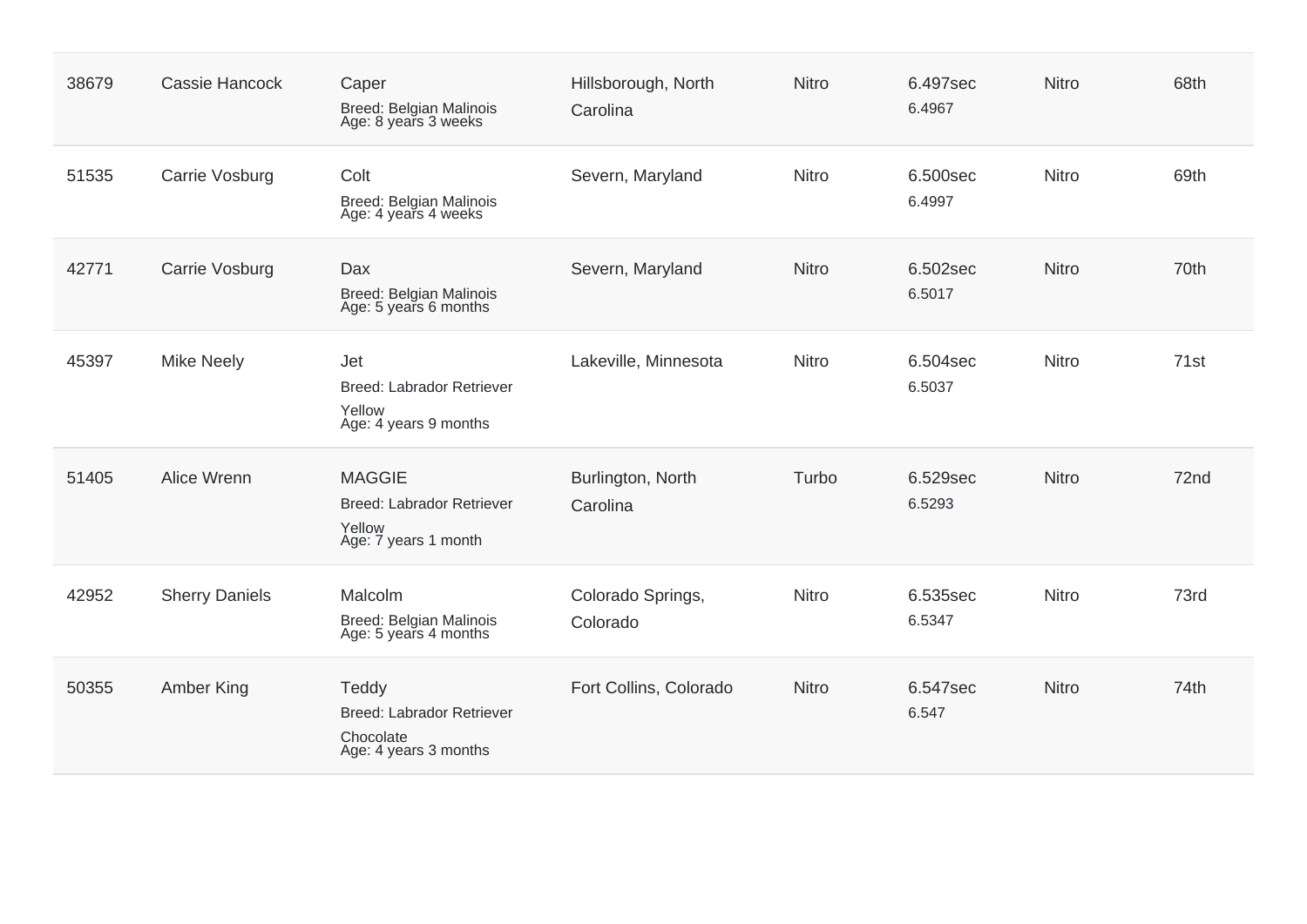| | | | | | | | |
|---|---|---|---|---|---|---|---|
| 38679 | Cassie Hancock | Caper<br>Breed: Belgian Malinois<br>Age: 8 years 3 weeks | Hillsborough, North Carolina | Nitro | 6.497sec<br>6.4967 | Nitro | 68th |
| 51535 | Carrie Vosburg | Colt<br>Breed: Belgian Malinois<br>Age: 4 years 4 weeks | Severn, Maryland | Nitro | 6.500sec<br>6.4997 | Nitro | 69th |
| 42771 | Carrie Vosburg | Dax<br>Breed: Belgian Malinois<br>Age: 5 years 6 months | Severn, Maryland | Nitro | 6.502sec<br>6.5017 | Nitro | 70th |
| 45397 | Mike Neely | Jet<br>Breed: Labrador Retriever<br>Yellow<br>Age: 4 years 9 months | Lakeville, Minnesota | Nitro | 6.504sec<br>6.5037 | Nitro | 71st |
| 51405 | Alice Wrenn | MAGGIE<br>Breed: Labrador Retriever<br>Yellow<br>Age: 7 years 1 month | Burlington, North Carolina | Turbo | 6.529sec<br>6.5293 | Nitro | 72nd |
| 42952 | Sherry Daniels | Malcolm<br>Breed: Belgian Malinois<br>Age: 5 years 4 months | Colorado Springs, Colorado | Nitro | 6.535sec<br>6.5347 | Nitro | 73rd |
| 50355 | Amber King | Teddy<br>Breed: Labrador Retriever<br>Chocolate<br>Age: 4 years 3 months | Fort Collins, Colorado | Nitro | 6.547sec<br>6.547 | Nitro | 74th |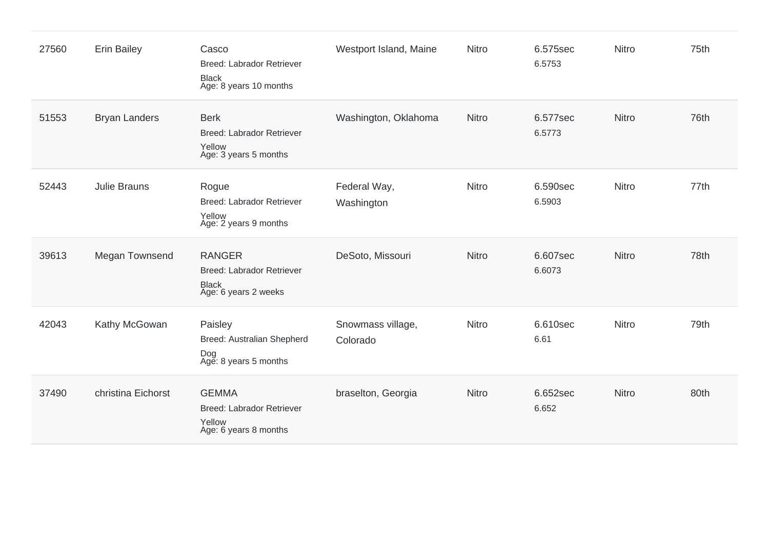| | | | | | | | |
|---|---|---|---|---|---|---|---|
| 27560 | Erin Bailey | Casco<br>Breed: Labrador Retriever<br>Black<br>Age: 8 years 10 months | Westport Island, Maine | Nitro | 6.575sec<br>6.5753 | Nitro | 75th |
| 51553 | Bryan Landers | Berk<br>Breed: Labrador Retriever<br>Yellow<br>Age: 3 years 5 months | Washington, Oklahoma | Nitro | 6.577sec<br>6.5773 | Nitro | 76th |
| 52443 | Julie Brauns | Rogue<br>Breed: Labrador Retriever<br>Yellow<br>Age: 2 years 9 months | Federal Way, Washington | Nitro | 6.590sec<br>6.5903 | Nitro | 77th |
| 39613 | Megan Townsend | RANGER<br>Breed: Labrador Retriever<br>Black<br>Age: 6 years 2 weeks | DeSoto, Missouri | Nitro | 6.607sec<br>6.6073 | Nitro | 78th |
| 42043 | Kathy McGowan | Paisley<br>Breed: Australian Shepherd Dog<br>Age: 8 years 5 months | Snowmass village, Colorado | Nitro | 6.610sec<br>6.61 | Nitro | 79th |
| 37490 | christina Eichorst | GEMMA<br>Breed: Labrador Retriever<br>Yellow<br>Age: 6 years 8 months | braselton, Georgia | Nitro | 6.652sec<br>6.652 | Nitro | 80th |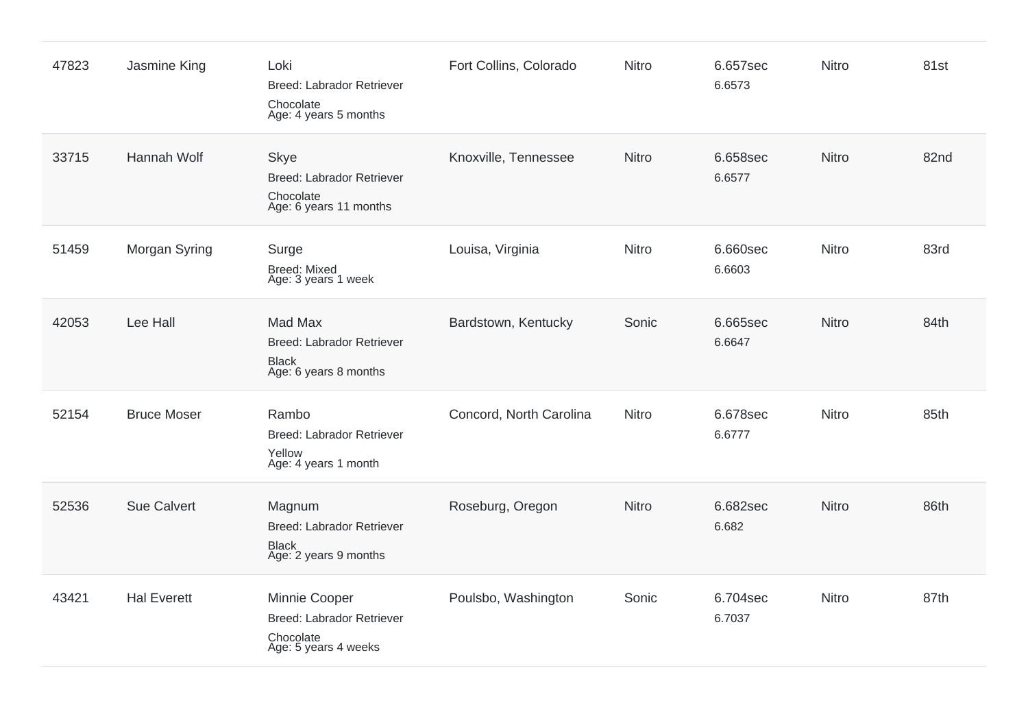| | | | | | | | |
|---|---|---|---|---|---|---|---|
| 47823 | Jasmine King | Loki<br>Breed: Labrador Retriever<br>Chocolate<br>Age: 4 years 5 months | Fort Collins, Colorado | Nitro | 6.657sec<br>6.6573 | Nitro | 81st |
| 33715 | Hannah Wolf | Skye<br>Breed: Labrador Retriever<br>Chocolate<br>Age: 6 years 11 months | Knoxville, Tennessee | Nitro | 6.658sec<br>6.6577 | Nitro | 82nd |
| 51459 | Morgan Syring | Surge<br>Breed: Mixed<br>Age: 3 years 1 week | Louisa, Virginia | Nitro | 6.660sec<br>6.6603 | Nitro | 83rd |
| 42053 | Lee Hall | Mad Max<br>Breed: Labrador Retriever<br>Black<br>Age: 6 years 8 months | Bardstown, Kentucky | Sonic | 6.665sec<br>6.6647 | Nitro | 84th |
| 52154 | Bruce Moser | Rambo<br>Breed: Labrador Retriever<br>Yellow<br>Age: 4 years 1 month | Concord, North Carolina | Nitro | 6.678sec<br>6.6777 | Nitro | 85th |
| 52536 | Sue Calvert | Magnum<br>Breed: Labrador Retriever<br>Black<br>Age: 2 years 9 months | Roseburg, Oregon | Nitro | 6.682sec<br>6.682 | Nitro | 86th |
| 43421 | Hal Everett | Minnie Cooper<br>Breed: Labrador Retriever<br>Chocolate<br>Age: 5 years 4 weeks | Poulsbo, Washington | Sonic | 6.704sec<br>6.7037 | Nitro | 87th |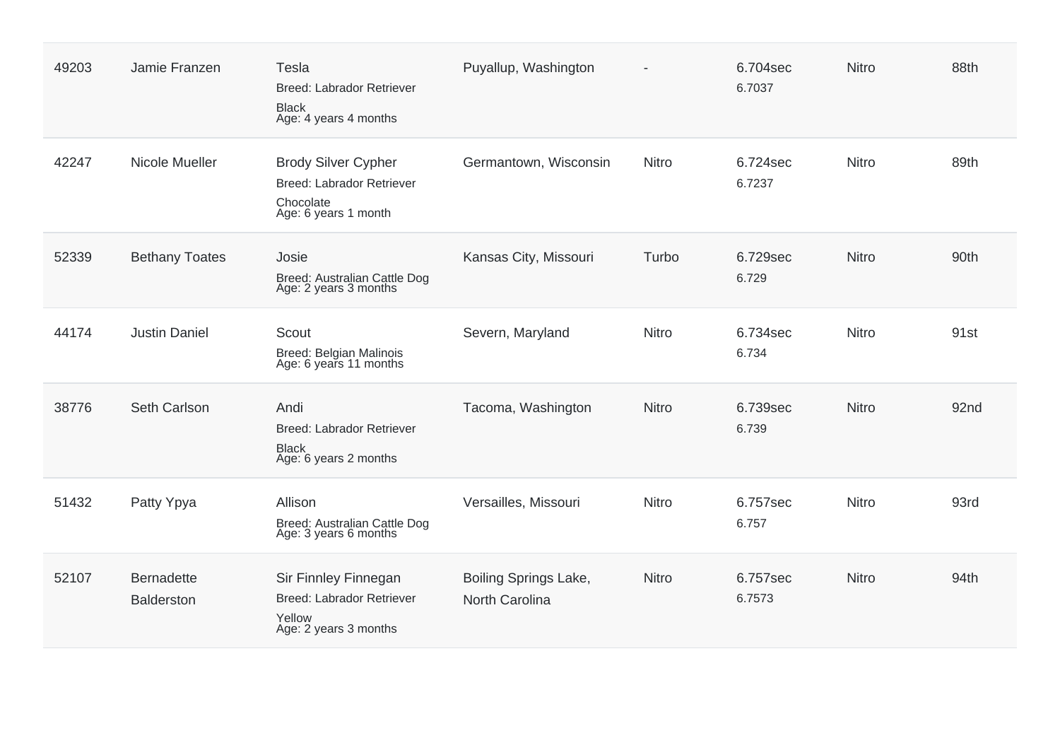| | | | | | | | |
|---|---|---|---|---|---|---|---|
| 49203 | Jamie Franzen | Tesla<br>Breed: Labrador Retriever<br>Black<br>Age: 4 years 4 months | Puyallup, Washington | - | 6.704sec<br>6.7037 | Nitro | 88th |
| 42247 | Nicole Mueller | Brody Silver Cypher<br>Breed: Labrador Retriever<br>Chocolate<br>Age: 6 years 1 month | Germantown, Wisconsin | Nitro | 6.724sec<br>6.7237 | Nitro | 89th |
| 52339 | Bethany Toates | Josie<br>Breed: Australian Cattle Dog<br>Age: 2 years 3 months | Kansas City, Missouri | Turbo | 6.729sec<br>6.729 | Nitro | 90th |
| 44174 | Justin Daniel | Scout<br>Breed: Belgian Malinois<br>Age: 6 years 11 months | Severn, Maryland | Nitro | 6.734sec<br>6.734 | Nitro | 91st |
| 38776 | Seth Carlson | Andi<br>Breed: Labrador Retriever<br>Black<br>Age: 6 years 2 months | Tacoma, Washington | Nitro | 6.739sec<br>6.739 | Nitro | 92nd |
| 51432 | Patty Ypya | Allison<br>Breed: Australian Cattle Dog<br>Age: 3 years 6 months | Versailles, Missouri | Nitro | 6.757sec<br>6.757 | Nitro | 93rd |
| 52107 | Bernadette Balderston | Sir Finnley Finnegan<br>Breed: Labrador Retriever<br>Yellow<br>Age: 2 years 3 months | Boiling Springs Lake, North Carolina | Nitro | 6.757sec<br>6.7573 | Nitro | 94th |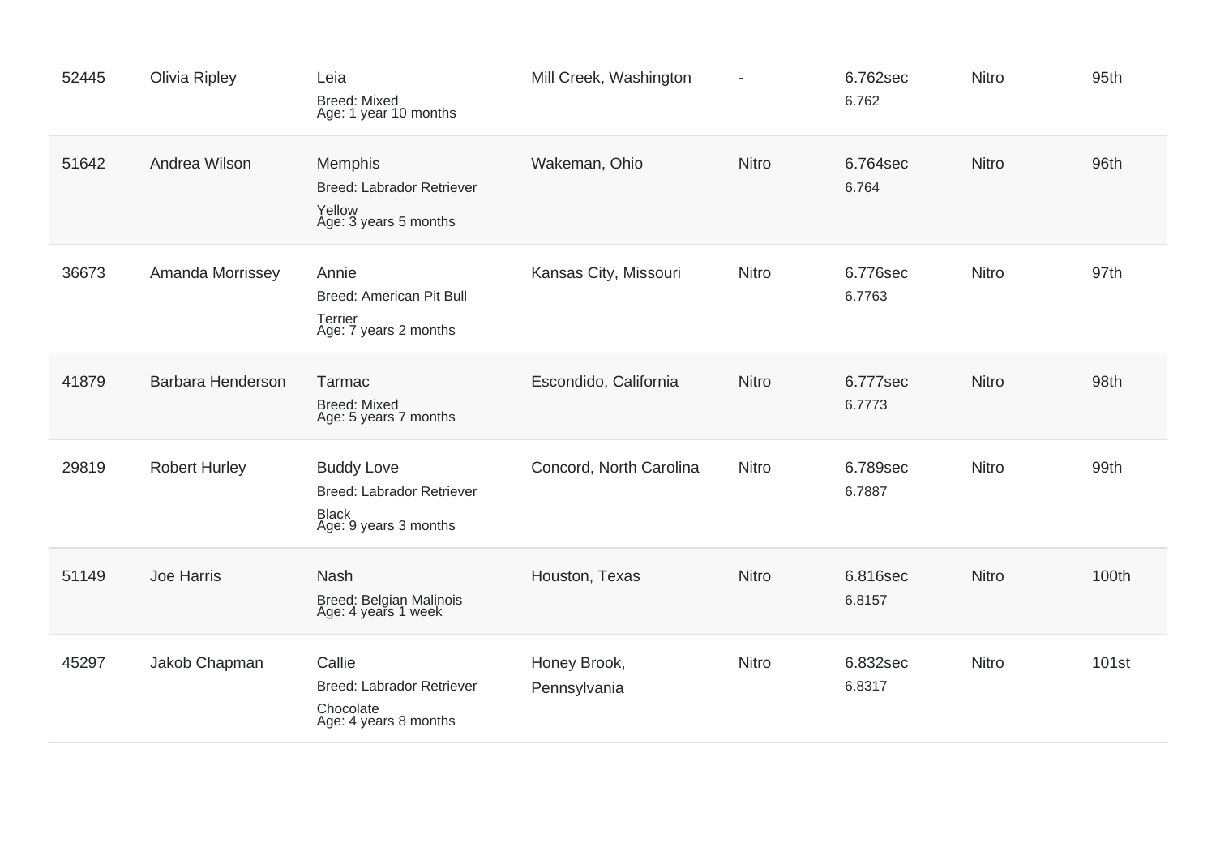| | | | | | | | |
|---|---|---|---|---|---|---|---|
| 52445 | Olivia Ripley | Leia<br>Breed: Mixed<br>Age: 1 year 10 months | Mill Creek, Washington | - | 6.762sec<br>6.762 | Nitro | 95th |
| 51642 | Andrea Wilson | Memphis<br>Breed: Labrador Retriever Yellow<br>Age: 3 years 5 months | Wakeman, Ohio | Nitro | 6.764sec<br>6.764 | Nitro | 96th |
| 36673 | Amanda Morrissey | Annie<br>Breed: American Pit Bull Terrier<br>Age: 7 years 2 months | Kansas City, Missouri | Nitro | 6.776sec<br>6.7763 | Nitro | 97th |
| 41879 | Barbara Henderson | Tarmac<br>Breed: Mixed<br>Age: 5 years 7 months | Escondido, California | Nitro | 6.777sec<br>6.7773 | Nitro | 98th |
| 29819 | Robert Hurley | Buddy Love<br>Breed: Labrador Retriever Black<br>Age: 9 years 3 months | Concord, North Carolina | Nitro | 6.789sec<br>6.7887 | Nitro | 99th |
| 51149 | Joe Harris | Nash<br>Breed: Belgian Malinois<br>Age: 4 years 1 week | Houston, Texas | Nitro | 6.816sec<br>6.8157 | Nitro | 100th |
| 45297 | Jakob Chapman | Callie<br>Breed: Labrador Retriever Chocolate<br>Age: 4 years 8 months | Honey Brook, Pennsylvania | Nitro | 6.832sec<br>6.8317 | Nitro | 101st |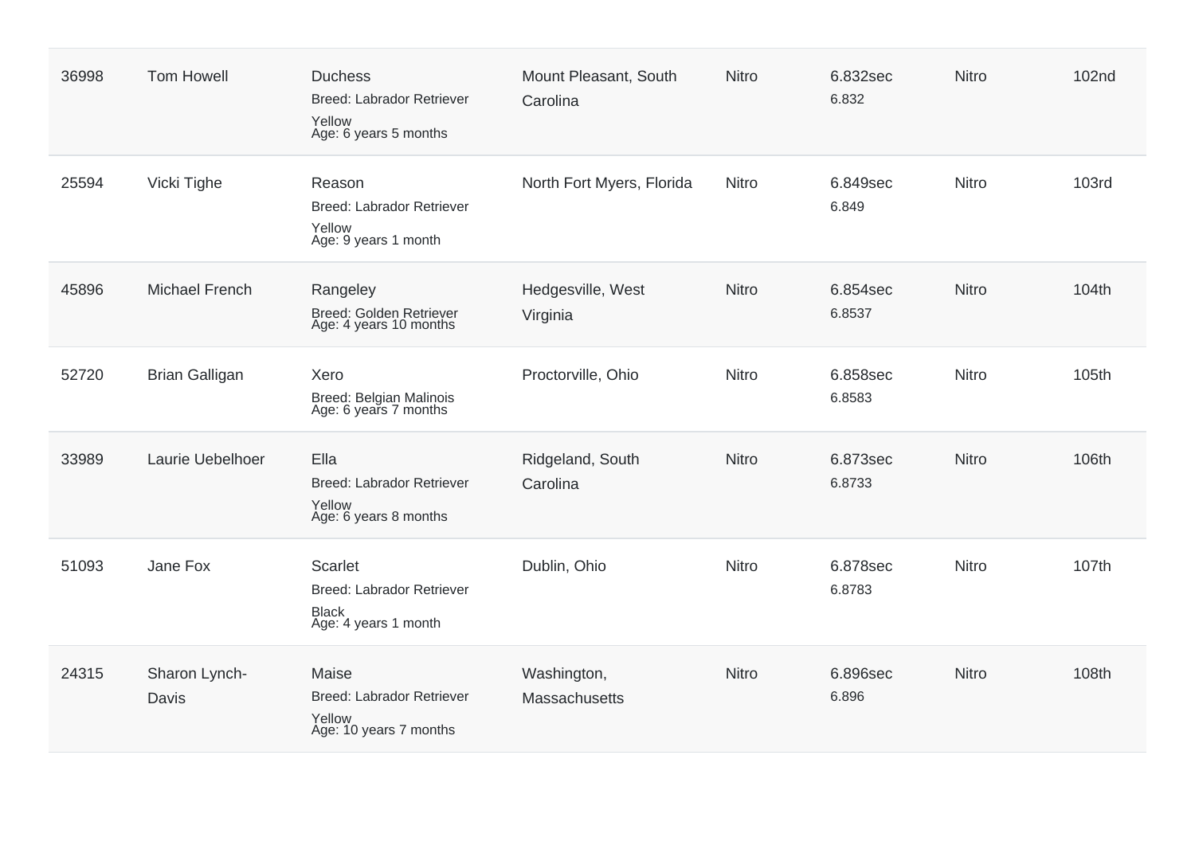| | | | | | | | |
|---|---|---|---|---|---|---|---|
| 36998 | Tom Howell | Duchess<br>Breed: Labrador Retriever<br>Yellow<br>Age: 6 years 5 months | Mount Pleasant, South Carolina | Nitro | 6.832sec<br>6.832 | Nitro | 102nd |
| 25594 | Vicki Tighe | Reason<br>Breed: Labrador Retriever<br>Yellow<br>Age: 9 years 1 month | North Fort Myers, Florida | Nitro | 6.849sec<br>6.849 | Nitro | 103rd |
| 45896 | Michael French | Rangeley<br>Breed: Golden Retriever<br>Age: 4 years 10 months | Hedgesville, West Virginia | Nitro | 6.854sec<br>6.8537 | Nitro | 104th |
| 52720 | Brian Galligan | Xero<br>Breed: Belgian Malinois<br>Age: 6 years 7 months | Proctorville, Ohio | Nitro | 6.858sec<br>6.8583 | Nitro | 105th |
| 33989 | Laurie Uebelhoer | Ella<br>Breed: Labrador Retriever<br>Yellow<br>Age: 6 years 8 months | Ridgeland, South Carolina | Nitro | 6.873sec<br>6.8733 | Nitro | 106th |
| 51093 | Jane Fox | Scarlet<br>Breed: Labrador Retriever<br>Black<br>Age: 4 years 1 month | Dublin, Ohio | Nitro | 6.878sec<br>6.8783 | Nitro | 107th |
| 24315 | Sharon Lynch-Davis | Maise<br>Breed: Labrador Retriever<br>Yellow<br>Age: 10 years 7 months | Washington, Massachusetts | Nitro | 6.896sec<br>6.896 | Nitro | 108th |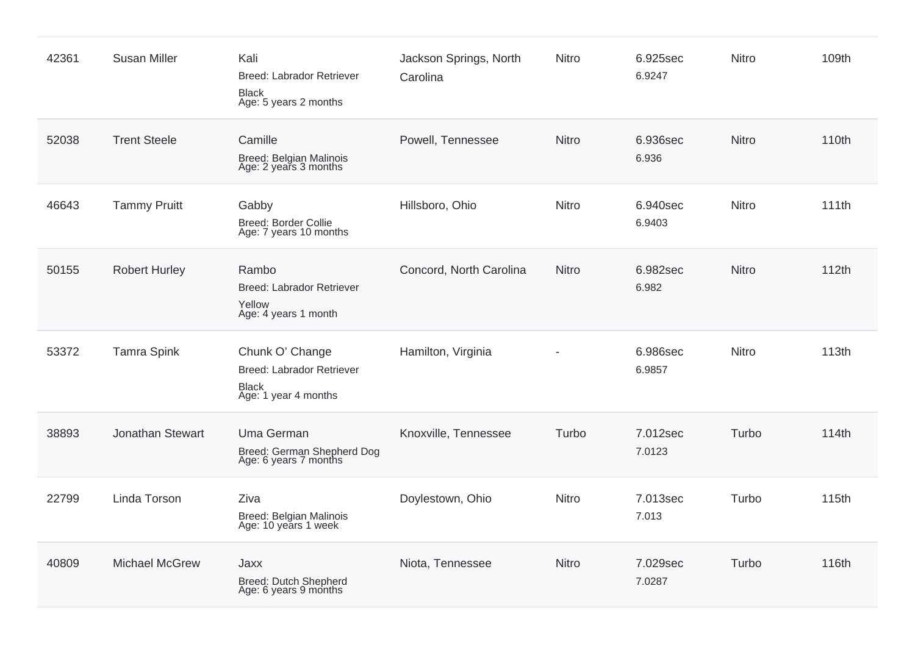| | | | | | | | |
|---|---|---|---|---|---|---|---|
| 42361 | Susan Miller | Kali<br>Breed: Labrador Retriever<br>Black<br>Age: 5 years 2 months | Jackson Springs, North Carolina | Nitro | 6.925sec<br>6.9247 | Nitro | 109th |
| 52038 | Trent Steele | Camille<br>Breed: Belgian Malinois<br>Age: 2 years 3 months | Powell, Tennessee | Nitro | 6.936sec<br>6.936 | Nitro | 110th |
| 46643 | Tammy Pruitt | Gabby<br>Breed: Border Collie<br>Age: 7 years 10 months | Hillsboro, Ohio | Nitro | 6.940sec<br>6.9403 | Nitro | 111th |
| 50155 | Robert Hurley | Rambo<br>Breed: Labrador Retriever<br>Yellow<br>Age: 4 years 1 month | Concord, North Carolina | Nitro | 6.982sec<br>6.982 | Nitro | 112th |
| 53372 | Tamra Spink | Chunk O' Change<br>Breed: Labrador Retriever<br>Black<br>Age: 1 year 4 months | Hamilton, Virginia | - | 6.986sec<br>6.9857 | Nitro | 113th |
| 38893 | Jonathan Stewart | Uma German<br>Breed: German Shepherd Dog<br>Age: 6 years 7 months | Knoxville, Tennessee | Turbo | 7.012sec<br>7.0123 | Turbo | 114th |
| 22799 | Linda Torson | Ziva<br>Breed: Belgian Malinois<br>Age: 10 years 1 week | Doylestown, Ohio | Nitro | 7.013sec<br>7.013 | Turbo | 115th |
| 40809 | Michael McGrew | Jaxx<br>Breed: Dutch Shepherd<br>Age: 6 years 9 months | Niota, Tennessee | Nitro | 7.029sec<br>7.0287 | Turbo | 116th |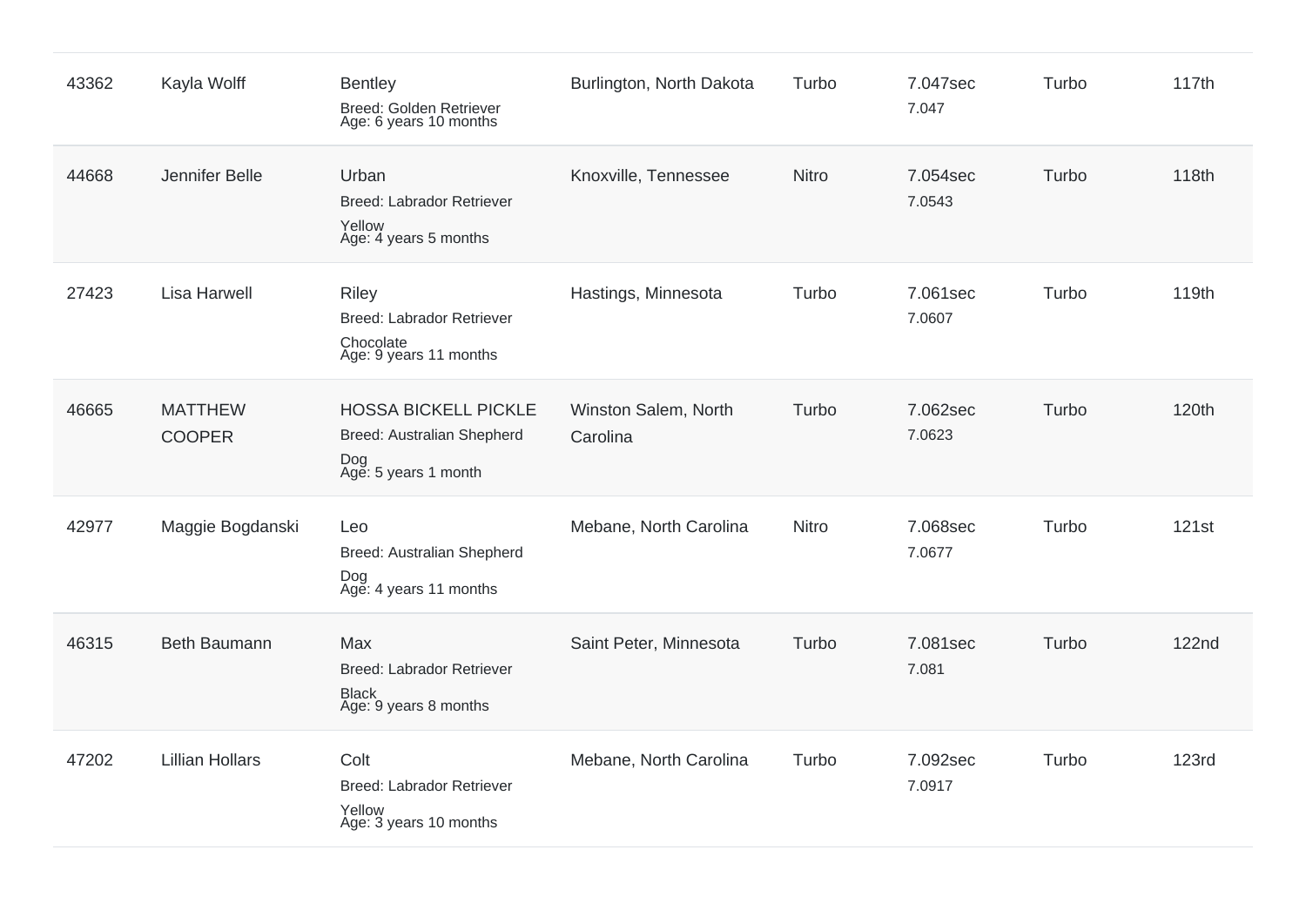| | | | | | | | |
|---|---|---|---|---|---|---|---|
| 43362 | Kayla Wolff | Bentley<br>Breed: Golden Retriever<br>Age: 6 years 10 months | Burlington, North Dakota | Turbo | 7.047sec<br>7.047 | Turbo | 117th |
| 44668 | Jennifer Belle | Urban<br>Breed: Labrador Retriever<br>Yellow<br>Age: 4 years 5 months | Knoxville, Tennessee | Nitro | 7.054sec<br>7.0543 | Turbo | 118th |
| 27423 | Lisa Harwell | Riley<br>Breed: Labrador Retriever<br>Chocolate<br>Age: 9 years 11 months | Hastings, Minnesota | Turbo | 7.061sec<br>7.0607 | Turbo | 119th |
| 46665 | MATTHEW COOPER | HOSSA BICKELL PICKLE<br>Breed: Australian Shepherd<br>Dog<br>Age: 5 years 1 month | Winston Salem, North Carolina | Turbo | 7.062sec<br>7.0623 | Turbo | 120th |
| 42977 | Maggie Bogdanski | Leo<br>Breed: Australian Shepherd<br>Dog<br>Age: 4 years 11 months | Mebane, North Carolina | Nitro | 7.068sec<br>7.0677 | Turbo | 121st |
| 46315 | Beth Baumann | Max<br>Breed: Labrador Retriever<br>Black<br>Age: 9 years 8 months | Saint Peter, Minnesota | Turbo | 7.081sec<br>7.081 | Turbo | 122nd |
| 47202 | Lillian Hollars | Colt<br>Breed: Labrador Retriever<br>Yellow<br>Age: 3 years 10 months | Mebane, North Carolina | Turbo | 7.092sec<br>7.0917 | Turbo | 123rd |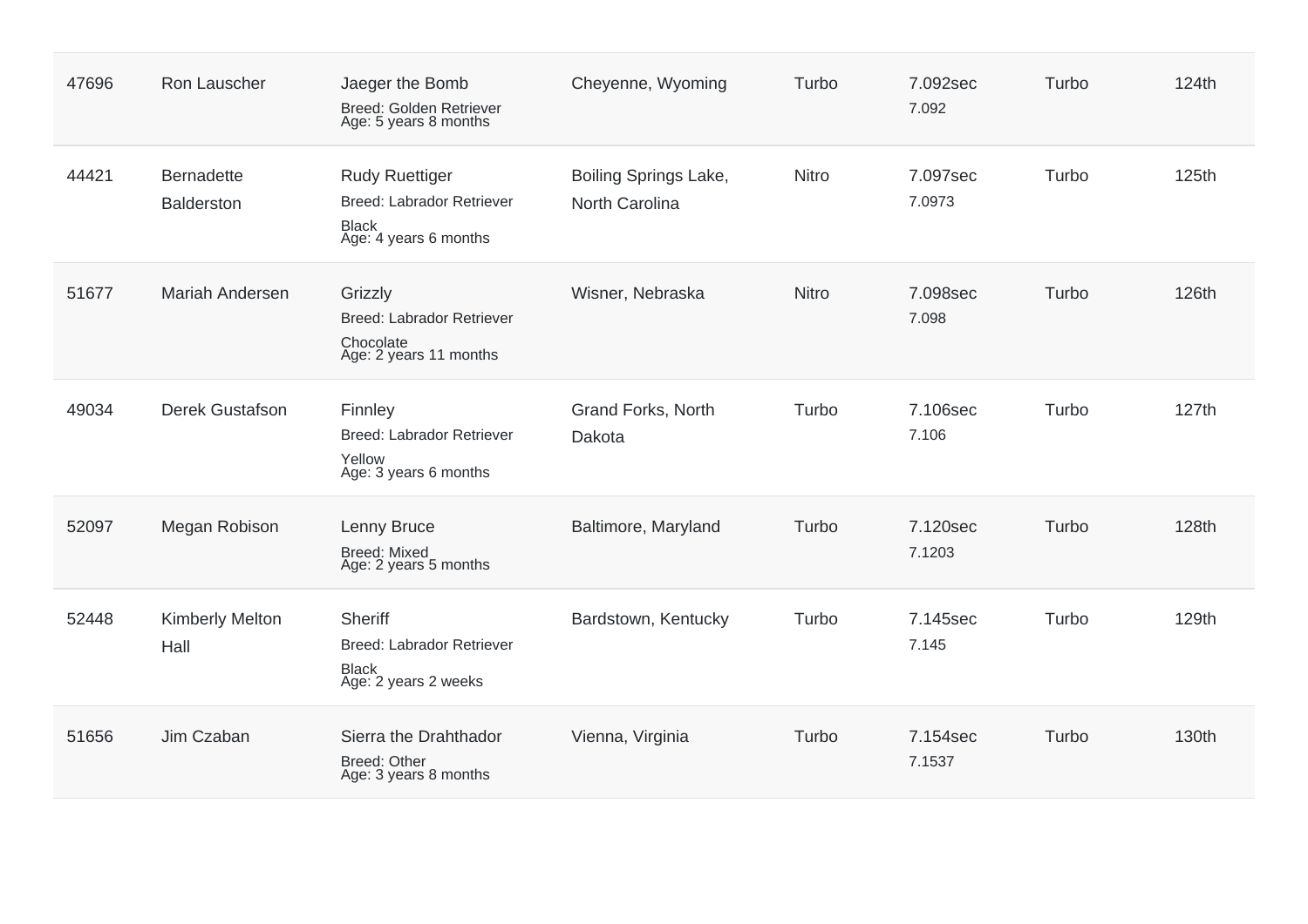| | | | | | | | |
|---|---|---|---|---|---|---|---|
| 47696 | Ron Lauscher | Jaeger the Bomb<br>Breed: Golden Retriever<br>Age: 5 years 8 months | Cheyenne, Wyoming | Turbo | 7.092sec<br>7.092 | Turbo | 124th |
| 44421 | Bernadette Balderston | Rudy Ruettiger<br>Breed: Labrador Retriever<br>Black<br>Age: 4 years 6 months | Boiling Springs Lake, North Carolina | Nitro | 7.097sec<br>7.0973 | Turbo | 125th |
| 51677 | Mariah Andersen | Grizzly<br>Breed: Labrador Retriever<br>Chocolate<br>Age: 2 years 11 months | Wisner, Nebraska | Nitro | 7.098sec<br>7.098 | Turbo | 126th |
| 49034 | Derek Gustafson | Finnley<br>Breed: Labrador Retriever<br>Yellow<br>Age: 3 years 6 months | Grand Forks, North Dakota | Turbo | 7.106sec<br>7.106 | Turbo | 127th |
| 52097 | Megan Robison | Lenny Bruce<br>Breed: Mixed<br>Age: 2 years 5 months | Baltimore, Maryland | Turbo | 7.120sec<br>7.1203 | Turbo | 128th |
| 52448 | Kimberly Melton Hall | Sheriff<br>Breed: Labrador Retriever<br>Black<br>Age: 2 years 2 weeks | Bardstown, Kentucky | Turbo | 7.145sec<br>7.145 | Turbo | 129th |
| 51656 | Jim Czaban | Sierra the Drahthador<br>Breed: Other<br>Age: 3 years 8 months | Vienna, Virginia | Turbo | 7.154sec<br>7.1537 | Turbo | 130th |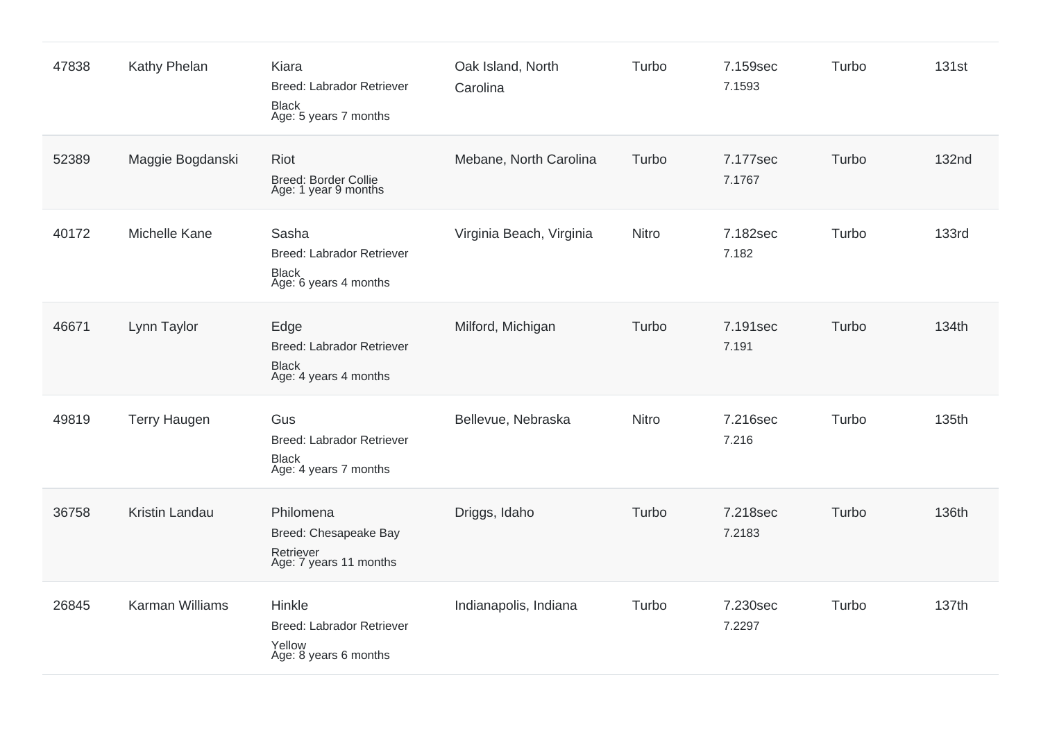| | | | | | | | |
|---|---|---|---|---|---|---|---|
| 47838 | Kathy Phelan | Kiara<br>Breed: Labrador Retriever<br>Black<br>Age: 5 years 7 months | Oak Island, North Carolina | Turbo | 7.159sec<br>7.1593 | Turbo | 131st |
| 52389 | Maggie Bogdanski | Riot<br>Breed: Border Collie<br>Age: 1 year 9 months | Mebane, North Carolina | Turbo | 7.177sec<br>7.1767 | Turbo | 132nd |
| 40172 | Michelle Kane | Sasha<br>Breed: Labrador Retriever<br>Black<br>Age: 6 years 4 months | Virginia Beach, Virginia | Nitro | 7.182sec<br>7.182 | Turbo | 133rd |
| 46671 | Lynn Taylor | Edge<br>Breed: Labrador Retriever<br>Black<br>Age: 4 years 4 months | Milford, Michigan | Turbo | 7.191sec<br>7.191 | Turbo | 134th |
| 49819 | Terry Haugen | Gus<br>Breed: Labrador Retriever<br>Black<br>Age: 4 years 7 months | Bellevue, Nebraska | Nitro | 7.216sec<br>7.216 | Turbo | 135th |
| 36758 | Kristin Landau | Philomena<br>Breed: Chesapeake Bay Retriever<br>Age: 7 years 11 months | Driggs, Idaho | Turbo | 7.218sec<br>7.2183 | Turbo | 136th |
| 26845 | Karman Williams | Hinkle<br>Breed: Labrador Retriever<br>Yellow<br>Age: 8 years 6 months | Indianapolis, Indiana | Turbo | 7.230sec<br>7.2297 | Turbo | 137th |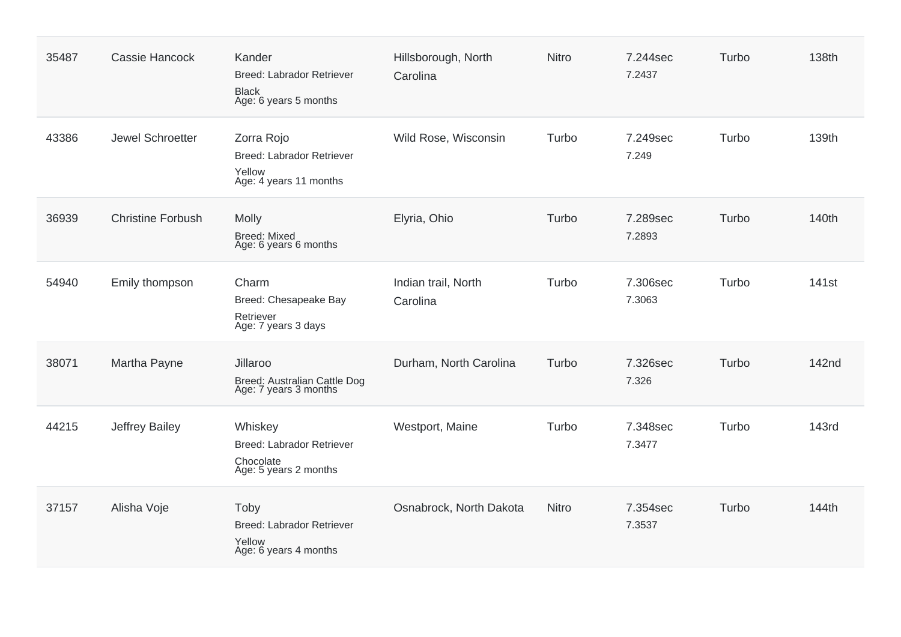| | | | | | | | |
|---|---|---|---|---|---|---|---|
| 35487 | Cassie Hancock | Kander<br>Breed: Labrador Retriever<br>Black<br>Age: 6 years 5 months | Hillsborough, North Carolina | Nitro | 7.244sec<br>7.2437 | Turbo | 138th |
| 43386 | Jewel Schroetter | Zorra Rojo<br>Breed: Labrador Retriever<br>Yellow<br>Age: 4 years 11 months | Wild Rose, Wisconsin | Turbo | 7.249sec<br>7.249 | Turbo | 139th |
| 36939 | Christine Forbush | Molly<br>Breed: Mixed<br>Age: 6 years 6 months | Elyria, Ohio | Turbo | 7.289sec<br>7.2893 | Turbo | 140th |
| 54940 | Emily thompson | Charm<br>Breed: Chesapeake Bay Retriever<br>Age: 7 years 3 days | Indian trail, North Carolina | Turbo | 7.306sec<br>7.3063 | Turbo | 141st |
| 38071 | Martha Payne | Jillaroo<br>Breed: Australian Cattle Dog<br>Age: 7 years 3 months | Durham, North Carolina | Turbo | 7.326sec<br>7.326 | Turbo | 142nd |
| 44215 | Jeffrey Bailey | Whiskey<br>Breed: Labrador Retriever<br>Chocolate<br>Age: 5 years 2 months | Westport, Maine | Turbo | 7.348sec<br>7.3477 | Turbo | 143rd |
| 37157 | Alisha Voje | Toby<br>Breed: Labrador Retriever<br>Yellow<br>Age: 6 years 4 months | Osnabrock, North Dakota | Nitro | 7.354sec<br>7.3537 | Turbo | 144th |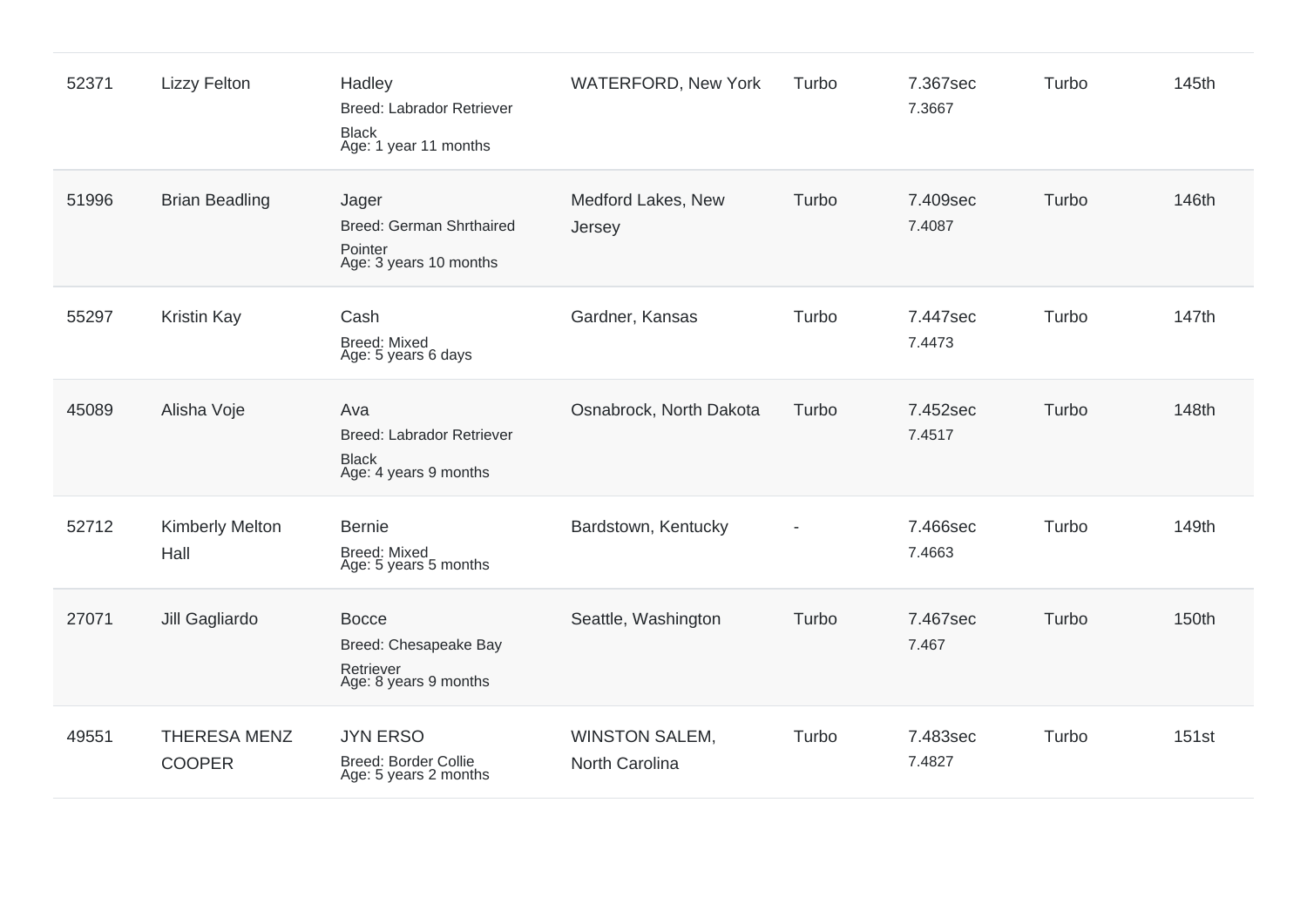| | | | | | | | |
|---|---|---|---|---|---|---|---|
| 52371 | Lizzy Felton | Hadley<br>Breed: Labrador Retriever<br>Black<br>Age: 1 year 11 months | WATERFORD, New York | Turbo | 7.367sec<br>7.3667 | Turbo | 145th |
| 51996 | Brian Beadling | Jager<br>Breed: German Shrthaired Pointer<br>Age: 3 years 10 months | Medford Lakes, New Jersey | Turbo | 7.409sec<br>7.4087 | Turbo | 146th |
| 55297 | Kristin Kay | Cash<br>Breed: Mixed<br>Age: 5 years 6 days | Gardner, Kansas | Turbo | 7.447sec<br>7.4473 | Turbo | 147th |
| 45089 | Alisha Voje | Ava<br>Breed: Labrador Retriever<br>Black<br>Age: 4 years 9 months | Osnabrock, North Dakota | Turbo | 7.452sec<br>7.4517 | Turbo | 148th |
| 52712 | Kimberly Melton Hall | Bernie<br>Breed: Mixed<br>Age: 5 years 5 months | Bardstown, Kentucky | - | 7.466sec<br>7.4663 | Turbo | 149th |
| 27071 | Jill Gagliardo | Bocce<br>Breed: Chesapeake Bay Retriever<br>Age: 8 years 9 months | Seattle, Washington | Turbo | 7.467sec<br>7.467 | Turbo | 150th |
| 49551 | THERESA MENZ COOPER | JYN ERSO<br>Breed: Border Collie<br>Age: 5 years 2 months | WINSTON SALEM, North Carolina | Turbo | 7.483sec<br>7.4827 | Turbo | 151st |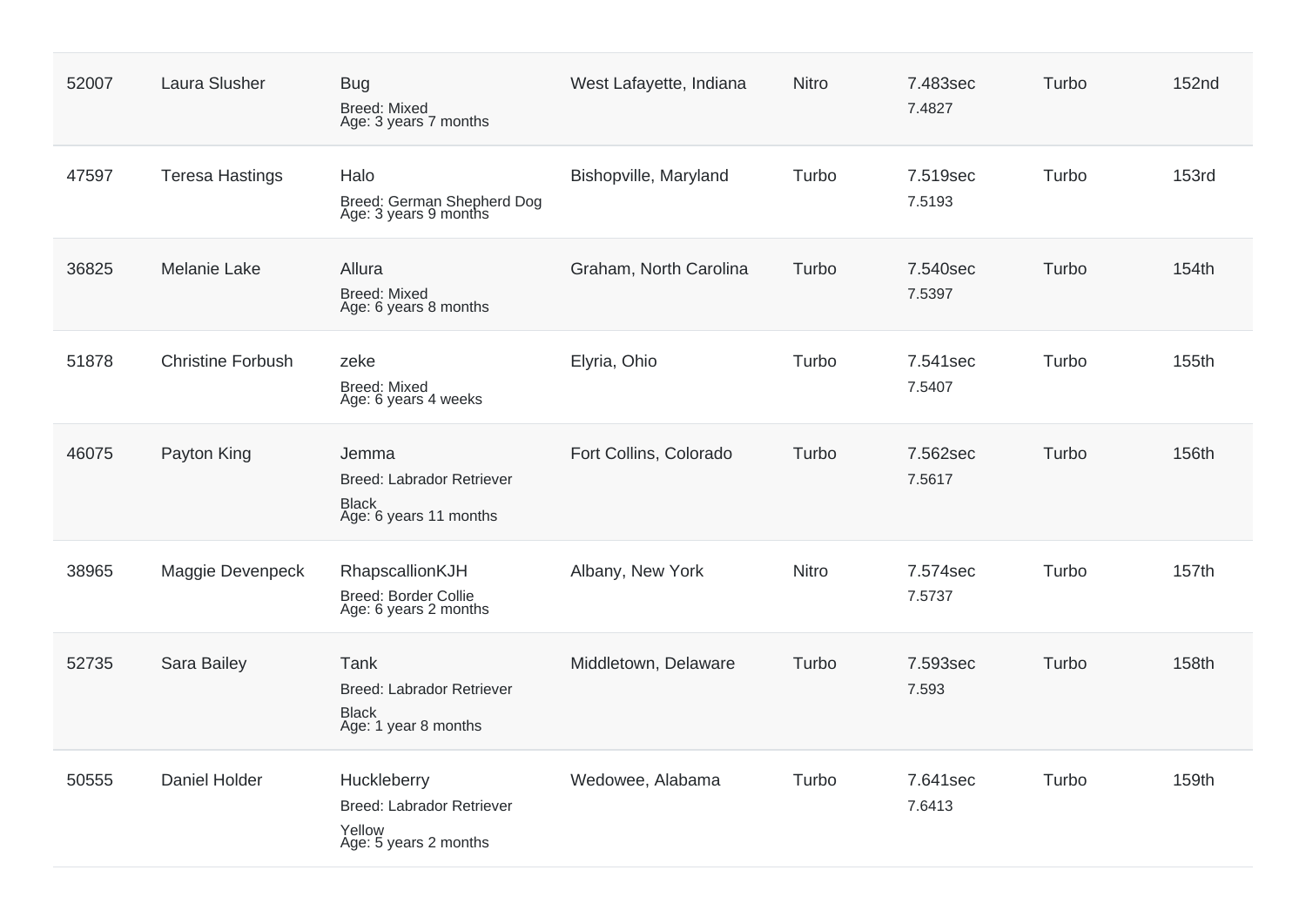| | | | | | | | |
|---|---|---|---|---|---|---|---|
| 52007 | Laura Slusher | Bug<br>Breed: Mixed<br>Age: 3 years 7 months | West Lafayette, Indiana | Nitro | 7.483sec<br>7.4827 | Turbo | 152nd |
| 47597 | Teresa Hastings | Halo<br>Breed: German Shepherd Dog<br>Age: 3 years 9 months | Bishopville, Maryland | Turbo | 7.519sec<br>7.5193 | Turbo | 153rd |
| 36825 | Melanie Lake | Allura<br>Breed: Mixed<br>Age: 6 years 8 months | Graham, North Carolina | Turbo | 7.540sec<br>7.5397 | Turbo | 154th |
| 51878 | Christine Forbush | zeke<br>Breed: Mixed<br>Age: 6 years 4 weeks | Elyria, Ohio | Turbo | 7.541sec<br>7.5407 | Turbo | 155th |
| 46075 | Payton King | Jemma<br>Breed: Labrador Retriever<br>Black<br>Age: 6 years 11 months | Fort Collins, Colorado | Turbo | 7.562sec<br>7.5617 | Turbo | 156th |
| 38965 | Maggie Devenpeck | RhapscallionKJH<br>Breed: Border Collie<br>Age: 6 years 2 months | Albany, New York | Nitro | 7.574sec<br>7.5737 | Turbo | 157th |
| 52735 | Sara Bailey | Tank<br>Breed: Labrador Retriever<br>Black<br>Age: 1 year 8 months | Middletown, Delaware | Turbo | 7.593sec<br>7.593 | Turbo | 158th |
| 50555 | Daniel Holder | Huckleberry<br>Breed: Labrador Retriever<br>Yellow<br>Age: 5 years 2 months | Wedowee, Alabama | Turbo | 7.641sec<br>7.6413 | Turbo | 159th |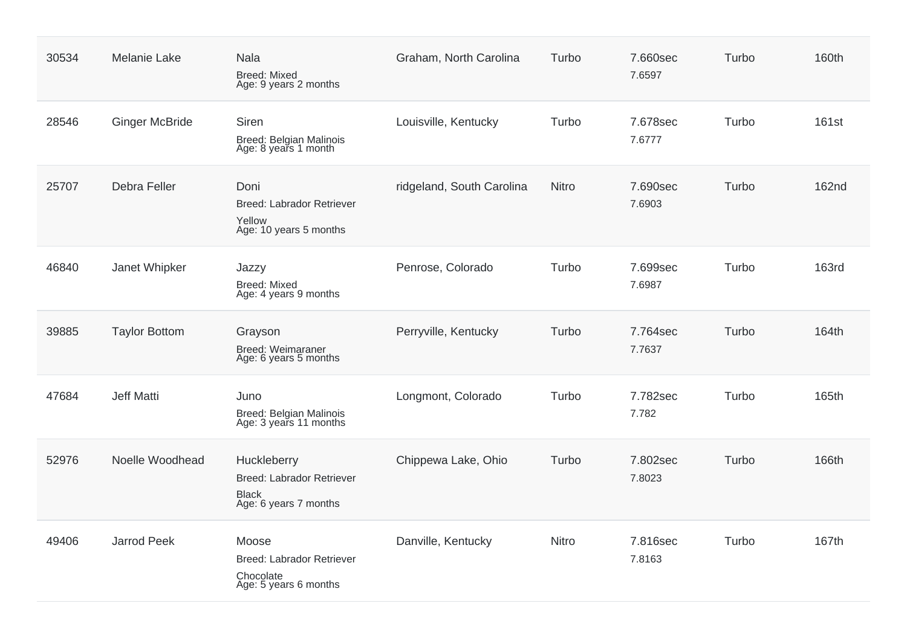| | | | | | | | |
|---|---|---|---|---|---|---|---|
| 30534 | Melanie Lake | Nala<br>Breed: Mixed<br>Age: 9 years 2 months | Graham, North Carolina | Turbo | 7.660sec<br>7.6597 | Turbo | 160th |
| 28546 | Ginger McBride | Siren<br>Breed: Belgian Malinois<br>Age: 8 years 1 month | Louisville, Kentucky | Turbo | 7.678sec<br>7.6777 | Turbo | 161st |
| 25707 | Debra Feller | Doni<br>Breed: Labrador Retriever<br>Yellow<br>Age: 10 years 5 months | ridgeland, South Carolina | Nitro | 7.690sec<br>7.6903 | Turbo | 162nd |
| 46840 | Janet Whipker | Jazzy<br>Breed: Mixed<br>Age: 4 years 9 months | Penrose, Colorado | Turbo | 7.699sec<br>7.6987 | Turbo | 163rd |
| 39885 | Taylor Bottom | Grayson<br>Breed: Weimaraner<br>Age: 6 years 5 months | Perryville, Kentucky | Turbo | 7.764sec<br>7.7637 | Turbo | 164th |
| 47684 | Jeff Matti | Juno<br>Breed: Belgian Malinois<br>Age: 3 years 11 months | Longmont, Colorado | Turbo | 7.782sec<br>7.782 | Turbo | 165th |
| 52976 | Noelle Woodhead | Huckleberry<br>Breed: Labrador Retriever<br>Black<br>Age: 6 years 7 months | Chippewa Lake, Ohio | Turbo | 7.802sec<br>7.8023 | Turbo | 166th |
| 49406 | Jarrod Peek | Moose<br>Breed: Labrador Retriever<br>Chocolate<br>Age: 5 years 6 months | Danville, Kentucky | Nitro | 7.816sec<br>7.8163 | Turbo | 167th |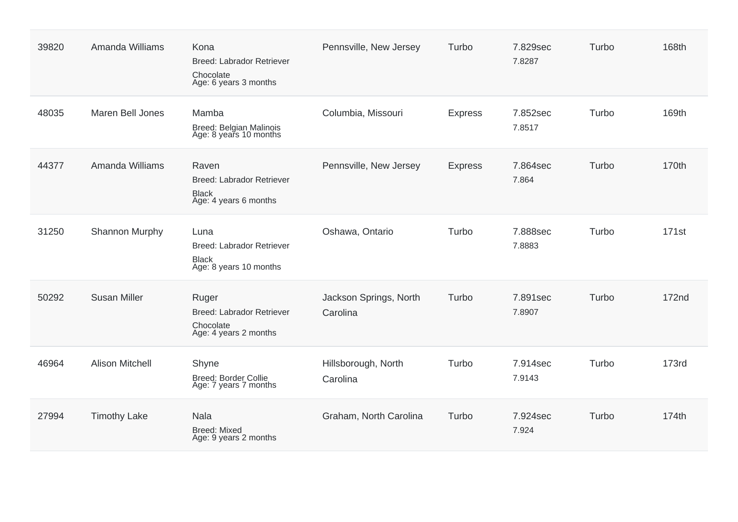| | | | | | | | |
|---|---|---|---|---|---|---|---|
| 39820 | Amanda Williams | Kona<br>Breed: Labrador Retriever<br>Chocolate<br>Age: 6 years 3 months | Pennsville, New Jersey | Turbo | 7.829sec<br>7.8287 | Turbo | 168th |
| 48035 | Maren Bell Jones | Mamba<br>Breed: Belgian Malinois<br>Age: 8 years 10 months | Columbia, Missouri | Express | 7.852sec<br>7.8517 | Turbo | 169th |
| 44377 | Amanda Williams | Raven<br>Breed: Labrador Retriever<br>Black<br>Age: 4 years 6 months | Pennsville, New Jersey | Express | 7.864sec<br>7.864 | Turbo | 170th |
| 31250 | Shannon Murphy | Luna<br>Breed: Labrador Retriever<br>Black<br>Age: 8 years 10 months | Oshawa, Ontario | Turbo | 7.888sec<br>7.8883 | Turbo | 171st |
| 50292 | Susan Miller | Ruger<br>Breed: Labrador Retriever<br>Chocolate<br>Age: 4 years 2 months | Jackson Springs, North Carolina | Turbo | 7.891sec<br>7.8907 | Turbo | 172nd |
| 46964 | Alison Mitchell | Shyne<br>Breed: Border Collie<br>Age: 7 years 7 months | Hillsborough, North Carolina | Turbo | 7.914sec<br>7.9143 | Turbo | 173rd |
| 27994 | Timothy Lake | Nala<br>Breed: Mixed<br>Age: 9 years 2 months | Graham, North Carolina | Turbo | 7.924sec<br>7.924 | Turbo | 174th |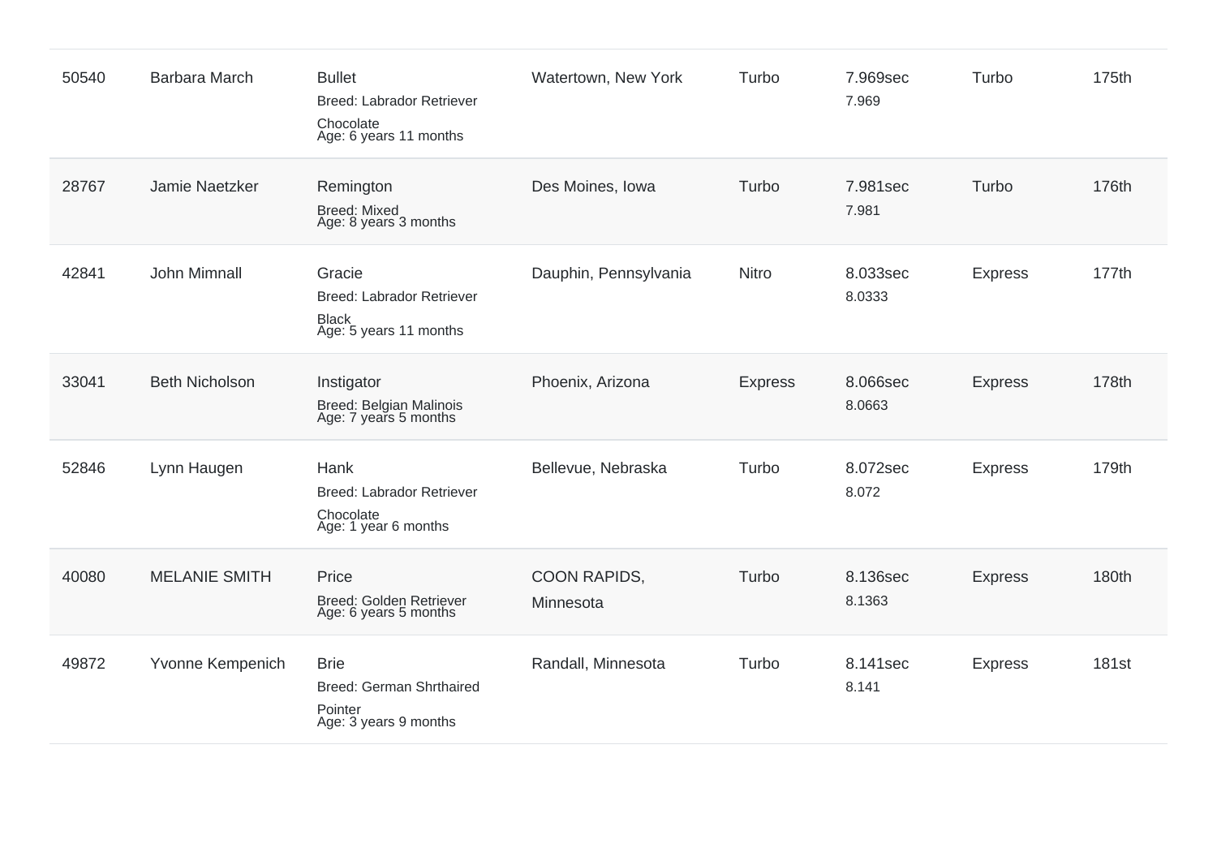| | | | | | | | |
|---|---|---|---|---|---|---|---|
| 50540 | Barbara March | Bullet<br>Breed: Labrador Retriever<br>Chocolate<br>Age: 6 years 11 months | Watertown, New York | Turbo | 7.969sec<br>7.969 | Turbo | 175th |
| 28767 | Jamie Naetzker | Remington<br>Breed: Mixed<br>Age: 8 years 3 months | Des Moines, Iowa | Turbo | 7.981sec<br>7.981 | Turbo | 176th |
| 42841 | John Mimnall | Gracie<br>Breed: Labrador Retriever<br>Black<br>Age: 5 years 11 months | Dauphin, Pennsylvania | Nitro | 8.033sec<br>8.0333 | Express | 177th |
| 33041 | Beth Nicholson | Instigator<br>Breed: Belgian Malinois<br>Age: 7 years 5 months | Phoenix, Arizona | Express | 8.066sec<br>8.0663 | Express | 178th |
| 52846 | Lynn Haugen | Hank<br>Breed: Labrador Retriever<br>Chocolate<br>Age: 1 year 6 months | Bellevue, Nebraska | Turbo | 8.072sec<br>8.072 | Express | 179th |
| 40080 | MELANIE SMITH | Price<br>Breed: Golden Retriever<br>Age: 6 years 5 months | COON RAPIDS, Minnesota | Turbo | 8.136sec<br>8.1363 | Express | 180th |
| 49872 | Yvonne Kempenich | Brie<br>Breed: German Shrthaired Pointer<br>Age: 3 years 9 months | Randall, Minnesota | Turbo | 8.141sec<br>8.141 | Express | 181st |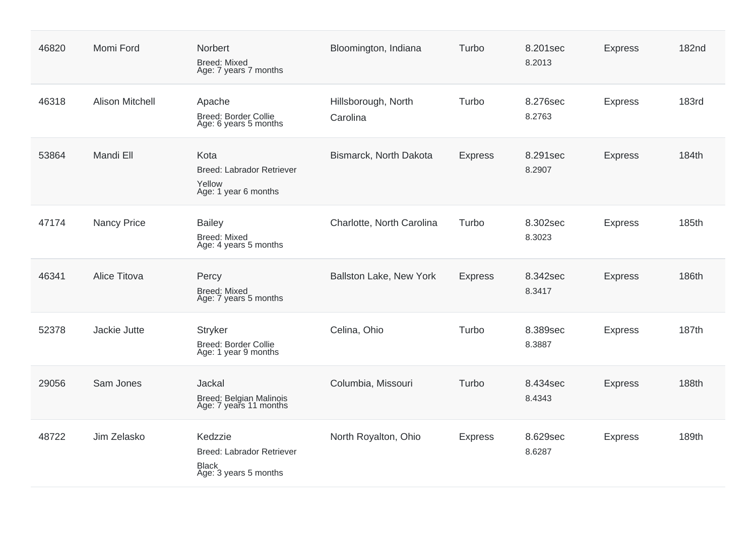| 46820 | Momi Ford | Norbert<br>Breed: Mixed<br>Age: 7 years 7 months | Bloomington, Indiana | Turbo | 8.201sec<br>8.2013 | Express | 182nd |
|---|---|---|---|---|---|---|---|
| 46318 | Alison Mitchell | Apache<br>Breed: Border Collie<br>Age: 6 years 5 months | Hillsborough, North Carolina | Turbo | 8.276sec<br>8.2763 | Express | 183rd |
| 53864 | Mandi Ell | Kota<br>Breed: Labrador Retriever Yellow<br>Age: 1 year 6 months | Bismarck, North Dakota | Express | 8.291sec<br>8.2907 | Express | 184th |
| 47174 | Nancy Price | Bailey<br>Breed: Mixed<br>Age: 4 years 5 months | Charlotte, North Carolina | Turbo | 8.302sec<br>8.3023 | Express | 185th |
| 46341 | Alice Titova | Percy<br>Breed: Mixed<br>Age: 7 years 5 months | Ballston Lake, New York | Express | 8.342sec<br>8.3417 | Express | 186th |
| 52378 | Jackie Jutte | Stryker<br>Breed: Border Collie<br>Age: 1 year 9 months | Celina, Ohio | Turbo | 8.389sec<br>8.3887 | Express | 187th |
| 29056 | Sam Jones | Jackal<br>Breed: Belgian Malinois<br>Age: 7 years 11 months | Columbia, Missouri | Turbo | 8.434sec<br>8.4343 | Express | 188th |
| 48722 | Jim Zelasko | Kedzzie<br>Breed: Labrador Retriever Black<br>Age: 3 years 5 months | North Royalton, Ohio | Express | 8.629sec<br>8.6287 | Express | 189th |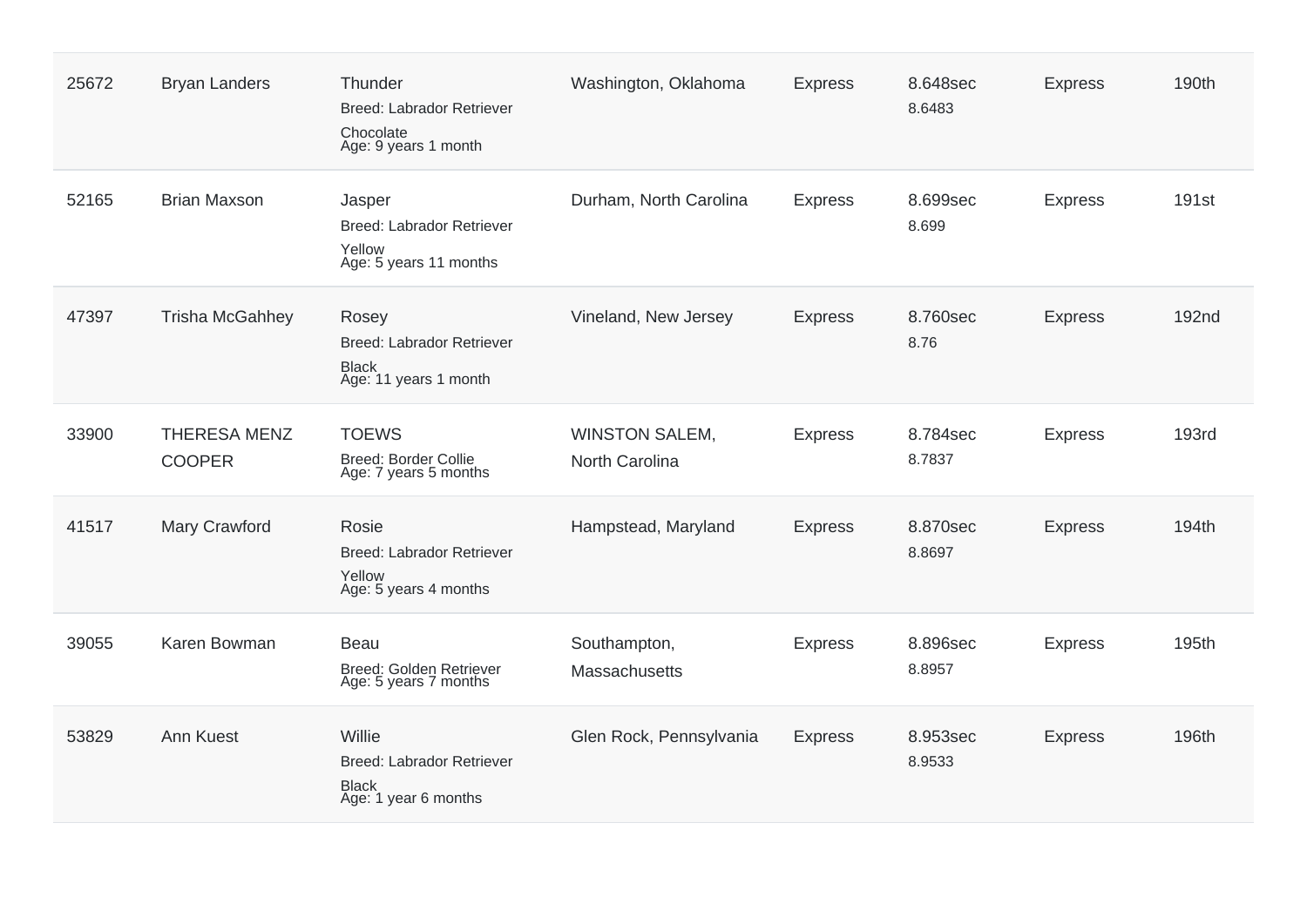| | | | | | | | |
|---|---|---|---|---|---|---|---|
| 25672 | Bryan Landers | Thunder<br>Breed: Labrador Retriever<br>Chocolate<br>Age: 9 years 1 month | Washington, Oklahoma | Express | 8.648sec<br>8.6483 | Express | 190th |
| 52165 | Brian Maxson | Jasper<br>Breed: Labrador Retriever<br>Yellow<br>Age: 5 years 11 months | Durham, North Carolina | Express | 8.699sec<br>8.699 | Express | 191st |
| 47397 | Trisha McGahhey | Rosey<br>Breed: Labrador Retriever<br>Black<br>Age: 11 years 1 month | Vineland, New Jersey | Express | 8.760sec<br>8.76 | Express | 192nd |
| 33900 | THERESA MENZ COOPER | TOEWS<br>Breed: Border Collie<br>Age: 7 years 5 months | WINSTON SALEM, North Carolina | Express | 8.784sec<br>8.7837 | Express | 193rd |
| 41517 | Mary Crawford | Rosie<br>Breed: Labrador Retriever<br>Yellow<br>Age: 5 years 4 months | Hampstead, Maryland | Express | 8.870sec<br>8.8697 | Express | 194th |
| 39055 | Karen Bowman | Beau<br>Breed: Golden Retriever<br>Age: 5 years 7 months | Southampton, Massachusetts | Express | 8.896sec<br>8.8957 | Express | 195th |
| 53829 | Ann Kuest | Willie<br>Breed: Labrador Retriever<br>Black<br>Age: 1 year 6 months | Glen Rock, Pennsylvania | Express | 8.953sec<br>8.9533 | Express | 196th |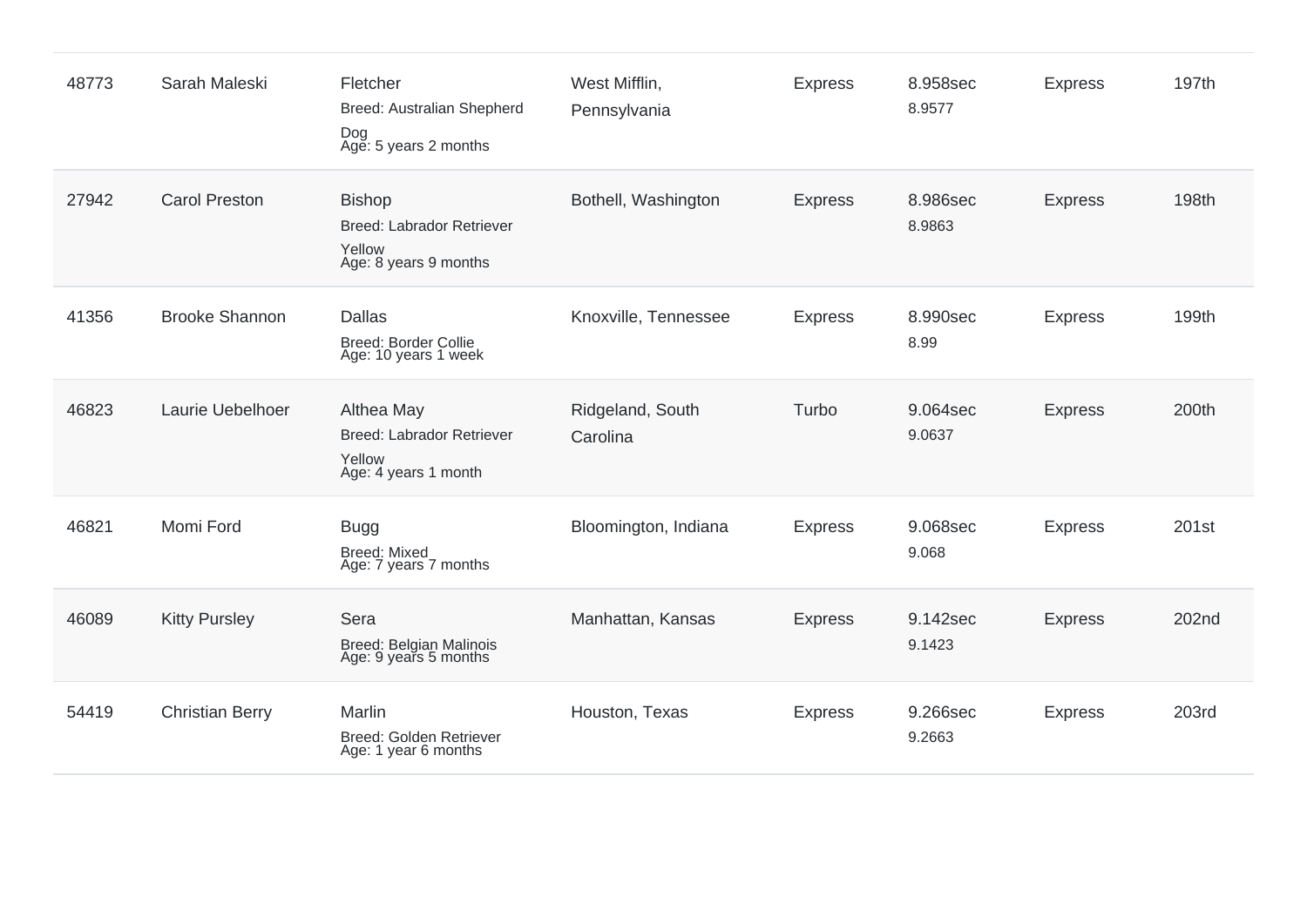| | | | | | | | |
|---|---|---|---|---|---|---|---|
| 48773 | Sarah Maleski | Fletcher<br>Breed: Australian Shepherd Dog<br>Age: 5 years 2 months | West Mifflin, Pennsylvania | Express | 8.958sec<br>8.9577 | Express | 197th |
| 27942 | Carol Preston | Bishop<br>Breed: Labrador Retriever Yellow<br>Age: 8 years 9 months | Bothell, Washington | Express | 8.986sec<br>8.9863 | Express | 198th |
| 41356 | Brooke Shannon | Dallas<br>Breed: Border Collie<br>Age: 10 years 1 week | Knoxville, Tennessee | Express | 8.990sec<br>8.99 | Express | 199th |
| 46823 | Laurie Uebelhoer | Althea May<br>Breed: Labrador Retriever Yellow<br>Age: 4 years 1 month | Ridgeland, South Carolina | Turbo | 9.064sec<br>9.0637 | Express | 200th |
| 46821 | Momi Ford | Bugg<br>Breed: Mixed<br>Age: 7 years 7 months | Bloomington, Indiana | Express | 9.068sec<br>9.068 | Express | 201st |
| 46089 | Kitty Pursley | Sera<br>Breed: Belgian Malinois<br>Age: 9 years 5 months | Manhattan, Kansas | Express | 9.142sec<br>9.1423 | Express | 202nd |
| 54419 | Christian Berry | Marlin<br>Breed: Golden Retriever<br>Age: 1 year 6 months | Houston, Texas | Express | 9.266sec<br>9.2663 | Express | 203rd |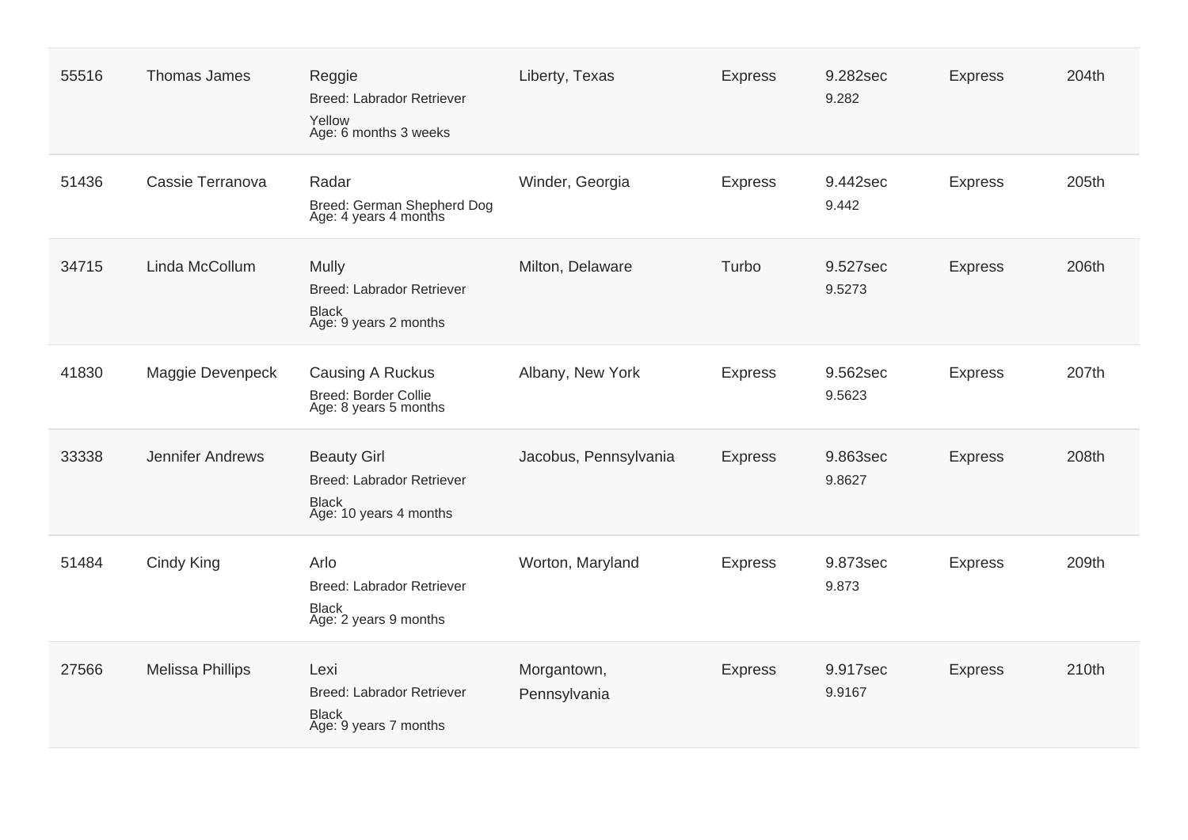| | | | | | | | |
|---|---|---|---|---|---|---|---|
| 55516 | Thomas James | Reggie<br>Breed: Labrador Retriever<br>Yellow<br>Age: 6 months 3 weeks | Liberty, Texas | Express | 9.282sec<br>9.282 | Express | 204th |
| 51436 | Cassie Terranova | Radar<br>Breed: German Shepherd Dog<br>Age: 4 years 4 months | Winder, Georgia | Express | 9.442sec<br>9.442 | Express | 205th |
| 34715 | Linda McCollum | Mully<br>Breed: Labrador Retriever<br>Black<br>Age: 9 years 2 months | Milton, Delaware | Turbo | 9.527sec<br>9.5273 | Express | 206th |
| 41830 | Maggie Devenpeck | Causing A Ruckus<br>Breed: Border Collie<br>Age: 8 years 5 months | Albany, New York | Express | 9.562sec<br>9.5623 | Express | 207th |
| 33338 | Jennifer Andrews | Beauty Girl<br>Breed: Labrador Retriever<br>Black<br>Age: 10 years 4 months | Jacobus, Pennsylvania | Express | 9.863sec<br>9.8627 | Express | 208th |
| 51484 | Cindy King | Arlo<br>Breed: Labrador Retriever<br>Black<br>Age: 2 years 9 months | Worton, Maryland | Express | 9.873sec<br>9.873 | Express | 209th |
| 27566 | Melissa Phillips | Lexi<br>Breed: Labrador Retriever<br>Black<br>Age: 9 years 7 months | Morgantown, Pennsylvania | Express | 9.917sec<br>9.9167 | Express | 210th |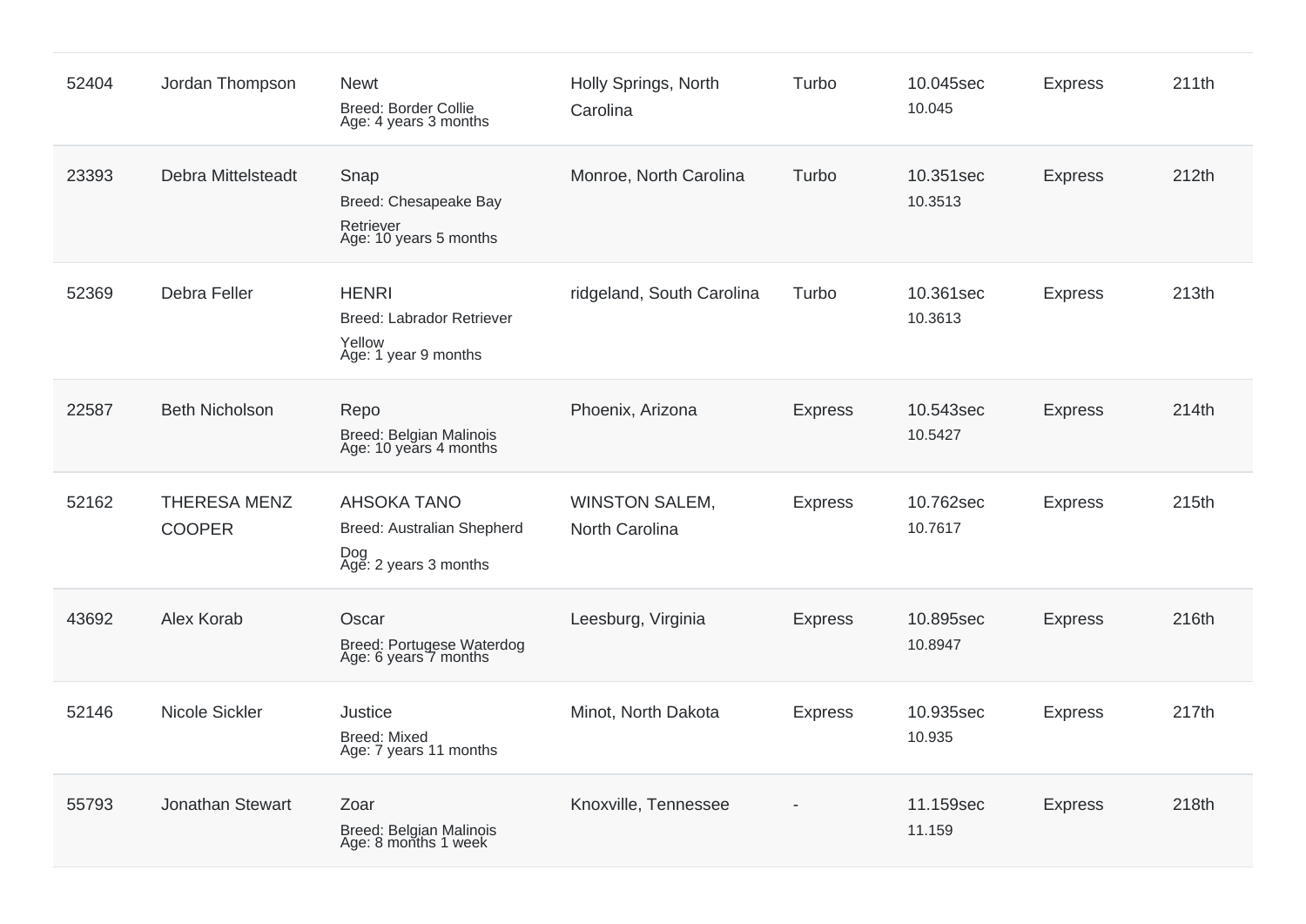| | | | | | | | |
|---|---|---|---|---|---|---|---|
| 52404 | Jordan Thompson | Newt<br>Breed: Border Collie<br>Age: 4 years 3 months | Holly Springs, North Carolina | Turbo | 10.045sec<br>10.045 | Express | 211th |
| 23393 | Debra Mittelsteadt | Snap<br>Breed: Chesapeake Bay Retriever<br>Age: 10 years 5 months | Monroe, North Carolina | Turbo | 10.351sec<br>10.3513 | Express | 212th |
| 52369 | Debra Feller | HENRI<br>Breed: Labrador Retriever Yellow<br>Age: 1 year 9 months | ridgeland, South Carolina | Turbo | 10.361sec<br>10.3613 | Express | 213th |
| 22587 | Beth Nicholson | Repo<br>Breed: Belgian Malinois<br>Age: 10 years 4 months | Phoenix, Arizona | Express | 10.543sec<br>10.5427 | Express | 214th |
| 52162 | THERESA MENZ COOPER | AHSOKA TANO<br>Breed: Australian Shepherd Dog<br>Age: 2 years 3 months | WINSTON SALEM, North Carolina | Express | 10.762sec<br>10.7617 | Express | 215th |
| 43692 | Alex Korab | Oscar<br>Breed: Portugese Waterdog<br>Age: 6 years 7 months | Leesburg, Virginia | Express | 10.895sec<br>10.8947 | Express | 216th |
| 52146 | Nicole Sickler | Justice<br>Breed: Mixed<br>Age: 7 years 11 months | Minot, North Dakota | Express | 10.935sec<br>10.935 | Express | 217th |
| 55793 | Jonathan Stewart | Zoar<br>Breed: Belgian Malinois<br>Age: 8 months 1 week | Knoxville, Tennessee | - | 11.159sec<br>11.159 | Express | 218th |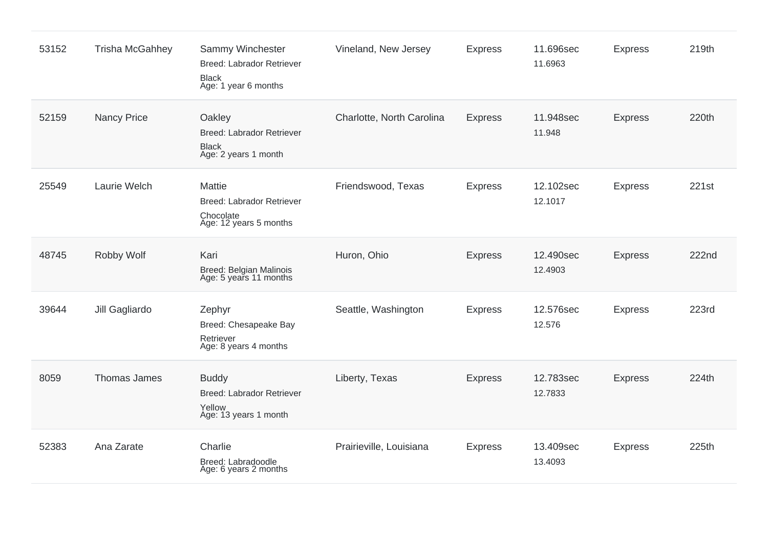| | | | | | | | |
|---|---|---|---|---|---|---|---|
| 53152 | Trisha McGahhey | Sammy Winchester<br>Breed: Labrador Retriever<br>Black<br>Age: 1 year 6 months | Vineland, New Jersey | Express | 11.696sec<br>11.6963 | Express | 219th |
| 52159 | Nancy Price | Oakley<br>Breed: Labrador Retriever<br>Black<br>Age: 2 years 1 month | Charlotte, North Carolina | Express | 11.948sec<br>11.948 | Express | 220th |
| 25549 | Laurie Welch | Mattie<br>Breed: Labrador Retriever<br>Chocolate<br>Age: 12 years 5 months | Friendswood, Texas | Express | 12.102sec<br>12.1017 | Express | 221st |
| 48745 | Robby Wolf | Kari<br>Breed: Belgian Malinois<br>Age: 5 years 11 months | Huron, Ohio | Express | 12.490sec<br>12.4903 | Express | 222nd |
| 39644 | Jill Gagliardo | Zephyr<br>Breed: Chesapeake Bay Retriever<br>Age: 8 years 4 months | Seattle, Washington | Express | 12.576sec<br>12.576 | Express | 223rd |
| 8059 | Thomas James | Buddy<br>Breed: Labrador Retriever<br>Yellow<br>Age: 13 years 1 month | Liberty, Texas | Express | 12.783sec<br>12.7833 | Express | 224th |
| 52383 | Ana Zarate | Charlie<br>Breed: Labradoodle<br>Age: 6 years 2 months | Prairieville, Louisiana | Express | 13.409sec<br>13.4093 | Express | 225th |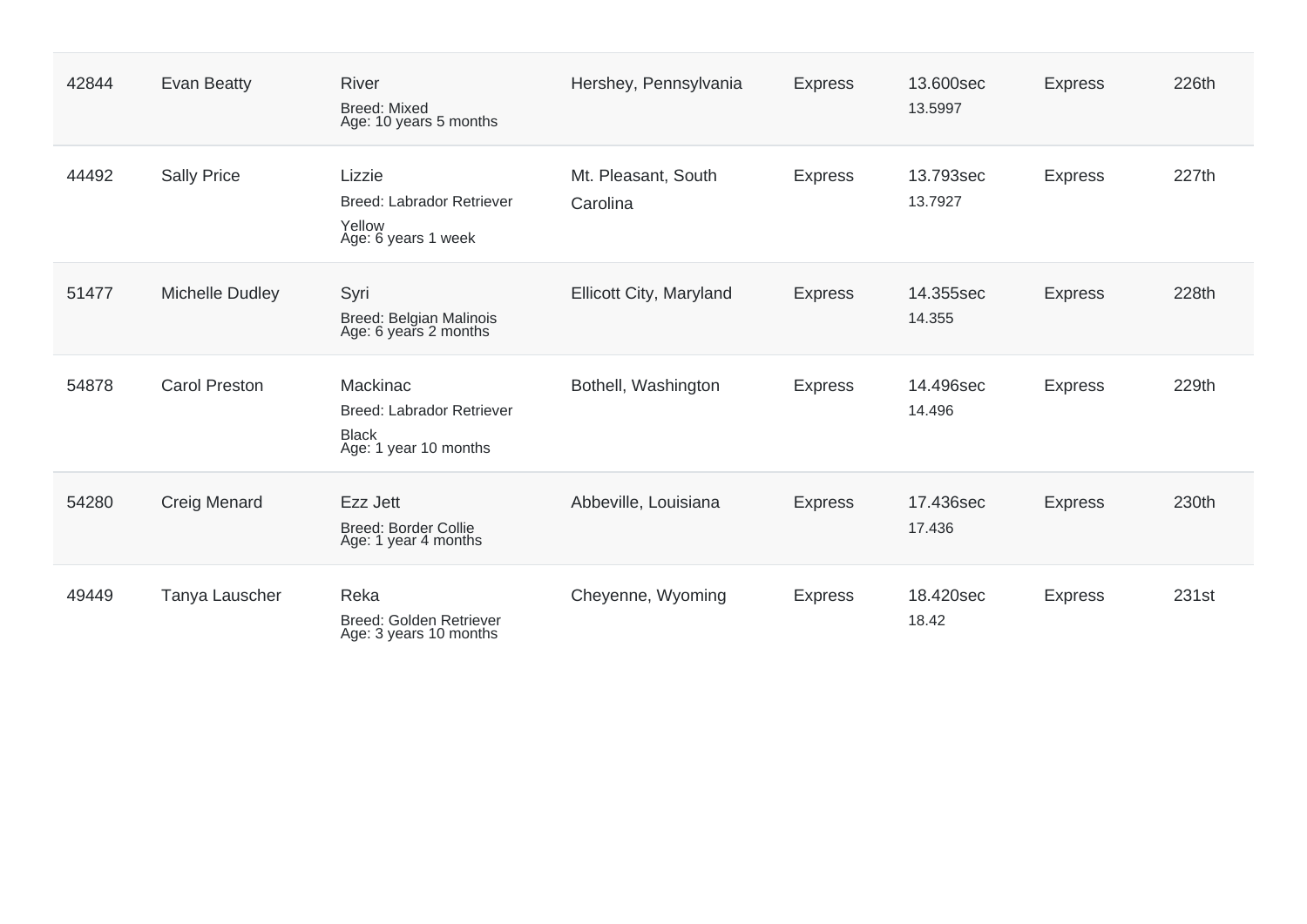| | | | | | | | |
|---|---|---|---|---|---|---|---|
| 42844 | Evan Beatty | River<br>Breed: Mixed<br>Age: 10 years 5 months | Hershey, Pennsylvania | Express | 13.600sec<br>13.5997 | Express | 226th |
| 44492 | Sally Price | Lizzie<br>Breed: Labrador Retriever Yellow<br>Age: 6 years 1 week | Mt. Pleasant, South Carolina | Express | 13.793sec<br>13.7927 | Express | 227th |
| 51477 | Michelle Dudley | Syri<br>Breed: Belgian Malinois<br>Age: 6 years 2 months | Ellicott City, Maryland | Express | 14.355sec<br>14.355 | Express | 228th |
| 54878 | Carol Preston | Mackinac<br>Breed: Labrador Retriever Black<br>Age: 1 year 10 months | Bothell, Washington | Express | 14.496sec<br>14.496 | Express | 229th |
| 54280 | Creig Menard | Ezz Jett<br>Breed: Border Collie<br>Age: 1 year 4 months | Abbeville, Louisiana | Express | 17.436sec<br>17.436 | Express | 230th |
| 49449 | Tanya Lauscher | Reka<br>Breed: Golden Retriever<br>Age: 3 years 10 months | Cheyenne, Wyoming | Express | 18.420sec<br>18.42 | Express | 231st |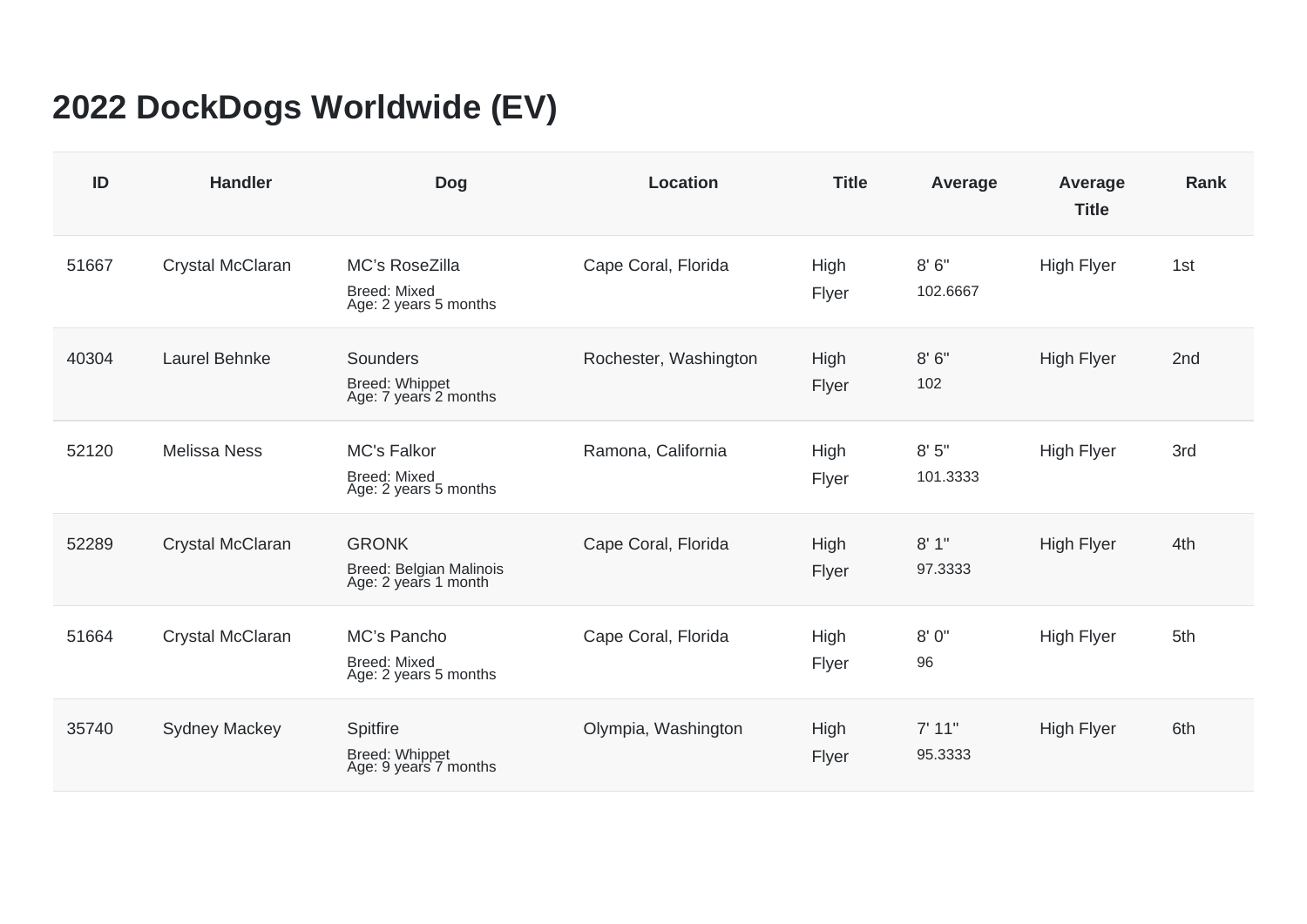# 2022 DockDogs Worldwide (EV)

| ID | Handler | Dog | Location | Title | Average | Average Title | Rank |
|---|---|---|---|---|---|---|---|
| 51667 | Crystal McClaran | MC's RoseZilla<br>Breed: Mixed<br>Age: 2 years 5 months | Cape Coral, Florida | High Flyer | 8' 6"<br>102.6667 | High Flyer | 1st |
| 40304 | Laurel Behnke | Sounders<br>Breed: Whippet<br>Age: 7 years 2 months | Rochester, Washington | High Flyer | 8' 6"<br>102 | High Flyer | 2nd |
| 52120 | Melissa Ness | MC's Falkor<br>Breed: Mixed<br>Age: 2 years 5 months | Ramona, California | High Flyer | 8' 5"<br>101.3333 | High Flyer | 3rd |
| 52289 | Crystal McClaran | GRONK<br>Breed: Belgian Malinois<br>Age: 2 years 1 month | Cape Coral, Florida | High Flyer | 8' 1"<br>97.3333 | High Flyer | 4th |
| 51664 | Crystal McClaran | MC's Pancho<br>Breed: Mixed<br>Age: 2 years 5 months | Cape Coral, Florida | High Flyer | 8' 0"<br>96 | High Flyer | 5th |
| 35740 | Sydney Mackey | Spitfire<br>Breed: Whippet<br>Age: 9 years 7 months | Olympia, Washington | High Flyer | 7' 11"<br>95.3333 | High Flyer | 6th |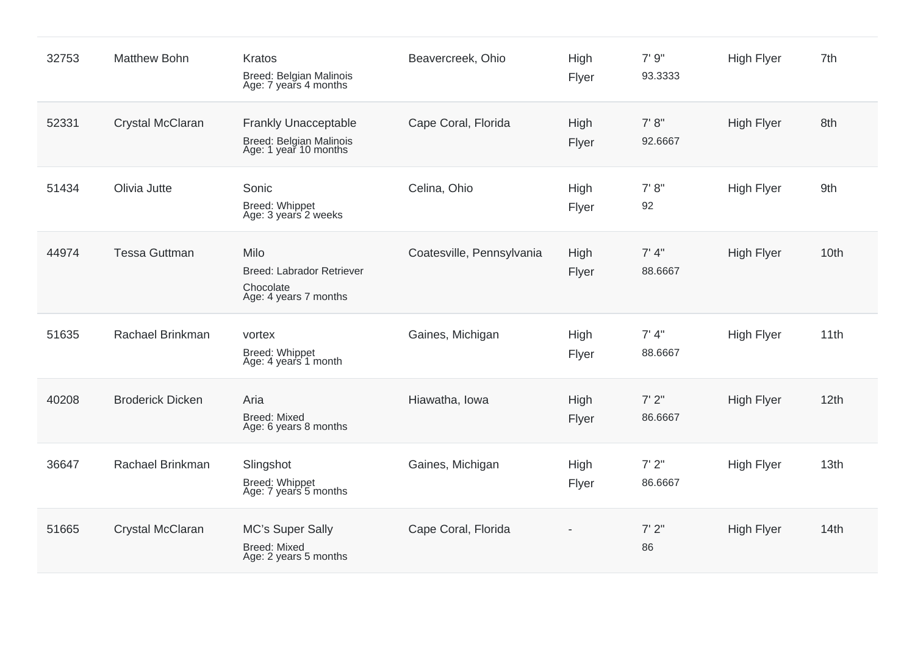| | | | | | | | |
|---|---|---|---|---|---|---|---|
| 32753 | Matthew Bohn | Kratos<br>Breed: Belgian Malinois<br>Age: 7 years 4 months | Beavercreek, Ohio | High Flyer | 7' 9"<br>93.3333 | High Flyer | 7th |
| 52331 | Crystal McClaran | Frankly Unacceptable<br>Breed: Belgian Malinois<br>Age: 1 year 10 months | Cape Coral, Florida | High Flyer | 7' 8"<br>92.6667 | High Flyer | 8th |
| 51434 | Olivia Jutte | Sonic<br>Breed: Whippet<br>Age: 3 years 2 weeks | Celina, Ohio | High Flyer | 7' 8"<br>92 | High Flyer | 9th |
| 44974 | Tessa Guttman | Milo<br>Breed: Labrador Retriever<br>Chocolate<br>Age: 4 years 7 months | Coatesville, Pennsylvania | High Flyer | 7' 4"<br>88.6667 | High Flyer | 10th |
| 51635 | Rachael Brinkman | vortex<br>Breed: Whippet<br>Age: 4 years 1 month | Gaines, Michigan | High Flyer | 7' 4"<br>88.6667 | High Flyer | 11th |
| 40208 | Broderick Dicken | Aria<br>Breed: Mixed<br>Age: 6 years 8 months | Hiawatha, Iowa | High Flyer | 7' 2"<br>86.6667 | High Flyer | 12th |
| 36647 | Rachael Brinkman | Slingshot<br>Breed: Whippet<br>Age: 7 years 5 months | Gaines, Michigan | High Flyer | 7' 2"<br>86.6667 | High Flyer | 13th |
| 51665 | Crystal McClaran | MC's Super Sally<br>Breed: Mixed<br>Age: 2 years 5 months | Cape Coral, Florida | - | 7' 2"<br>86 | High Flyer | 14th |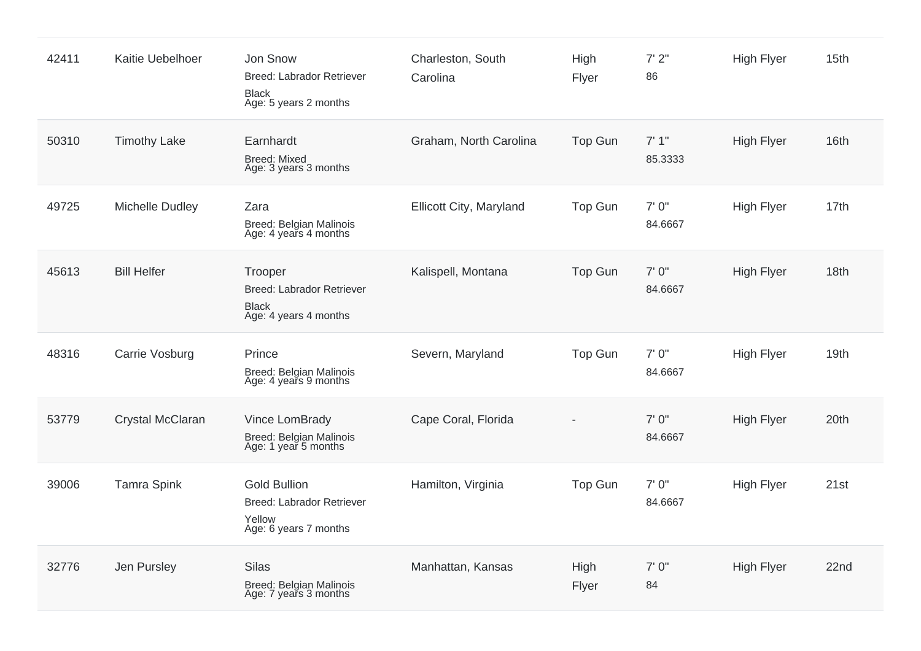| | | | | | | | |
|---|---|---|---|---|---|---|---|
| 42411 | Kaitie Uebelhoer | Jon Snow<br>Breed: Labrador Retriever<br>Black<br>Age: 5 years 2 months | Charleston, South Carolina | High Flyer | 7' 2"<br>86 | High Flyer | 15th |
| 50310 | Timothy Lake | Earnhardt<br>Breed: Mixed<br>Age: 3 years 3 months | Graham, North Carolina | Top Gun | 7' 1"<br>85.3333 | High Flyer | 16th |
| 49725 | Michelle Dudley | Zara<br>Breed: Belgian Malinois<br>Age: 4 years 4 months | Ellicott City, Maryland | Top Gun | 7' 0"<br>84.6667 | High Flyer | 17th |
| 45613 | Bill Helfer | Trooper<br>Breed: Labrador Retriever<br>Black<br>Age: 4 years 4 months | Kalispell, Montana | Top Gun | 7' 0"<br>84.6667 | High Flyer | 18th |
| 48316 | Carrie Vosburg | Prince<br>Breed: Belgian Malinois<br>Age: 4 years 9 months | Severn, Maryland | Top Gun | 7' 0"<br>84.6667 | High Flyer | 19th |
| 53779 | Crystal McClaran | Vince LomBrady<br>Breed: Belgian Malinois<br>Age: 1 year 5 months | Cape Coral, Florida | - | 7' 0"<br>84.6667 | High Flyer | 20th |
| 39006 | Tamra Spink | Gold Bullion<br>Breed: Labrador Retriever<br>Yellow<br>Age: 6 years 7 months | Hamilton, Virginia | Top Gun | 7' 0"<br>84.6667 | High Flyer | 21st |
| 32776 | Jen Pursley | Silas<br>Breed: Belgian Malinois<br>Age: 7 years 3 months | Manhattan, Kansas | High Flyer | 7' 0"<br>84 | High Flyer | 22nd |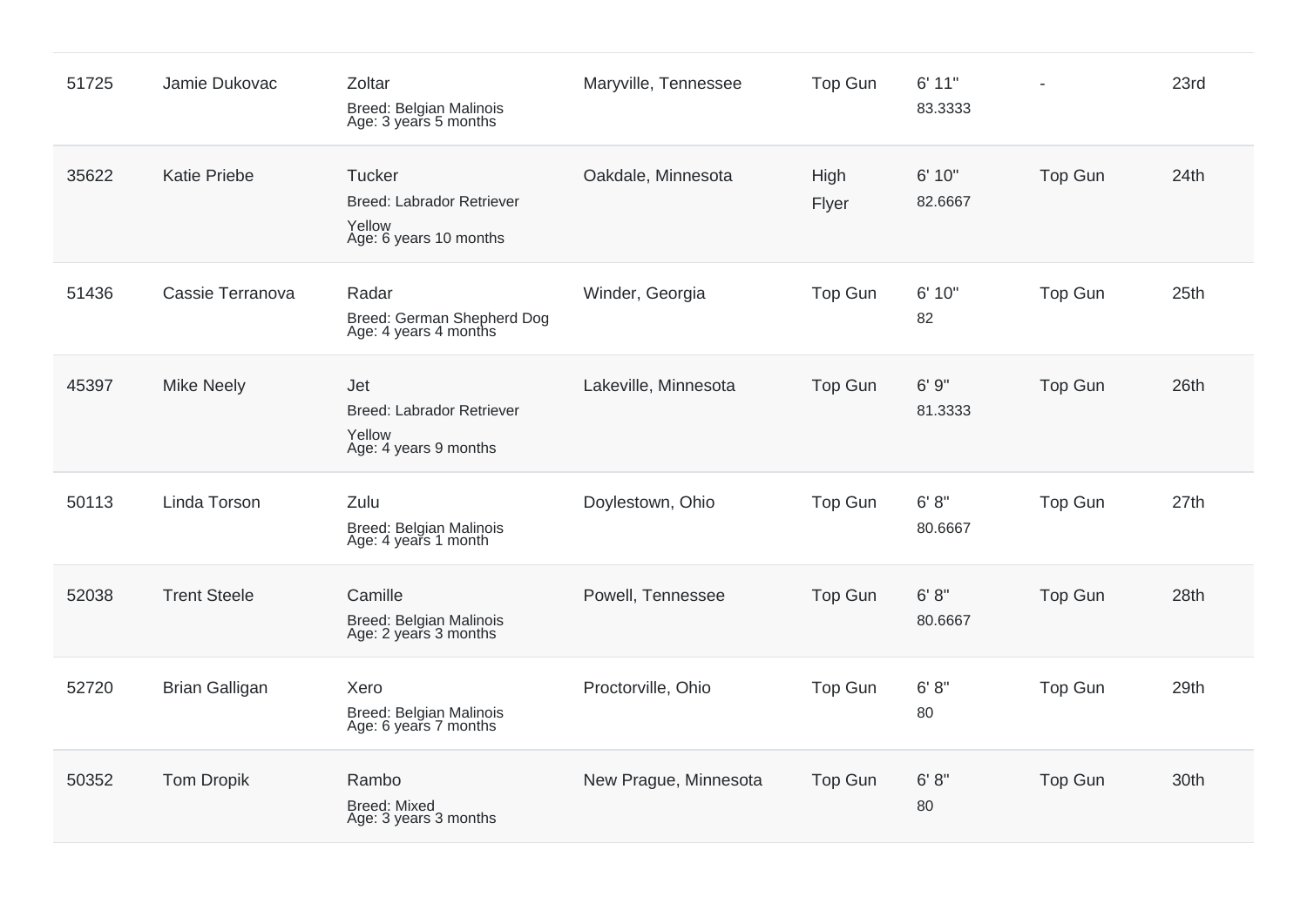| | | | | | | | |
|---|---|---|---|---|---|---|---|
| 51725 | Jamie Dukovac | Zoltar<br>Breed: Belgian Malinois<br>Age: 3 years 5 months | Maryville, Tennessee | Top Gun | 6' 11"<br>83.3333 | - | 23rd |
| 35622 | Katie Priebe | Tucker<br>Breed: Labrador Retriever Yellow<br>Age: 6 years 10 months | Oakdale, Minnesota | High Flyer | 6' 10"<br>82.6667 | Top Gun | 24th |
| 51436 | Cassie Terranova | Radar<br>Breed: German Shepherd Dog<br>Age: 4 years 4 months | Winder, Georgia | Top Gun | 6' 10"<br>82 | Top Gun | 25th |
| 45397 | Mike Neely | Jet<br>Breed: Labrador Retriever Yellow<br>Age: 4 years 9 months | Lakeville, Minnesota | Top Gun | 6' 9"<br>81.3333 | Top Gun | 26th |
| 50113 | Linda Torson | Zulu<br>Breed: Belgian Malinois<br>Age: 4 years 1 month | Doylestown, Ohio | Top Gun | 6' 8"<br>80.6667 | Top Gun | 27th |
| 52038 | Trent Steele | Camille<br>Breed: Belgian Malinois<br>Age: 2 years 3 months | Powell, Tennessee | Top Gun | 6' 8"<br>80.6667 | Top Gun | 28th |
| 52720 | Brian Galligan | Xero<br>Breed: Belgian Malinois<br>Age: 6 years 7 months | Proctorville, Ohio | Top Gun | 6' 8"<br>80 | Top Gun | 29th |
| 50352 | Tom Dropik | Rambo<br>Breed: Mixed<br>Age: 3 years 3 months | New Prague, Minnesota | Top Gun | 6' 8"<br>80 | Top Gun | 30th |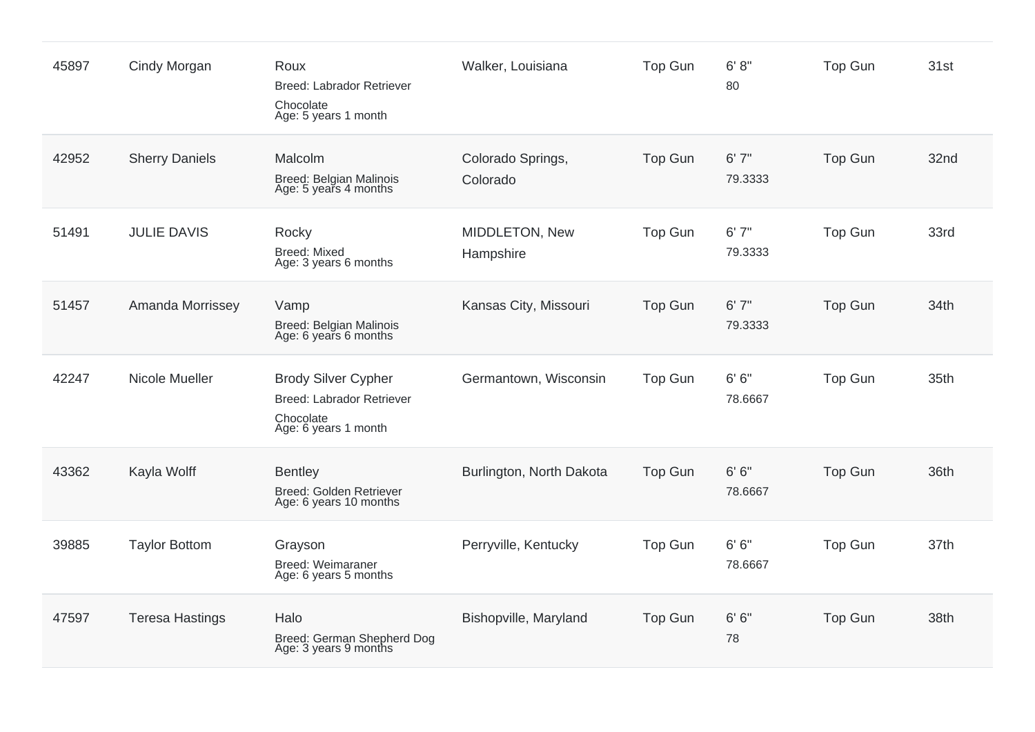| | | | | | | | |
|---|---|---|---|---|---|---|---|
| 45897 | Cindy Morgan | Roux<br>Breed: Labrador Retriever<br>Chocolate<br>Age: 5 years 1 month | Walker, Louisiana | Top Gun | 6' 8"<br>80 | Top Gun | 31st |
| 42952 | Sherry Daniels | Malcolm<br>Breed: Belgian Malinois<br>Age: 5 years 4 months | Colorado Springs, Colorado | Top Gun | 6' 7"<br>79.3333 | Top Gun | 32nd |
| 51491 | JULIE DAVIS | Rocky<br>Breed: Mixed<br>Age: 3 years 6 months | MIDDLETON, New Hampshire | Top Gun | 6' 7"<br>79.3333 | Top Gun | 33rd |
| 51457 | Amanda Morrissey | Vamp<br>Breed: Belgian Malinois<br>Age: 6 years 6 months | Kansas City, Missouri | Top Gun | 6' 7"<br>79.3333 | Top Gun | 34th |
| 42247 | Nicole Mueller | Brody Silver Cypher<br>Breed: Labrador Retriever<br>Chocolate<br>Age: 6 years 1 month | Germantown, Wisconsin | Top Gun | 6' 6"<br>78.6667 | Top Gun | 35th |
| 43362 | Kayla Wolff | Bentley<br>Breed: Golden Retriever<br>Age: 6 years 10 months | Burlington, North Dakota | Top Gun | 6' 6"<br>78.6667 | Top Gun | 36th |
| 39885 | Taylor Bottom | Grayson<br>Breed: Weimaraner<br>Age: 6 years 5 months | Perryville, Kentucky | Top Gun | 6' 6"<br>78.6667 | Top Gun | 37th |
| 47597 | Teresa Hastings | Halo<br>Breed: German Shepherd Dog<br>Age: 3 years 9 months | Bishopville, Maryland | Top Gun | 6' 6"<br>78 | Top Gun | 38th |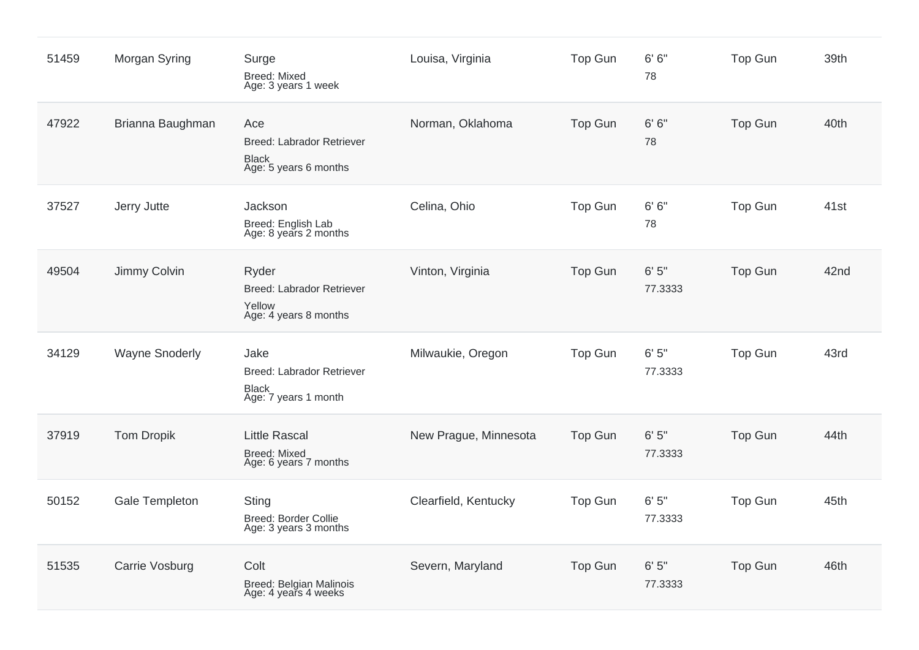| | | | | | | | |
|---|---|---|---|---|---|---|---|
| 51459 | Morgan Syring | Surge<br>Breed: Mixed<br>Age: 3 years 1 week | Louisa, Virginia | Top Gun | 6' 6"<br>78 | Top Gun | 39th |
| 47922 | Brianna Baughman | Ace<br>Breed: Labrador Retriever<br>Black<br>Age: 5 years 6 months | Norman, Oklahoma | Top Gun | 6' 6"<br>78 | Top Gun | 40th |
| 37527 | Jerry Jutte | Jackson<br>Breed: English Lab<br>Age: 8 years 2 months | Celina, Ohio | Top Gun | 6' 6"<br>78 | Top Gun | 41st |
| 49504 | Jimmy Colvin | Ryder<br>Breed: Labrador Retriever<br>Yellow<br>Age: 4 years 8 months | Vinton, Virginia | Top Gun | 6' 5"<br>77.3333 | Top Gun | 42nd |
| 34129 | Wayne Snoderly | Jake<br>Breed: Labrador Retriever<br>Black<br>Age: 7 years 1 month | Milwaukie, Oregon | Top Gun | 6' 5"<br>77.3333 | Top Gun | 43rd |
| 37919 | Tom Dropik | Little Rascal<br>Breed: Mixed<br>Age: 6 years 7 months | New Prague, Minnesota | Top Gun | 6' 5"<br>77.3333 | Top Gun | 44th |
| 50152 | Gale Templeton | Sting<br>Breed: Border Collie<br>Age: 3 years 3 months | Clearfield, Kentucky | Top Gun | 6' 5"<br>77.3333 | Top Gun | 45th |
| 51535 | Carrie Vosburg | Colt<br>Breed: Belgian Malinois<br>Age: 4 years 4 weeks | Severn, Maryland | Top Gun | 6' 5"<br>77.3333 | Top Gun | 46th |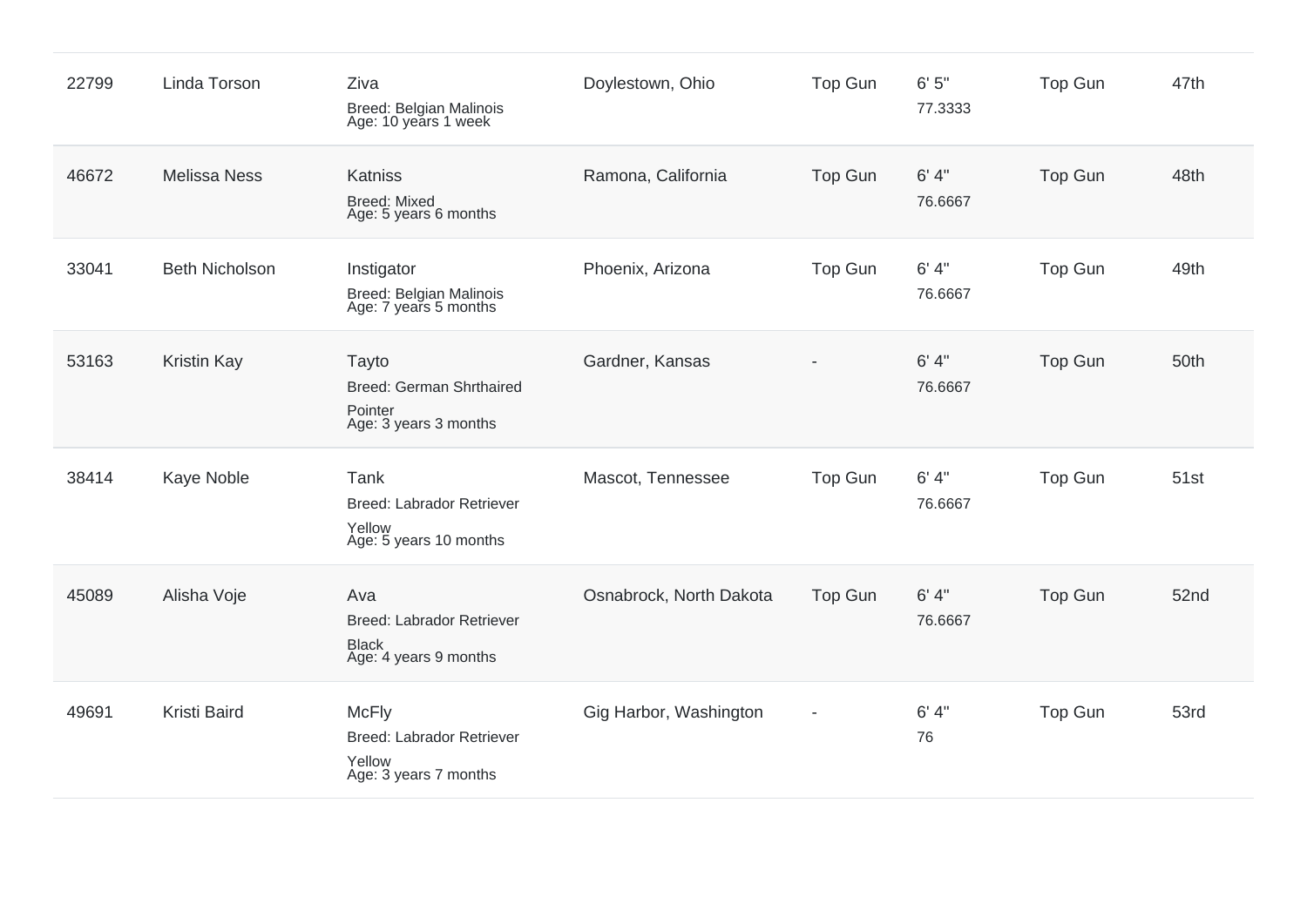| | | | | | | | |
|---|---|---|---|---|---|---|---|
| 22799 | Linda Torson | Ziva<br>Breed: Belgian Malinois<br>Age: 10 years 1 week | Doylestown, Ohio | Top Gun | 6' 5"<br>77.3333 | Top Gun | 47th |
| 46672 | Melissa Ness | Katniss<br>Breed: Mixed<br>Age: 5 years 6 months | Ramona, California | Top Gun | 6' 4"<br>76.6667 | Top Gun | 48th |
| 33041 | Beth Nicholson | Instigator<br>Breed: Belgian Malinois<br>Age: 7 years 5 months | Phoenix, Arizona | Top Gun | 6' 4"<br>76.6667 | Top Gun | 49th |
| 53163 | Kristin Kay | Tayto<br>Breed: German Shrthaired Pointer<br>Age: 3 years 3 months | Gardner, Kansas | - | 6' 4"<br>76.6667 | Top Gun | 50th |
| 38414 | Kaye Noble | Tank<br>Breed: Labrador Retriever Yellow<br>Age: 5 years 10 months | Mascot, Tennessee | Top Gun | 6' 4"<br>76.6667 | Top Gun | 51st |
| 45089 | Alisha Voje | Ava<br>Breed: Labrador Retriever Black<br>Age: 4 years 9 months | Osnabrock, North Dakota | Top Gun | 6' 4"<br>76.6667 | Top Gun | 52nd |
| 49691 | Kristi Baird | McFly<br>Breed: Labrador Retriever Yellow<br>Age: 3 years 7 months | Gig Harbor, Washington | - | 6' 4"<br>76 | Top Gun | 53rd |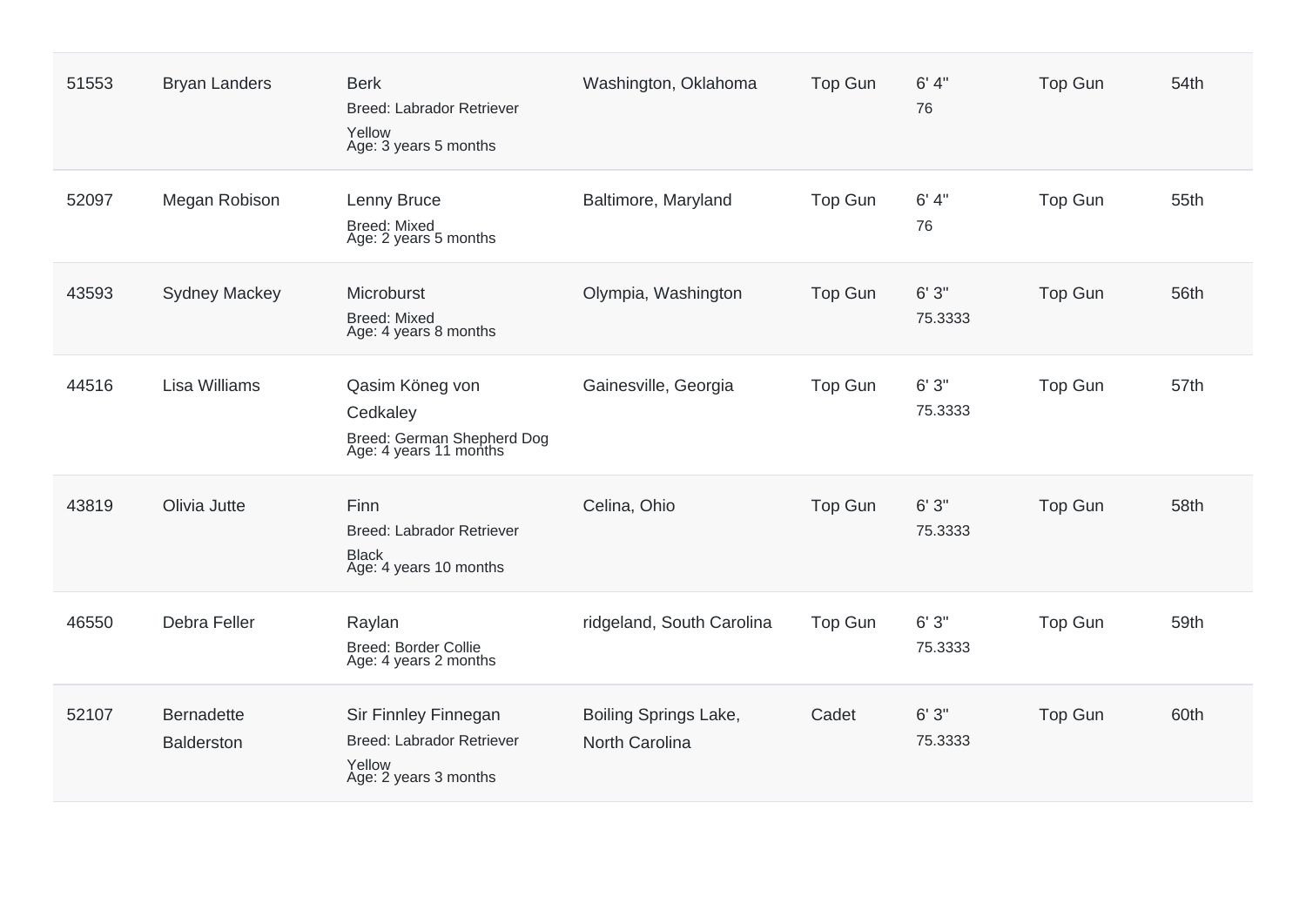| | | | | | | | |
|---|---|---|---|---|---|---|---|
| 51553 | Bryan Landers | Berk<br>Breed: Labrador Retriever<br>Yellow<br>Age: 3 years 5 months | Washington, Oklahoma | Top Gun | 6' 4"<br>76 | Top Gun | 54th |
| 52097 | Megan Robison | Lenny Bruce<br>Breed: Mixed<br>Age: 2 years 5 months | Baltimore, Maryland | Top Gun | 6' 4"<br>76 | Top Gun | 55th |
| 43593 | Sydney Mackey | Microburst<br>Breed: Mixed<br>Age: 4 years 8 months | Olympia, Washington | Top Gun | 6' 3"<br>75.3333 | Top Gun | 56th |
| 44516 | Lisa Williams | Qasim Köneg von Cedkaley<br>Breed: German Shepherd Dog<br>Age: 4 years 11 months | Gainesville, Georgia | Top Gun | 6' 3"<br>75.3333 | Top Gun | 57th |
| 43819 | Olivia Jutte | Finn<br>Breed: Labrador Retriever<br>Black<br>Age: 4 years 10 months | Celina, Ohio | Top Gun | 6' 3"<br>75.3333 | Top Gun | 58th |
| 46550 | Debra Feller | Raylan<br>Breed: Border Collie<br>Age: 4 years 2 months | ridgeland, South Carolina | Top Gun | 6' 3"<br>75.3333 | Top Gun | 59th |
| 52107 | Bernadette Balderston | Sir Finnley Finnegan<br>Breed: Labrador Retriever<br>Yellow<br>Age: 2 years 3 months | Boiling Springs Lake, North Carolina | Cadet | 6' 3"<br>75.3333 | Top Gun | 60th |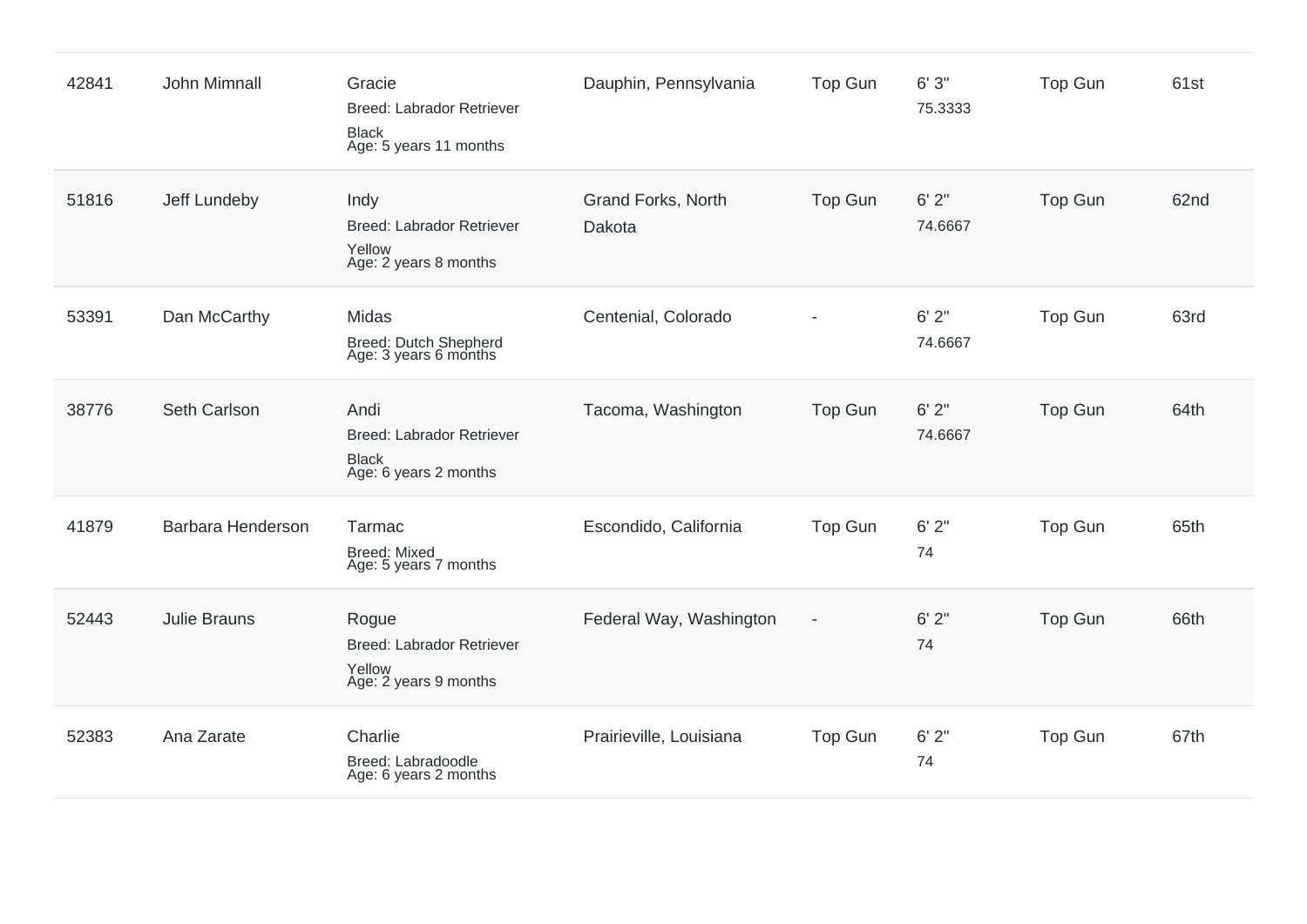| | | | | | | | |
|---|---|---|---|---|---|---|---|
| 42841 | John Mimnall | Gracie<br>Breed: Labrador Retriever<br>Black<br>Age: 5 years 11 months | Dauphin, Pennsylvania | Top Gun | 6' 3"<br>75.3333 | Top Gun | 61st |
| 51816 | Jeff Lundeby | Indy<br>Breed: Labrador Retriever<br>Yellow<br>Age: 2 years 8 months | Grand Forks, North Dakota | Top Gun | 6' 2"<br>74.6667 | Top Gun | 62nd |
| 53391 | Dan McCarthy | Midas<br>Breed: Dutch Shepherd<br>Age: 3 years 6 months | Centenial, Colorado | - | 6' 2"<br>74.6667 | Top Gun | 63rd |
| 38776 | Seth Carlson | Andi<br>Breed: Labrador Retriever<br>Black<br>Age: 6 years 2 months | Tacoma, Washington | Top Gun | 6' 2"<br>74.6667 | Top Gun | 64th |
| 41879 | Barbara Henderson | Tarmac<br>Breed: Mixed<br>Age: 5 years 7 months | Escondido, California | Top Gun | 6' 2"<br>74 | Top Gun | 65th |
| 52443 | Julie Brauns | Rogue<br>Breed: Labrador Retriever<br>Yellow<br>Age: 2 years 9 months | Federal Way, Washington | - | 6' 2"<br>74 | Top Gun | 66th |
| 52383 | Ana Zarate | Charlie<br>Breed: Labradoodle<br>Age: 6 years 2 months | Prairieville, Louisiana | Top Gun | 6' 2"<br>74 | Top Gun | 67th |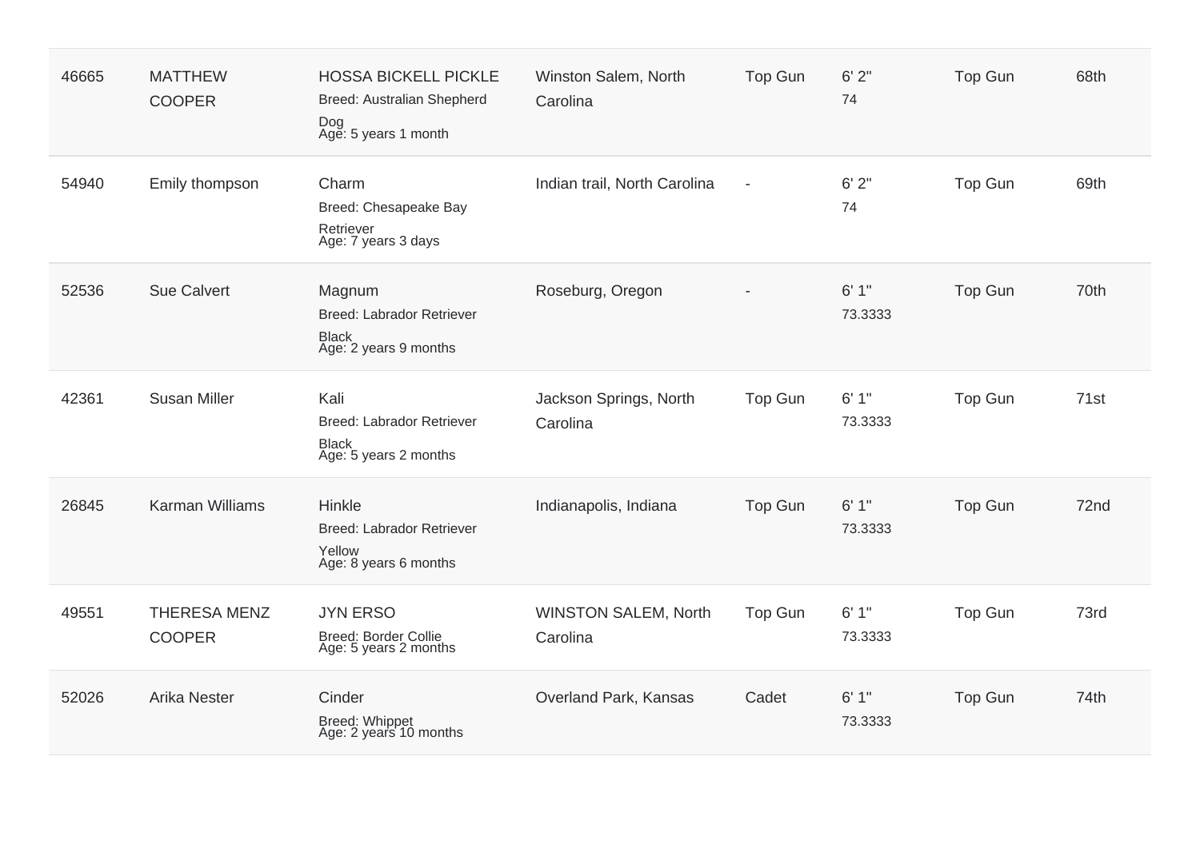| | | | | | | | |
|---|---|---|---|---|---|---|---|
| 46665 | MATTHEW COOPER | HOSSA BICKELL PICKLE<br>Breed: Australian Shepherd Dog<br>Age: 5 years 1 month | Winston Salem, North Carolina | Top Gun | 6' 2"<br>74 | Top Gun | 68th |
| 54940 | Emily thompson | Charm<br>Breed: Chesapeake Bay Retriever<br>Age: 7 years 3 days | Indian trail, North Carolina | - | 6' 2"<br>74 | Top Gun | 69th |
| 52536 | Sue Calvert | Magnum<br>Breed: Labrador Retriever Black<br>Age: 2 years 9 months | Roseburg, Oregon | - | 6' 1"<br>73.3333 | Top Gun | 70th |
| 42361 | Susan Miller | Kali<br>Breed: Labrador Retriever Black<br>Age: 5 years 2 months | Jackson Springs, North Carolina | Top Gun | 6' 1"<br>73.3333 | Top Gun | 71st |
| 26845 | Karman Williams | Hinkle<br>Breed: Labrador Retriever Yellow<br>Age: 8 years 6 months | Indianapolis, Indiana | Top Gun | 6' 1"<br>73.3333 | Top Gun | 72nd |
| 49551 | THERESA MENZ COOPER | JYN ERSO<br>Breed: Border Collie<br>Age: 5 years 2 months | WINSTON SALEM, North Carolina | Top Gun | 6' 1"<br>73.3333 | Top Gun | 73rd |
| 52026 | Arika Nester | Cinder<br>Breed: Whippet<br>Age: 2 years 10 months | Overland Park, Kansas | Cadet | 6' 1"<br>73.3333 | Top Gun | 74th |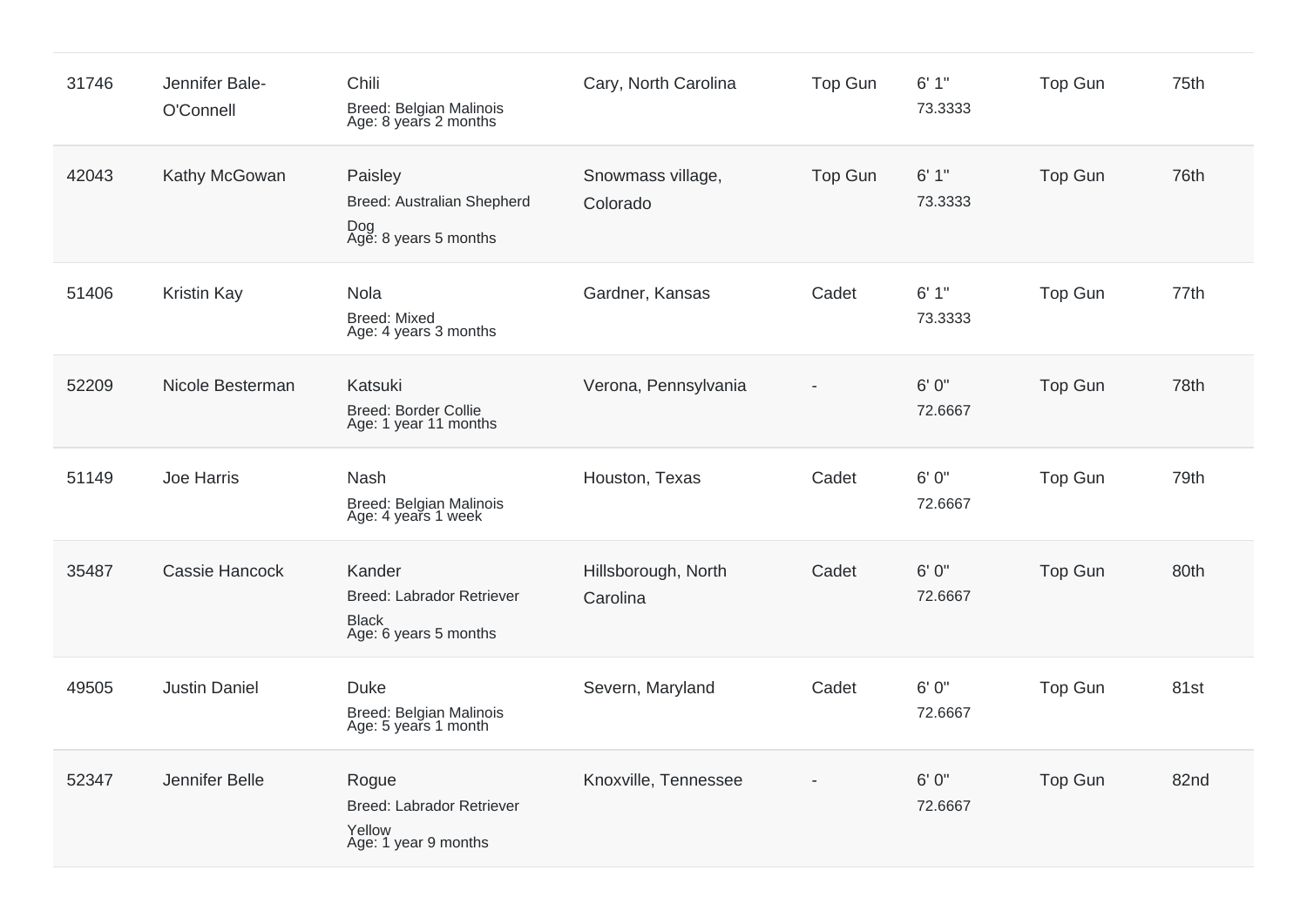| | | | | | | | |
|---|---|---|---|---|---|---|---|
| 31746 | Jennifer Bale-O'Connell | Chili<br>Breed: Belgian Malinois<br>Age: 8 years 2 months | Cary, North Carolina | Top Gun | 6' 1"<br>73.3333 | Top Gun | 75th |
| 42043 | Kathy McGowan | Paisley<br>Breed: Australian Shepherd Dog<br>Age: 8 years 5 months | Snowmass village, Colorado | Top Gun | 6' 1"<br>73.3333 | Top Gun | 76th |
| 51406 | Kristin Kay | Nola<br>Breed: Mixed<br>Age: 4 years 3 months | Gardner, Kansas | Cadet | 6' 1"<br>73.3333 | Top Gun | 77th |
| 52209 | Nicole Besterman | Katsuki<br>Breed: Border Collie<br>Age: 1 year 11 months | Verona, Pennsylvania | - | 6' 0"<br>72.6667 | Top Gun | 78th |
| 51149 | Joe Harris | Nash<br>Breed: Belgian Malinois<br>Age: 4 years 1 week | Houston, Texas | Cadet | 6' 0"<br>72.6667 | Top Gun | 79th |
| 35487 | Cassie Hancock | Kander<br>Breed: Labrador Retriever Black<br>Age: 6 years 5 months | Hillsborough, North Carolina | Cadet | 6' 0"<br>72.6667 | Top Gun | 80th |
| 49505 | Justin Daniel | Duke<br>Breed: Belgian Malinois<br>Age: 5 years 1 month | Severn, Maryland | Cadet | 6' 0"<br>72.6667 | Top Gun | 81st |
| 52347 | Jennifer Belle | Rogue<br>Breed: Labrador Retriever Yellow<br>Age: 1 year 9 months | Knoxville, Tennessee | - | 6' 0"<br>72.6667 | Top Gun | 82nd |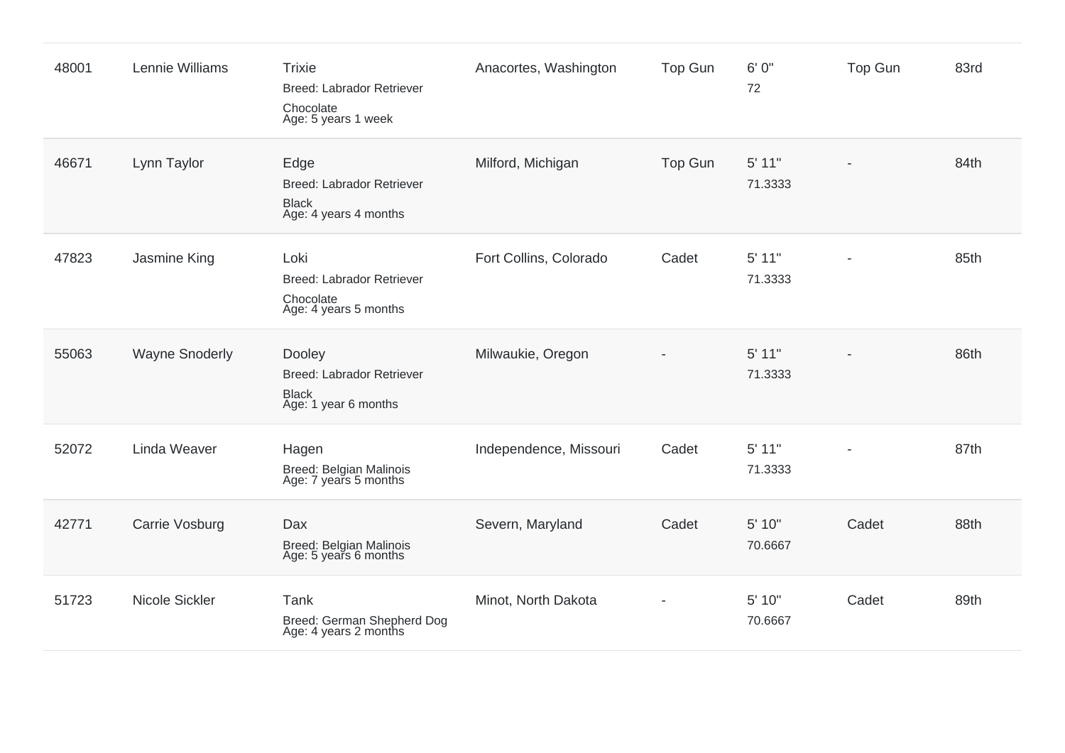| | | | | | | | |
|---|---|---|---|---|---|---|---|
| 48001 | Lennie Williams | Trixie<br>Breed: Labrador Retriever<br>Chocolate<br>Age: 5 years 1 week | Anacortes, Washington | Top Gun | 6' 0"<br>72 | Top Gun | 83rd |
| 46671 | Lynn Taylor | Edge<br>Breed: Labrador Retriever<br>Black<br>Age: 4 years 4 months | Milford, Michigan | Top Gun | 5' 11"<br>71.3333 | - | 84th |
| 47823 | Jasmine King | Loki<br>Breed: Labrador Retriever<br>Chocolate<br>Age: 4 years 5 months | Fort Collins, Colorado | Cadet | 5' 11"<br>71.3333 | - | 85th |
| 55063 | Wayne Snoderly | Dooley<br>Breed: Labrador Retriever<br>Black<br>Age: 1 year 6 months | Milwaukie, Oregon | - | 5' 11"<br>71.3333 | - | 86th |
| 52072 | Linda Weaver | Hagen<br>Breed: Belgian Malinois<br>Age: 7 years 5 months | Independence, Missouri | Cadet | 5' 11"<br>71.3333 | - | 87th |
| 42771 | Carrie Vosburg | Dax<br>Breed: Belgian Malinois<br>Age: 5 years 6 months | Severn, Maryland | Cadet | 5' 10"<br>70.6667 | Cadet | 88th |
| 51723 | Nicole Sickler | Tank<br>Breed: German Shepherd Dog<br>Age: 4 years 2 months | Minot, North Dakota | - | 5' 10"<br>70.6667 | Cadet | 89th |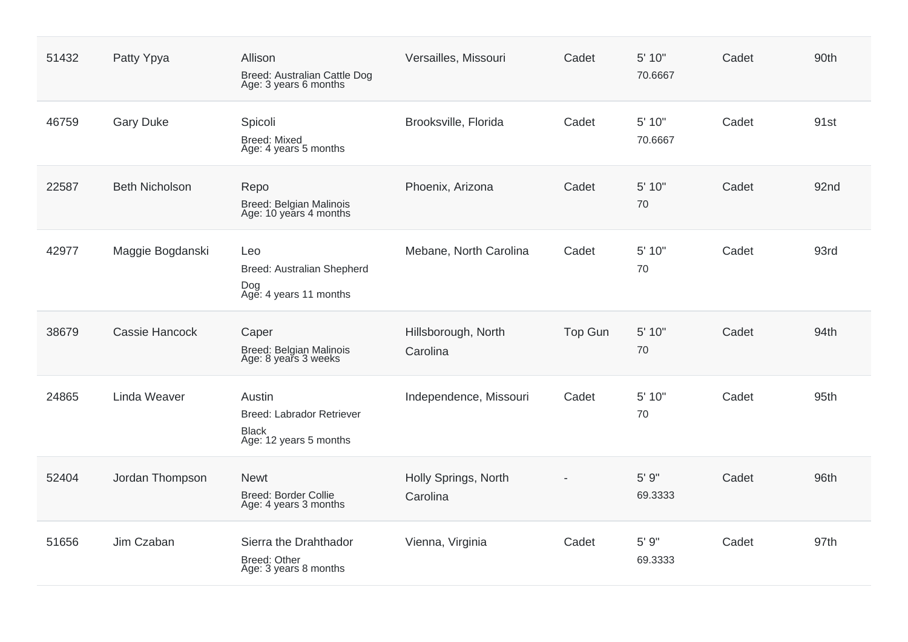| | | | | | | | |
|---|---|---|---|---|---|---|---|
| 51432 | Patty Ypya | Allison<br>Breed: Australian Cattle Dog<br>Age: 3 years 6 months | Versailles, Missouri | Cadet | 5' 10"<br>70.6667 | Cadet | 90th |
| 46759 | Gary Duke | Spicoli<br>Breed: Mixed<br>Age: 4 years 5 months | Brooksville, Florida | Cadet | 5' 10"<br>70.6667 | Cadet | 91st |
| 22587 | Beth Nicholson | Repo<br>Breed: Belgian Malinois<br>Age: 10 years 4 months | Phoenix, Arizona | Cadet | 5' 10"<br>70 | Cadet | 92nd |
| 42977 | Maggie Bogdanski | Leo<br>Breed: Australian Shepherd Dog<br>Age: 4 years 11 months | Mebane, North Carolina | Cadet | 5' 10"<br>70 | Cadet | 93rd |
| 38679 | Cassie Hancock | Caper<br>Breed: Belgian Malinois<br>Age: 8 years 3 weeks | Hillsborough, North Carolina | Top Gun | 5' 10"<br>70 | Cadet | 94th |
| 24865 | Linda Weaver | Austin<br>Breed: Labrador Retriever Black<br>Age: 12 years 5 months | Independence, Missouri | Cadet | 5' 10"<br>70 | Cadet | 95th |
| 52404 | Jordan Thompson | Newt<br>Breed: Border Collie<br>Age: 4 years 3 months | Holly Springs, North Carolina | - | 5' 9"<br>69.3333 | Cadet | 96th |
| 51656 | Jim Czaban | Sierra the Drahthador<br>Breed: Other<br>Age: 3 years 8 months | Vienna, Virginia | Cadet | 5' 9"<br>69.3333 | Cadet | 97th |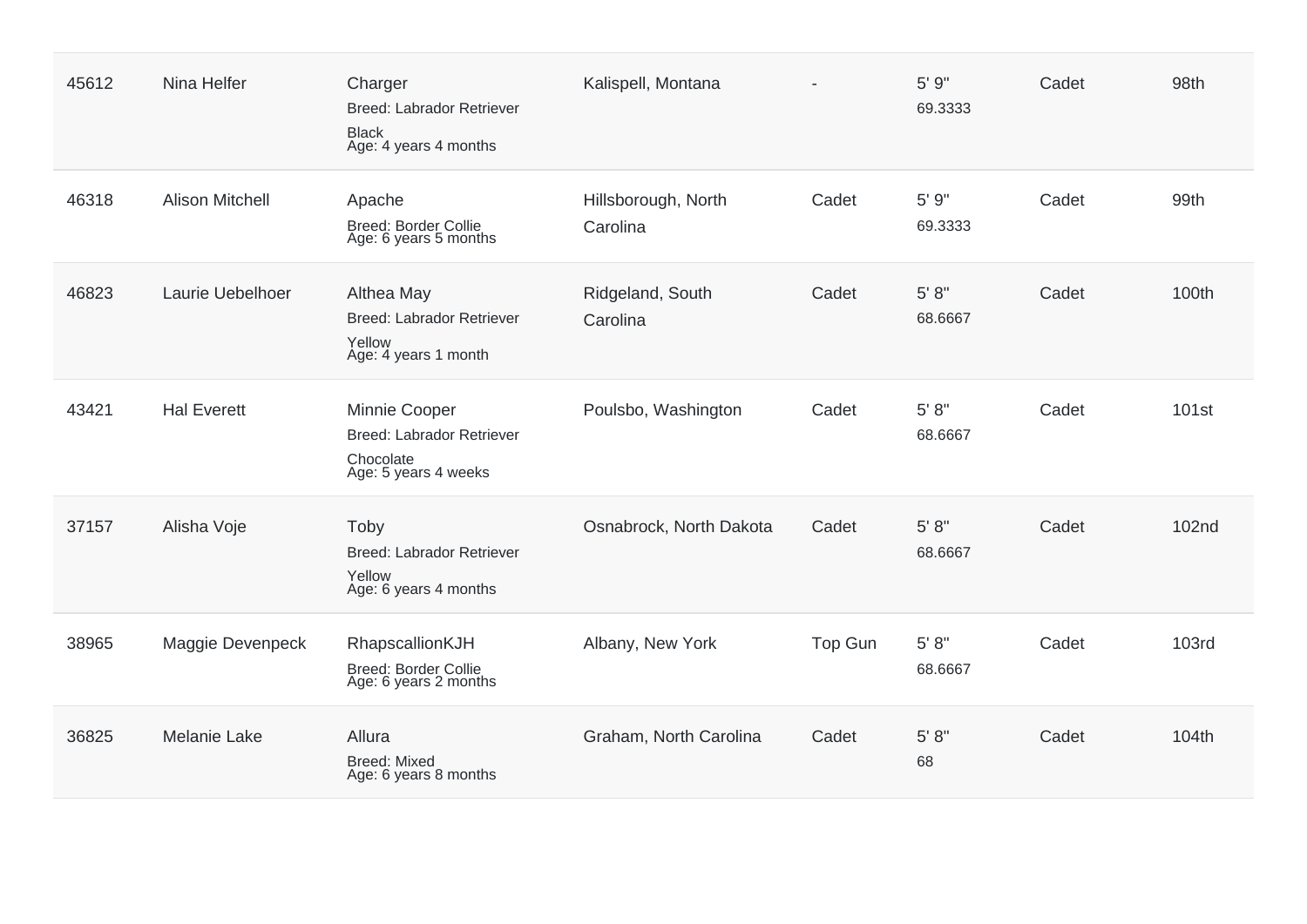| | | | | | | | |
|---|---|---|---|---|---|---|---|
| 45612 | Nina Helfer | Charger<br>Breed: Labrador Retriever<br>Black<br>Age: 4 years 4 months | Kalispell, Montana | - | 5' 9"<br>69.3333 | Cadet | 98th |
| 46318 | Alison Mitchell | Apache<br>Breed: Border Collie<br>Age: 6 years 5 months | Hillsborough, North Carolina | Cadet | 5' 9"<br>69.3333 | Cadet | 99th |
| 46823 | Laurie Uebelhoer | Althea May<br>Breed: Labrador Retriever<br>Yellow<br>Age: 4 years 1 month | Ridgeland, South Carolina | Cadet | 5' 8"<br>68.6667 | Cadet | 100th |
| 43421 | Hal Everett | Minnie Cooper<br>Breed: Labrador Retriever<br>Chocolate<br>Age: 5 years 4 weeks | Poulsbo, Washington | Cadet | 5' 8"<br>68.6667 | Cadet | 101st |
| 37157 | Alisha Voje | Toby<br>Breed: Labrador Retriever<br>Yellow<br>Age: 6 years 4 months | Osnabrock, North Dakota | Cadet | 5' 8"<br>68.6667 | Cadet | 102nd |
| 38965 | Maggie Devenpeck | RhapscallionKJH<br>Breed: Border Collie<br>Age: 6 years 2 months | Albany, New York | Top Gun | 5' 8"<br>68.6667 | Cadet | 103rd |
| 36825 | Melanie Lake | Allura<br>Breed: Mixed<br>Age: 6 years 8 months | Graham, North Carolina | Cadet | 5' 8"<br>68 | Cadet | 104th |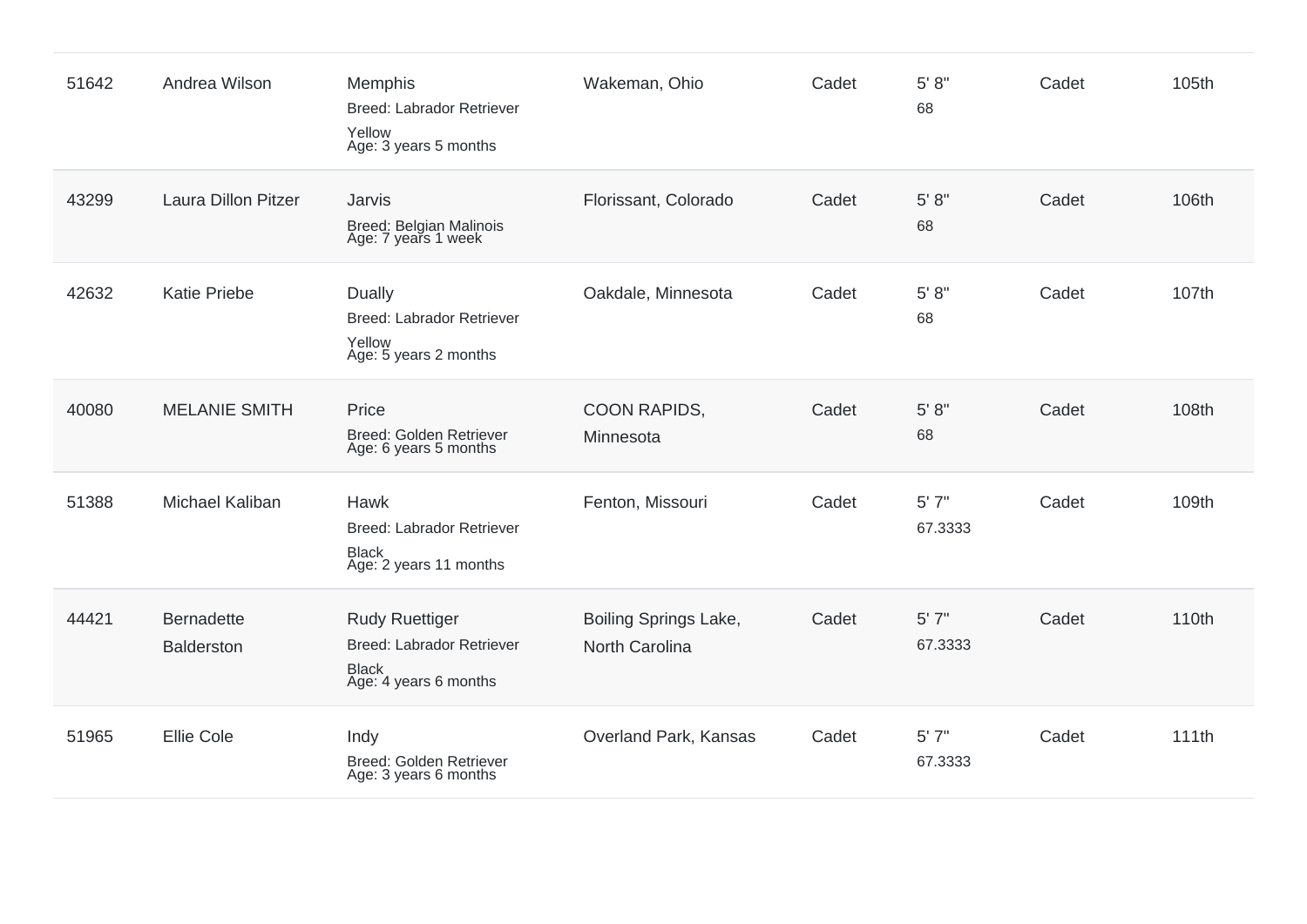| | | | | | | | |
|---|---|---|---|---|---|---|---|
| 51642 | Andrea Wilson | Memphis<br>Breed: Labrador Retriever<br>Yellow<br>Age: 3 years 5 months | Wakeman, Ohio | Cadet | 5' 8"<br>68 | Cadet | 105th |
| 43299 | Laura Dillon Pitzer | Jarvis<br>Breed: Belgian Malinois<br>Age: 7 years 1 week | Florissant, Colorado | Cadet | 5' 8"<br>68 | Cadet | 106th |
| 42632 | Katie Priebe | Dually<br>Breed: Labrador Retriever<br>Yellow<br>Age: 5 years 2 months | Oakdale, Minnesota | Cadet | 5' 8"<br>68 | Cadet | 107th |
| 40080 | MELANIE SMITH | Price<br>Breed: Golden Retriever<br>Age: 6 years 5 months | COON RAPIDS, Minnesota | Cadet | 5' 8"<br>68 | Cadet | 108th |
| 51388 | Michael Kaliban | Hawk<br>Breed: Labrador Retriever<br>Black<br>Age: 2 years 11 months | Fenton, Missouri | Cadet | 5' 7"<br>67.3333 | Cadet | 109th |
| 44421 | Bernadette Balderston | Rudy Ruettiger<br>Breed: Labrador Retriever<br>Black<br>Age: 4 years 6 months | Boiling Springs Lake, North Carolina | Cadet | 5' 7"<br>67.3333 | Cadet | 110th |
| 51965 | Ellie Cole | Indy<br>Breed: Golden Retriever<br>Age: 3 years 6 months | Overland Park, Kansas | Cadet | 5' 7"<br>67.3333 | Cadet | 111th |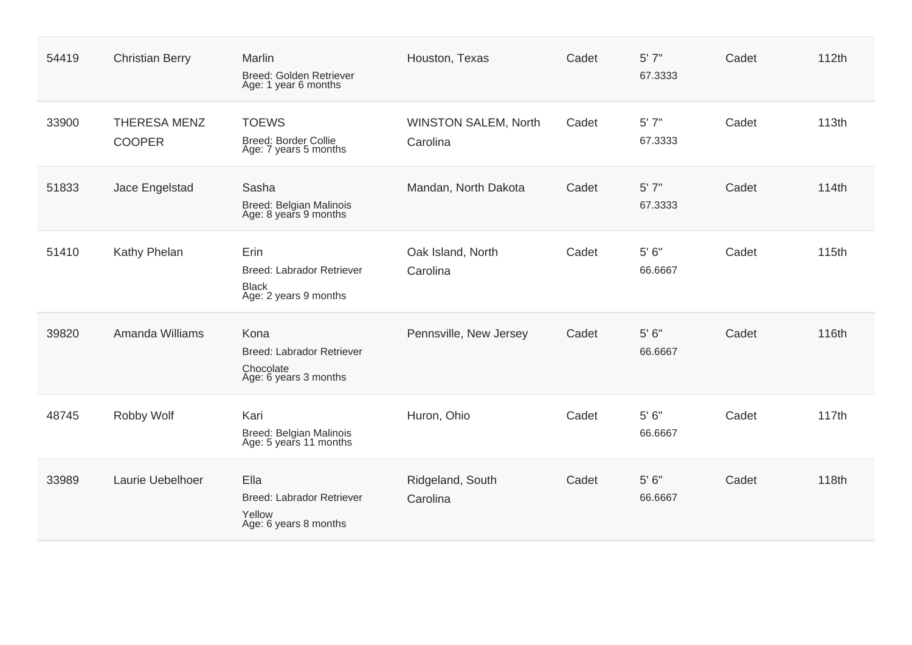| | | | | | | | |
|---|---|---|---|---|---|---|---|
| 54419 | Christian Berry | Marlin<br>Breed: Golden Retriever<br>Age: 1 year 6 months | Houston, Texas | Cadet | 5' 7"<br>67.3333 | Cadet | 112th |
| 33900 | THERESA MENZ COOPER | TOEWS<br>Breed: Border Collie<br>Age: 7 years 5 months | WINSTON SALEM, North Carolina | Cadet | 5' 7"<br>67.3333 | Cadet | 113th |
| 51833 | Jace Engelstad | Sasha<br>Breed: Belgian Malinois<br>Age: 8 years 9 months | Mandan, North Dakota | Cadet | 5' 7"<br>67.3333 | Cadet | 114th |
| 51410 | Kathy Phelan | Erin<br>Breed: Labrador Retriever<br>Black<br>Age: 2 years 9 months | Oak Island, North Carolina | Cadet | 5' 6"<br>66.6667 | Cadet | 115th |
| 39820 | Amanda Williams | Kona<br>Breed: Labrador Retriever<br>Chocolate<br>Age: 6 years 3 months | Pennsville, New Jersey | Cadet | 5' 6"<br>66.6667 | Cadet | 116th |
| 48745 | Robby Wolf | Kari<br>Breed: Belgian Malinois<br>Age: 5 years 11 months | Huron, Ohio | Cadet | 5' 6"<br>66.6667 | Cadet | 117th |
| 33989 | Laurie Uebelhoer | Ella<br>Breed: Labrador Retriever<br>Yellow<br>Age: 6 years 8 months | Ridgeland, South Carolina | Cadet | 5' 6"<br>66.6667 | Cadet | 118th |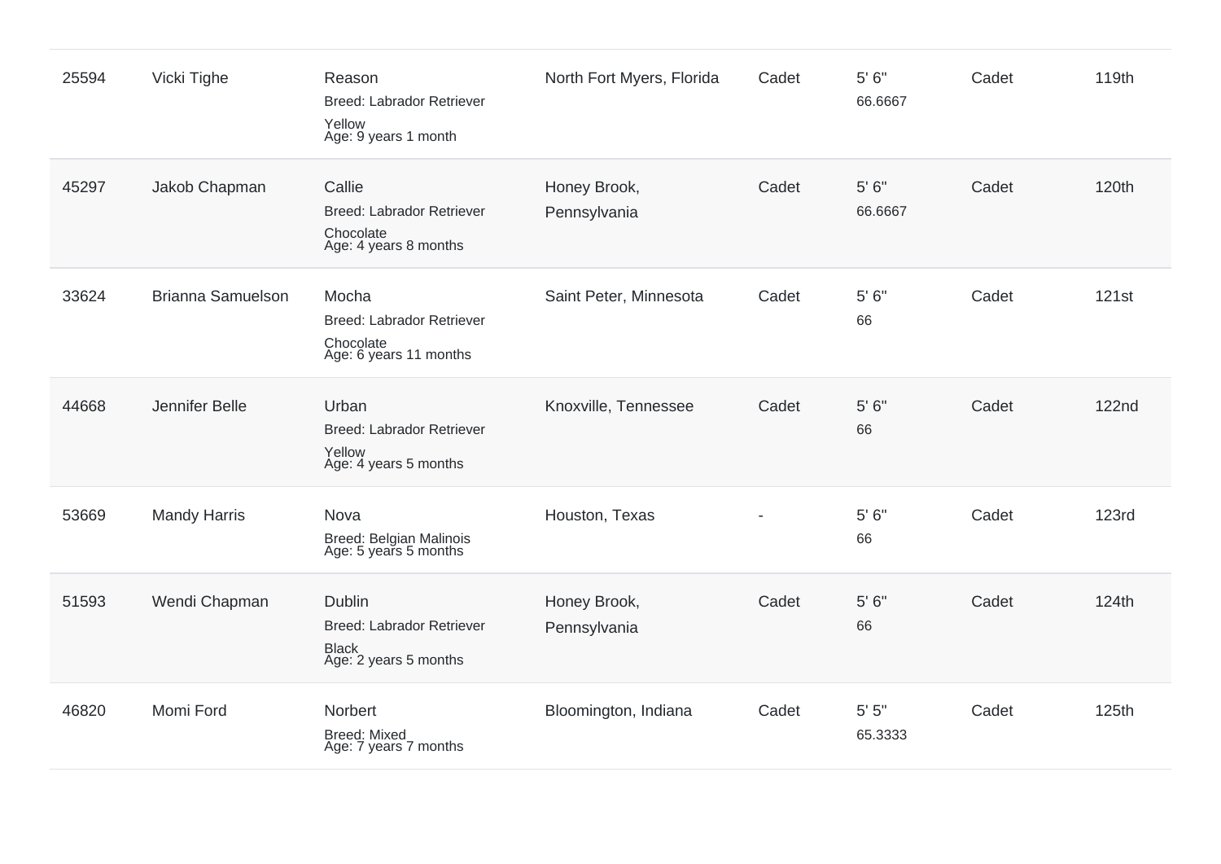| | | | | | | | |
|---|---|---|---|---|---|---|---|
| 25594 | Vicki Tighe | Reason<br>Breed: Labrador Retriever<br>Yellow<br>Age: 9 years 1 month | North Fort Myers, Florida | Cadet | 5' 6"<br>66.6667 | Cadet | 119th |
| 45297 | Jakob Chapman | Callie<br>Breed: Labrador Retriever<br>Chocolate<br>Age: 4 years 8 months | Honey Brook, Pennsylvania | Cadet | 5' 6"<br>66.6667 | Cadet | 120th |
| 33624 | Brianna Samuelson | Mocha<br>Breed: Labrador Retriever<br>Chocolate<br>Age: 6 years 11 months | Saint Peter, Minnesota | Cadet | 5' 6"<br>66 | Cadet | 121st |
| 44668 | Jennifer Belle | Urban<br>Breed: Labrador Retriever<br>Yellow<br>Age: 4 years 5 months | Knoxville, Tennessee | Cadet | 5' 6"<br>66 | Cadet | 122nd |
| 53669 | Mandy Harris | Nova<br>Breed: Belgian Malinois<br>Age: 5 years 5 months | Houston, Texas | - | 5' 6"<br>66 | Cadet | 123rd |
| 51593 | Wendi Chapman | Dublin<br>Breed: Labrador Retriever<br>Black<br>Age: 2 years 5 months | Honey Brook, Pennsylvania | Cadet | 5' 6"<br>66 | Cadet | 124th |
| 46820 | Momi Ford | Norbert<br>Breed: Mixed<br>Age: 7 years 7 months | Bloomington, Indiana | Cadet | 5' 5"<br>65.3333 | Cadet | 125th |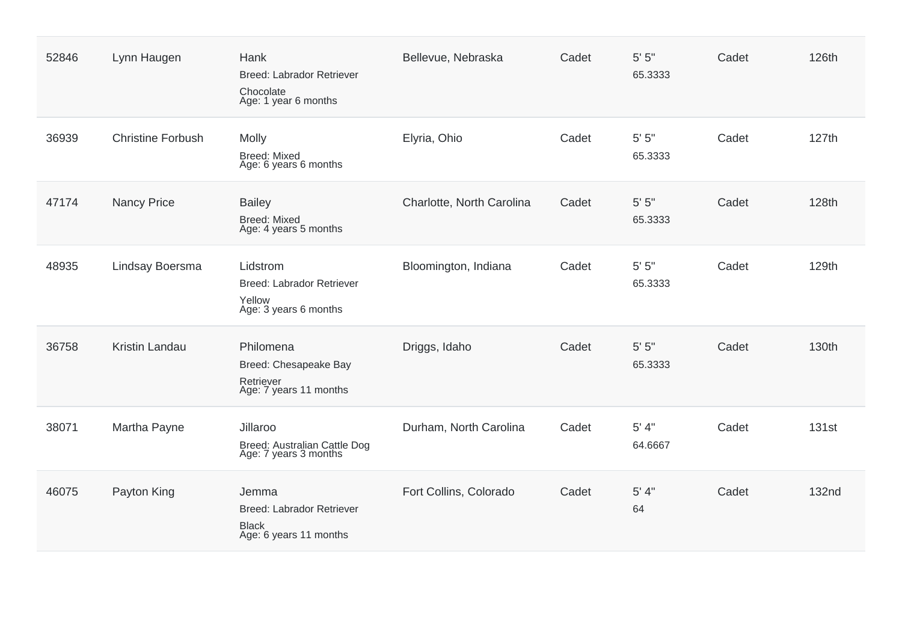| | | | | | | | |
|---|---|---|---|---|---|---|---|
| 52846 | Lynn Haugen | Hank<br>Breed: Labrador Retriever<br>Chocolate<br>Age: 1 year 6 months | Bellevue, Nebraska | Cadet | 5' 5"<br>65.3333 | Cadet | 126th |
| 36939 | Christine Forbush | Molly<br>Breed: Mixed<br>Age: 6 years 6 months | Elyria, Ohio | Cadet | 5' 5"<br>65.3333 | Cadet | 127th |
| 47174 | Nancy Price | Bailey<br>Breed: Mixed<br>Age: 4 years 5 months | Charlotte, North Carolina | Cadet | 5' 5"<br>65.3333 | Cadet | 128th |
| 48935 | Lindsay Boersma | Lidstrom<br>Breed: Labrador Retriever<br>Yellow<br>Age: 3 years 6 months | Bloomington, Indiana | Cadet | 5' 5"<br>65.3333 | Cadet | 129th |
| 36758 | Kristin Landau | Philomena<br>Breed: Chesapeake Bay Retriever<br>Age: 7 years 11 months | Driggs, Idaho | Cadet | 5' 5"<br>65.3333 | Cadet | 130th |
| 38071 | Martha Payne | Jillaroo<br>Breed: Australian Cattle Dog<br>Age: 7 years 3 months | Durham, North Carolina | Cadet | 5' 4"<br>64.6667 | Cadet | 131st |
| 46075 | Payton King | Jemma<br>Breed: Labrador Retriever<br>Black<br>Age: 6 years 11 months | Fort Collins, Colorado | Cadet | 5' 4"<br>64 | Cadet | 132nd |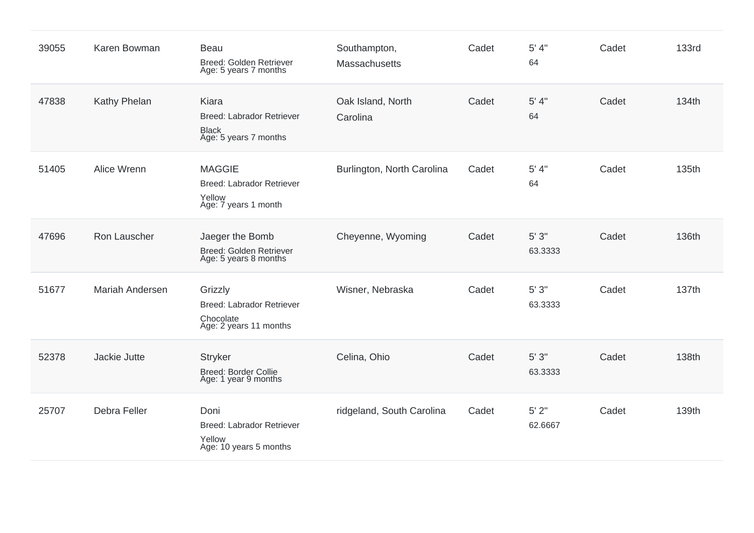| | | | | | | | |
|---|---|---|---|---|---|---|---|
| 39055 | Karen Bowman | Beau<br>Breed: Golden Retriever<br>Age: 5 years 7 months | Southampton, Massachusetts | Cadet | 5' 4"<br>64 | Cadet | 133rd |
| 47838 | Kathy Phelan | Kiara<br>Breed: Labrador Retriever<br>Black<br>Age: 5 years 7 months | Oak Island, North Carolina | Cadet | 5' 4"<br>64 | Cadet | 134th |
| 51405 | Alice Wrenn | MAGGIE<br>Breed: Labrador Retriever<br>Yellow<br>Age: 7 years 1 month | Burlington, North Carolina | Cadet | 5' 4"<br>64 | Cadet | 135th |
| 47696 | Ron Lauscher | Jaeger the Bomb<br>Breed: Golden Retriever<br>Age: 5 years 8 months | Cheyenne, Wyoming | Cadet | 5' 3"<br>63.3333 | Cadet | 136th |
| 51677 | Mariah Andersen | Grizzly<br>Breed: Labrador Retriever<br>Chocolate<br>Age: 2 years 11 months | Wisner, Nebraska | Cadet | 5' 3"<br>63.3333 | Cadet | 137th |
| 52378 | Jackie Jutte | Stryker<br>Breed: Border Collie<br>Age: 1 year 9 months | Celina, Ohio | Cadet | 5' 3"<br>63.3333 | Cadet | 138th |
| 25707 | Debra Feller | Doni<br>Breed: Labrador Retriever<br>Yellow<br>Age: 10 years 5 months | ridgeland, South Carolina | Cadet | 5' 2"<br>62.6667 | Cadet | 139th |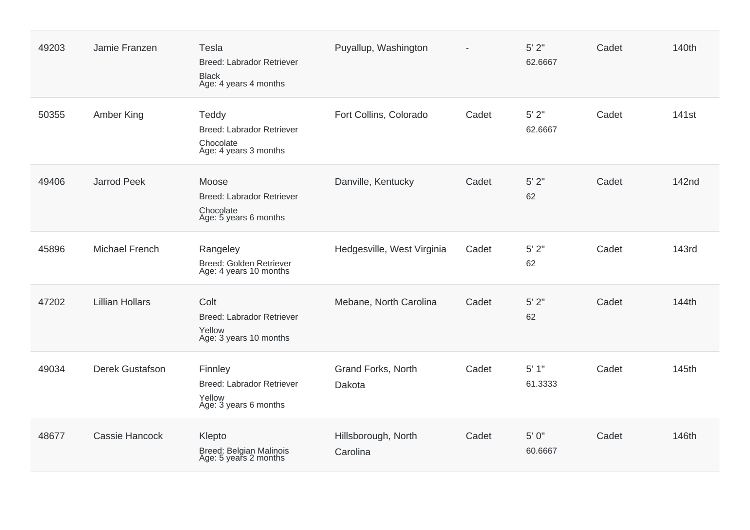| | | | | | | | |
|---|---|---|---|---|---|---|---|
| 49203 | Jamie Franzen | Tesla<br>Breed: Labrador Retriever<br>Black<br>Age: 4 years 4 months | Puyallup, Washington | - | 5' 2"<br>62.6667 | Cadet | 140th |
| 50355 | Amber King | Teddy<br>Breed: Labrador Retriever<br>Chocolate<br>Age: 4 years 3 months | Fort Collins, Colorado | Cadet | 5' 2"<br>62.6667 | Cadet | 141st |
| 49406 | Jarrod Peek | Moose<br>Breed: Labrador Retriever<br>Chocolate<br>Age: 5 years 6 months | Danville, Kentucky | Cadet | 5' 2"<br>62 | Cadet | 142nd |
| 45896 | Michael French | Rangeley<br>Breed: Golden Retriever<br>Age: 4 years 10 months | Hedgesville, West Virginia | Cadet | 5' 2"<br>62 | Cadet | 143rd |
| 47202 | Lillian Hollars | Colt<br>Breed: Labrador Retriever<br>Yellow<br>Age: 3 years 10 months | Mebane, North Carolina | Cadet | 5' 2"<br>62 | Cadet | 144th |
| 49034 | Derek Gustafson | Finnley<br>Breed: Labrador Retriever<br>Yellow<br>Age: 3 years 6 months | Grand Forks, North Dakota | Cadet | 5' 1"<br>61.3333 | Cadet | 145th |
| 48677 | Cassie Hancock | Klepto<br>Breed: Belgian Malinois<br>Age: 5 years 2 months | Hillsborough, North Carolina | Cadet | 5' 0"<br>60.6667 | Cadet | 146th |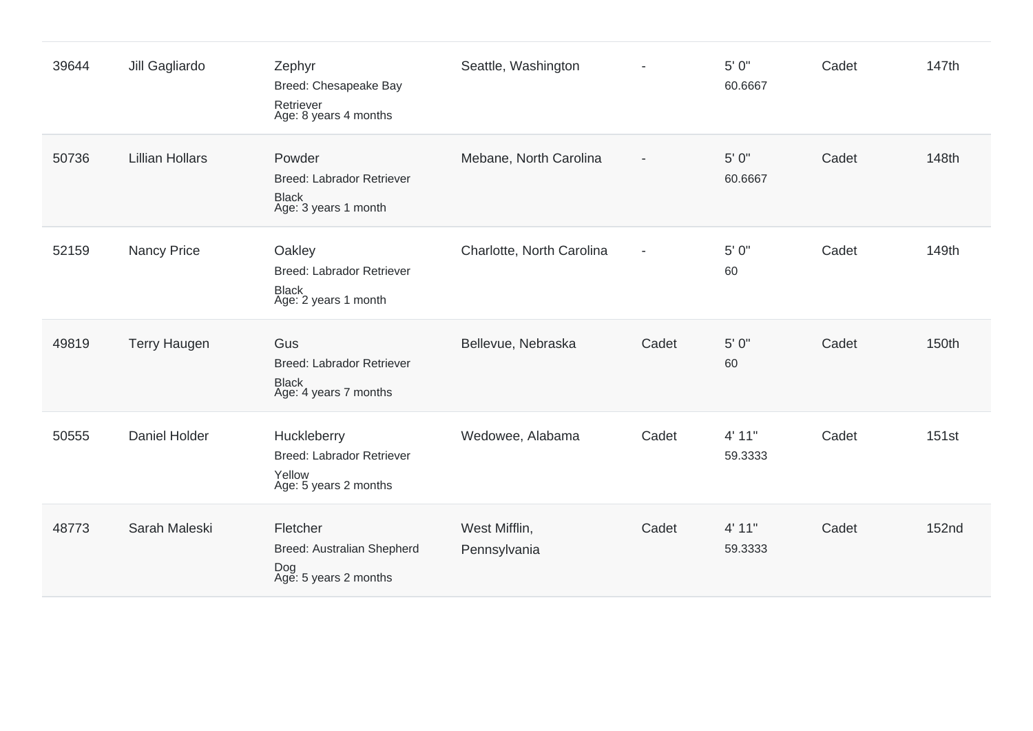| | | | | | | | |
|---|---|---|---|---|---|---|---|
| 39644 | Jill Gagliardo | Zephyr<br>Breed: Chesapeake Bay Retriever<br>Age: 8 years 4 months | Seattle, Washington | - | 5' 0"<br>60.6667 | Cadet | 147th |
| 50736 | Lillian Hollars | Powder<br>Breed: Labrador Retriever Black<br>Age: 3 years 1 month | Mebane, North Carolina | - | 5' 0"<br>60.6667 | Cadet | 148th |
| 52159 | Nancy Price | Oakley<br>Breed: Labrador Retriever Black<br>Age: 2 years 1 month | Charlotte, North Carolina | - | 5' 0"<br>60 | Cadet | 149th |
| 49819 | Terry Haugen | Gus<br>Breed: Labrador Retriever Black<br>Age: 4 years 7 months | Bellevue, Nebraska | Cadet | 5' 0"<br>60 | Cadet | 150th |
| 50555 | Daniel Holder | Huckleberry<br>Breed: Labrador Retriever Yellow<br>Age: 5 years 2 months | Wedowee, Alabama | Cadet | 4' 11"<br>59.3333 | Cadet | 151st |
| 48773 | Sarah Maleski | Fletcher<br>Breed: Australian Shepherd Dog<br>Age: 5 years 2 months | West Mifflin, Pennsylvania | Cadet | 4' 11"<br>59.3333 | Cadet | 152nd |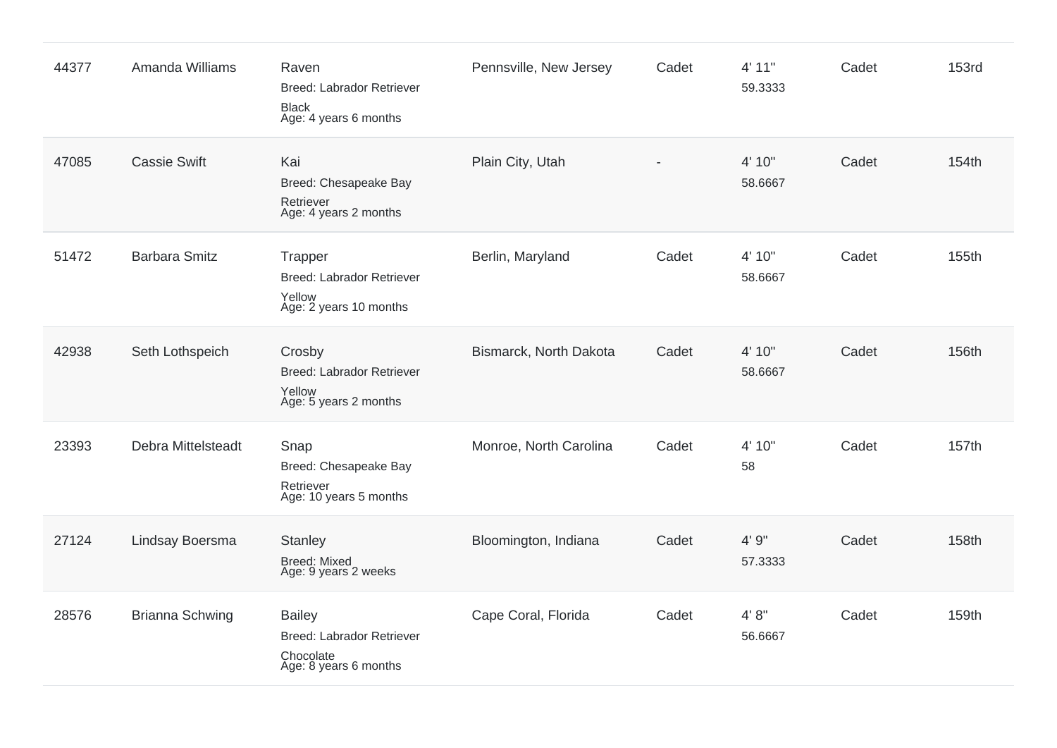| | | | | | | | |
|---|---|---|---|---|---|---|---|
| 44377 | Amanda Williams | Raven<br>Breed: Labrador Retriever<br>Black<br>Age: 4 years 6 months | Pennsville, New Jersey | Cadet | 4' 11"<br>59.3333 | Cadet | 153rd |
| 47085 | Cassie Swift | Kai<br>Breed: Chesapeake Bay Retriever<br>Age: 4 years 2 months | Plain City, Utah | - | 4' 10"<br>58.6667 | Cadet | 154th |
| 51472 | Barbara Smitz | Trapper<br>Breed: Labrador Retriever<br>Yellow<br>Age: 2 years 10 months | Berlin, Maryland | Cadet | 4' 10"<br>58.6667 | Cadet | 155th |
| 42938 | Seth Lothspeich | Crosby<br>Breed: Labrador Retriever<br>Yellow<br>Age: 5 years 2 months | Bismarck, North Dakota | Cadet | 4' 10"<br>58.6667 | Cadet | 156th |
| 23393 | Debra Mittelsteadt | Snap<br>Breed: Chesapeake Bay Retriever<br>Age: 10 years 5 months | Monroe, North Carolina | Cadet | 4' 10"<br>58 | Cadet | 157th |
| 27124 | Lindsay Boersma | Stanley<br>Breed: Mixed<br>Age: 9 years 2 weeks | Bloomington, Indiana | Cadet | 4' 9"<br>57.3333 | Cadet | 158th |
| 28576 | Brianna Schwing | Bailey<br>Breed: Labrador Retriever<br>Chocolate<br>Age: 8 years 6 months | Cape Coral, Florida | Cadet | 4' 8"<br>56.6667 | Cadet | 159th |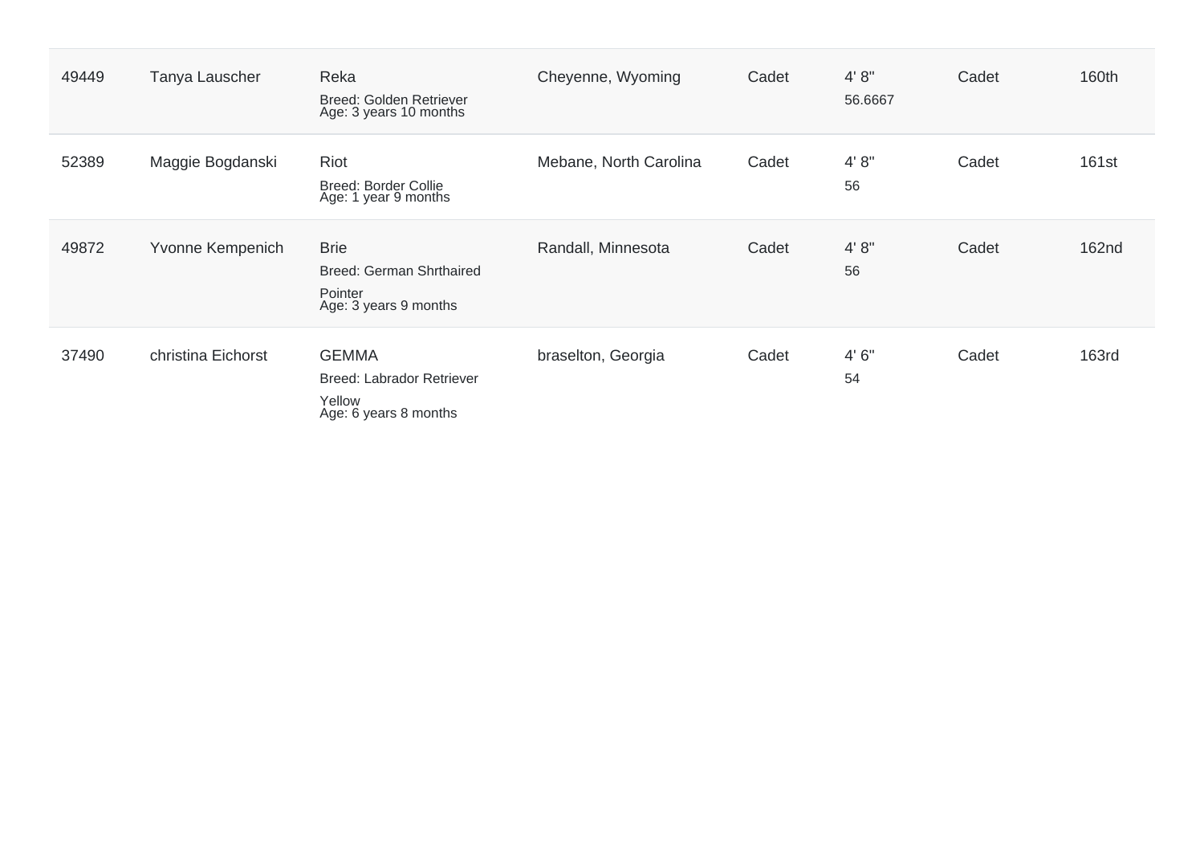| | | | | | | | |
|---|---|---|---|---|---|---|---|
| 49449 | Tanya Lauscher | Reka<br>Breed: Golden Retriever<br>Age: 3 years 10 months | Cheyenne, Wyoming | Cadet | 4' 8"<br>56.6667 | Cadet | 160th |
| 52389 | Maggie Bogdanski | Riot<br>Breed: Border Collie<br>Age: 1 year 9 months | Mebane, North Carolina | Cadet | 4' 8"<br>56 | Cadet | 161st |
| 49872 | Yvonne Kempenich | Brie<br>Breed: German Shrthaired Pointer<br>Age: 3 years 9 months | Randall, Minnesota | Cadet | 4' 8"<br>56 | Cadet | 162nd |
| 37490 | christina Eichorst | GEMMA<br>Breed: Labrador Retriever Yellow<br>Age: 6 years 8 months | braselton, Georgia | Cadet | 4' 6"<br>54 | Cadet | 163rd |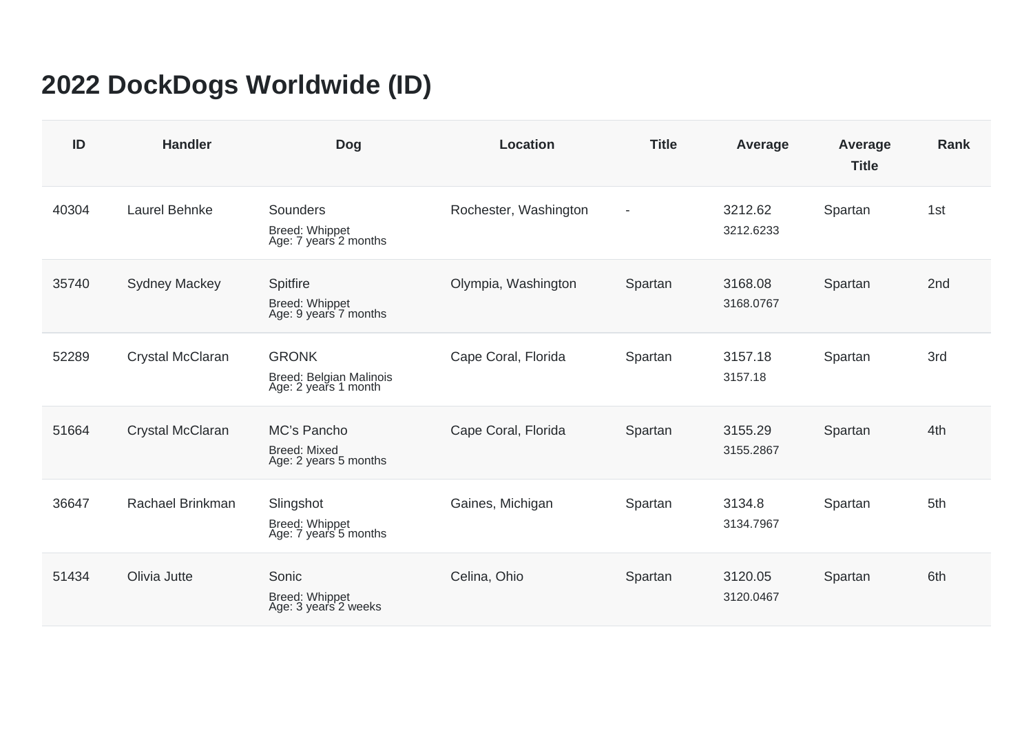# 2022 DockDogs Worldwide (ID)

| ID | Handler | Dog | Location | Title | Average | Average Title | Rank |
|---|---|---|---|---|---|---|---|
| 40304 | Laurel Behnke | Sounders<br>Breed: Whippet<br>Age: 7 years 2 months | Rochester, Washington | - | 3212.62<br>3212.6233 | Spartan | 1st |
| 35740 | Sydney Mackey | Spitfire<br>Breed: Whippet<br>Age: 9 years 7 months | Olympia, Washington | Spartan | 3168.08<br>3168.0767 | Spartan | 2nd |
| 52289 | Crystal McClaran | GRONK<br>Breed: Belgian Malinois<br>Age: 2 years 1 month | Cape Coral, Florida | Spartan | 3157.18<br>3157.18 | Spartan | 3rd |
| 51664 | Crystal McClaran | MC's Pancho<br>Breed: Mixed<br>Age: 2 years 5 months | Cape Coral, Florida | Spartan | 3155.29<br>3155.2867 | Spartan | 4th |
| 36647 | Rachael Brinkman | Slingshot<br>Breed: Whippet<br>Age: 7 years 5 months | Gaines, Michigan | Spartan | 3134.8<br>3134.7967 | Spartan | 5th |
| 51434 | Olivia Jutte | Sonic<br>Breed: Whippet<br>Age: 3 years 2 weeks | Celina, Ohio | Spartan | 3120.05<br>3120.0467 | Spartan | 6th |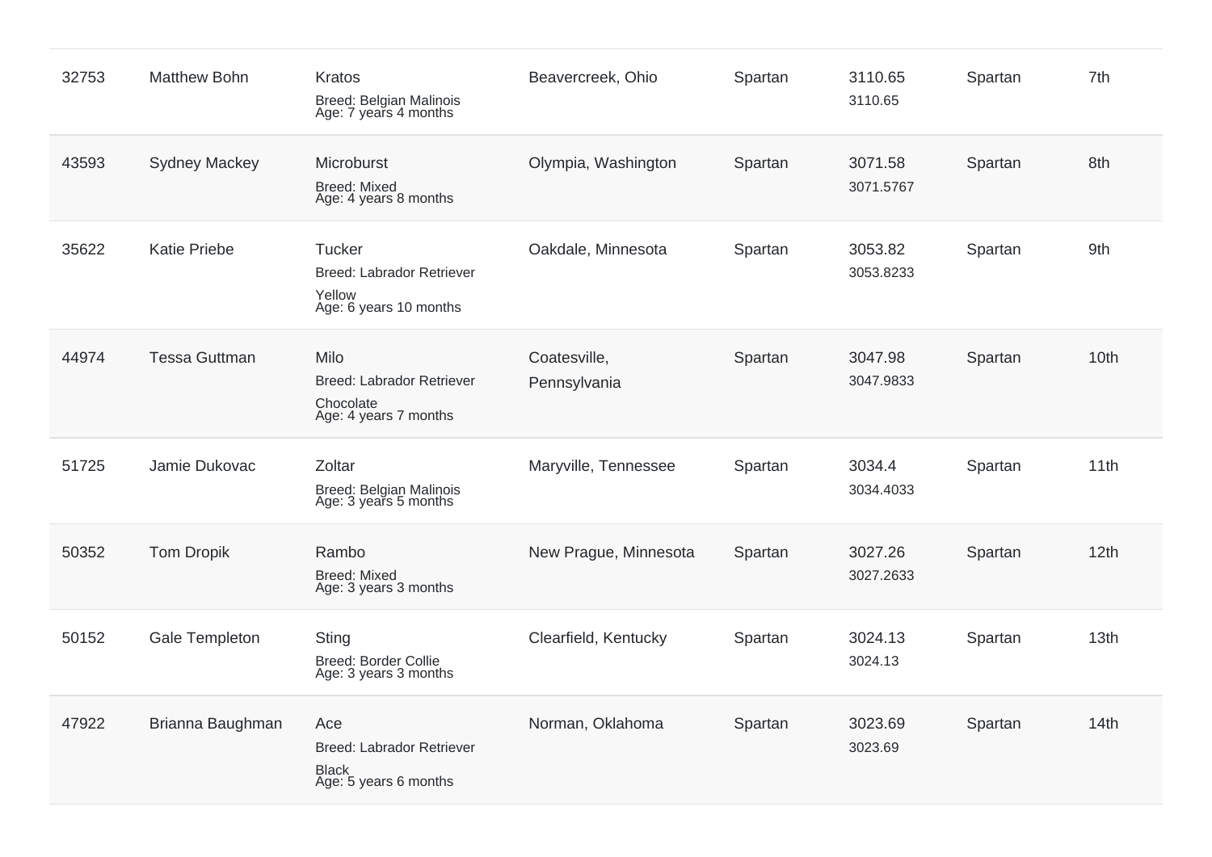| | | | | | | | |
|---|---|---|---|---|---|---|---|
| 32753 | Matthew Bohn | Kratos<br>Breed: Belgian Malinois<br>Age: 7 years 4 months | Beavercreek, Ohio | Spartan | 3110.65<br>3110.65 | Spartan | 7th |
| 43593 | Sydney Mackey | Microburst<br>Breed: Mixed<br>Age: 4 years 8 months | Olympia, Washington | Spartan | 3071.58<br>3071.5767 | Spartan | 8th |
| 35622 | Katie Priebe | Tucker<br>Breed: Labrador Retriever Yellow<br>Age: 6 years 10 months | Oakdale, Minnesota | Spartan | 3053.82<br>3053.8233 | Spartan | 9th |
| 44974 | Tessa Guttman | Milo<br>Breed: Labrador Retriever Chocolate<br>Age: 4 years 7 months | Coatesville, Pennsylvania | Spartan | 3047.98<br>3047.9833 | Spartan | 10th |
| 51725 | Jamie Dukovac | Zoltar<br>Breed: Belgian Malinois<br>Age: 3 years 5 months | Maryville, Tennessee | Spartan | 3034.4<br>3034.4033 | Spartan | 11th |
| 50352 | Tom Dropik | Rambo<br>Breed: Mixed<br>Age: 3 years 3 months | New Prague, Minnesota | Spartan | 3027.26<br>3027.2633 | Spartan | 12th |
| 50152 | Gale Templeton | Sting<br>Breed: Border Collie<br>Age: 3 years 3 months | Clearfield, Kentucky | Spartan | 3024.13<br>3024.13 | Spartan | 13th |
| 47922 | Brianna Baughman | Ace<br>Breed: Labrador Retriever Black<br>Age: 5 years 6 months | Norman, Oklahoma | Spartan | 3023.69<br>3023.69 | Spartan | 14th |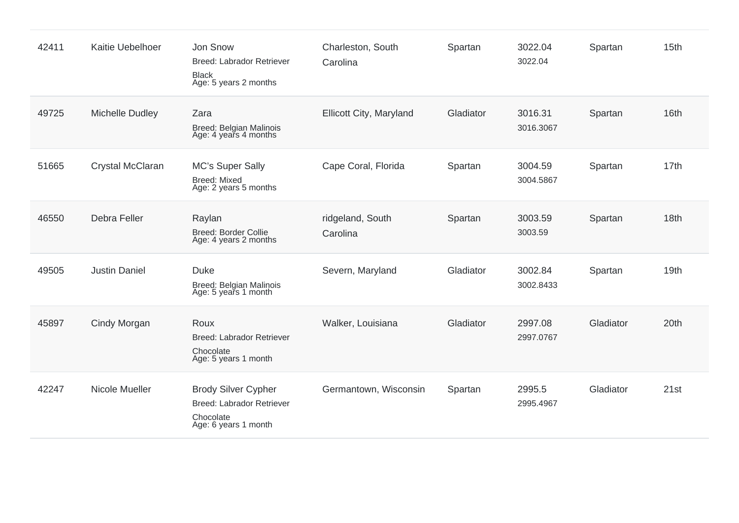| | | | | | | | |
|---|---|---|---|---|---|---|---|
| 42411 | Kaitie Uebelhoer | Jon Snow<br>Breed: Labrador Retriever<br>Black<br>Age: 5 years 2 months | Charleston, South Carolina | Spartan | 3022.04<br>3022.04 | Spartan | 15th |
| 49725 | Michelle Dudley | Zara<br>Breed: Belgian Malinois<br>Age: 4 years 4 months | Ellicott City, Maryland | Gladiator | 3016.31<br>3016.3067 | Spartan | 16th |
| 51665 | Crystal McClaran | MC's Super Sally<br>Breed: Mixed<br>Age: 2 years 5 months | Cape Coral, Florida | Spartan | 3004.59<br>3004.5867 | Spartan | 17th |
| 46550 | Debra Feller | Raylan<br>Breed: Border Collie<br>Age: 4 years 2 months | ridgeland, South Carolina | Spartan | 3003.59<br>3003.59 | Spartan | 18th |
| 49505 | Justin Daniel | Duke<br>Breed: Belgian Malinois<br>Age: 5 years 1 month | Severn, Maryland | Gladiator | 3002.84<br>3002.8433 | Spartan | 19th |
| 45897 | Cindy Morgan | Roux<br>Breed: Labrador Retriever<br>Chocolate<br>Age: 5 years 1 month | Walker, Louisiana | Gladiator | 2997.08<br>2997.0767 | Gladiator | 20th |
| 42247 | Nicole Mueller | Brody Silver Cypher<br>Breed: Labrador Retriever<br>Chocolate<br>Age: 6 years 1 month | Germantown, Wisconsin | Spartan | 2995.5<br>2995.4967 | Gladiator | 21st |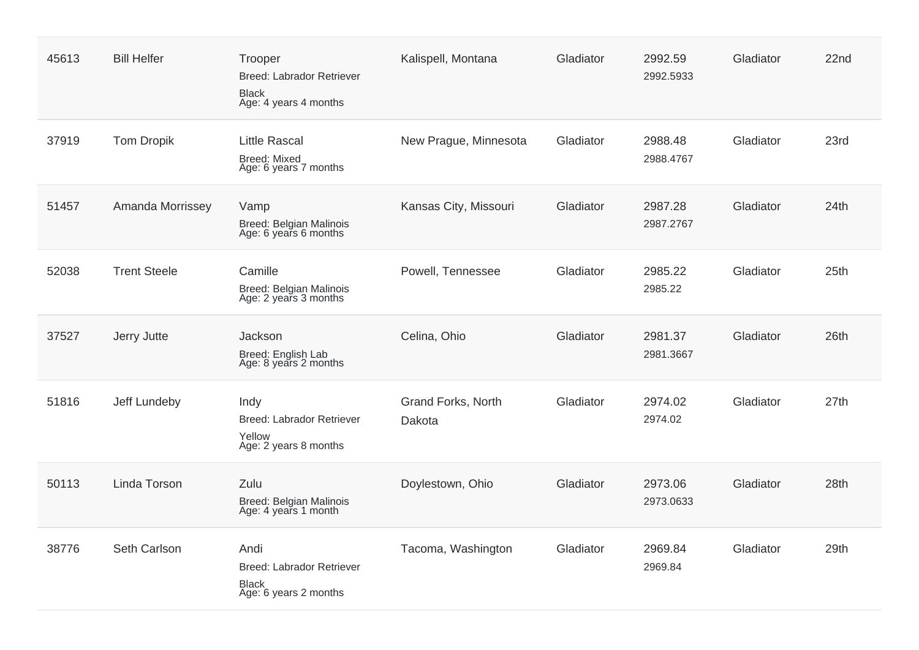| | | | | | | | |
|---|---|---|---|---|---|---|---|
| 45613 | Bill Helfer | Trooper<br>Breed: Labrador Retriever<br>Black<br>Age: 4 years 4 months | Kalispell, Montana | Gladiator | 2992.59<br>2992.5933 | Gladiator | 22nd |
| 37919 | Tom Dropik | Little Rascal<br>Breed: Mixed<br>Age: 6 years 7 months | New Prague, Minnesota | Gladiator | 2988.48<br>2988.4767 | Gladiator | 23rd |
| 51457 | Amanda Morrissey | Vamp<br>Breed: Belgian Malinois<br>Age: 6 years 6 months | Kansas City, Missouri | Gladiator | 2987.28<br>2987.2767 | Gladiator | 24th |
| 52038 | Trent Steele | Camille<br>Breed: Belgian Malinois<br>Age: 2 years 3 months | Powell, Tennessee | Gladiator | 2985.22<br>2985.22 | Gladiator | 25th |
| 37527 | Jerry Jutte | Jackson<br>Breed: English Lab<br>Age: 8 years 2 months | Celina, Ohio | Gladiator | 2981.37<br>2981.3667 | Gladiator | 26th |
| 51816 | Jeff Lundeby | Indy<br>Breed: Labrador Retriever<br>Yellow<br>Age: 2 years 8 months | Grand Forks, North Dakota | Gladiator | 2974.02<br>2974.02 | Gladiator | 27th |
| 50113 | Linda Torson | Zulu<br>Breed: Belgian Malinois<br>Age: 4 years 1 month | Doylestown, Ohio | Gladiator | 2973.06<br>2973.0633 | Gladiator | 28th |
| 38776 | Seth Carlson | Andi<br>Breed: Labrador Retriever<br>Black<br>Age: 6 years 2 months | Tacoma, Washington | Gladiator | 2969.84<br>2969.84 | Gladiator | 29th |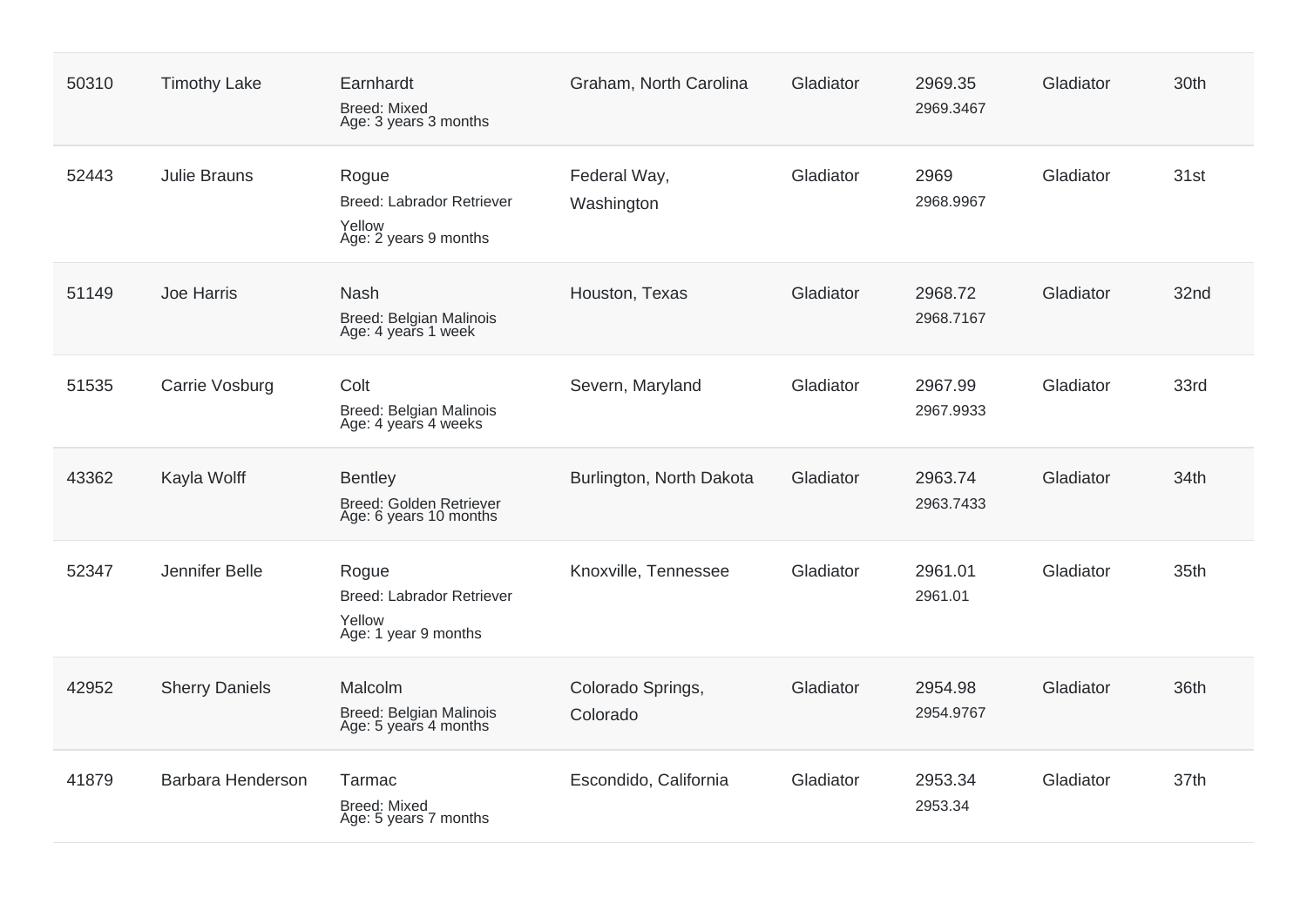| | | | | | | | |
|---|---|---|---|---|---|---|---|
| 50310 | Timothy Lake | Earnhardt<br>Breed: Mixed<br>Age: 3 years 3 months | Graham, North Carolina | Gladiator | 2969.35<br>2969.3467 | Gladiator | 30th |
| 52443 | Julie Brauns | Rogue<br>Breed: Labrador Retriever<br>Yellow<br>Age: 2 years 9 months | Federal Way, Washington | Gladiator | 2969<br>2968.9967 | Gladiator | 31st |
| 51149 | Joe Harris | Nash<br>Breed: Belgian Malinois<br>Age: 4 years 1 week | Houston, Texas | Gladiator | 2968.72<br>2968.7167 | Gladiator | 32nd |
| 51535 | Carrie Vosburg | Colt<br>Breed: Belgian Malinois<br>Age: 4 years 4 weeks | Severn, Maryland | Gladiator | 2967.99<br>2967.9933 | Gladiator | 33rd |
| 43362 | Kayla Wolff | Bentley<br>Breed: Golden Retriever<br>Age: 6 years 10 months | Burlington, North Dakota | Gladiator | 2963.74<br>2963.7433 | Gladiator | 34th |
| 52347 | Jennifer Belle | Rogue<br>Breed: Labrador Retriever<br>Yellow<br>Age: 1 year 9 months | Knoxville, Tennessee | Gladiator | 2961.01<br>2961.01 | Gladiator | 35th |
| 42952 | Sherry Daniels | Malcolm<br>Breed: Belgian Malinois<br>Age: 5 years 4 months | Colorado Springs, Colorado | Gladiator | 2954.98<br>2954.9767 | Gladiator | 36th |
| 41879 | Barbara Henderson | Tarmac<br>Breed: Mixed<br>Age: 5 years 7 months | Escondido, California | Gladiator | 2953.34<br>2953.34 | Gladiator | 37th |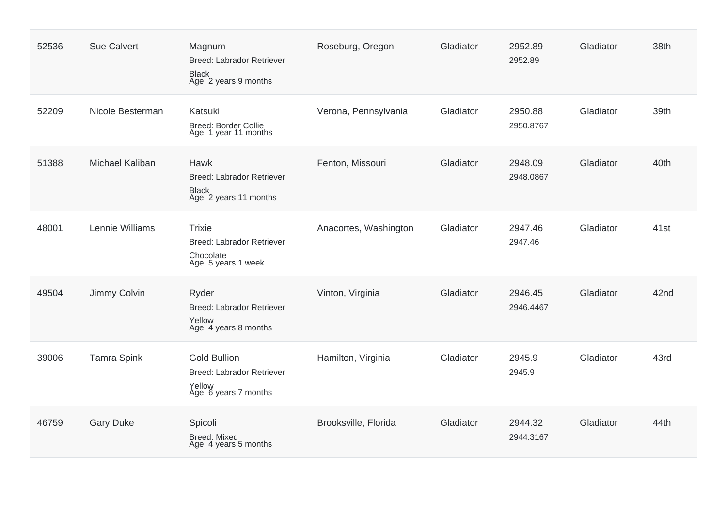| | | | | | | | |
|---|---|---|---|---|---|---|---|
| 52536 | Sue Calvert | Magnum<br>Breed: Labrador Retriever<br>Black<br>Age: 2 years 9 months | Roseburg, Oregon | Gladiator | 2952.89<br>2952.89 | Gladiator | 38th |
| 52209 | Nicole Besterman | Katsuki<br>Breed: Border Collie<br>Age: 1 year 11 months | Verona, Pennsylvania | Gladiator | 2950.88<br>2950.8767 | Gladiator | 39th |
| 51388 | Michael Kaliban | Hawk<br>Breed: Labrador Retriever<br>Black<br>Age: 2 years 11 months | Fenton, Missouri | Gladiator | 2948.09<br>2948.0867 | Gladiator | 40th |
| 48001 | Lennie Williams | Trixie<br>Breed: Labrador Retriever<br>Chocolate<br>Age: 5 years 1 week | Anacortes, Washington | Gladiator | 2947.46<br>2947.46 | Gladiator | 41st |
| 49504 | Jimmy Colvin | Ryder<br>Breed: Labrador Retriever<br>Yellow<br>Age: 4 years 8 months | Vinton, Virginia | Gladiator | 2946.45<br>2946.4467 | Gladiator | 42nd |
| 39006 | Tamra Spink | Gold Bullion<br>Breed: Labrador Retriever<br>Yellow<br>Age: 6 years 7 months | Hamilton, Virginia | Gladiator | 2945.9<br>2945.9 | Gladiator | 43rd |
| 46759 | Gary Duke | Spicoli<br>Breed: Mixed<br>Age: 4 years 5 months | Brooksville, Florida | Gladiator | 2944.32<br>2944.3167 | Gladiator | 44th |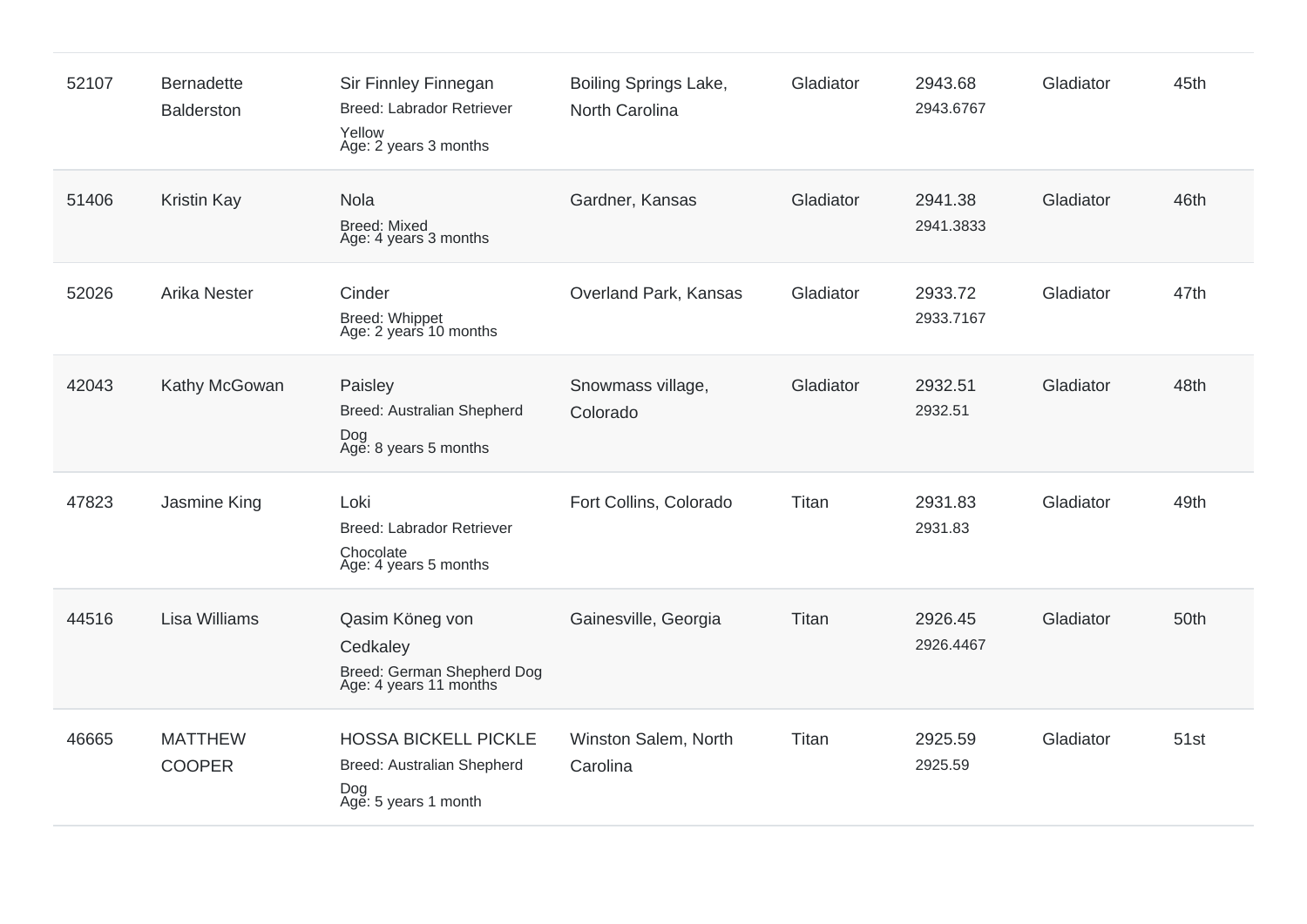| | | | | | | | |
|---|---|---|---|---|---|---|---|
| 52107 | Bernadette Balderston | Sir Finnley Finnegan<br>Breed: Labrador Retriever Yellow<br>Age: 2 years 3 months | Boiling Springs Lake, North Carolina | Gladiator | 2943.68<br>2943.6767 | Gladiator | 45th |
| 51406 | Kristin Kay | Nola<br>Breed: Mixed<br>Age: 4 years 3 months | Gardner, Kansas | Gladiator | 2941.38<br>2941.3833 | Gladiator | 46th |
| 52026 | Arika Nester | Cinder<br>Breed: Whippet<br>Age: 2 years 10 months | Overland Park, Kansas | Gladiator | 2933.72<br>2933.7167 | Gladiator | 47th |
| 42043 | Kathy McGowan | Paisley<br>Breed: Australian Shepherd Dog<br>Age: 8 years 5 months | Snowmass village, Colorado | Gladiator | 2932.51<br>2932.51 | Gladiator | 48th |
| 47823 | Jasmine King | Loki<br>Breed: Labrador Retriever Chocolate<br>Age: 4 years 5 months | Fort Collins, Colorado | Titan | 2931.83<br>2931.83 | Gladiator | 49th |
| 44516 | Lisa Williams | Qasim Köneg von Cedkaley<br>Breed: German Shepherd Dog<br>Age: 4 years 11 months | Gainesville, Georgia | Titan | 2926.45<br>2926.4467 | Gladiator | 50th |
| 46665 | MATTHEW COOPER | HOSSA BICKELL PICKLE<br>Breed: Australian Shepherd Dog<br>Age: 5 years 1 month | Winston Salem, North Carolina | Titan | 2925.59<br>2925.59 | Gladiator | 51st |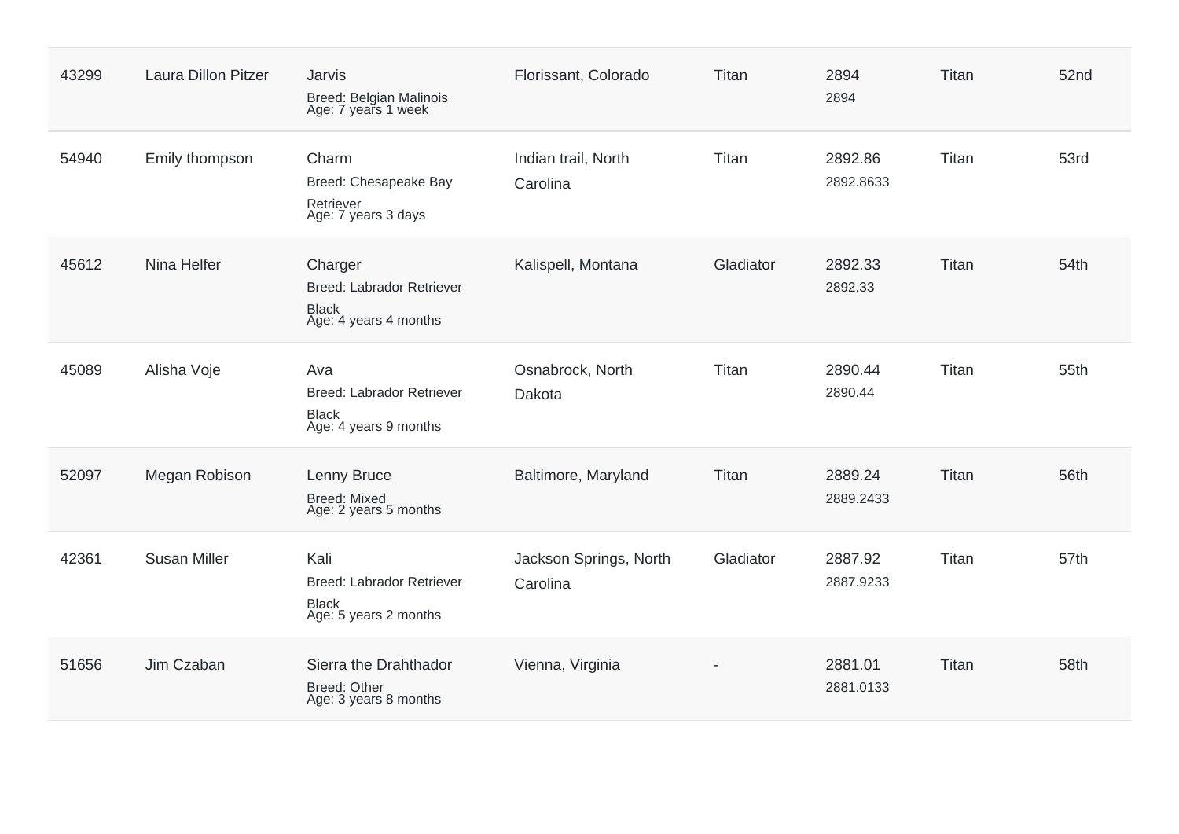| | | | | | | | |
|---|---|---|---|---|---|---|---|
| 43299 | Laura Dillon Pitzer | Jarvis<br>Breed: Belgian Malinois<br>Age: 7 years 1 week | Florissant, Colorado | Titan | 2894<br>2894 | Titan | 52nd |
| 54940 | Emily thompson | Charm<br>Breed: Chesapeake Bay Retriever<br>Age: 7 years 3 days | Indian trail, North Carolina | Titan | 2892.86<br>2892.8633 | Titan | 53rd |
| 45612 | Nina Helfer | Charger<br>Breed: Labrador Retriever Black<br>Age: 4 years 4 months | Kalispell, Montana | Gladiator | 2892.33<br>2892.33 | Titan | 54th |
| 45089 | Alisha Voje | Ava<br>Breed: Labrador Retriever Black<br>Age: 4 years 9 months | Osnabrock, North Dakota | Titan | 2890.44<br>2890.44 | Titan | 55th |
| 52097 | Megan Robison | Lenny Bruce<br>Breed: Mixed<br>Age: 2 years 5 months | Baltimore, Maryland | Titan | 2889.24<br>2889.2433 | Titan | 56th |
| 42361 | Susan Miller | Kali<br>Breed: Labrador Retriever Black<br>Age: 5 years 2 months | Jackson Springs, North Carolina | Gladiator | 2887.92<br>2887.9233 | Titan | 57th |
| 51656 | Jim Czaban | Sierra the Drahthador<br>Breed: Other<br>Age: 3 years 8 months | Vienna, Virginia | - | 2881.01<br>2881.0133 | Titan | 58th |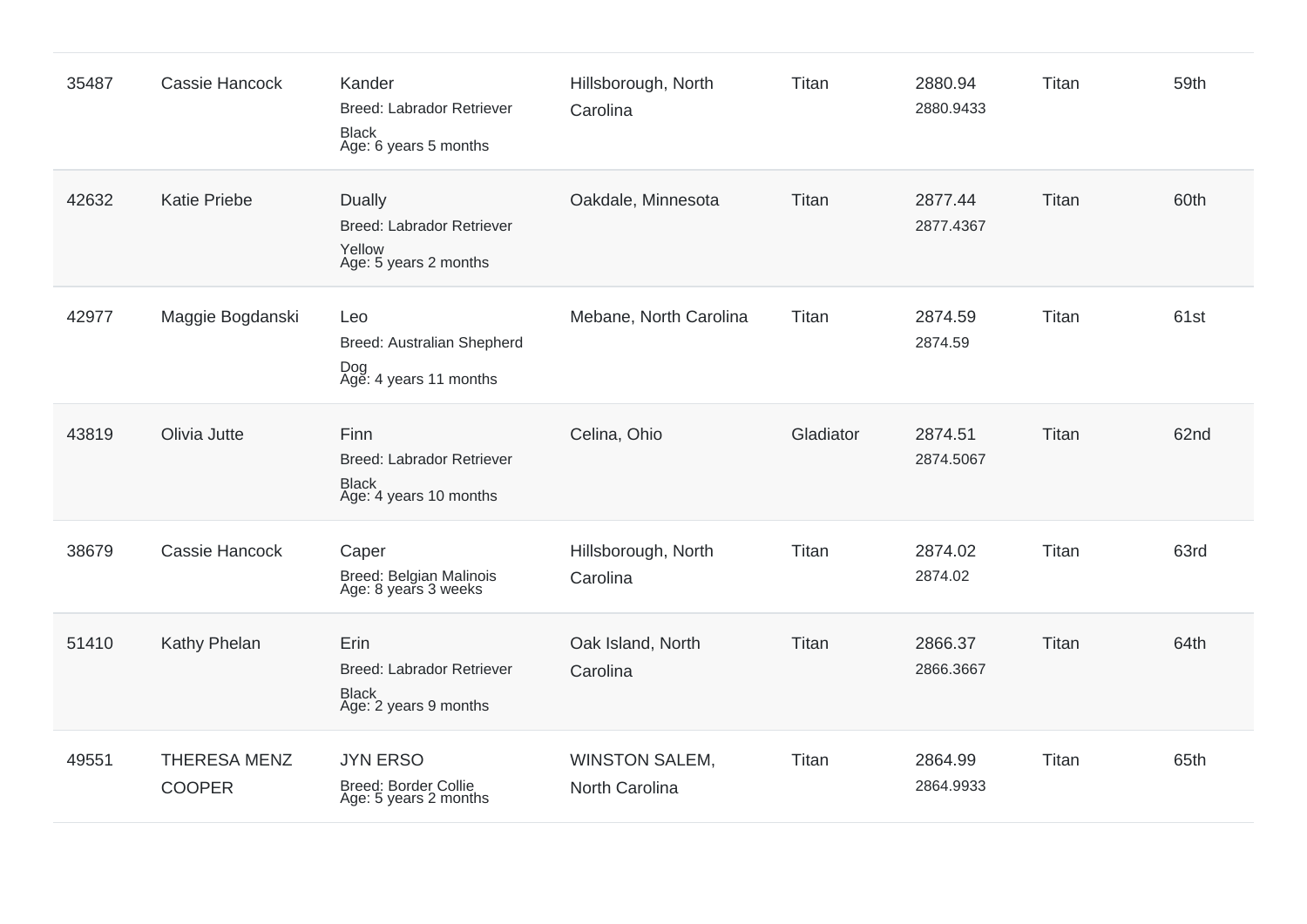| 35487 | Cassie Hancock | Kander<br>Breed: Labrador Retriever<br>Black<br>Age: 6 years 5 months | Hillsborough, North Carolina | Titan | 2880.94<br>2880.9433 | Titan | 59th |
|---|---|---|---|---|---|---|---|
| 42632 | Katie Priebe | Dually<br>Breed: Labrador Retriever<br>Yellow<br>Age: 5 years 2 months | Oakdale, Minnesota | Titan | 2877.44<br>2877.4367 | Titan | 60th |
| 42977 | Maggie Bogdanski | Leo<br>Breed: Australian Shepherd Dog<br>Age: 4 years 11 months | Mebane, North Carolina | Titan | 2874.59<br>2874.59 | Titan | 61st |
| 43819 | Olivia Jutte | Finn<br>Breed: Labrador Retriever<br>Black<br>Age: 4 years 10 months | Celina, Ohio | Gladiator | 2874.51<br>2874.5067 | Titan | 62nd |
| 38679 | Cassie Hancock | Caper<br>Breed: Belgian Malinois<br>Age: 8 years 3 weeks | Hillsborough, North Carolina | Titan | 2874.02<br>2874.02 | Titan | 63rd |
| 51410 | Kathy Phelan | Erin<br>Breed: Labrador Retriever<br>Black<br>Age: 2 years 9 months | Oak Island, North Carolina | Titan | 2866.37<br>2866.3667 | Titan | 64th |
| 49551 | THERESA MENZ COOPER | JYN ERSO<br>Breed: Border Collie<br>Age: 5 years 2 months | WINSTON SALEM, North Carolina | Titan | 2864.99<br>2864.9933 | Titan | 65th |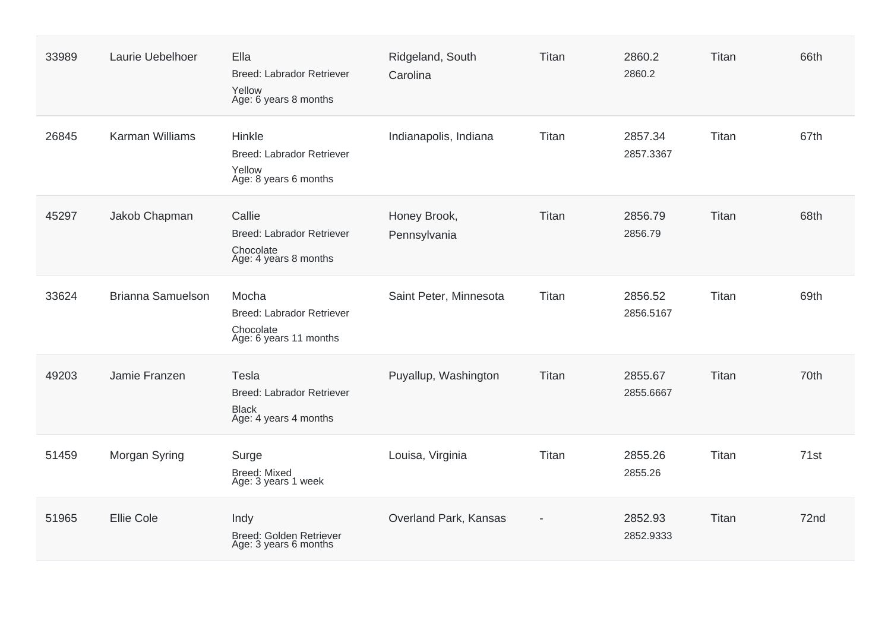| | | | | | | | |
|---|---|---|---|---|---|---|---|
| 33989 | Laurie Uebelhoer | Ella<br>Breed: Labrador Retriever<br>Yellow<br>Age: 6 years 8 months | Ridgeland, South Carolina | Titan | 2860.2<br>2860.2 | Titan | 66th |
| 26845 | Karman Williams | Hinkle<br>Breed: Labrador Retriever<br>Yellow<br>Age: 8 years 6 months | Indianapolis, Indiana | Titan | 2857.34<br>2857.3367 | Titan | 67th |
| 45297 | Jakob Chapman | Callie<br>Breed: Labrador Retriever<br>Chocolate<br>Age: 4 years 8 months | Honey Brook, Pennsylvania | Titan | 2856.79<br>2856.79 | Titan | 68th |
| 33624 | Brianna Samuelson | Mocha<br>Breed: Labrador Retriever<br>Chocolate<br>Age: 6 years 11 months | Saint Peter, Minnesota | Titan | 2856.52<br>2856.5167 | Titan | 69th |
| 49203 | Jamie Franzen | Tesla<br>Breed: Labrador Retriever<br>Black<br>Age: 4 years 4 months | Puyallup, Washington | Titan | 2855.67<br>2855.6667 | Titan | 70th |
| 51459 | Morgan Syring | Surge<br>Breed: Mixed<br>Age: 3 years 1 week | Louisa, Virginia | Titan | 2855.26<br>2855.26 | Titan | 71st |
| 51965 | Ellie Cole | Indy<br>Breed: Golden Retriever<br>Age: 3 years 6 months | Overland Park, Kansas | - | 2852.93<br>2852.9333 | Titan | 72nd |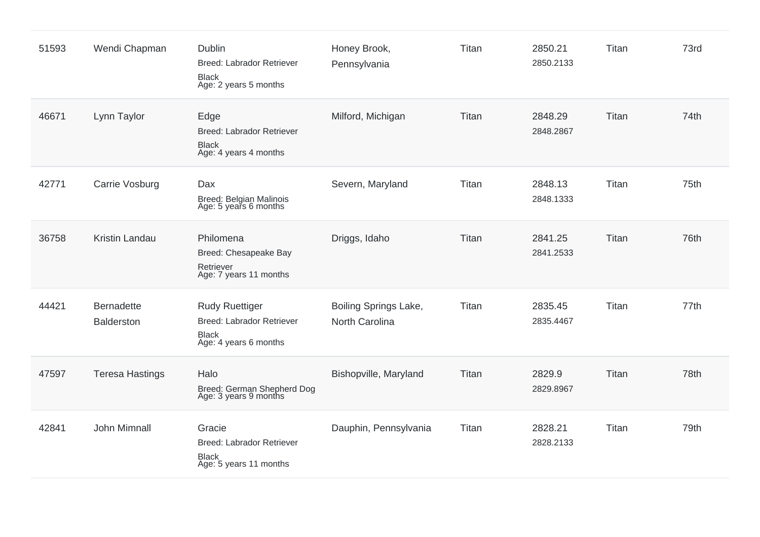| | | | | | | | |
|---|---|---|---|---|---|---|---|
| 51593 | Wendi Chapman | Dublin<br>Breed: Labrador Retriever<br>Black<br>Age: 2 years 5 months | Honey Brook, Pennsylvania | Titan | 2850.21<br>2850.2133 | Titan | 73rd |
| 46671 | Lynn Taylor | Edge<br>Breed: Labrador Retriever<br>Black<br>Age: 4 years 4 months | Milford, Michigan | Titan | 2848.29<br>2848.2867 | Titan | 74th |
| 42771 | Carrie Vosburg | Dax<br>Breed: Belgian Malinois<br>Age: 5 years 6 months | Severn, Maryland | Titan | 2848.13<br>2848.1333 | Titan | 75th |
| 36758 | Kristin Landau | Philomena<br>Breed: Chesapeake Bay Retriever<br>Age: 7 years 11 months | Driggs, Idaho | Titan | 2841.25<br>2841.2533 | Titan | 76th |
| 44421 | Bernadette Balderston | Rudy Ruettiger<br>Breed: Labrador Retriever<br>Black<br>Age: 4 years 6 months | Boiling Springs Lake, North Carolina | Titan | 2835.45<br>2835.4467 | Titan | 77th |
| 47597 | Teresa Hastings | Halo<br>Breed: German Shepherd Dog<br>Age: 3 years 9 months | Bishopville, Maryland | Titan | 2829.9<br>2829.8967 | Titan | 78th |
| 42841 | John Mimnall | Gracie<br>Breed: Labrador Retriever<br>Black<br>Age: 5 years 11 months | Dauphin, Pennsylvania | Titan | 2828.21<br>2828.2133 | Titan | 79th |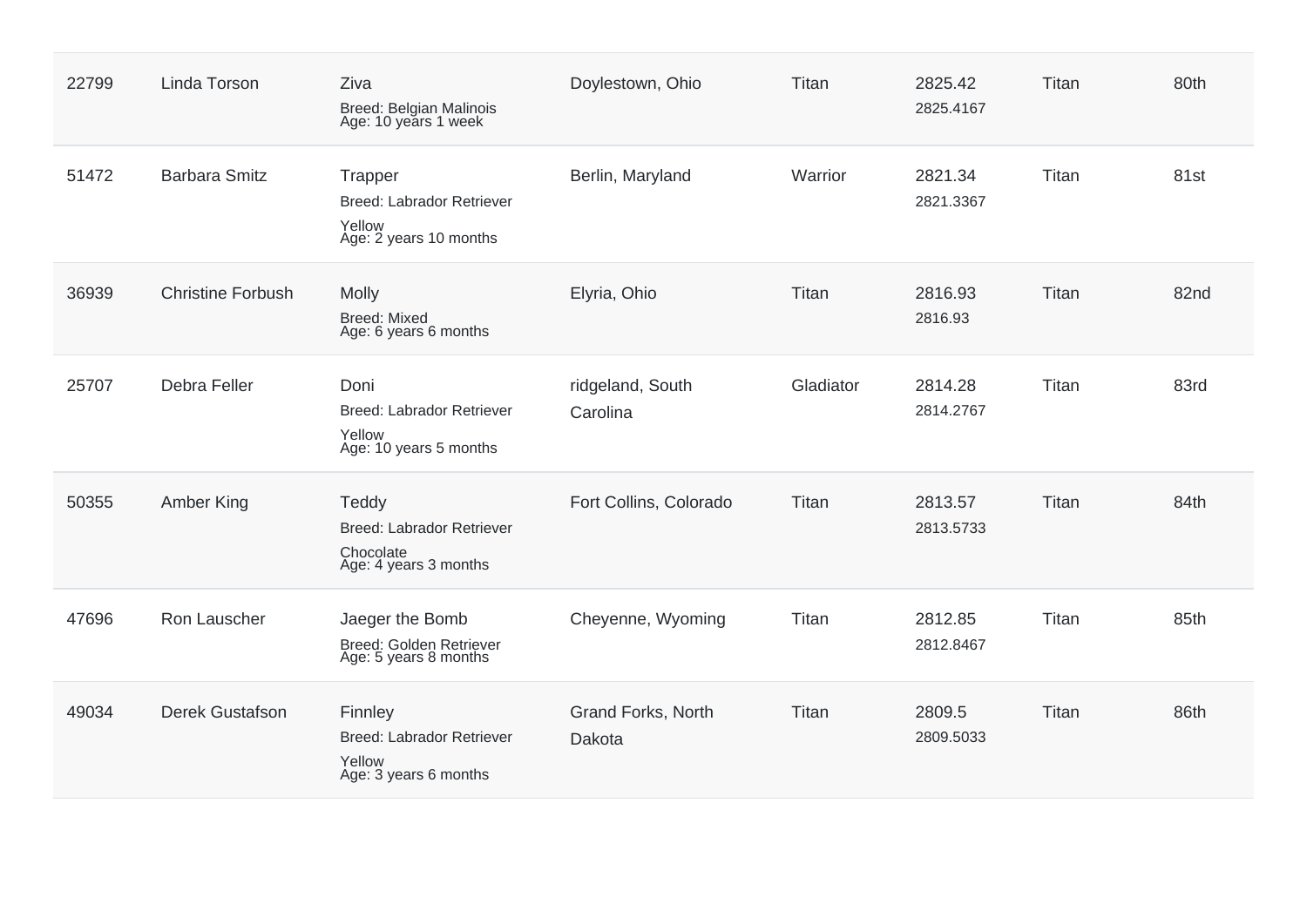| | | | | | | | |
|---|---|---|---|---|---|---|---|
| 22799 | Linda Torson | Ziva<br>Breed: Belgian Malinois<br>Age: 10 years 1 week | Doylestown, Ohio | Titan | 2825.42<br>2825.4167 | Titan | 80th |
| 51472 | Barbara Smitz | Trapper<br>Breed: Labrador Retriever<br>Yellow<br>Age: 2 years 10 months | Berlin, Maryland | Warrior | 2821.34<br>2821.3367 | Titan | 81st |
| 36939 | Christine Forbush | Molly<br>Breed: Mixed<br>Age: 6 years 6 months | Elyria, Ohio | Titan | 2816.93<br>2816.93 | Titan | 82nd |
| 25707 | Debra Feller | Doni<br>Breed: Labrador Retriever<br>Yellow<br>Age: 10 years 5 months | ridgeland, South Carolina | Gladiator | 2814.28<br>2814.2767 | Titan | 83rd |
| 50355 | Amber King | Teddy<br>Breed: Labrador Retriever<br>Chocolate<br>Age: 4 years 3 months | Fort Collins, Colorado | Titan | 2813.57<br>2813.5733 | Titan | 84th |
| 47696 | Ron Lauscher | Jaeger the Bomb<br>Breed: Golden Retriever<br>Age: 5 years 8 months | Cheyenne, Wyoming | Titan | 2812.85<br>2812.8467 | Titan | 85th |
| 49034 | Derek Gustafson | Finnley<br>Breed: Labrador Retriever<br>Yellow<br>Age: 3 years 6 months | Grand Forks, North Dakota | Titan | 2809.5<br>2809.5033 | Titan | 86th |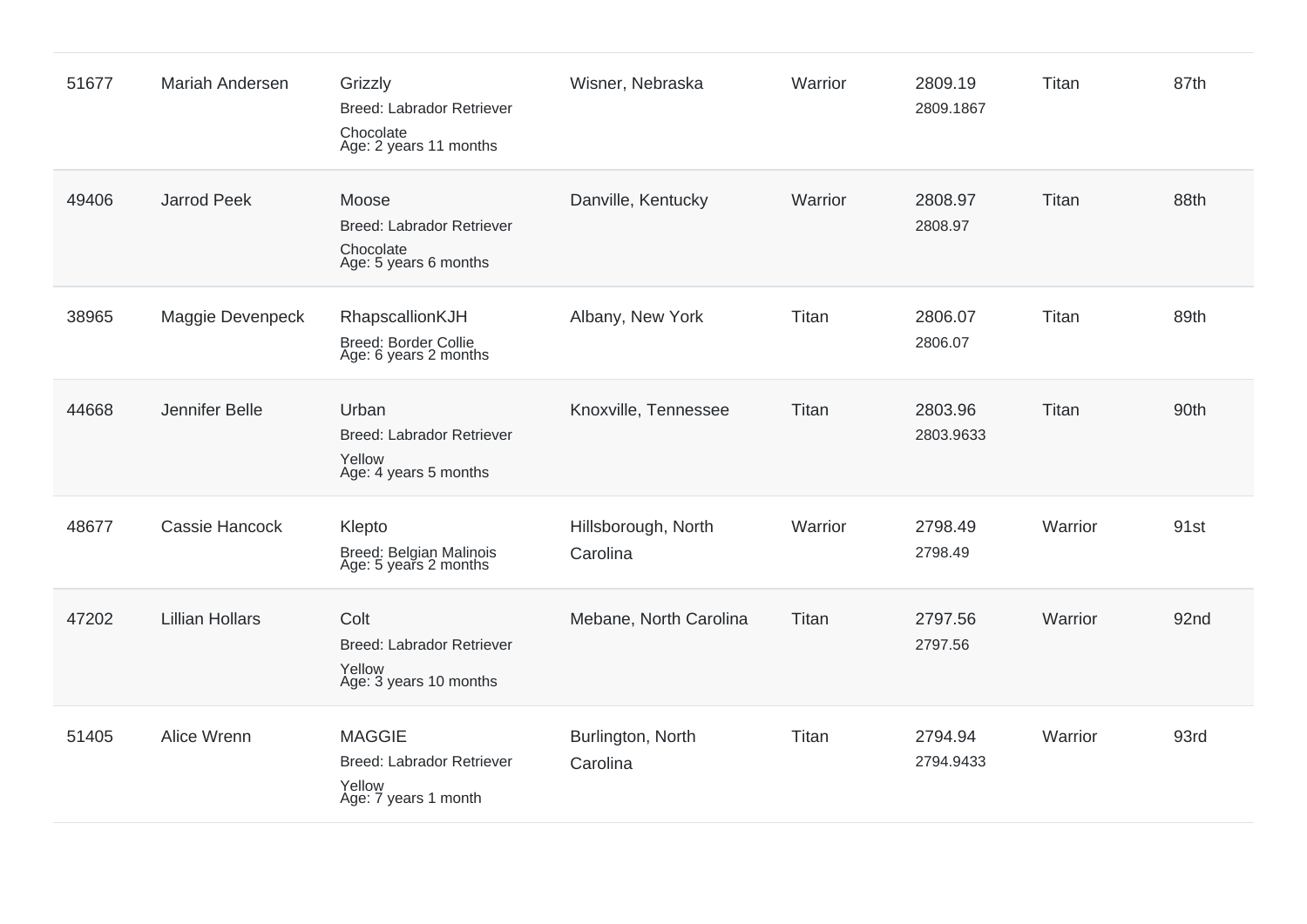| | | | | | | | |
|---|---|---|---|---|---|---|---|
| 51677 | Mariah Andersen | Grizzly<br>Breed: Labrador Retriever<br>Chocolate<br>Age: 2 years 11 months | Wisner, Nebraska | Warrior | 2809.19<br>2809.1867 | Titan | 87th |
| 49406 | Jarrod Peek | Moose<br>Breed: Labrador Retriever<br>Chocolate<br>Age: 5 years 6 months | Danville, Kentucky | Warrior | 2808.97<br>2808.97 | Titan | 88th |
| 38965 | Maggie Devenpeck | RhapscallionKJH<br>Breed: Border Collie<br>Age: 6 years 2 months | Albany, New York | Titan | 2806.07<br>2806.07 | Titan | 89th |
| 44668 | Jennifer Belle | Urban<br>Breed: Labrador Retriever<br>Yellow<br>Age: 4 years 5 months | Knoxville, Tennessee | Titan | 2803.96<br>2803.9633 | Titan | 90th |
| 48677 | Cassie Hancock | Klepto<br>Breed: Belgian Malinois<br>Age: 5 years 2 months | Hillsborough, North Carolina | Warrior | 2798.49<br>2798.49 | Warrior | 91st |
| 47202 | Lillian Hollars | Colt<br>Breed: Labrador Retriever<br>Yellow<br>Age: 3 years 10 months | Mebane, North Carolina | Titan | 2797.56<br>2797.56 | Warrior | 92nd |
| 51405 | Alice Wrenn | MAGGIE<br>Breed: Labrador Retriever<br>Yellow<br>Age: 7 years 1 month | Burlington, North Carolina | Titan | 2794.94<br>2794.9433 | Warrior | 93rd |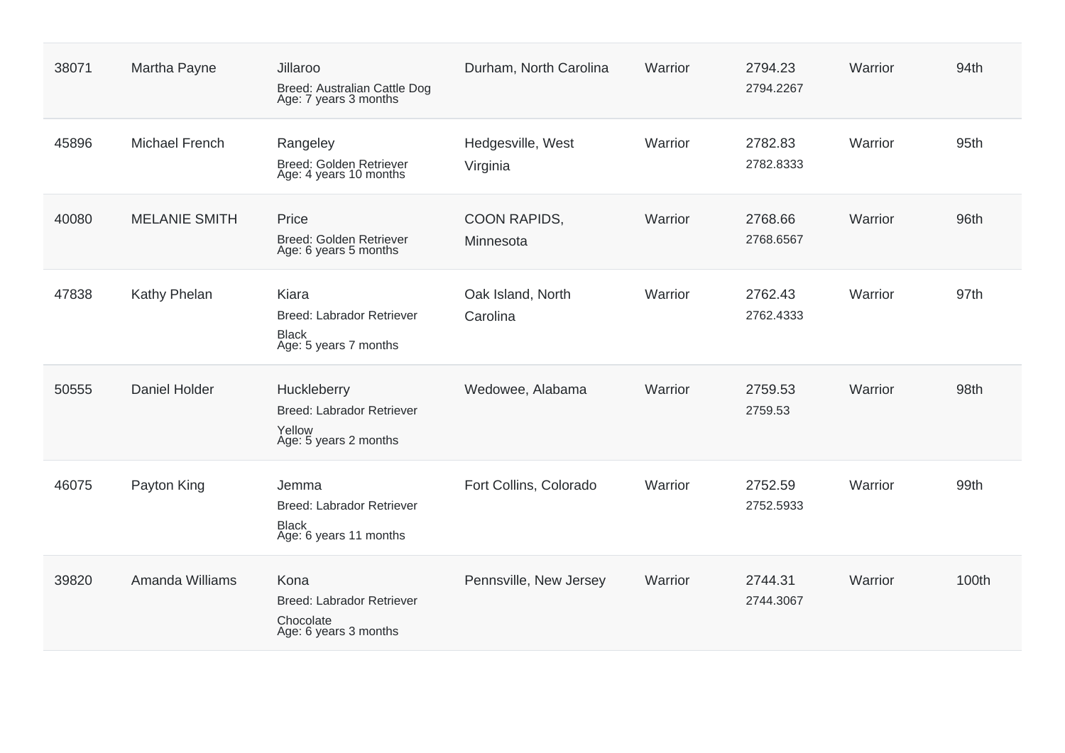| | | | | | | | |
|---|---|---|---|---|---|---|---|
| 38071 | Martha Payne | Jillaroo<br>Breed: Australian Cattle Dog<br>Age: 7 years 3 months | Durham, North Carolina | Warrior | 2794.23<br>2794.2267 | Warrior | 94th |
| 45896 | Michael French | Rangeley<br>Breed: Golden Retriever<br>Age: 4 years 10 months | Hedgesville, West Virginia | Warrior | 2782.83<br>2782.8333 | Warrior | 95th |
| 40080 | MELANIE SMITH | Price<br>Breed: Golden Retriever<br>Age: 6 years 5 months | COON RAPIDS, Minnesota | Warrior | 2768.66<br>2768.6567 | Warrior | 96th |
| 47838 | Kathy Phelan | Kiara<br>Breed: Labrador Retriever<br>Black<br>Age: 5 years 7 months | Oak Island, North Carolina | Warrior | 2762.43<br>2762.4333 | Warrior | 97th |
| 50555 | Daniel Holder | Huckleberry<br>Breed: Labrador Retriever<br>Yellow<br>Age: 5 years 2 months | Wedowee, Alabama | Warrior | 2759.53<br>2759.53 | Warrior | 98th |
| 46075 | Payton King | Jemma<br>Breed: Labrador Retriever<br>Black<br>Age: 6 years 11 months | Fort Collins, Colorado | Warrior | 2752.59<br>2752.5933 | Warrior | 99th |
| 39820 | Amanda Williams | Kona<br>Breed: Labrador Retriever<br>Chocolate<br>Age: 6 years 3 months | Pennsville, New Jersey | Warrior | 2744.31<br>2744.3067 | Warrior | 100th |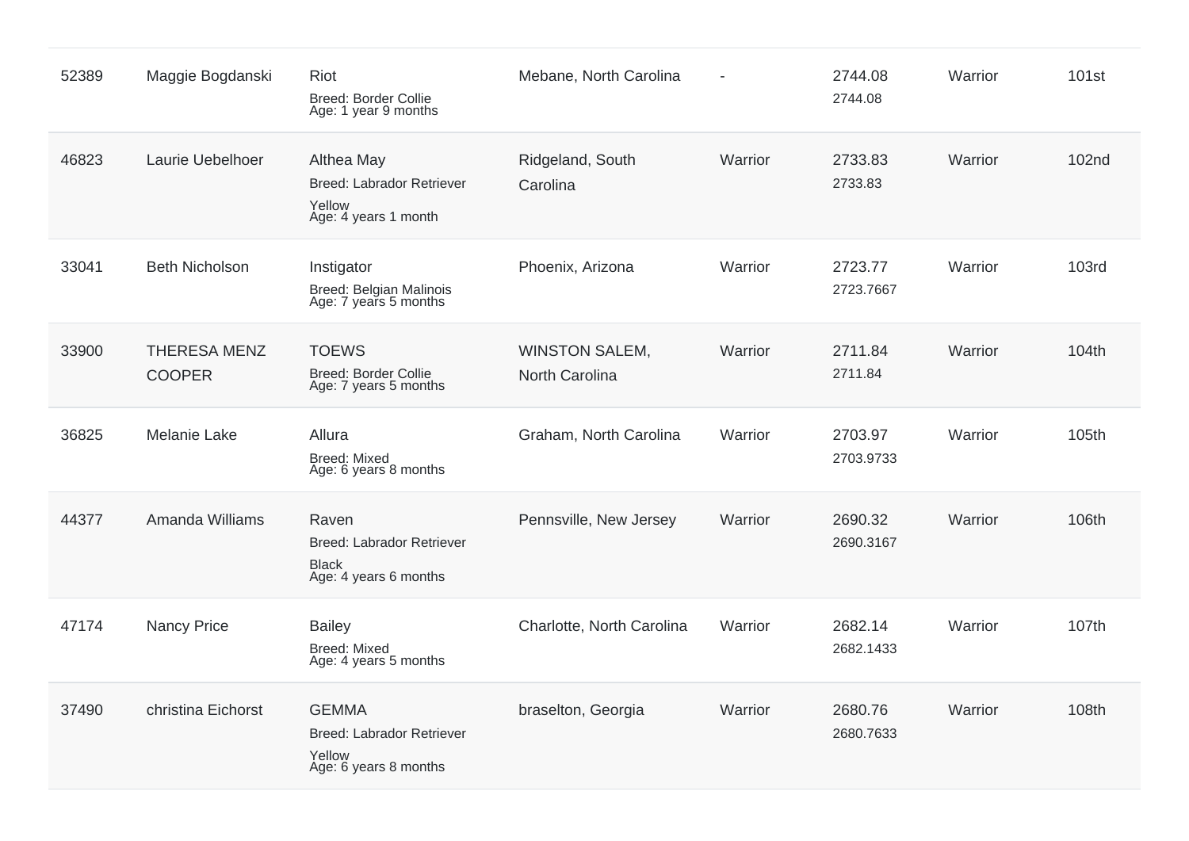| 52389 | Maggie Bogdanski | Riot<br>Breed: Border Collie<br>Age: 1 year 9 months | Mebane, North Carolina | - | 2744.08<br>2744.08 | Warrior | 101st |
|---|---|---|---|---|---|---|---|
| 46823 | Laurie Uebelhoer | Althea May<br>Breed: Labrador Retriever<br>Yellow<br>Age: 4 years 1 month | Ridgeland, South Carolina | Warrior | 2733.83<br>2733.83 | Warrior | 102nd |
| 33041 | Beth Nicholson | Instigator<br>Breed: Belgian Malinois<br>Age: 7 years 5 months | Phoenix, Arizona | Warrior | 2723.77<br>2723.7667 | Warrior | 103rd |
| 33900 | THERESA MENZ COOPER | TOEWS<br>Breed: Border Collie<br>Age: 7 years 5 months | WINSTON SALEM, North Carolina | Warrior | 2711.84<br>2711.84 | Warrior | 104th |
| 36825 | Melanie Lake | Allura<br>Breed: Mixed<br>Age: 6 years 8 months | Graham, North Carolina | Warrior | 2703.97<br>2703.9733 | Warrior | 105th |
| 44377 | Amanda Williams | Raven<br>Breed: Labrador Retriever<br>Black<br>Age: 4 years 6 months | Pennsville, New Jersey | Warrior | 2690.32<br>2690.3167 | Warrior | 106th |
| 47174 | Nancy Price | Bailey<br>Breed: Mixed<br>Age: 4 years 5 months | Charlotte, North Carolina | Warrior | 2682.14<br>2682.1433 | Warrior | 107th |
| 37490 | christina Eichorst | GEMMA<br>Breed: Labrador Retriever<br>Yellow<br>Age: 6 years 8 months | braselton, Georgia | Warrior | 2680.76<br>2680.7633 | Warrior | 108th |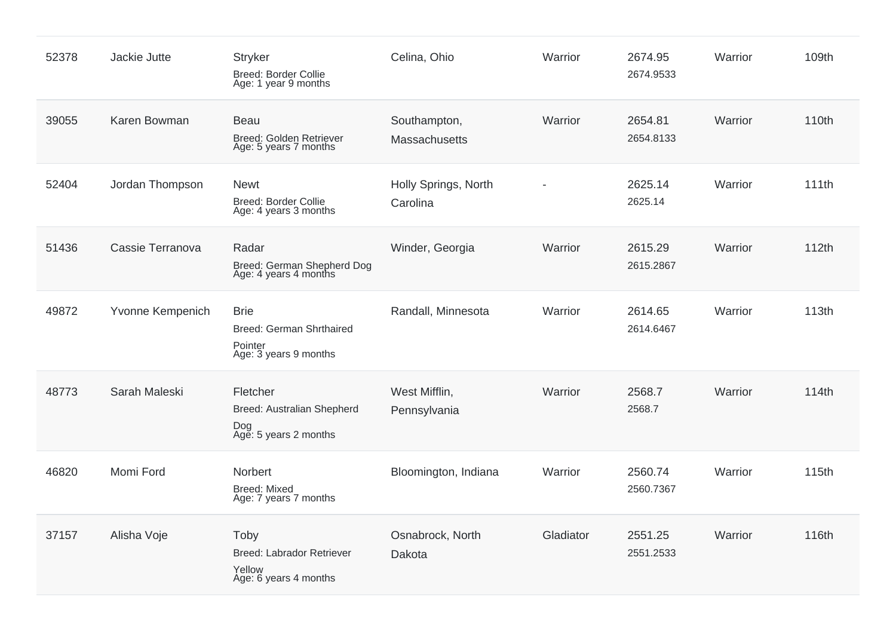| 52378 | Jackie Jutte | Stryker<br>Breed: Border Collie<br>Age: 1 year 9 months | Celina, Ohio | Warrior | 2674.95<br>2674.9533 | Warrior | 109th |
|---|---|---|---|---|---|---|---|
| 39055 | Karen Bowman | Beau<br>Breed: Golden Retriever<br>Age: 5 years 7 months | Southampton, Massachusetts | Warrior | 2654.81<br>2654.8133 | Warrior | 110th |
| 52404 | Jordan Thompson | Newt<br>Breed: Border Collie<br>Age: 4 years 3 months | Holly Springs, North Carolina | - | 2625.14<br>2625.14 | Warrior | 111th |
| 51436 | Cassie Terranova | Radar<br>Breed: German Shepherd Dog<br>Age: 4 years 4 months | Winder, Georgia | Warrior | 2615.29<br>2615.2867 | Warrior | 112th |
| 49872 | Yvonne Kempenich | Brie<br>Breed: German Shrthaired Pointer<br>Age: 3 years 9 months | Randall, Minnesota | Warrior | 2614.65<br>2614.6467 | Warrior | 113th |
| 48773 | Sarah Maleski | Fletcher<br>Breed: Australian Shepherd Dog<br>Age: 5 years 2 months | West Mifflin, Pennsylvania | Warrior | 2568.7<br>2568.7 | Warrior | 114th |
| 46820 | Momi Ford | Norbert<br>Breed: Mixed<br>Age: 7 years 7 months | Bloomington, Indiana | Warrior | 2560.74<br>2560.7367 | Warrior | 115th |
| 37157 | Alisha Voje | Toby<br>Breed: Labrador Retriever Yellow<br>Age: 6 years 4 months | Osnabrock, North Dakota | Gladiator | 2551.25<br>2551.2533 | Warrior | 116th |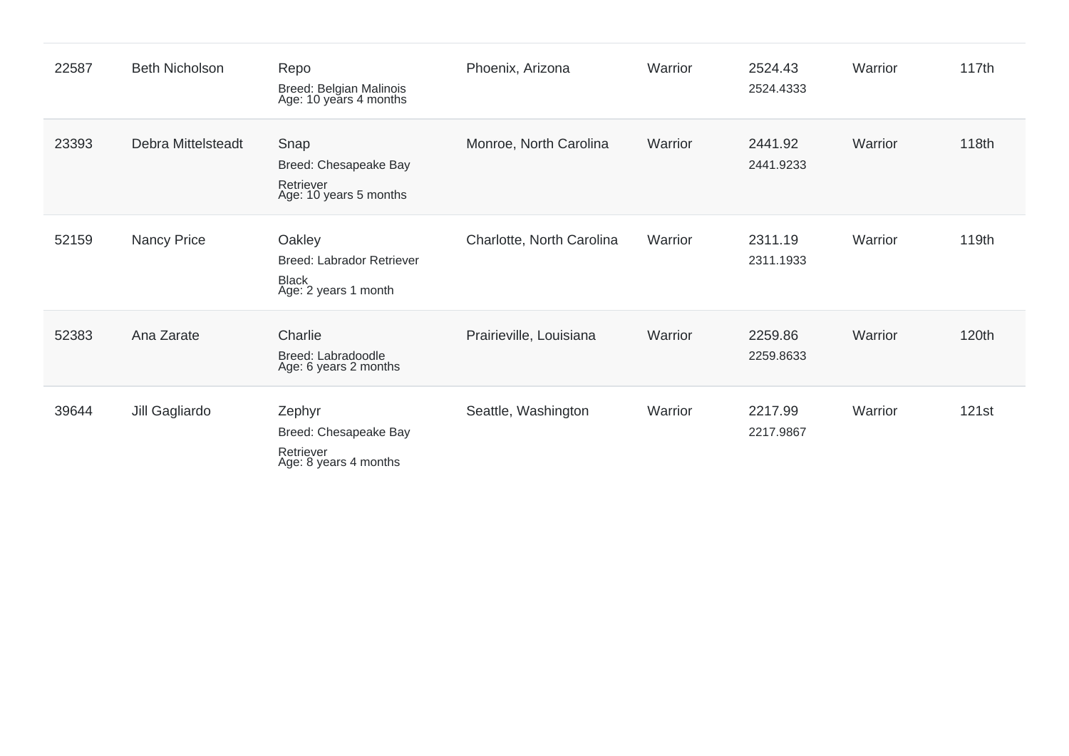| | | | | | | | |
|---|---|---|---|---|---|---|---|
| 22587 | Beth Nicholson | Repo<br>Breed: Belgian Malinois<br>Age: 10 years 4 months | Phoenix, Arizona | Warrior | 2524.43<br>2524.4333 | Warrior | 117th |
| 23393 | Debra Mittelsteadt | Snap<br>Breed: Chesapeake Bay Retriever<br>Age: 10 years 5 months | Monroe, North Carolina | Warrior | 2441.92<br>2441.9233 | Warrior | 118th |
| 52159 | Nancy Price | Oakley<br>Breed: Labrador Retriever Black<br>Age: 2 years 1 month | Charlotte, North Carolina | Warrior | 2311.19<br>2311.1933 | Warrior | 119th |
| 52383 | Ana Zarate | Charlie<br>Breed: Labradoodle<br>Age: 6 years 2 months | Prairieville, Louisiana | Warrior | 2259.86<br>2259.8633 | Warrior | 120th |
| 39644 | Jill Gagliardo | Zephyr<br>Breed: Chesapeake Bay Retriever<br>Age: 8 years 4 months | Seattle, Washington | Warrior | 2217.99<br>2217.9867 | Warrior | 121st |